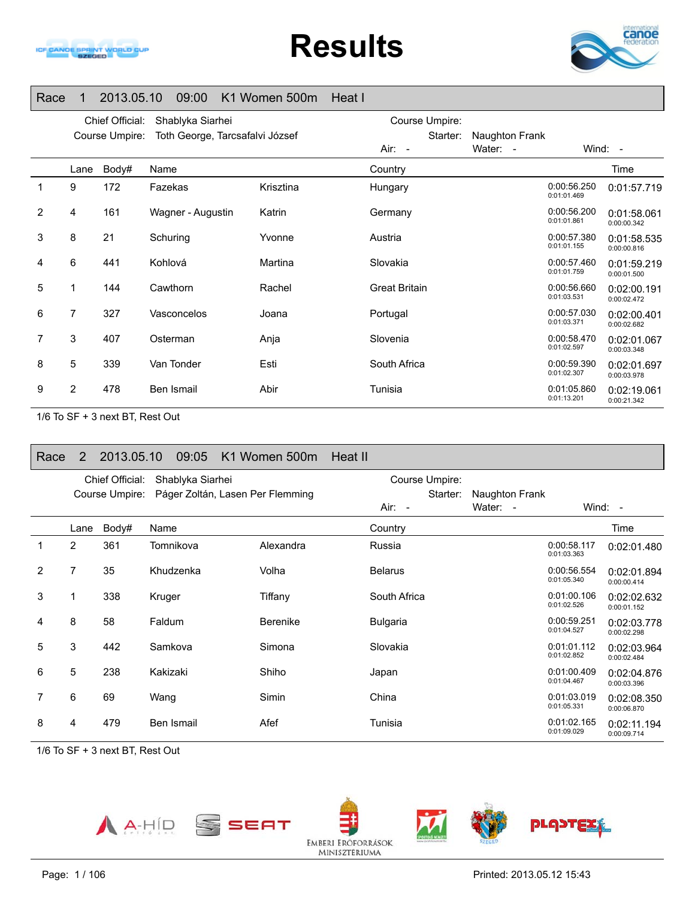# Results

## Race 1 2013.05.10 09:00 K1 Women 500m Heat I

Chief Official: Shablyka Siarhei
Course Umpire: Toth George, Tarcsafalvi József
Course Umpire:
Starter: Naughton Frank
Air: - Water: - Wind: -

| | Lane | Body# | Name | | Country | | Time |
|---|---|---|---|---|---|---|---|
| 1 | 9 | 172 | Fazekas | Krisztina | Hungary | 0:00:56.250 0:01:01.469 | 0:01:57.719 |
| 2 | 4 | 161 | Wagner - Augustin | Katrin | Germany | 0:00:56.200 0:01:01.861 | 0:01:58.061 0:00:00.342 |
| 3 | 8 | 21 | Schuring | Yvonne | Austria | 0:00:57.380 0:01:01.155 | 0:01:58.535 0:00:00.816 |
| 4 | 6 | 441 | Kohlová | Martina | Slovakia | 0:00:57.460 0:01:01.759 | 0:01:59.219 0:00:01.500 |
| 5 | 1 | 144 | Cawthorn | Rachel | Great Britain | 0:00:56.660 0:01:03.531 | 0:02:00.191 0:00:02.472 |
| 6 | 7 | 327 | Vasconcelos | Joana | Portugal | 0:00:57.030 0:01:03.371 | 0:02:00.401 0:00:02.682 |
| 7 | 3 | 407 | Osterman | Anja | Slovenia | 0:00:58.470 0:01:02.597 | 0:02:01.067 0:00:03.348 |
| 8 | 5 | 339 | Van Tonder | Esti | South Africa | 0:00:59.390 0:01:02.307 | 0:02:01.697 0:00:03.978 |
| 9 | 2 | 478 | Ben Ismail | Abir | Tunisia | 0:01:05.860 0:01:13.201 | 0:02:19.061 0:00:21.342 |

1/6 To SF + 3 next BT, Rest Out

## Race 2 2013.05.10 09:05 K1 Women 500m Heat II

Chief Official: Shablyka Siarhei
Course Umpire: Páger Zoltán, Lasen Per Flemming
Course Umpire:
Starter: Naughton Frank
Air: - Water: - Wind: -

| | Lane | Body# | Name | | Country | | Time |
|---|---|---|---|---|---|---|---|
| 1 | 2 | 361 | Tomnikova | Alexandra | Russia | 0:00:58.117 0:01:03.363 | 0:02:01.480 |
| 2 | 7 | 35 | Khudzenka | Volha | Belarus | 0:00:56.554 0:01:05.340 | 0:02:01.894 0:00:00.414 |
| 3 | 1 | 338 | Kruger | Tiffany | South Africa | 0:01:00.106 0:01:02.526 | 0:02:02.632 0:00:01.152 |
| 4 | 8 | 58 | Faldum | Berenike | Bulgaria | 0:00:59.251 0:01:04.527 | 0:02:03.778 0:00:02.298 |
| 5 | 3 | 442 | Samkova | Simona | Slovakia | 0:01:01.112 0:01:02.852 | 0:02:03.964 0:00:02.484 |
| 6 | 5 | 238 | Kakizaki | Shiho | Japan | 0:01:00.409 0:01:04.467 | 0:02:04.876 0:00:03.396 |
| 7 | 6 | 69 | Wang | Simin | China | 0:01:03.019 0:01:05.331 | 0:02:08.350 0:00:06.870 |
| 8 | 4 | 479 | Ben Ismail | Afef | Tunisia | 0:01:02.165 0:01:09.029 | 0:02:11.194 0:00:09.714 |

1/6 To SF + 3 next BT, Rest Out

Printed: 2013.05.12 15:43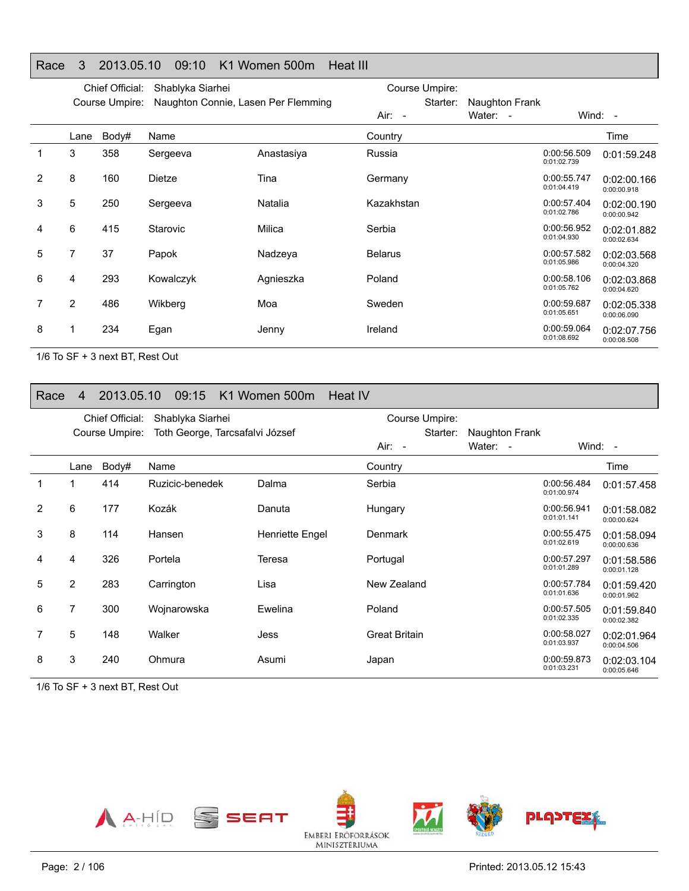## Race 3 2013.05.10 09:10 K1 Women 500m Heat III

Chief Official: Shablyka Siarhei
Course Umpire: Naughton Connie, Lasen Per Flemming
Course Umpire:
Starter: Naughton Frank
Air: - Water: - Wind: -

| | Lane | Body# | Name | | Country | | Time |
|---|---|---|---|---|---|---|---|
| 1 | 3 | 358 | Sergeeva | Anastasiya | Russia | 0:00:56.509 0:01:02.739 | 0:01:59.248 |
| 2 | 8 | 160 | Dietze | Tina | Germany | 0:00:55.747 0:01:04.419 | 0:02:00.166 0:00:00.918 |
| 3 | 5 | 250 | Sergeeva | Natalia | Kazakhstan | 0:00:57.404 0:01:02.786 | 0:02:00.190 0:00:00.942 |
| 4 | 6 | 415 | Starovic | Milica | Serbia | 0:00:56.952 0:01:04.930 | 0:02:01.882 0:00:02.634 |
| 5 | 7 | 37 | Papok | Nadzeya | Belarus | 0:00:57.582 0:01:05.986 | 0:02:03.568 0:00:04.320 |
| 6 | 4 | 293 | Kowalczyk | Agnieszka | Poland | 0:00:58.106 0:01:05.762 | 0:02:03.868 0:00:04.620 |
| 7 | 2 | 486 | Wikberg | Moa | Sweden | 0:00:59.687 0:01:05.651 | 0:02:05.338 0:00:06.090 |
| 8 | 1 | 234 | Egan | Jenny | Ireland | 0:00:59.064 0:01:08.692 | 0:02:07.756 0:00:08.508 |

1/6 To SF + 3 next BT, Rest Out

## Race 4 2013.05.10 09:15 K1 Women 500m Heat IV

Chief Official: Shablyka Siarhei
Course Umpire: Toth George, Tarcsafalvi József
Course Umpire:
Starter: Naughton Frank
Air: - Water: - Wind: -

| | Lane | Body# | Name | | Country | | Time |
|---|---|---|---|---|---|---|---|
| 1 | 1 | 414 | Ruzicic-benedek | Dalma | Serbia | 0:00:56.484 0:01:00.974 | 0:01:57.458 |
| 2 | 6 | 177 | Kozák | Danuta | Hungary | 0:00:56.941 0:01:01.141 | 0:01:58.082 0:00:00.624 |
| 3 | 8 | 114 | Hansen | Henriette Engel | Denmark | 0:00:55.475 0:01:02.619 | 0:01:58.094 0:00:00.636 |
| 4 | 4 | 326 | Portela | Teresa | Portugal | 0:00:57.297 0:01:01.289 | 0:01:58.586 0:00:01.128 |
| 5 | 2 | 283 | Carrington | Lisa | New Zealand | 0:00:57.784 0:01:01.636 | 0:01:59.420 0:00:01.962 |
| 6 | 7 | 300 | Wojnarowska | Ewelina | Poland | 0:00:57.505 0:01:02.335 | 0:01:59.840 0:00:02.382 |
| 7 | 5 | 148 | Walker | Jess | Great Britain | 0:00:58.027 0:01:03.937 | 0:02:01.964 0:00:04.506 |
| 8 | 3 | 240 | Ohmura | Asumi | Japan | 0:00:59.873 0:01:03.231 | 0:02:03.104 0:00:05.646 |

1/6 To SF + 3 next BT, Rest Out

Printed: 2013.05.12 15:43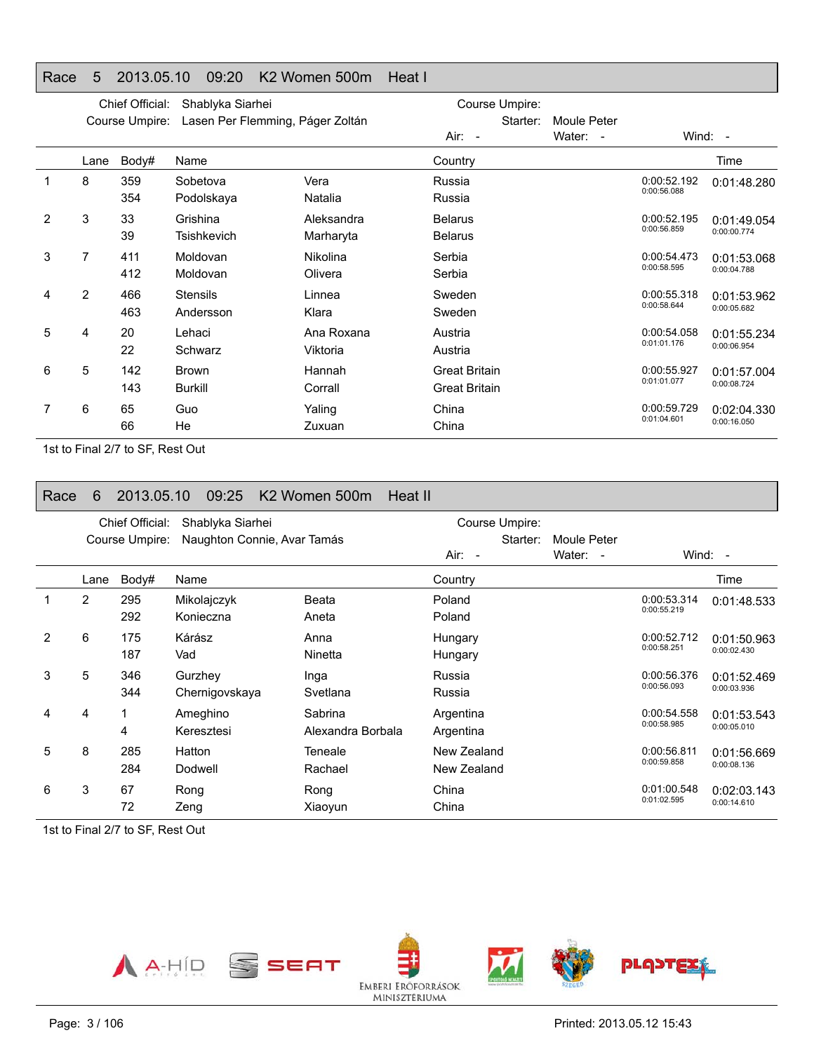## Race 5 2013.05.10 09:20 K2 Women 500m Heat I

Chief Official: Shablyka Siarhei
Course Umpire: Lasen Per Flemming, Páger Zoltán
Course Umpire:
Starter: Moule Peter
Air: - Water: - Wind: -

| | Lane | Body# | Name | | Country | | Time |
|---|---|---|---|---|---|---|---|
| 1 | 8 | 359 | Sobetova | Vera | Russia | 0:00:52.192 | 0:01:48.280 |
| | | 354 | Podolskaya | Natalia | Russia | 0:00:56.088 | |
| 2 | 3 | 33 | Grishina | Aleksandra | Belarus | 0:00:52.195 | 0:01:49.054 |
| | | 39 | Tsishkevich | Marharyta | Belarus | 0:00:56.859 | 0:00:00.774 |
| 3 | 7 | 411 | Moldovan | Nikolina | Serbia | 0:00:54.473 | 0:01:53.068 |
| | | 412 | Moldovan | Olivera | Serbia | 0:00:58.595 | 0:00:04.788 |
| 4 | 2 | 466 | Stensils | Linnea | Sweden | 0:00:55.318 | 0:01:53.962 |
| | | 463 | Andersson | Klara | Sweden | 0:00:58.644 | 0:00:05.682 |
| 5 | 4 | 20 | Lehaci | Ana Roxana | Austria | 0:00:54.058 | 0:01:55.234 |
| | | 22 | Schwarz | Viktoria | Austria | 0:01:01.176 | 0:00:06.954 |
| 6 | 5 | 142 | Brown | Hannah | Great Britain | 0:00:55.927 | 0:01:57.004 |
| | | 143 | Burkill | Corrall | Great Britain | 0:01:01.077 | 0:00:08.724 |
| 7 | 6 | 65 | Guo | Yaling | China | 0:00:59.729 | 0:02:04.330 |
| | | 66 | He | Zuxuan | China | 0:01:04.601 | 0:00:16.050 |

1st to Final 2/7 to SF, Rest Out

## Race 6 2013.05.10 09:25 K2 Women 500m Heat II

Chief Official: Shablyka Siarhei
Course Umpire: Naughton Connie, Avar Tamás
Course Umpire:
Starter: Moule Peter
Air: - Water: - Wind: -

| | Lane | Body# | Name | | Country | | Time |
|---|---|---|---|---|---|---|---|
| 1 | 2 | 295 | Mikolajczyk | Beata | Poland | 0:00:53.314 | 0:01:48.533 |
| | | 292 | Konieczna | Aneta | Poland | 0:00:55.219 | |
| 2 | 6 | 175 | Kárász | Anna | Hungary | 0:00:52.712 | 0:01:50.963 |
| | | 187 | Vad | Ninetta | Hungary | 0:00:58.251 | 0:00:02.430 |
| 3 | 5 | 346 | Gurzhey | Inga | Russia | 0:00:56.376 | 0:01:52.469 |
| | | 344 | Chernigovskaya | Svetlana | Russia | 0:00:56.093 | 0:00:03.936 |
| 4 | 4 | 1 | Ameghino | Sabrina | Argentina | 0:00:54.558 | 0:01:53.543 |
| | | 4 | Keresztesi | Alexandra Borbala | Argentina | 0:00:58.985 | 0:00:05.010 |
| 5 | 8 | 285 | Hatton | Teneale | New Zealand | 0:00:56.811 | 0:01:56.669 |
| | | 284 | Dodwell | Rachael | New Zealand | 0:00:59.858 | 0:00:08.136 |
| 6 | 3 | 67 | Rong | Rong | China | 0:01:00.548 | 0:02:03.143 |
| | | 72 | Zeng | Xiaoyun | China | 0:01:02.595 | 0:00:14.610 |

1st to Final 2/7 to SF, Rest Out

Printed: 2013.05.12 15:43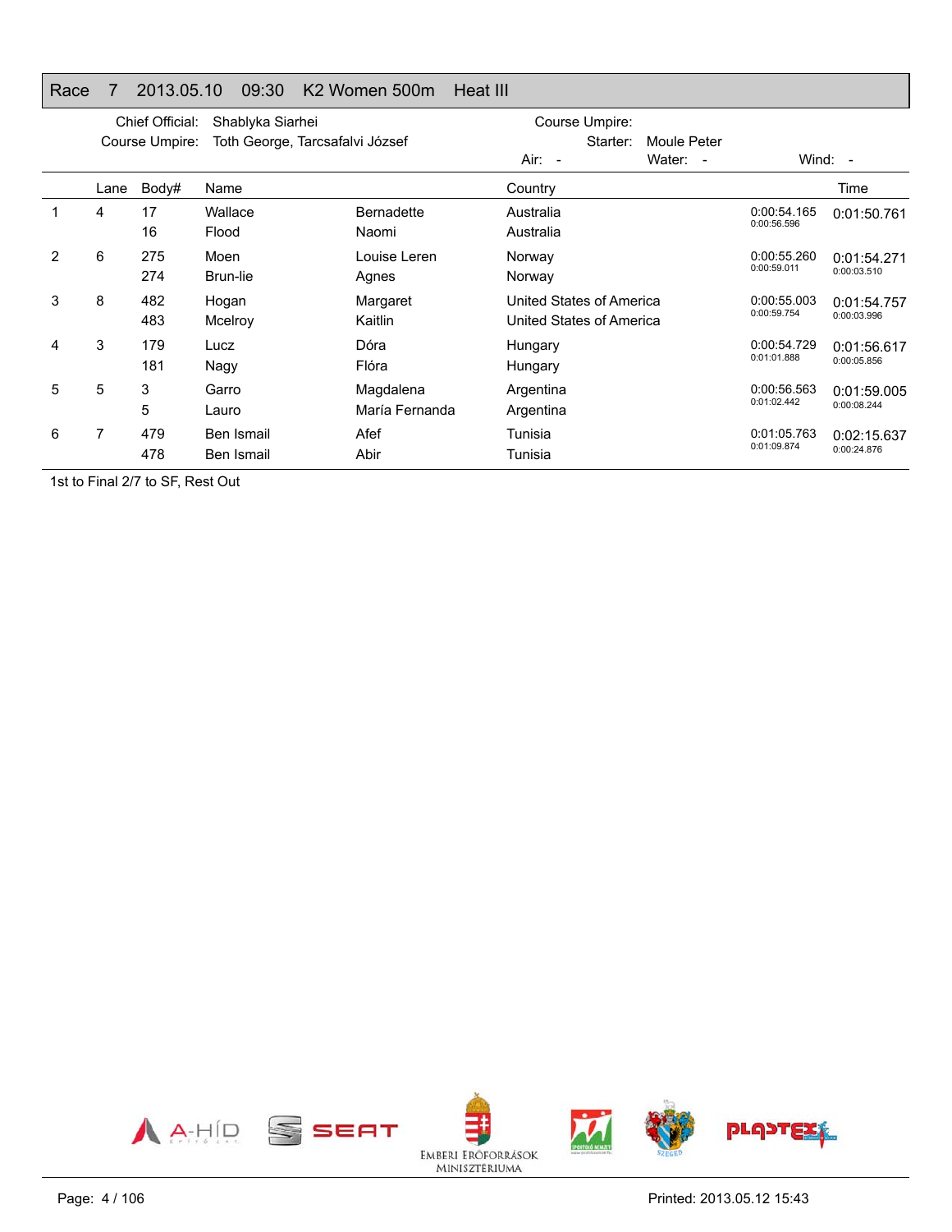## Race 7 2013.05.10 09:30 K2 Women 500m Heat III

Chief Official: Shablyka Siarhei
Course Umpire: Toth George, Tarcsafalvi József

Course Umpire:
Starter: Moule Peter
Air: - Water: - Wind: -

| | Lane | Body# | Name | | Country | | Time |
|---|---|---|---|---|---|---|---|
| 1 | 4 | 17 | Wallace | Bernadette | Australia | 0:00:54.165 | 0:01:50.761 |
| | | 16 | Flood | Naomi | Australia | 0:00:56.596 | |
| 2 | 6 | 275 | Moen | Louise Leren | Norway | 0:00:55.260 | 0:01:54.271 |
| | | 274 | Brun-lie | Agnes | Norway | 0:00:59.011 | 0:00:03.510 |
| 3 | 8 | 482 | Hogan | Margaret | United States of America | 0:00:55.003 | 0:01:54.757 |
| | | 483 | Mcelroy | Kaitlin | United States of America | 0:00:59.754 | 0:00:03.996 |
| 4 | 3 | 179 | Lucz | Dóra | Hungary | 0:00:54.729 | 0:01:56.617 |
| | | 181 | Nagy | Flóra | Hungary | 0:01:01.888 | 0:00:05.856 |
| 5 | 5 | 3 | Garro | Magdalena | Argentina | 0:00:56.563 | 0:01:59.005 |
| | | 5 | Lauro | María Fernanda | Argentina | 0:01:02.442 | 0:00:08.244 |
| 6 | 7 | 479 | Ben Ismail | Afef | Tunisia | 0:01:05.763 | 0:02:15.637 |
| | | 478 | Ben Ismail | Abir | Tunisia | 0:01:09.874 | 0:00:24.876 |

1st to Final 2/7 to SF, Rest Out

Printed: 2013.05.12 15:43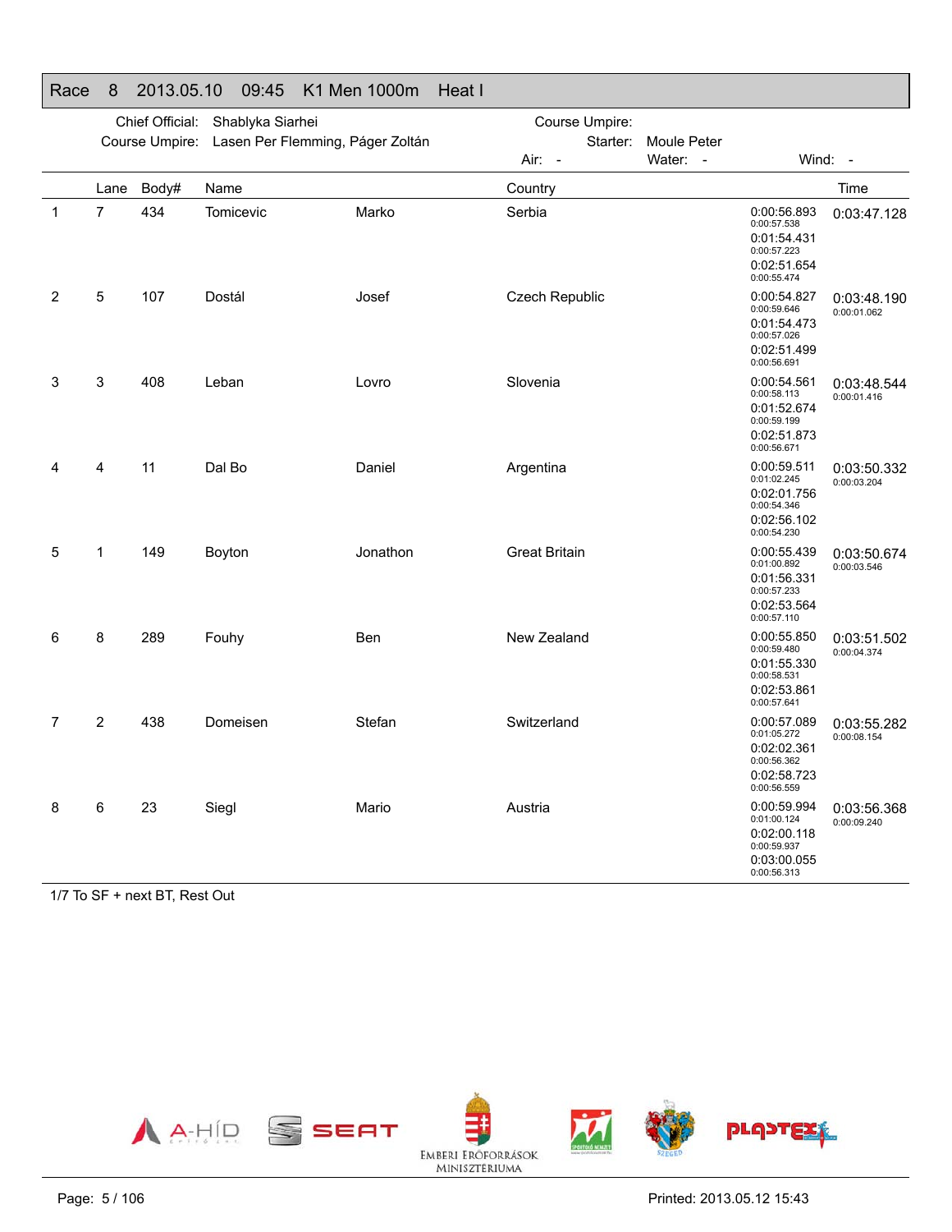## Race 8 2013.05.10 09:45 K1 Men 1000m Heat I

Chief Official: Shablyka Siarhei
Course Umpire: Lasen Per Flemming, Páger Zoltán

Course Umpire:
Starter: Moule Peter

Air: - Water: - Wind: -

| | Lane | Body# | Name | | Country | Splits | Time |
|---|---|---|---|---|---|---|---|
| 1 | 7 | 434 | Tomicevic | Marko | Serbia | 0:00:56.893<br>0:00:57.538<br>0:01:54.431<br>0:00:57.223<br>0:02:51.654<br>0:00:55.474 | 0:03:47.128 |
| 2 | 5 | 107 | Dostál | Josef | Czech Republic | 0:00:54.827<br>0:00:59.646<br>0:01:54.473<br>0:00:57.026<br>0:02:51.499<br>0:00:56.691 | 0:03:48.190<br>0:00:01.062 |
| 3 | 3 | 408 | Leban | Lovro | Slovenia | 0:00:54.561<br>0:00:58.113<br>0:01:52.674<br>0:00:59.199<br>0:02:51.873<br>0:00:56.671 | 0:03:48.544<br>0:00:01.416 |
| 4 | 4 | 11 | Dal Bo | Daniel | Argentina | 0:00:59.511<br>0:01:02.245<br>0:02:01.756<br>0:00:54.346<br>0:02:56.102<br>0:00:54.230 | 0:03:50.332<br>0:00:03.204 |
| 5 | 1 | 149 | Boyton | Jonathon | Great Britain | 0:00:55.439<br>0:01:00.892<br>0:01:56.331<br>0:00:57.233<br>0:02:53.564<br>0:00:57.110 | 0:03:50.674<br>0:00:03.546 |
| 6 | 8 | 289 | Fouhy | Ben | New Zealand | 0:00:55.850<br>0:00:59.480<br>0:01:55.330<br>0:00:58.531<br>0:02:53.861<br>0:00:57.641 | 0:03:51.502<br>0:00:04.374 |
| 7 | 2 | 438 | Domeisen | Stefan | Switzerland | 0:00:57.089<br>0:01:05.272<br>0:02:02.361<br>0:00:56.362<br>0:02:58.723<br>0:00:56.559 | 0:03:55.282<br>0:00:08.154 |
| 8 | 6 | 23 | Siegl | Mario | Austria | 0:00:59.994<br>0:01:00.124<br>0:02:00.118<br>0:00:59.937<br>0:03:00.055<br>0:00:56.313 | 0:03:56.368<br>0:00:09.240 |

1/7 To SF + next BT, Rest Out

Printed: 2013.05.12 15:43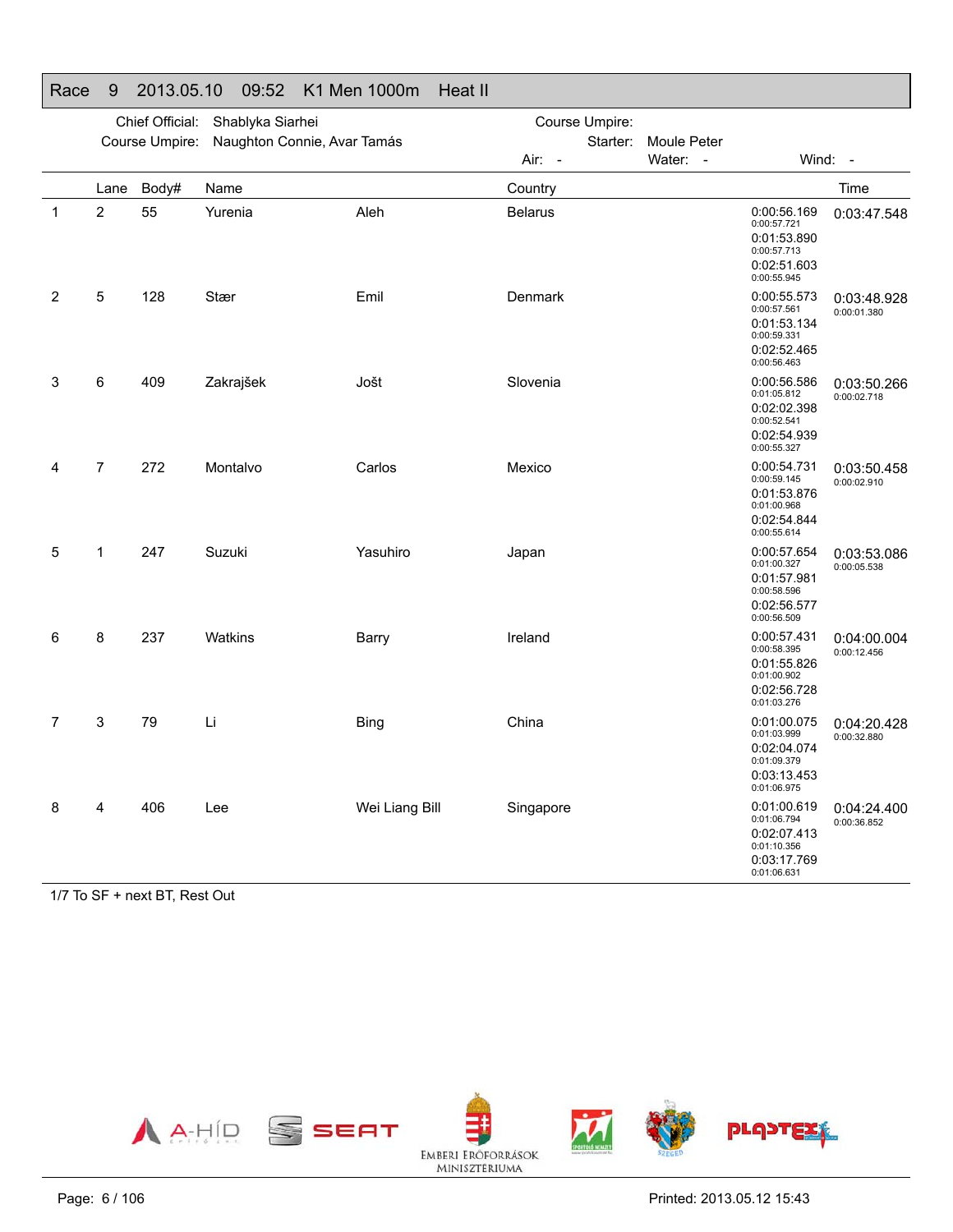# Race 9 2013.05.10 09:52 K1 Men 1000m Heat II

Chief Official: Shablyka Siarhei
Course Umpire: Naughton Connie, Avar Tamás
Course Umpire:
Starter: Moule Peter
Air: - Water: - Wind: -

| | Lane | Body# | Name | | Country | Splits | Time |
|---|---|---|---|---|---|---|---|
| 1 | 2 | 55 | Yurenia | Aleh | Belarus | 0:00:56.169 (0:00:57.721) 0:01:53.890 (0:00:57.713) 0:02:51.603 (0:00:55.945) | 0:03:47.548 |
| 2 | 5 | 128 | Stær | Emil | Denmark | 0:00:55.573 (0:00:57.561) 0:01:53.134 (0:00:59.331) 0:02:52.465 (0:00:56.463) | 0:03:48.928 (0:00:01.380) |
| 3 | 6 | 409 | Zakrajšek | Jošt | Slovenia | 0:00:56.586 (0:01:05.812) 0:02:02.398 (0:00:52.541) 0:02:54.939 (0:00:55.327) | 0:03:50.266 (0:00:02.718) |
| 4 | 7 | 272 | Montalvo | Carlos | Mexico | 0:00:54.731 (0:00:59.145) 0:01:53.876 (0:01:00.968) 0:02:54.844 (0:00:55.614) | 0:03:50.458 (0:00:02.910) |
| 5 | 1 | 247 | Suzuki | Yasuhiro | Japan | 0:00:57.654 (0:01:00.327) 0:01:57.981 (0:00:58.596) 0:02:56.577 (0:00:56.509) | 0:03:53.086 (0:00:05.538) |
| 6 | 8 | 237 | Watkins | Barry | Ireland | 0:00:57.431 (0:00:58.395) 0:01:55.826 (0:01:00.902) 0:02:56.728 (0:01:03.276) | 0:04:00.004 (0:00:12.456) |
| 7 | 3 | 79 | Li | Bing | China | 0:01:00.075 (0:01:03.999) 0:02:04.074 (0:01:09.379) 0:03:13.453 (0:01:06.975) | 0:04:20.428 (0:00:32.880) |
| 8 | 4 | 406 | Lee | Wei Liang Bill | Singapore | 0:01:00.619 (0:01:06.794) 0:02:07.413 (0:01:10.356) 0:03:17.769 (0:01:06.631) | 0:04:24.400 (0:00:36.852) |

1/7 To SF + next BT, Rest Out

Printed: 2013.05.12 15:43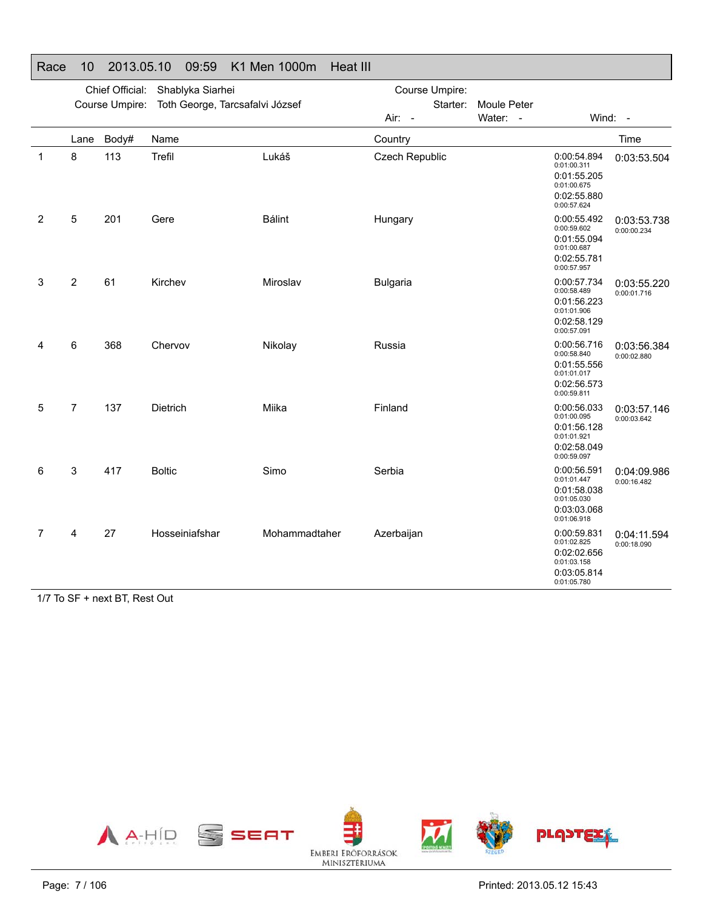## Race 10 2013.05.10 09:59 K1 Men 1000m Heat III

Chief Official: Shablyka Siarhei
Course Umpire: Toth George, Tarcsafalvi József

Course Umpire:
Starter: Moule Peter
Air: - Water: - Wind: -

| | Lane | Body# | Name | | Country | Splits | Time |
|---|---|---|---|---|---|---|---|
| 1 | 8 | 113 | Trefil | Lukáš | Czech Republic | 0:00:54.894 (0:01:00.311)<br>0:01:55.205 (0:01:00.675)<br>0:02:55.880 (0:00:57.624) | 0:03:53.504 |
| 2 | 5 | 201 | Gere | Bálint | Hungary | 0:00:55.492 (0:00:59.602)<br>0:01:55.094 (0:01:00.687)<br>0:02:55.781 (0:00:57.957) | 0:03:53.738<br>0:00:00.234 |
| 3 | 2 | 61 | Kirchev | Miroslav | Bulgaria | 0:00:57.734 (0:00:58.489)<br>0:01:56.223 (0:01:01.906)<br>0:02:58.129 (0:00:57.091) | 0:03:55.220<br>0:00:01.716 |
| 4 | 6 | 368 | Chervov | Nikolay | Russia | 0:00:56.716 (0:00:58.840)<br>0:01:55.556 (0:01:01.017)<br>0:02:56.573 (0:00:59.811) | 0:03:56.384<br>0:00:02.880 |
| 5 | 7 | 137 | Dietrich | Miika | Finland | 0:00:56.033 (0:01:00.095)<br>0:01:56.128 (0:01:01.921)<br>0:02:58.049 (0:00:59.097) | 0:03:57.146<br>0:00:03.642 |
| 6 | 3 | 417 | Boltic | Simo | Serbia | 0:00:56.591 (0:01:01.447)<br>0:01:58.038 (0:01:05.030)<br>0:03:03.068 (0:01:06.918) | 0:04:09.986<br>0:00:16.482 |
| 7 | 4 | 27 | Hosseiniafshar | Mohammadtaher | Azerbaijan | 0:00:59.831 (0:01:02.825)<br>0:02:02.656 (0:01:03.158)<br>0:03:05.814 (0:01:05.780) | 0:04:11.594<br>0:00:18.090 |

1/7 To SF + next BT, Rest Out

A-HÍD SEAT EMBERI ERŐFORRÁSOK MINISZTÉRIUMA SZEGED PLASTEX

Printed: 2013.05.12 15:43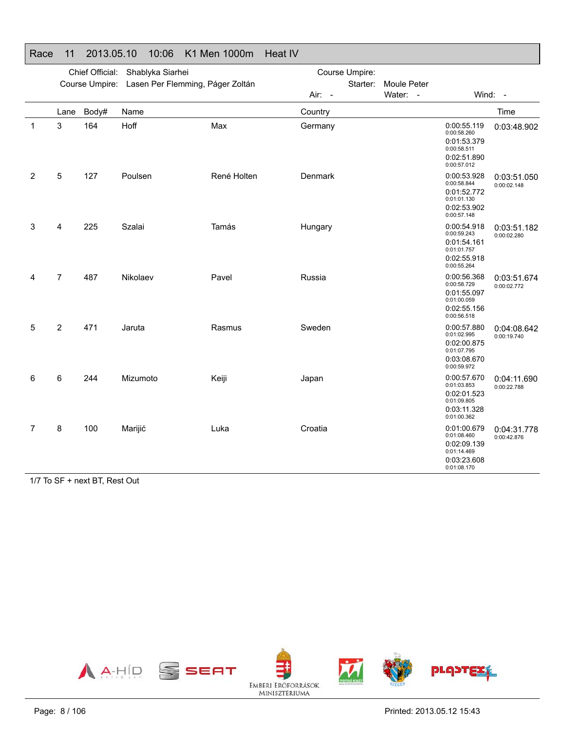## Race 11 2013.05.10 10:06 K1 Men 1000m Heat IV

Chief Official: Shablyka Siarhei
Course Umpire: Lasen Per Flemming, Páger Zoltán
Course Umpire:
Starter: Moule Peter
Air: - Water: - Wind: -

| | Lane | Body# | Name | | Country | Splits | Time |
|---|---|---|---|---|---|---|---|
| 1 | 3 | 164 | Hoff | Max | Germany | 0:00:55.119 (0:00:58.260) 0:01:53.379 (0:00:58.511) 0:02:51.890 (0:00:57.012) | 0:03:48.902 |
| 2 | 5 | 127 | Poulsen | René Holten | Denmark | 0:00:53.928 (0:00:58.844) 0:01:52.772 (0:01:01.130) 0:02:53.902 (0:00:57.148) | 0:03:51.050 (0:00:02.148) |
| 3 | 4 | 225 | Szalai | Tamás | Hungary | 0:00:54.918 (0:00:59.243) 0:01:54.161 (0:01:01.757) 0:02:55.918 (0:00:55.264) | 0:03:51.182 (0:00:02.280) |
| 4 | 7 | 487 | Nikolaev | Pavel | Russia | 0:00:56.368 (0:00:58.729) 0:01:55.097 (0:01:00.059) 0:02:55.156 (0:00:56.518) | 0:03:51.674 (0:00:02.772) |
| 5 | 2 | 471 | Jaruta | Rasmus | Sweden | 0:00:57.880 (0:01:02.995) 0:02:00.875 (0:01:07.795) 0:03:08.670 (0:00:59.972) | 0:04:08.642 (0:00:19.740) |
| 6 | 6 | 244 | Mizumoto | Keiji | Japan | 0:00:57.670 (0:01:03.853) 0:02:01.523 (0:01:09.805) 0:03:11.328 (0:01:00.362) | 0:04:11.690 (0:00:22.788) |
| 7 | 8 | 100 | Marijić | Luka | Croatia | 0:01:00.679 (0:01:08.460) 0:02:09.139 (0:01:14.469) 0:03:23.608 (0:01:08.170) | 0:04:31.778 (0:00:42.876) |

1/7 To SF + next BT, Rest Out

A-HÍD SEAT EMBERI ERŐFORRÁSOK MINISZTÉRIUMA SZEGED PLASTEX

Printed: 2013.05.12 15:43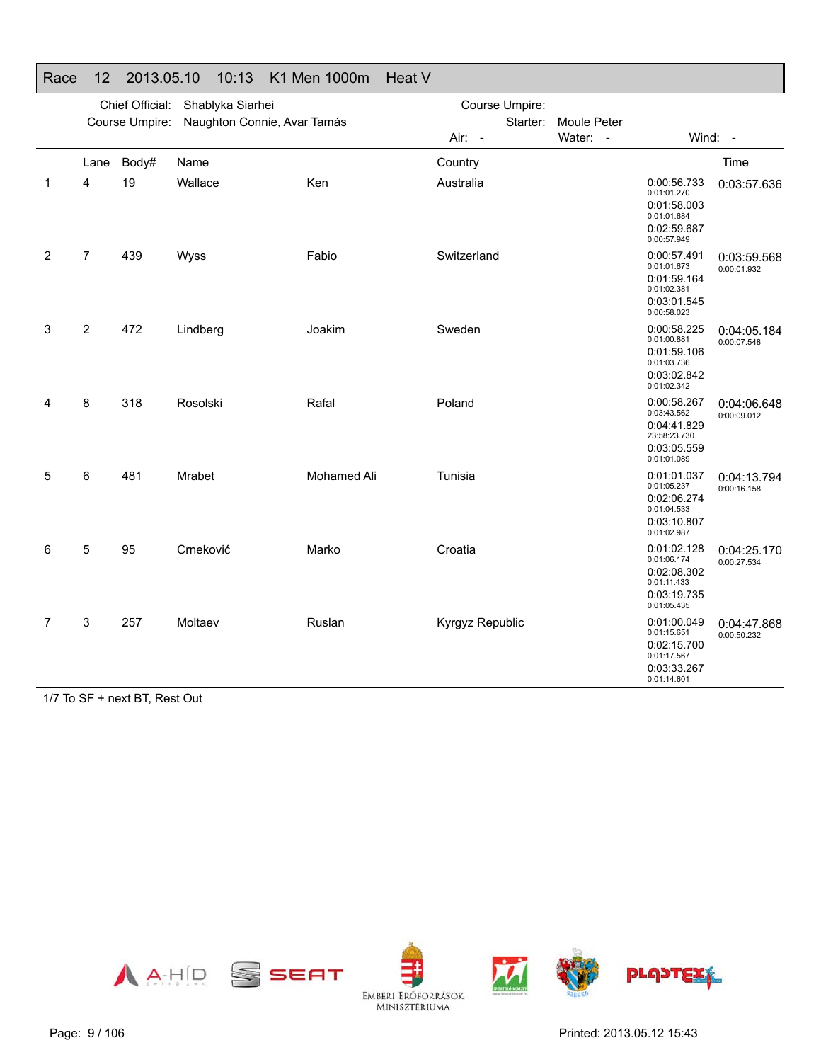## Race 12 2013.05.10 10:13 K1 Men 1000m Heat V

Chief Official: Shablyka Siarhei
Course Umpire: Naughton Connie, Avar Tamás
Course Umpire:
Starter: Moule Peter
Air: - Water: - Wind: -

| | Lane | Body# | Name | | Country | Intermediate | Time |
|---|---|---|---|---|---|---|---|
| 1 | 4 | 19 | Wallace | Ken | Australia | 0:00:56.733 0:01:01.270 0:01:58.003 0:01:01.684 0:02:59.687 0:00:57.949 | 0:03:57.636 |
| 2 | 7 | 439 | Wyss | Fabio | Switzerland | 0:00:57.491 0:01:01.673 0:01:59.164 0:01:02.381 0:03:01.545 0:00:58.023 | 0:03:59.568 0:00:01.932 |
| 3 | 2 | 472 | Lindberg | Joakim | Sweden | 0:00:58.225 0:01:00.881 0:01:59.106 0:01:03.736 0:03:02.842 0:01:02.342 | 0:04:05.184 0:00:07.548 |
| 4 | 8 | 318 | Rosolski | Rafal | Poland | 0:00:58.267 0:03:43.562 0:04:41.829 23:58:23.730 0:03:05.559 0:01:01.089 | 0:04:06.648 0:00:09.012 |
| 5 | 6 | 481 | Mrabet | Mohamed Ali | Tunisia | 0:01:01.037 0:01:05.237 0:02:06.274 0:01:04.533 0:03:10.807 0:01:02.987 | 0:04:13.794 0:00:16.158 |
| 6 | 5 | 95 | Crneković | Marko | Croatia | 0:01:02.128 0:01:06.174 0:02:08.302 0:01:11.433 0:03:19.735 0:01:05.435 | 0:04:25.170 0:00:27.534 |
| 7 | 3 | 257 | Moltaev | Ruslan | Kyrgyz Republic | 0:01:00.049 0:01:15.651 0:02:15.700 0:01:17.567 0:03:33.267 0:01:14.601 | 0:04:47.868 0:00:50.232 |

1/7 To SF + next BT, Rest Out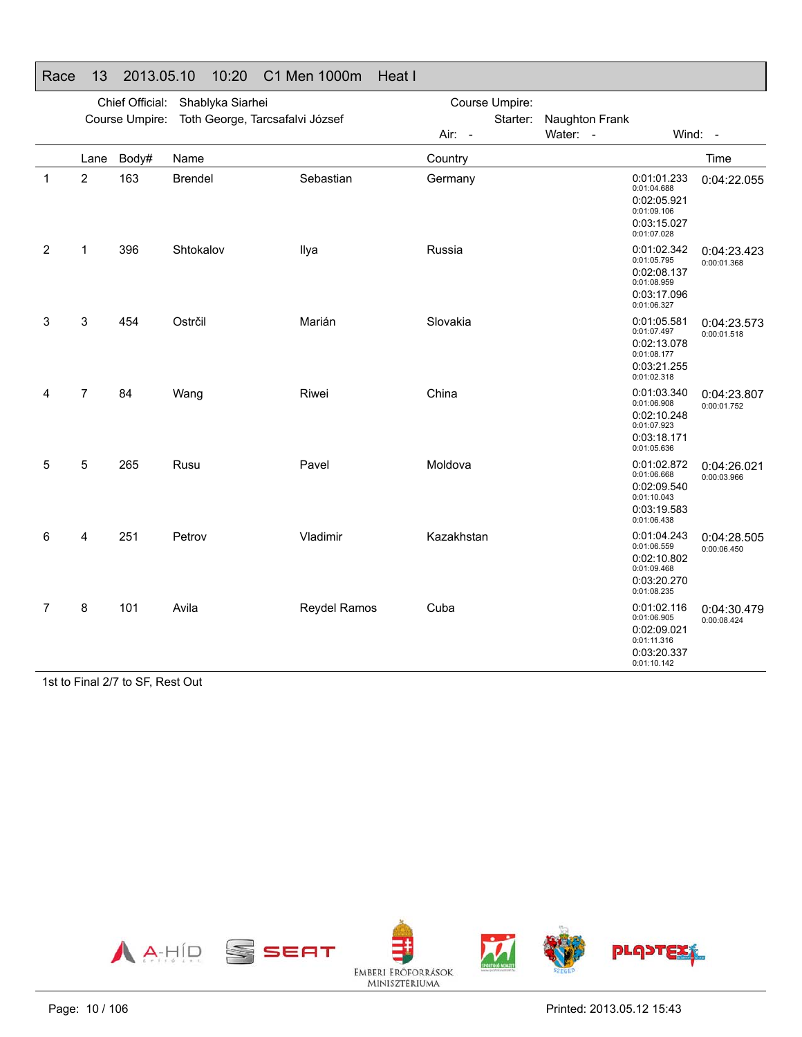## Race 13 2013.05.10 10:20 C1 Men 1000m Heat I

Chief Official: Shablyka Siarhei
Course Umpire: Toth George, Tarcsafalvi József
Course Umpire:
Starter: Naughton Frank
Air: - Water: - Wind: -

| | Lane | Body# | Name | | Country | Splits | Time |
|---|---|---|---|---|---|---|---|
| 1 | 2 | 163 | Brendel | Sebastian | Germany | 0:01:01.233 (0:01:04.688) 0:02:05.921 (0:01:09.106) 0:03:15.027 (0:01:07.028) | 0:04:22.055 |
| 2 | 1 | 396 | Shtokalov | Ilya | Russia | 0:01:02.342 (0:01:05.795) 0:02:08.137 (0:01:08.959) 0:03:17.096 (0:01:06.327) | 0:04:23.423 (0:00:01.368) |
| 3 | 3 | 454 | Ostrčil | Marián | Slovakia | 0:01:05.581 (0:01:07.497) 0:02:13.078 (0:01:08.177) 0:03:21.255 (0:01:02.318) | 0:04:23.573 (0:00:01.518) |
| 4 | 7 | 84 | Wang | Riwei | China | 0:01:03.340 (0:01:06.908) 0:02:10.248 (0:01:07.923) 0:03:18.171 (0:01:05.636) | 0:04:23.807 (0:00:01.752) |
| 5 | 5 | 265 | Rusu | Pavel | Moldova | 0:01:02.872 (0:01:06.668) 0:02:09.540 (0:01:10.043) 0:03:19.583 (0:01:06.438) | 0:04:26.021 (0:00:03.966) |
| 6 | 4 | 251 | Petrov | Vladimir | Kazakhstan | 0:01:04.243 (0:01:06.559) 0:02:10.802 (0:01:09.468) 0:03:20.270 (0:01:08.235) | 0:04:28.505 (0:00:06.450) |
| 7 | 8 | 101 | Avila | Reydel Ramos | Cuba | 0:01:02.116 (0:01:06.905) 0:02:09.021 (0:01:11.316) 0:03:20.337 (0:01:10.142) | 0:04:30.479 (0:00:08.424) |

1st to Final 2/7 to SF, Rest Out

EMBERI ERŐFORRÁSOK MINISZTÉRIUMA

Printed: 2013.05.12 15:43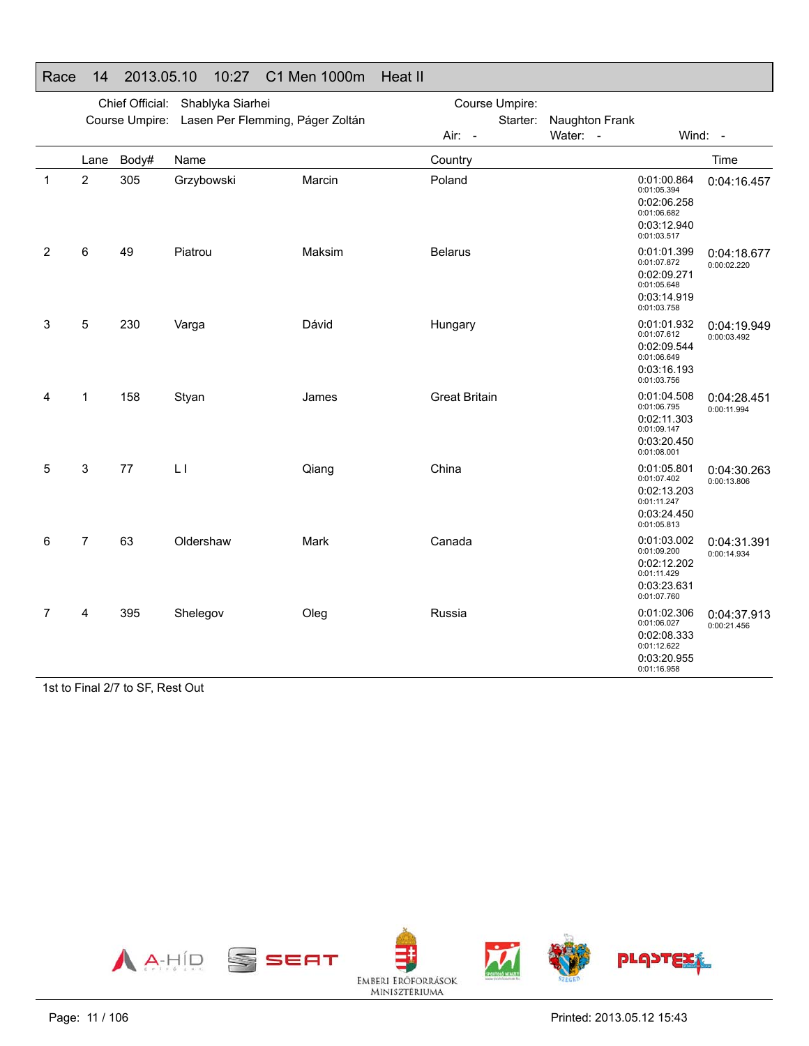## Race 14 2013.05.10 10:27 C1 Men 1000m Heat II

Chief Official: Shablyka Siarhei
Course Umpire: Lasen Per Flemming, Páger Zoltán

Course Umpire:
Starter: Naughton Frank
Air: - Water: - Wind: -

| | Lane | Body# | Name | | Country | Splits | Time |
|---|---|---|---|---|---|---|---|
| 1 | 2 | 305 | Grzybowski | Marcin | Poland | 0:01:00.864 / 0:01:05.394 / 0:02:06.258 / 0:01:06.682 / 0:03:12.940 / 0:01:03.517 | 0:04:16.457 |
| 2 | 6 | 49 | Piatrou | Maksim | Belarus | 0:01:01.399 / 0:01:07.872 / 0:02:09.271 / 0:01:05.648 / 0:03:14.919 / 0:01:03.758 | 0:04:18.677 / 0:00:02.220 |
| 3 | 5 | 230 | Varga | Dávid | Hungary | 0:01:01.932 / 0:01:07.612 / 0:02:09.544 / 0:01:06.649 / 0:03:16.193 / 0:01:03.756 | 0:04:19.949 / 0:00:03.492 |
| 4 | 1 | 158 | Styan | James | Great Britain | 0:01:04.508 / 0:01:06.795 / 0:02:11.303 / 0:01:09.147 / 0:03:20.450 / 0:01:08.001 | 0:04:28.451 / 0:00:11.994 |
| 5 | 3 | 77 | L I | Qiang | China | 0:01:05.801 / 0:01:07.402 / 0:02:13.203 / 0:01:11.247 / 0:03:24.450 / 0:01:05.813 | 0:04:30.263 / 0:00:13.806 |
| 6 | 7 | 63 | Oldershaw | Mark | Canada | 0:01:03.002 / 0:01:09.200 / 0:02:12.202 / 0:01:11.429 / 0:03:23.631 / 0:01:07.760 | 0:04:31.391 / 0:00:14.934 |
| 7 | 4 | 395 | Shelegov | Oleg | Russia | 0:01:02.306 / 0:01:06.027 / 0:02:08.333 / 0:01:12.622 / 0:03:20.955 / 0:01:16.958 | 0:04:37.913 / 0:00:21.456 |

1st to Final 2/7 to SF, Rest Out

Printed: 2013.05.12 15:43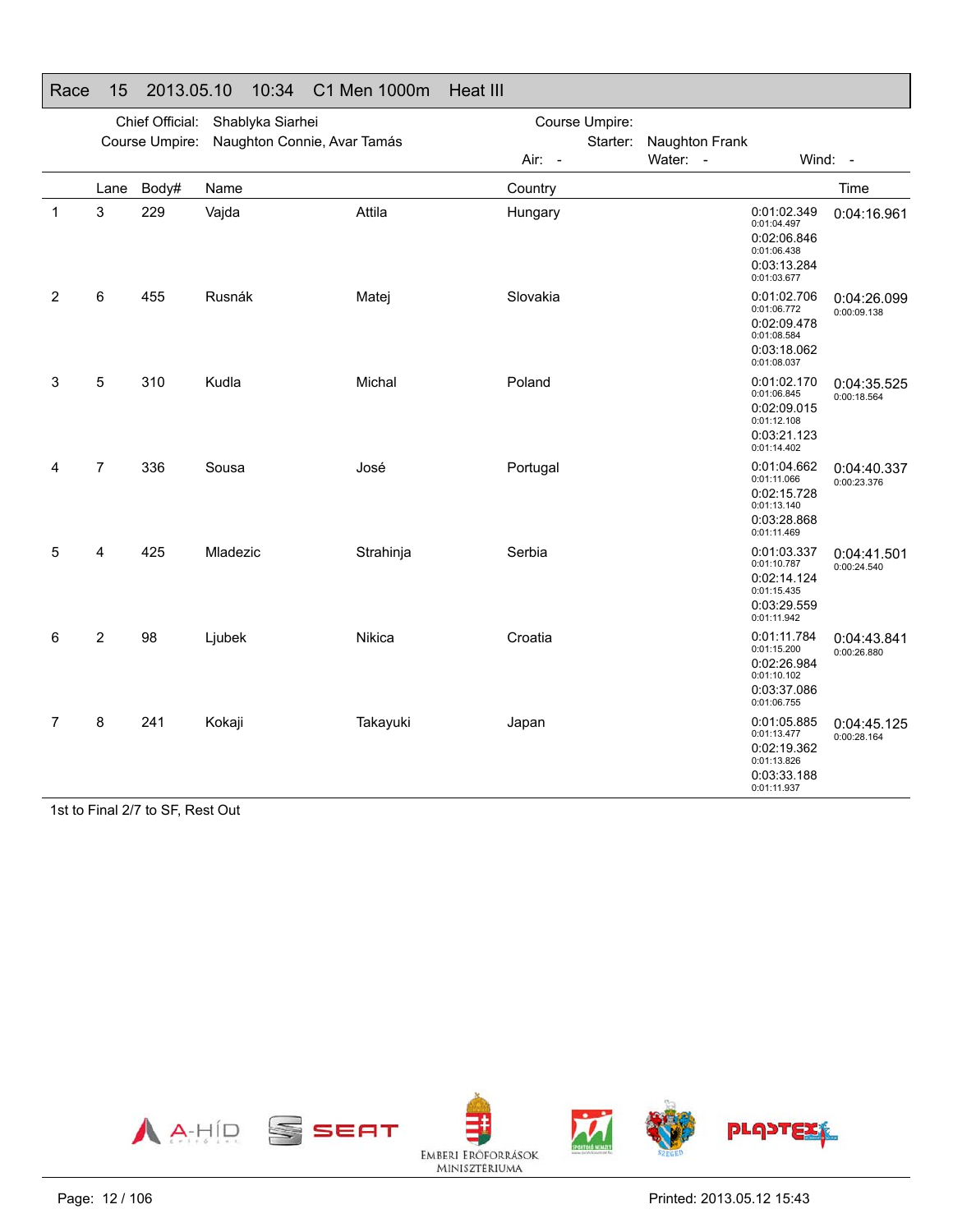## Race 15 2013.05.10 10:34 C1 Men 1000m Heat III

Chief Official: Shablyka Siarhei
Course Umpire: Naughton Connie, Avar Tamás
Course Umpire:
Starter: Naughton Frank
Air: - Water: - Wind: -

| | Lane | Body# | Name | | Country | Splits | Time |
|---|---|---|---|---|---|---|---|
| 1 | 3 | 229 | Vajda | Attila | Hungary | 0:01:02.349 / 0:01:04.497 / 0:02:06.846 / 0:01:06.438 / 0:03:13.284 / 0:01:03.677 | 0:04:16.961 |
| 2 | 6 | 455 | Rusnák | Matej | Slovakia | 0:01:02.706 / 0:01:06.772 / 0:02:09.478 / 0:01:08.584 / 0:03:18.062 / 0:01:08.037 | 0:04:26.099 / 0:00:09.138 |
| 3 | 5 | 310 | Kudla | Michal | Poland | 0:01:02.170 / 0:01:06.845 / 0:02:09.015 / 0:01:12.108 / 0:03:21.123 / 0:01:14.402 | 0:04:35.525 / 0:00:18.564 |
| 4 | 7 | 336 | Sousa | José | Portugal | 0:01:04.662 / 0:01:11.066 / 0:02:15.728 / 0:01:13.140 / 0:03:28.868 / 0:01:11.469 | 0:04:40.337 / 0:00:23.376 |
| 5 | 4 | 425 | Mladezic | Strahinja | Serbia | 0:01:03.337 / 0:01:10.787 / 0:02:14.124 / 0:01:15.435 / 0:03:29.559 / 0:01:11.942 | 0:04:41.501 / 0:00:24.540 |
| 6 | 2 | 98 | Ljubek | Nikica | Croatia | 0:01:11.784 / 0:01:15.200 / 0:02:26.984 / 0:01:10.102 / 0:03:37.086 / 0:01:06.755 | 0:04:43.841 / 0:00:26.880 |
| 7 | 8 | 241 | Kokaji | Takayuki | Japan | 0:01:05.885 / 0:01:13.477 / 0:02:19.362 / 0:01:13.826 / 0:03:33.188 / 0:01:11.937 | 0:04:45.125 / 0:00:28.164 |

1st to Final 2/7 to SF, Rest Out

Printed: 2013.05.12 15:43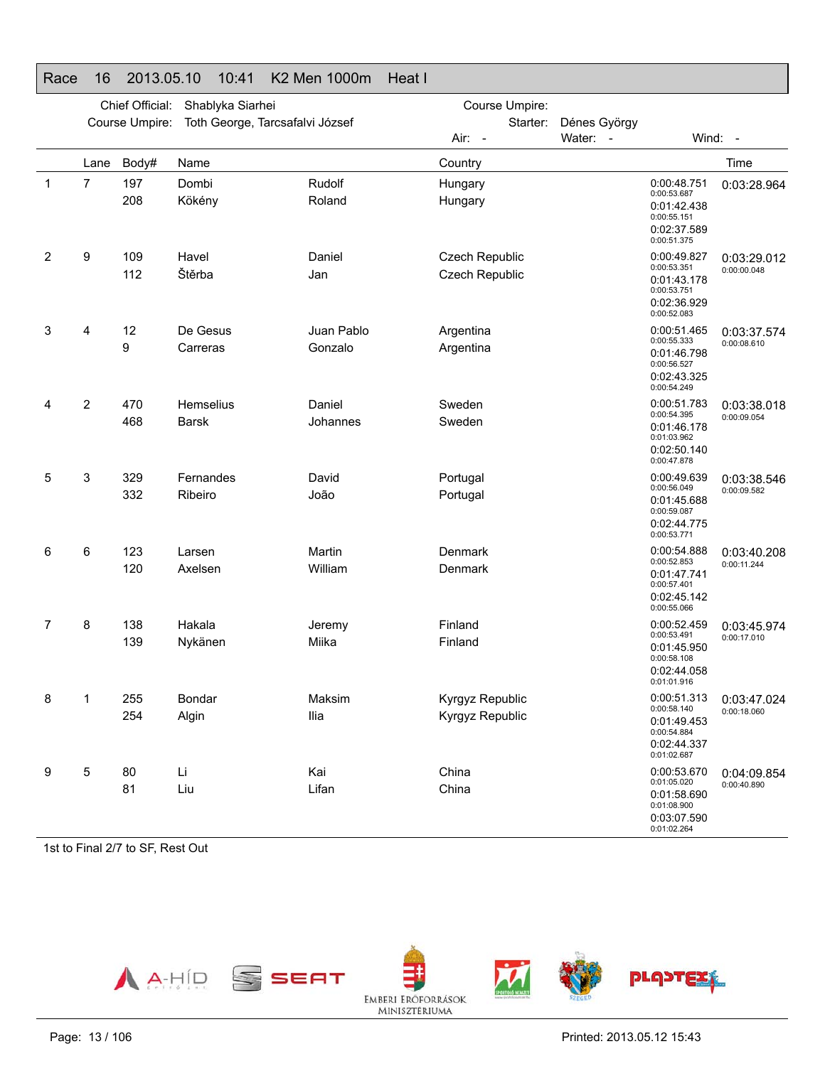## Race 16 2013.05.10 10:41 K2 Men 1000m Heat I

Chief Official: Shablyka Siarhei
Course Umpire: Toth George, Tarcsafalvi József

Course Umpire:
Starter: Dénes György
Air: - Water: - Wind: -

| | Lane | Body# | Name | | Country | Splits | Time |
|---|---|---|---|---|---|---|---|
| 1 | 7 | 197 | Dombi | Rudolf | Hungary | 0:00:48.751 / 0:00:53.687 | 0:03:28.964 |
| | | 208 | Kökény | Roland | Hungary | 0:01:42.438 / 0:00:55.151 | |
| | | | | | | 0:02:37.589 / 0:00:51.375 | |
| 2 | 9 | 109 | Havel | Daniel | Czech Republic | 0:00:49.827 / 0:00:53.351 | 0:03:29.012 / 0:00:00.048 |
| | | 112 | Štěrba | Jan | Czech Republic | 0:01:43.178 / 0:00:53.751 | |
| | | | | | | 0:02:36.929 / 0:00:52.083 | |
| 3 | 4 | 12 | De Gesus | Juan Pablo | Argentina | 0:00:51.465 / 0:00:55.333 | 0:03:37.574 / 0:00:08.610 |
| | | 9 | Carreras | Gonzalo | Argentina | 0:01:46.798 / 0:00:56.527 | |
| | | | | | | 0:02:43.325 / 0:00:54.249 | |
| 4 | 2 | 470 | Hemselius | Daniel | Sweden | 0:00:51.783 / 0:00:54.395 | 0:03:38.018 / 0:00:09.054 |
| | | 468 | Barsk | Johannes | Sweden | 0:01:46.178 / 0:01:03.962 | |
| | | | | | | 0:02:50.140 / 0:00:47.878 | |
| 5 | 3 | 329 | Fernandes | David | Portugal | 0:00:49.639 / 0:00:56.049 | 0:03:38.546 / 0:00:09.582 |
| | | 332 | Ribeiro | João | Portugal | 0:01:45.688 / 0:00:59.087 | |
| | | | | | | 0:02:44.775 / 0:00:53.771 | |
| 6 | 6 | 123 | Larsen | Martin | Denmark | 0:00:54.888 / 0:00:52.853 | 0:03:40.208 / 0:00:11.244 |
| | | 120 | Axelsen | William | Denmark | 0:01:47.741 / 0:00:57.401 | |
| | | | | | | 0:02:45.142 / 0:00:55.066 | |
| 7 | 8 | 138 | Hakala | Jeremy | Finland | 0:00:52.459 / 0:00:53.491 | 0:03:45.974 / 0:00:17.010 |
| | | 139 | Nykänen | Miika | Finland | 0:01:45.950 / 0:00:58.108 | |
| | | | | | | 0:02:44.058 / 0:01:01.916 | |
| 8 | 1 | 255 | Bondar | Maksim | Kyrgyz Republic | 0:00:51.313 / 0:00:58.140 | 0:03:47.024 / 0:00:18.060 |
| | | 254 | Algin | Ilia | Kyrgyz Republic | 0:01:49.453 / 0:00:54.884 | |
| | | | | | | 0:02:44.337 / 0:01:02.687 | |
| 9 | 5 | 80 | Li | Kai | China | 0:00:53.670 / 0:01:05.020 | 0:04:09.854 / 0:00:40.890 |
| | | 81 | Liu | Lifan | China | 0:01:58.690 / 0:01:08.900 | |
| | | | | | | 0:03:07.590 / 0:01:02.264 | |

1st to Final 2/7 to SF, Rest Out

Printed: 2013.05.12 15:43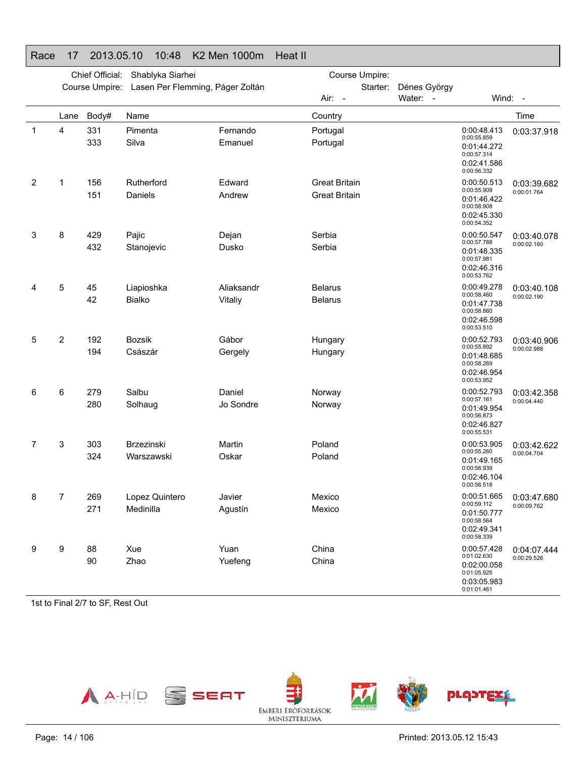# Race 17 2013.05.10 10:48 K2 Men 1000m Heat II

Chief Official: Shablyka Siarhei
Course Umpire: Lasen Per Flemming, Páger Zoltán

Course Umpire:
Starter: Dénes György

Air: -  Water: -  Wind: -

| | Lane | Body# | Name | | Country | Splits | Time |
|---|---|---|---|---|---|---|---|
| 1 | 4 | 331 | Pimenta | Fernando | Portugal | 0:00:48.413 / 0:00:55.859 | 0:03:37.918 |
| | | 333 | Silva | Emanuel | Portugal | 0:01:44.272 / 0:00:57.314 | |
| | | | | | | 0:02:41.586 / 0:00:56.332 | |
| 2 | 1 | 156 | Rutherford | Edward | Great Britain | 0:00:50.513 / 0:00:55.909 | 0:03:39.682 / 0:00:01.764 |
| | | 151 | Daniels | Andrew | Great Britain | 0:01:46.422 / 0:00:58.908 | |
| | | | | | | 0:02:45.330 / 0:00:54.352 | |
| 3 | 8 | 429 | Pajic | Dejan | Serbia | 0:00:50.547 / 0:00:57.788 | 0:03:40.078 / 0:00:02.160 |
| | | 432 | Stanojevic | Dusko | Serbia | 0:01:48.335 / 0:00:57.981 | |
| | | | | | | 0:02:46.316 / 0:00:53.762 | |
| 4 | 5 | 45 | Liapioshka | Aliaksandr | Belarus | 0:00:49.278 / 0:00:58.460 | 0:03:40.108 / 0:00:02.190 |
| | | 42 | Bialko | Vitaliy | Belarus | 0:01:47.738 / 0:00:58.860 | |
| | | | | | | 0:02:46.598 / 0:00:53.510 | |
| 5 | 2 | 192 | Bozsik | Gábor | Hungary | 0:00:52.793 / 0:00:55.892 | 0:03:40.906 / 0:00:02.988 |
| | | 194 | Császár | Gergely | Hungary | 0:01:48.685 / 0:00:58.269 | |
| | | | | | | 0:02:46.954 / 0:00:53.952 | |
| 6 | 6 | 279 | Salbu | Daniel | Norway | 0:00:52.793 / 0:00:57.161 | 0:03:42.358 / 0:00:04.440 |
| | | 280 | Solhaug | Jo Sondre | Norway | 0:01:49.954 / 0:00:56.873 | |
| | | | | | | 0:02:46.827 / 0:00:55.531 | |
| 7 | 3 | 303 | Brzezinski | Martin | Poland | 0:00:53.905 / 0:00:55.260 | 0:03:42.622 / 0:00:04.704 |
| | | 324 | Warszawski | Oskar | Poland | 0:01:49.165 / 0:00:56.939 | |
| | | | | | | 0:02:46.104 / 0:00:56.518 | |
| 8 | 7 | 269 | Lopez Quintero | Javier | Mexico | 0:00:51.665 / 0:00:59.112 | 0:03:47.680 / 0:00:09.762 |
| | | 271 | Medinilla | Agustín | Mexico | 0:01:50.777 / 0:00:58.564 | |
| | | | | | | 0:02:49.341 / 0:00:58.339 | |
| 9 | 9 | 88 | Xue | Yuan | China | 0:00:57.428 / 0:01:02.630 | 0:04:07.444 / 0:00:29.526 |
| | | 90 | Zhao | Yuefeng | China | 0:02:00.058 / 0:01:05.925 | |
| | | | | | | 0:03:05.983 / 0:01:01.461 | |

1st to Final 2/7 to SF, Rest Out

Printed: 2013.05.12 15:43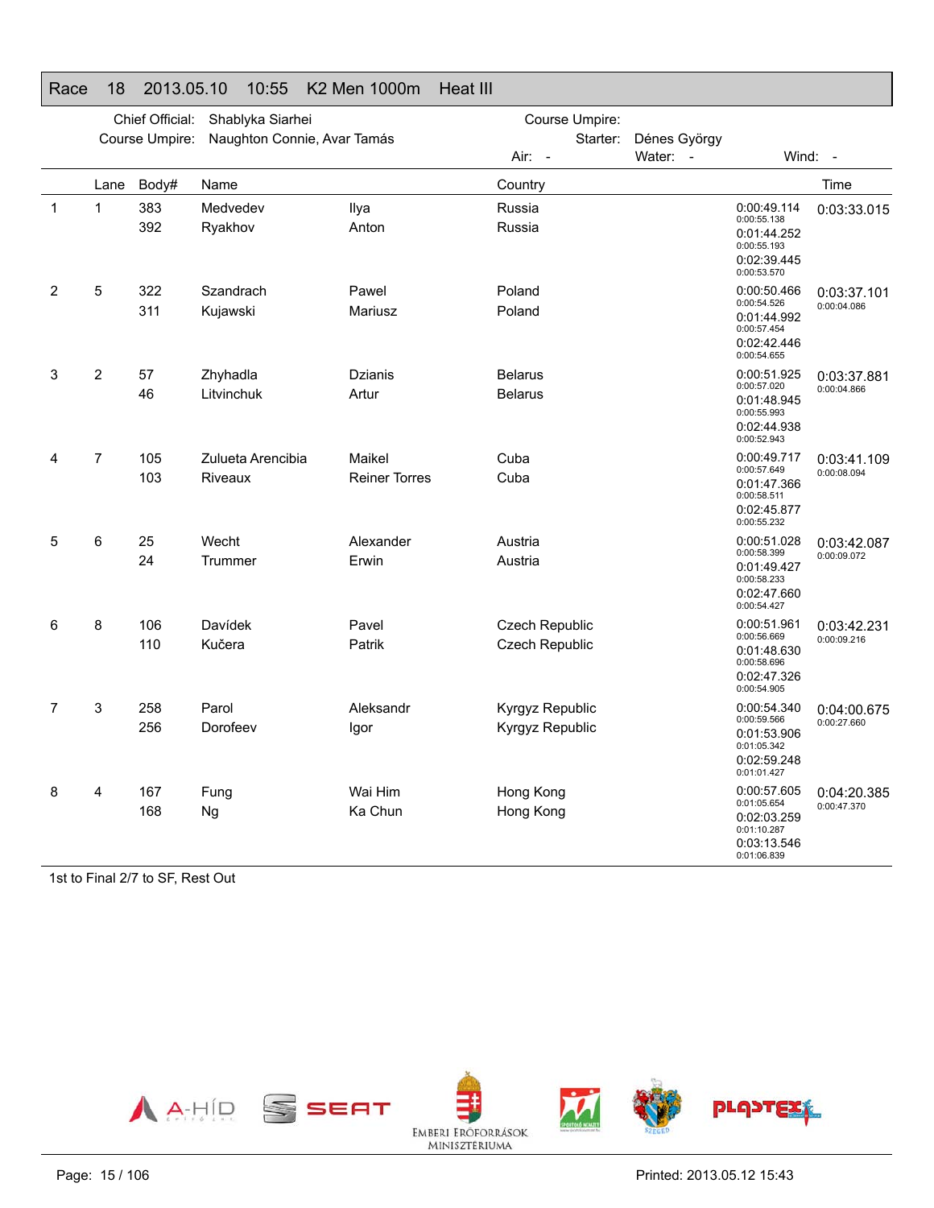# Race 18 2013.05.10 10:55 K2 Men 1000m Heat III

Chief Official: Shablyka Siarhei

Course Umpire: Naughton Connie, Avar Tamás

Course Umpire:

Starter: Dénes György

Air: - Water: - Wind: -

| | Lane | Body# | Name | | Country | Split times | Time |
|---|---|---|---|---|---|---|---|
| 1 | 1 | 383 | Medvedev | Ilya | Russia | 0:00:49.114 / 0:00:55.138 | 0:03:33.015 |
| | | 392 | Ryakhov | Anton | Russia | 0:01:44.252 / 0:00:55.193 | |
| | | | | | | 0:02:39.445 / 0:00:53.570 | |
| 2 | 5 | 322 | Szandrach | Pawel | Poland | 0:00:50.466 / 0:00:54.526 | 0:03:37.101 / 0:00:04.086 |
| | | 311 | Kujawski | Mariusz | Poland | 0:01:44.992 / 0:00:57.454 | |
| | | | | | | 0:02:42.446 / 0:00:54.655 | |
| 3 | 2 | 57 | Zhyhadla | Dzianis | Belarus | 0:00:51.925 / 0:00:57.020 | 0:03:37.881 / 0:00:04.866 |
| | | 46 | Litvinchuk | Artur | Belarus | 0:01:48.945 / 0:00:55.993 | |
| | | | | | | 0:02:44.938 / 0:00:52.943 | |
| 4 | 7 | 105 | Zulueta Arencibia | Maikel | Cuba | 0:00:49.717 / 0:00:57.649 | 0:03:41.109 / 0:00:08.094 |
| | | 103 | Riveaux | Reiner Torres | Cuba | 0:01:47.366 / 0:00:58.511 | |
| | | | | | | 0:02:45.877 / 0:00:55.232 | |
| 5 | 6 | 25 | Wecht | Alexander | Austria | 0:00:51.028 / 0:00:58.399 | 0:03:42.087 / 0:00:09.072 |
| | | 24 | Trummer | Erwin | Austria | 0:01:49.427 / 0:00:58.233 | |
| | | | | | | 0:02:47.660 / 0:00:54.427 | |
| 6 | 8 | 106 | Davídek | Pavel | Czech Republic | 0:00:51.961 / 0:00:56.669 | 0:03:42.231 / 0:00:09.216 |
| | | 110 | Kučera | Patrik | Czech Republic | 0:01:48.630 / 0:00:58.696 | |
| | | | | | | 0:02:47.326 / 0:00:54.905 | |
| 7 | 3 | 258 | Parol | Aleksandr | Kyrgyz Republic | 0:00:54.340 / 0:00:59.566 | 0:04:00.675 / 0:00:27.660 |
| | | 256 | Dorofeev | Igor | Kyrgyz Republic | 0:01:53.906 / 0:01:05.342 | |
| | | | | | | 0:02:59.248 / 0:01:01.427 | |
| 8 | 4 | 167 | Fung | Wai Him | Hong Kong | 0:00:57.605 / 0:01:05.654 | 0:04:20.385 / 0:00:47.370 |
| | | 168 | Ng | Ka Chun | Hong Kong | 0:02:03.259 / 0:01:10.287 | |
| | | | | | | 0:03:13.546 / 0:01:06.839 | |

1st to Final 2/7 to SF, Rest Out

Printed: 2013.05.12 15:43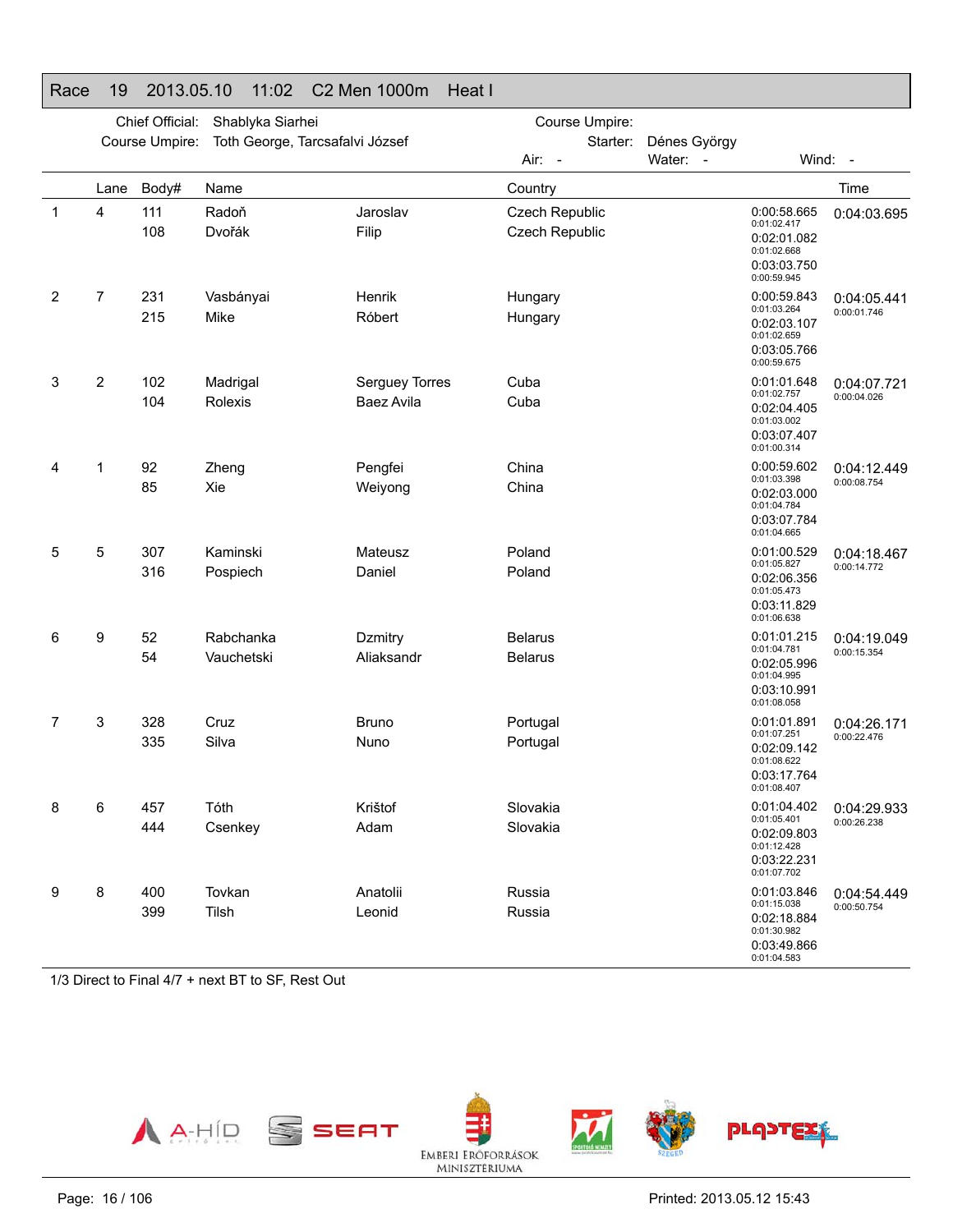## Race 19 2013.05.10 11:02 C2 Men 1000m Heat I

Chief Official: Shablyka Siarhei
Course Umpire: Toth George, Tarcsafalvi József

Course Umpire:
Starter: Dénes György
Air: - Water: - Wind: -

| | Lane | Body# | Name | | Country | Split | Time |
|---|---|---|---|---|---|---|---|
| 1 | 4 | 111<br>108 | Radoň<br>Dvořák | Jaroslav<br>Filip | Czech Republic<br>Czech Republic | 0:00:58.665<br>0:01:02.417<br>0:02:01.082<br>0:01:02.668<br>0:03:03.750<br>0:00:59.945 | 0:04:03.695 |
| 2 | 7 | 231<br>215 | Vasbányai<br>Mike | Henrik<br>Róbert | Hungary<br>Hungary | 0:00:59.843<br>0:01:03.264<br>0:02:03.107<br>0:01:02.659<br>0:03:05.766<br>0:00:59.675 | 0:04:05.441<br>0:00:01.746 |
| 3 | 2 | 102<br>104 | Madrigal<br>Rolexis | Serguey Torres<br>Baez Avila | Cuba<br>Cuba | 0:01:01.648<br>0:01:02.757<br>0:02:04.405<br>0:01:03.002<br>0:03:07.407<br>0:01:00.314 | 0:04:07.721<br>0:00:04.026 |
| 4 | 1 | 92<br>85 | Zheng<br>Xie | Pengfei<br>Weiyong | China<br>China | 0:00:59.602<br>0:01:03.398<br>0:02:03.000<br>0:01:04.784<br>0:03:07.784<br>0:01:04.665 | 0:04:12.449<br>0:00:08.754 |
| 5 | 5 | 307<br>316 | Kaminski<br>Pospiech | Mateusz<br>Daniel | Poland<br>Poland | 0:01:00.529<br>0:01:05.827<br>0:02:06.356<br>0:01:05.473<br>0:03:11.829<br>0:01:06.638 | 0:04:18.467<br>0:00:14.772 |
| 6 | 9 | 52<br>54 | Rabchanka<br>Vauchetski | Dzmitry<br>Aliaksandr | Belarus<br>Belarus | 0:01:01.215<br>0:01:04.781<br>0:02:05.996<br>0:01:04.995<br>0:03:10.991<br>0:01:08.058 | 0:04:19.049<br>0:00:15.354 |
| 7 | 3 | 328<br>335 | Cruz<br>Silva | Bruno<br>Nuno | Portugal<br>Portugal | 0:01:01.891<br>0:01:07.251<br>0:02:09.142<br>0:01:08.622<br>0:03:17.764<br>0:01:08.407 | 0:04:26.171<br>0:00:22.476 |
| 8 | 6 | 457<br>444 | Tóth<br>Csenkey | Krištof<br>Adam | Slovakia<br>Slovakia | 0:01:04.402<br>0:01:05.401<br>0:02:09.803<br>0:01:12.428<br>0:03:22.231<br>0:01:07.702 | 0:04:29.933<br>0:00:26.238 |
| 9 | 8 | 400<br>399 | Tovkan<br>Tilsh | Anatolii<br>Leonid | Russia<br>Russia | 0:01:03.846<br>0:01:15.038<br>0:02:18.884<br>0:01:30.982<br>0:03:49.866<br>0:01:04.583 | 0:04:54.449<br>0:00:50.754 |

1/3 Direct to Final 4/7 + next BT to SF, Rest Out

Printed: 2013.05.12 15:43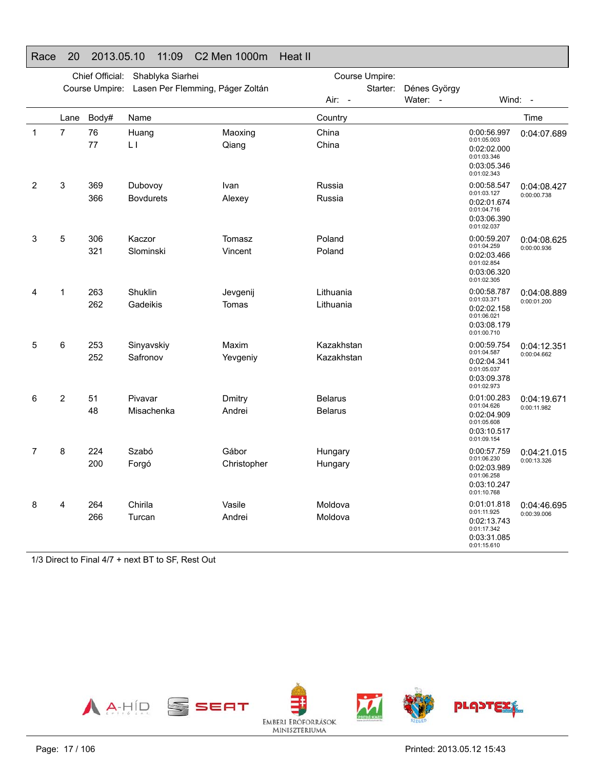# Race 20 2013.05.10 11:09 C2 Men 1000m Heat II

Chief Official: Shablyka Siarhei
Course Umpire: Lasen Per Flemming, Páger Zoltán
Course Umpire:
Starter: Dénes György
Air: - Water: - Wind: -

| | Lane | Body# | Name | | Country | Splits | Time |
|---|---|---|---|---|---|---|---|
| 1 | 7 | 76 | Huang | Maoxing | China | 0:00:56.997 | 0:04:07.689 |
| | | 77 | L I | Qiang | China | 0:01:05.003 | |
| | | | | | | 0:02:02.000 | |
| | | | | | | 0:01:03.346 | |
| | | | | | | 0:03:05.346 | |
| | | | | | | 0:01:02.343 | |
| 2 | 3 | 369 | Dubovoy | Ivan | Russia | 0:00:58.547 | 0:04:08.427 |
| | | 366 | Bovdurets | Alexey | Russia | 0:01:03.127 | 0:00:00.738 |
| | | | | | | 0:02:01.674 | |
| | | | | | | 0:01:04.716 | |
| | | | | | | 0:03:06.390 | |
| | | | | | | 0:01:02.037 | |
| 3 | 5 | 306 | Kaczor | Tomasz | Poland | 0:00:59.207 | 0:04:08.625 |
| | | 321 | Slominski | Vincent | Poland | 0:01:04.259 | 0:00:00.936 |
| | | | | | | 0:02:03.466 | |
| | | | | | | 0:01:02.854 | |
| | | | | | | 0:03:06.320 | |
| | | | | | | 0:01:02.305 | |
| 4 | 1 | 263 | Shuklin | Jevgenij | Lithuania | 0:00:58.787 | 0:04:08.889 |
| | | 262 | Gadeikis | Tomas | Lithuania | 0:01:03.371 | 0:00:01.200 |
| | | | | | | 0:02:02.158 | |
| | | | | | | 0:01:06.021 | |
| | | | | | | 0:03:08.179 | |
| | | | | | | 0:01:00.710 | |
| 5 | 6 | 253 | Sinyavskiy | Maxim | Kazakhstan | 0:00:59.754 | 0:04:12.351 |
| | | 252 | Safronov | Yevgeniy | Kazakhstan | 0:01:04.587 | 0:00:04.662 |
| | | | | | | 0:02:04.341 | |
| | | | | | | 0:01:05.037 | |
| | | | | | | 0:03:09.378 | |
| | | | | | | 0:01:02.973 | |
| 6 | 2 | 51 | Pivavar | Dmitry | Belarus | 0:01:00.283 | 0:04:19.671 |
| | | 48 | Misachenka | Andrei | Belarus | 0:01:04.626 | 0:00:11.982 |
| | | | | | | 0:02:04.909 | |
| | | | | | | 0:01:05.608 | |
| | | | | | | 0:03:10.517 | |
| | | | | | | 0:01:09.154 | |
| 7 | 8 | 224 | Szabó | Gábor | Hungary | 0:00:57.759 | 0:04:21.015 |
| | | 200 | Forgó | Christopher | Hungary | 0:01:06.230 | 0:00:13.326 |
| | | | | | | 0:02:03.989 | |
| | | | | | | 0:01:06.258 | |
| | | | | | | 0:03:10.247 | |
| | | | | | | 0:01:10.768 | |
| 8 | 4 | 264 | Chirila | Vasile | Moldova | 0:01:01.818 | 0:04:46.695 |
| | | 266 | Turcan | Andrei | Moldova | 0:01:11.925 | 0:00:39.006 |
| | | | | | | 0:02:13.743 | |
| | | | | | | 0:01:17.342 | |
| | | | | | | 0:03:31.085 | |
| | | | | | | 0:01:15.610 | |

1/3 Direct to Final 4/7 + next BT to SF, Rest Out

Printed: 2013.05.12 15:43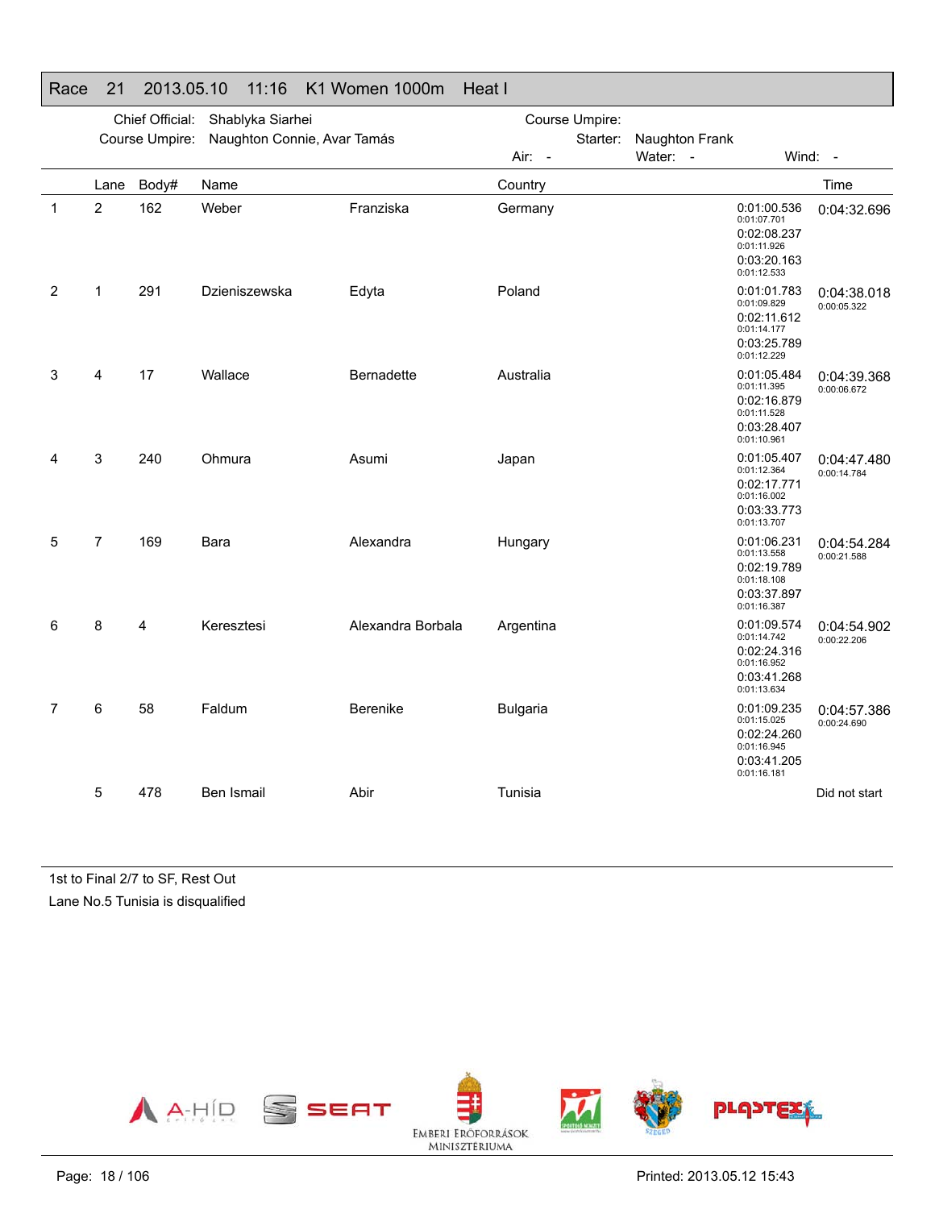## Race 21 2013.05.10 11:16 K1 Women 1000m Heat I

Chief Official: Shablyka Siarhei
Course Umpire: Naughton Connie, Avar Tamás
Course Umpire:
Starter: Naughton Frank
Air: - Water: - Wind: -

| | Lane | Body# | Name | | Country | Splits | Time |
|---|---|---|---|---|---|---|---|
| 1 | 2 | 162 | Weber | Franziska | Germany | 0:01:00.536 (0:01:07.701) 0:02:08.237 (0:01:11.926) 0:03:20.163 (0:01:12.533) | 0:04:32.696 |
| 2 | 1 | 291 | Dzieniszewska | Edyta | Poland | 0:01:01.783 (0:01:09.829) 0:02:11.612 (0:01:14.177) 0:03:25.789 (0:01:12.229) | 0:04:38.018 (0:00:05.322) |
| 3 | 4 | 17 | Wallace | Bernadette | Australia | 0:01:05.484 (0:01:11.395) 0:02:16.879 (0:01:11.528) 0:03:28.407 (0:01:10.961) | 0:04:39.368 (0:00:06.672) |
| 4 | 3 | 240 | Ohmura | Asumi | Japan | 0:01:05.407 (0:01:12.364) 0:02:17.771 (0:01:16.002) 0:03:33.773 (0:01:13.707) | 0:04:47.480 (0:00:14.784) |
| 5 | 7 | 169 | Bara | Alexandra | Hungary | 0:01:06.231 (0:01:13.558) 0:02:19.789 (0:01:18.108) 0:03:37.897 (0:01:16.387) | 0:04:54.284 (0:00:21.588) |
| 6 | 8 | 4 | Keresztesi | Alexandra Borbala | Argentina | 0:01:09.574 (0:01:14.742) 0:02:24.316 (0:01:16.952) 0:03:41.268 (0:01:13.634) | 0:04:54.902 (0:00:22.206) |
| 7 | 6 | 58 | Faldum | Berenike | Bulgaria | 0:01:09.235 (0:01:15.025) 0:02:24.260 (0:01:16.945) 0:03:41.205 (0:01:16.181) | 0:04:57.386 (0:00:24.690) |
| | 5 | 478 | Ben Ismail | Abir | Tunisia | | Did not start |

1st to Final 2/7 to SF, Rest Out

Lane No.5 Tunisia is disqualified

Printed: 2013.05.12 15:43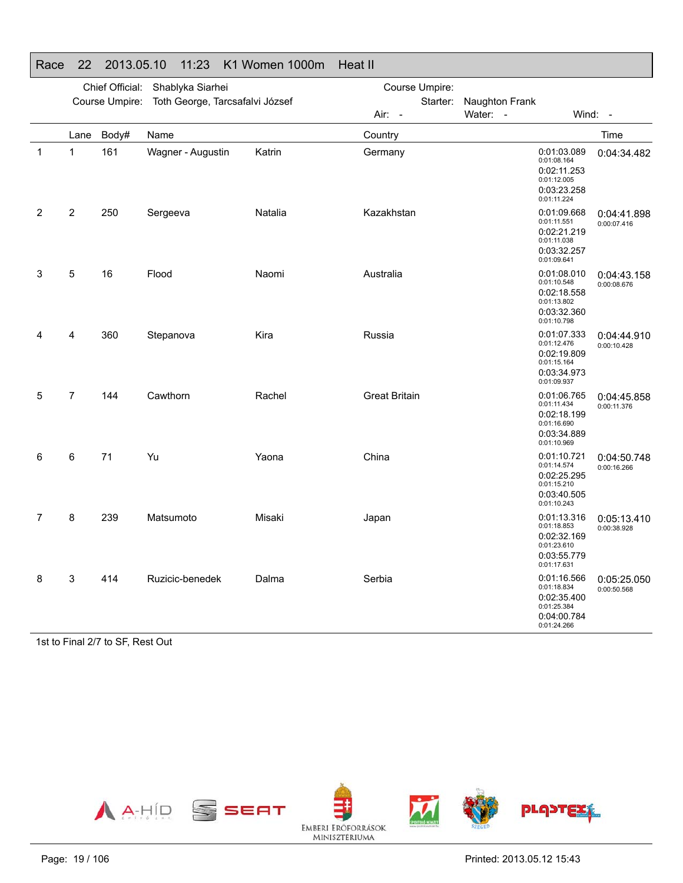## Race 22 2013.05.10 11:23 K1 Women 1000m Heat II

Chief Official: Shablyka Siarhei
Course Umpire: Toth George, Tarcsafalvi József

Course Umpire:
Starter: Naughton Frank
Air: - Water: - Wind: -

| | Lane | Body# | Name | | Country | Splits | Time |
|---|---|---|---|---|---|---|---|
| 1 | 1 | 161 | Wagner - Augustin | Katrin | Germany | 0:01:03.089<br>0:01:08.164<br>0:02:11.253<br>0:01:12.005<br>0:03:23.258<br>0:01:11.224 | 0:04:34.482 |
| 2 | 2 | 250 | Sergeeva | Natalia | Kazakhstan | 0:01:09.668<br>0:01:11.551<br>0:02:21.219<br>0:01:11.038<br>0:03:32.257<br>0:01:09.641 | 0:04:41.898<br>0:00:07.416 |
| 3 | 5 | 16 | Flood | Naomi | Australia | 0:01:08.010<br>0:01:10.548<br>0:02:18.558<br>0:01:13.802<br>0:03:32.360<br>0:01:10.798 | 0:04:43.158<br>0:00:08.676 |
| 4 | 4 | 360 | Stepanova | Kira | Russia | 0:01:07.333<br>0:01:12.476<br>0:02:19.809<br>0:01:15.164<br>0:03:34.973<br>0:01:09.937 | 0:04:44.910<br>0:00:10.428 |
| 5 | 7 | 144 | Cawthorn | Rachel | Great Britain | 0:01:06.765<br>0:01:11.434<br>0:02:18.199<br>0:01:16.690<br>0:03:34.889<br>0:01:10.969 | 0:04:45.858<br>0:00:11.376 |
| 6 | 6 | 71 | Yu | Yaona | China | 0:01:10.721<br>0:01:14.574<br>0:02:25.295<br>0:01:15.210<br>0:03:40.505<br>0:01:10.243 | 0:04:50.748<br>0:00:16.266 |
| 7 | 8 | 239 | Matsumoto | Misaki | Japan | 0:01:13.316<br>0:01:18.853<br>0:02:32.169<br>0:01:23.610<br>0:03:55.779<br>0:01:17.631 | 0:05:13.410<br>0:00:38.928 |
| 8 | 3 | 414 | Ruzicic-benedek | Dalma | Serbia | 0:01:16.566<br>0:01:18.834<br>0:02:35.400<br>0:01:25.384<br>0:04:00.784<br>0:01:24.266 | 0:05:25.050<br>0:00:50.568 |

1st to Final 2/7 to SF, Rest Out

Printed: 2013.05.12 15:43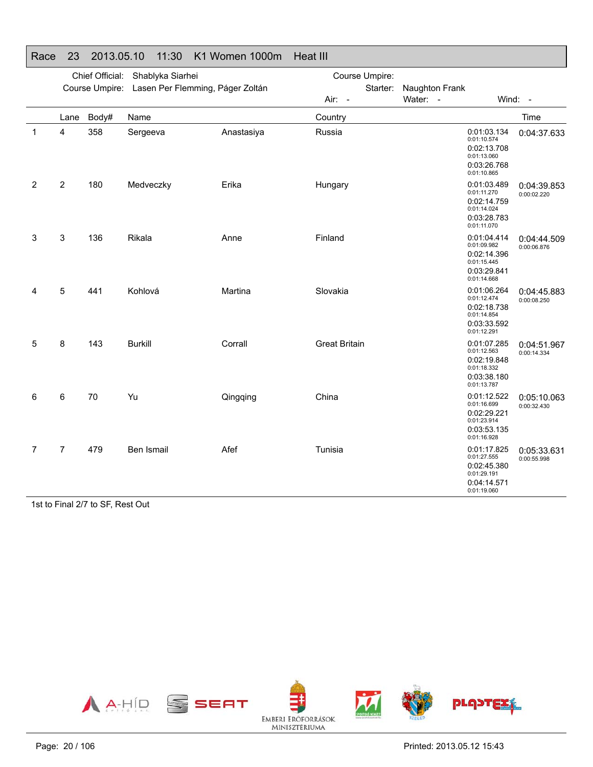## Race 23 2013.05.10 11:30 K1 Women 1000m Heat III

Chief Official: Shablyka Siarhei
Course Umpire: Lasen Per Flemming, Páger Zoltán

Course Umpire:
Starter: Naughton Frank

Air: - Water: - Wind: -

| | Lane | Body# | Name | | Country | | Time |
|---|---|---|---|---|---|---|---|
| 1 | 4 | 358 | Sergeeva | Anastasiya | Russia | 0:01:03.134<br>0:01:10.574<br>0:02:13.708<br>0:01:13.060<br>0:03:26.768<br>0:01:10.865 | 0:04:37.633 |
| 2 | 2 | 180 | Medveczky | Erika | Hungary | 0:01:03.489<br>0:01:11.270<br>0:02:14.759<br>0:01:14.024<br>0:03:28.783<br>0:01:11.070 | 0:04:39.853<br>0:00:02.220 |
| 3 | 3 | 136 | Rikala | Anne | Finland | 0:01:04.414<br>0:01:09.982<br>0:02:14.396<br>0:01:15.445<br>0:03:29.841<br>0:01:14.668 | 0:04:44.509<br>0:00:06.876 |
| 4 | 5 | 441 | Kohlová | Martina | Slovakia | 0:01:06.264<br>0:01:12.474<br>0:02:18.738<br>0:01:14.854<br>0:03:33.592<br>0:01:12.291 | 0:04:45.883<br>0:00:08.250 |
| 5 | 8 | 143 | Burkill | Corrall | Great Britain | 0:01:07.285<br>0:01:12.563<br>0:02:19.848<br>0:01:18.332<br>0:03:38.180<br>0:01:13.787 | 0:04:51.967<br>0:00:14.334 |
| 6 | 6 | 70 | Yu | Qingqing | China | 0:01:12.522<br>0:01:16.699<br>0:02:29.221<br>0:01:23.914<br>0:03:53.135<br>0:01:16.928 | 0:05:10.063<br>0:00:32.430 |
| 7 | 7 | 479 | Ben Ismail | Afef | Tunisia | 0:01:17.825<br>0:01:27.555<br>0:02:45.380<br>0:01:29.191<br>0:04:14.571<br>0:01:19.060 | 0:05:33.631<br>0:00:55.998 |

1st to Final 2/7 to SF, Rest Out

A-HÍD SEAT EMBERI ERŐFORRÁSOK MINISZTÉRIUMA SZEGED PLASTEX

Printed: 2013.05.12 15:43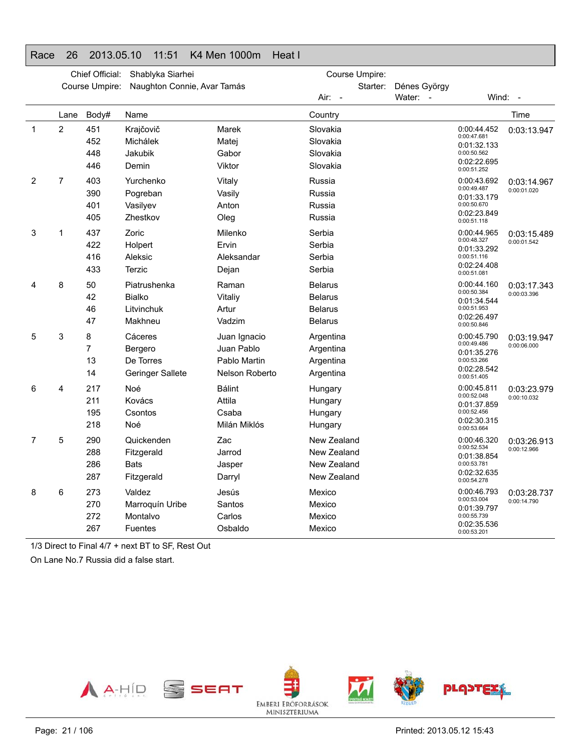# Race 26 2013.05.10 11:51 K4 Men 1000m Heat I

Chief Official: Shablyka Siarhei
Course Umpire: Naughton Connie, Avar Tamás

Course Umpire:
Starter: Dénes György

Air: - Water: - Wind: -

| | Lane | Body# | Name | | Country | | Time |
|---|---|---|---|---|---|---|---|
| 1 | 2 | 451 | Krajčovič | Marek | Slovakia | 0:00:44.452<br>0:00:47.681 | 0:03:13.947 |
| | | 452 | Michálek | Matej | Slovakia | 0:01:32.133<br>0:00:50.562 | |
| | | 448 | Jakubik | Gabor | Slovakia | 0:02:22.695<br>0:00:51.252 | |
| | | 446 | Demin | Viktor | Slovakia | | |
| 2 | 7 | 403 | Yurchenko | Vitaly | Russia | 0:00:43.692<br>0:00:49.487 | 0:03:14.967<br>0:00:01.020 |
| | | 390 | Pogreban | Vasily | Russia | 0:01:33.179<br>0:00:50.670 | |
| | | 401 | Vasilyev | Anton | Russia | 0:02:23.849<br>0:00:51.118 | |
| | | 405 | Zhestkov | Oleg | Russia | | |
| 3 | 1 | 437 | Zoric | Milenko | Serbia | 0:00:44.965<br>0:00:48.327 | 0:03:15.489<br>0:00:01.542 |
| | | 422 | Holpert | Ervin | Serbia | 0:01:33.292<br>0:00:51.116 | |
| | | 416 | Aleksic | Aleksandar | Serbia | 0:02:24.408<br>0:00:51.081 | |
| | | 433 | Terzic | Dejan | Serbia | | |
| 4 | 8 | 50 | Piatrushenka | Raman | Belarus | 0:00:44.160<br>0:00:50.384 | 0:03:17.343<br>0:00:03.396 |
| | | 42 | Bialko | Vitaliy | Belarus | 0:01:34.544<br>0:00:51.953 | |
| | | 46 | Litvinchuk | Artur | Belarus | 0:02:26.497<br>0:00:50.846 | |
| | | 47 | Makhneu | Vadzim | Belarus | | |
| 5 | 3 | 8 | Cáceres | Juan Ignacio | Argentina | 0:00:45.790<br>0:00:49.486 | 0:03:19.947<br>0:00:06.000 |
| | | 7 | Bergero | Juan Pablo | Argentina | 0:01:35.276<br>0:00:53.266 | |
| | | 13 | De Torres | Pablo Martin | Argentina | 0:02:28.542<br>0:00:51.405 | |
| | | 14 | Geringer Sallete | Nelson Roberto | Argentina | | |
| 6 | 4 | 217 | Noé | Bálint | Hungary | 0:00:45.811<br>0:00:52.048 | 0:03:23.979<br>0:00:10.032 |
| | | 211 | Kovács | Attila | Hungary | 0:01:37.859<br>0:00:52.456 | |
| | | 195 | Csontos | Csaba | Hungary | 0:02:30.315<br>0:00:53.664 | |
| | | 218 | Noé | Milán Miklós | Hungary | | |
| 7 | 5 | 290 | Quickenden | Zac | New Zealand | 0:00:46.320<br>0:00:52.534 | 0:03:26.913<br>0:00:12.966 |
| | | 288 | Fitzgerald | Jarrod | New Zealand | 0:01:38.854<br>0:00:53.781 | |
| | | 286 | Bats | Jasper | New Zealand | 0:02:32.635<br>0:00:54.278 | |
| | | 287 | Fitzgerald | Darryl | New Zealand | | |
| 8 | 6 | 273 | Valdez | Jesús | Mexico | 0:00:46.793<br>0:00:53.004 | 0:03:28.737<br>0:00:14.790 |
| | | 270 | Marroquín Uribe | Santos | Mexico | 0:01:39.797<br>0:00:55.739 | |
| | | 272 | Montalvo | Carlos | Mexico | 0:02:35.536<br>0:00:53.201 | |
| | | 267 | Fuentes | Osbaldo | Mexico | | |

1/3 Direct to Final 4/7 + next BT to SF, Rest Out

On Lane No.7 Russia did a false start.

Printed: 2013.05.12 15:43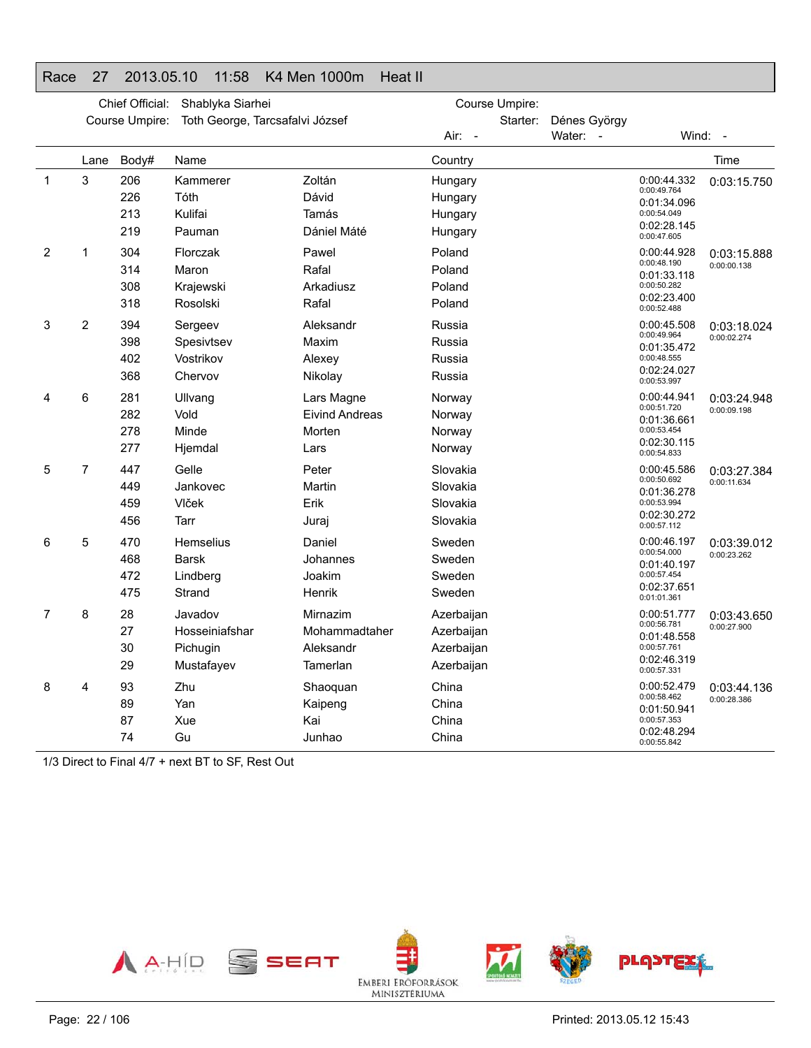# Race 27 2013.05.10 11:58 K4 Men 1000m Heat II

Chief Official: Shablyka Siarhei
Course Umpire: Toth George, Tarcsafalvi József

Course Umpire:
Starter: Dénes György

Air: - Water: - Wind: -

| | Lane | Body# | Name | | Country | Splits | Time |
|---|---|---|---|---|---|---|---|
| 1 | 3 | 206 | Kammerer | Zoltán | Hungary | 0:00:44.332 | 0:03:15.750 |
| | | 226 | Tóth | Dávid | Hungary | 0:00:49.764 / 0:01:34.096 | |
| | | 213 | Kulifai | Tamás | Hungary | 0:00:54.049 / 0:02:28.145 | |
| | | 219 | Pauman | Dániel Máté | Hungary | 0:00:47.605 | |
| 2 | 1 | 304 | Florczak | Pawel | Poland | 0:00:44.928 | 0:03:15.888 |
| | | 314 | Maron | Rafal | Poland | 0:00:48.190 / 0:01:33.118 | 0:00:00.138 |
| | | 308 | Krajewski | Arkadiusz | Poland | 0:00:50.282 / 0:02:23.400 | |
| | | 318 | Rosolski | Rafal | Poland | 0:00:52.488 | |
| 3 | 2 | 394 | Sergeev | Aleksandr | Russia | 0:00:45.508 | 0:03:18.024 |
| | | 398 | Spesivtsev | Maxim | Russia | 0:00:49.964 / 0:01:35.472 | 0:00:02.274 |
| | | 402 | Vostrikov | Alexey | Russia | 0:00:48.555 / 0:02:24.027 | |
| | | 368 | Chervov | Nikolay | Russia | 0:00:53.997 | |
| 4 | 6 | 281 | Ullvang | Lars Magne | Norway | 0:00:44.941 | 0:03:24.948 |
| | | 282 | Vold | Eivind Andreas | Norway | 0:00:51.720 / 0:01:36.661 | 0:00:09.198 |
| | | 278 | Minde | Morten | Norway | 0:00:53.454 / 0:02:30.115 | |
| | | 277 | Hjemdal | Lars | Norway | 0:00:54.833 | |
| 5 | 7 | 447 | Gelle | Peter | Slovakia | 0:00:45.586 | 0:03:27.384 |
| | | 449 | Jankovec | Martin | Slovakia | 0:00:50.692 / 0:01:36.278 | 0:00:11.634 |
| | | 459 | Vlček | Erik | Slovakia | 0:00:53.994 / 0:02:30.272 | |
| | | 456 | Tarr | Juraj | Slovakia | 0:00:57.112 | |
| 6 | 5 | 470 | Hemselius | Daniel | Sweden | 0:00:46.197 | 0:03:39.012 |
| | | 468 | Barsk | Johannes | Sweden | 0:00:54.000 / 0:01:40.197 | 0:00:23.262 |
| | | 472 | Lindberg | Joakim | Sweden | 0:00:57.454 / 0:02:37.651 | |
| | | 475 | Strand | Henrik | Sweden | 0:01:01.361 | |
| 7 | 8 | 28 | Javadov | Mirnazim | Azerbaijan | 0:00:51.777 | 0:03:43.650 |
| | | 27 | Hosseiniafshar | Mohammadtaher | Azerbaijan | 0:00:56.781 / 0:01:48.558 | 0:00:27.900 |
| | | 30 | Pichugin | Aleksandr | Azerbaijan | 0:00:57.761 / 0:02:46.319 | |
| | | 29 | Mustafayev | Tamerlan | Azerbaijan | 0:00:57.331 | |
| 8 | 4 | 93 | Zhu | Shaoquan | China | 0:00:52.479 | 0:03:44.136 |
| | | 89 | Yan | Kaipeng | China | 0:00:58.462 / 0:01:50.941 | 0:00:28.386 |
| | | 87 | Xue | Kai | China | 0:00:57.353 / 0:02:48.294 | |
| | | 74 | Gu | Junhao | China | 0:00:55.842 | |

1/3 Direct to Final 4/7 + next BT to SF, Rest Out

Printed: 2013.05.12 15:43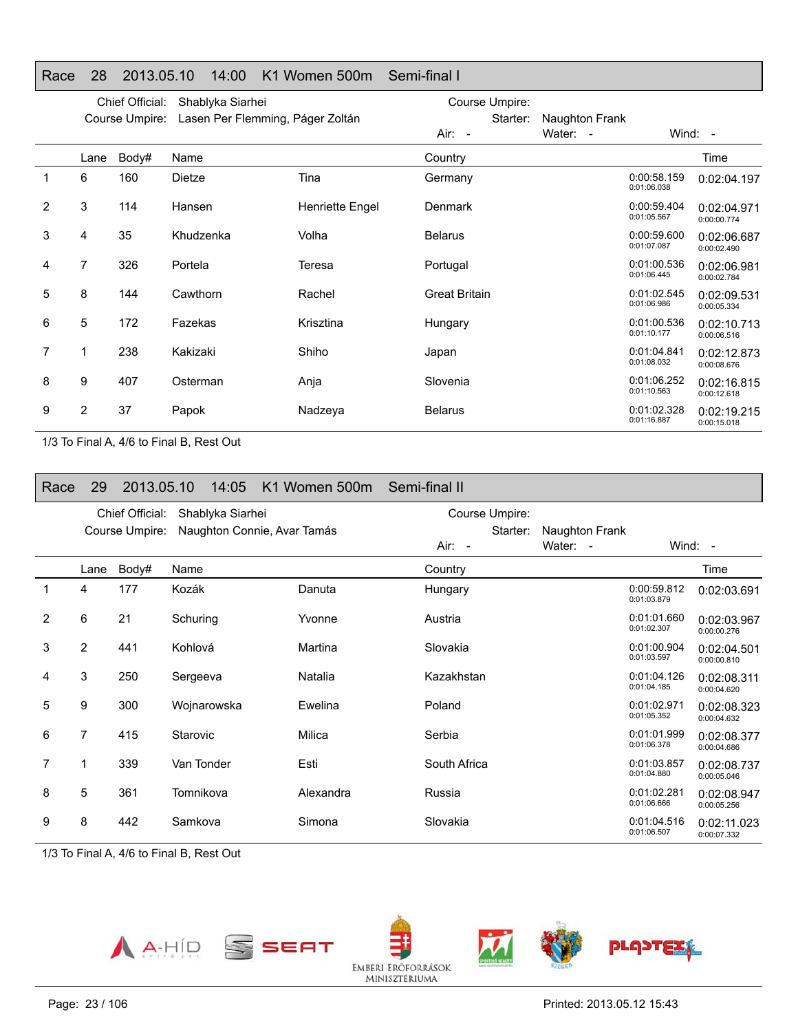## Race 28 2013.05.10 14:00 K1 Women 500m Semi-final I

Chief Official: Shablyka Siarhei
Course Umpire: Lasen Per Flemming, Páger Zoltán
Course Umpire:
Starter: Naughton Frank
Air: - Water: - Wind: -

| | Lane | Body# | Name | | Country | | Time |
|---|---|---|---|---|---|---|---|
| 1 | 6 | 160 | Dietze | Tina | Germany | 0:00:58.159 0:01:06.038 | 0:02:04.197 |
| 2 | 3 | 114 | Hansen | Henriette Engel | Denmark | 0:00:59.404 0:01:05.567 | 0:02:04.971 0:00:00.774 |
| 3 | 4 | 35 | Khudzenka | Volha | Belarus | 0:00:59.600 0:01:07.087 | 0:02:06.687 0:00:02.490 |
| 4 | 7 | 326 | Portela | Teresa | Portugal | 0:01:00.536 0:01:06.445 | 0:02:06.981 0:00:02.784 |
| 5 | 8 | 144 | Cawthorn | Rachel | Great Britain | 0:01:02.545 0:01:06.986 | 0:02:09.531 0:00:05.334 |
| 6 | 5 | 172 | Fazekas | Krisztina | Hungary | 0:01:00.536 0:01:10.177 | 0:02:10.713 0:00:06.516 |
| 7 | 1 | 238 | Kakizaki | Shiho | Japan | 0:01:04.841 0:01:08.032 | 0:02:12.873 0:00:08.676 |
| 8 | 9 | 407 | Osterman | Anja | Slovenia | 0:01:06.252 0:01:10.563 | 0:02:16.815 0:00:12.618 |
| 9 | 2 | 37 | Papok | Nadzeya | Belarus | 0:01:02.328 0:01:16.887 | 0:02:19.215 0:00:15.018 |

1/3 To Final A, 4/6 to Final B, Rest Out

## Race 29 2013.05.10 14:05 K1 Women 500m Semi-final II

Chief Official: Shablyka Siarhei
Course Umpire: Naughton Connie, Avar Tamás
Course Umpire:
Starter: Naughton Frank
Air: - Water: - Wind: -

| | Lane | Body# | Name | | Country | | Time |
|---|---|---|---|---|---|---|---|
| 1 | 4 | 177 | Kozák | Danuta | Hungary | 0:00:59.812 0:01:03.879 | 0:02:03.691 |
| 2 | 6 | 21 | Schuring | Yvonne | Austria | 0:01:01.660 0:01:02.307 | 0:02:03.967 0:00:00.276 |
| 3 | 2 | 441 | Kohlová | Martina | Slovakia | 0:01:00.904 0:01:03.597 | 0:02:04.501 0:00:00.810 |
| 4 | 3 | 250 | Sergeeva | Natalia | Kazakhstan | 0:01:04.126 0:01:04.185 | 0:02:08.311 0:00:04.620 |
| 5 | 9 | 300 | Wojnarowska | Ewelina | Poland | 0:01:02.971 0:01:05.352 | 0:02:08.323 0:00:04.632 |
| 6 | 7 | 415 | Starovic | Milica | Serbia | 0:01:01.999 0:01:06.378 | 0:02:08.377 0:00:04.686 |
| 7 | 1 | 339 | Van Tonder | Esti | South Africa | 0:01:03.857 0:01:04.880 | 0:02:08.737 0:00:05.046 |
| 8 | 5 | 361 | Tomnikova | Alexandra | Russia | 0:01:02.281 0:01:06.666 | 0:02:08.947 0:00:05.256 |
| 9 | 8 | 442 | Samkova | Simona | Slovakia | 0:01:04.516 0:01:06.507 | 0:02:11.023 0:00:07.332 |

1/3 To Final A, 4/6 to Final B, Rest Out

Printed: 2013.05.12 15:43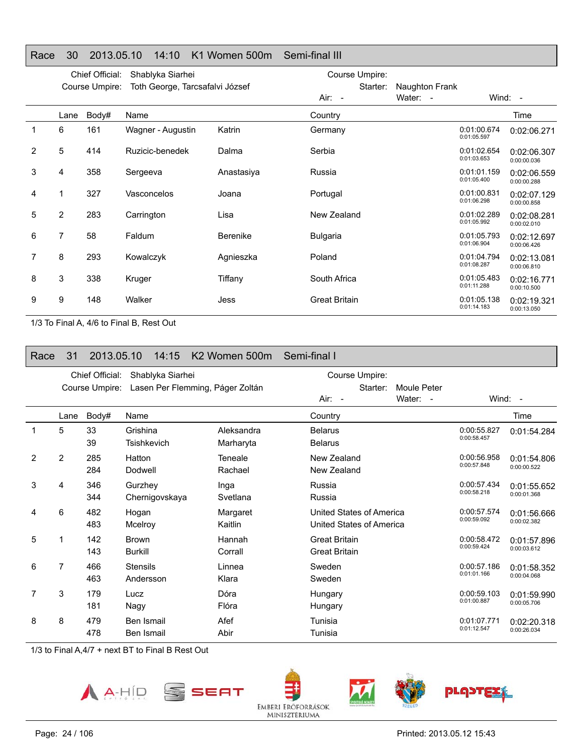## Race 30 2013.05.10 14:10 K1 Women 500m Semi-final III

Chief Official: Shablyka Siarhei
Course Umpire: Toth George, Tarcsafalvi József
Course Umpire:
Starter: Naughton Frank
Air: - Water: - Wind: -

| | Lane | Body# | Name | | Country | | Time |
|---|---|---|---|---|---|---|---|
| 1 | 6 | 161 | Wagner - Augustin | Katrin | Germany | 0:01:00.674 / 0:01:05.597 | 0:02:06.271 |
| 2 | 5 | 414 | Ruzicic-benedek | Dalma | Serbia | 0:01:02.654 / 0:01:03.653 | 0:02:06.307 / 0:00:00.036 |
| 3 | 4 | 358 | Sergeeva | Anastasiya | Russia | 0:01:01.159 / 0:01:05.400 | 0:02:06.559 / 0:00:00.288 |
| 4 | 1 | 327 | Vasconcelos | Joana | Portugal | 0:01:00.831 / 0:01:06.298 | 0:02:07.129 / 0:00:00.858 |
| 5 | 2 | 283 | Carrington | Lisa | New Zealand | 0:01:02.289 / 0:01:05.992 | 0:02:08.281 / 0:00:02.010 |
| 6 | 7 | 58 | Faldum | Berenike | Bulgaria | 0:01:05.793 / 0:01:06.904 | 0:02:12.697 / 0:00:06.426 |
| 7 | 8 | 293 | Kowalczyk | Agnieszka | Poland | 0:01:04.794 / 0:01:08.287 | 0:02:13.081 / 0:00:06.810 |
| 8 | 3 | 338 | Kruger | Tiffany | South Africa | 0:01:05.483 / 0:01:11.288 | 0:02:16.771 / 0:00:10.500 |
| 9 | 9 | 148 | Walker | Jess | Great Britain | 0:01:05.138 / 0:01:14.183 | 0:02:19.321 / 0:00:13.050 |

1/3 To Final A, 4/6 to Final B, Rest Out

## Race 31 2013.05.10 14:15 K2 Women 500m Semi-final I

Chief Official: Shablyka Siarhei
Course Umpire: Lasen Per Flemming, Páger Zoltán
Course Umpire:
Starter: Moule Peter
Air: - Water: - Wind: -

| | Lane | Body# | Name | | Country | | Time |
|---|---|---|---|---|---|---|---|
| 1 | 5 | 33 / 39 | Grishina / Tsishkevich | Aleksandra / Marharyta | Belarus / Belarus | 0:00:55.827 / 0:00:58.457 | 0:01:54.284 |
| 2 | 2 | 285 / 284 | Hatton / Dodwell | Teneale / Rachael | New Zealand / New Zealand | 0:00:56.958 / 0:00:57.848 | 0:01:54.806 / 0:00:00.522 |
| 3 | 4 | 346 / 344 | Gurzhey / Chernigovskaya | Inga / Svetlana | Russia / Russia | 0:00:57.434 / 0:00:58.218 | 0:01:55.652 / 0:00:01.368 |
| 4 | 6 | 482 / 483 | Hogan / Mcelroy | Margaret / Kaitlin | United States of America / United States of America | 0:00:57.574 / 0:00:59.092 | 0:01:56.666 / 0:00:02.382 |
| 5 | 1 | 142 / 143 | Brown / Burkill | Hannah / Corrall | Great Britain / Great Britain | 0:00:58.472 / 0:00:59.424 | 0:01:57.896 / 0:00:03.612 |
| 6 | 7 | 466 / 463 | Stensils / Andersson | Linnea / Klara | Sweden / Sweden | 0:00:57.186 / 0:01:01.166 | 0:01:58.352 / 0:00:04.068 |
| 7 | 3 | 179 / 181 | Lucz / Nagy | Dóra / Flóra | Hungary / Hungary | 0:00:59.103 / 0:01:00.887 | 0:01:59.990 / 0:00:05.706 |
| 8 | 8 | 479 / 478 | Ben Ismail / Ben Ismail | Afef / Abir | Tunisia / Tunisia | 0:01:07.771 / 0:01:12.547 | 0:02:20.318 / 0:00:26.034 |

1/3 to Final A,4/7 + next BT to Final B Rest Out

Printed: 2013.05.12 15:43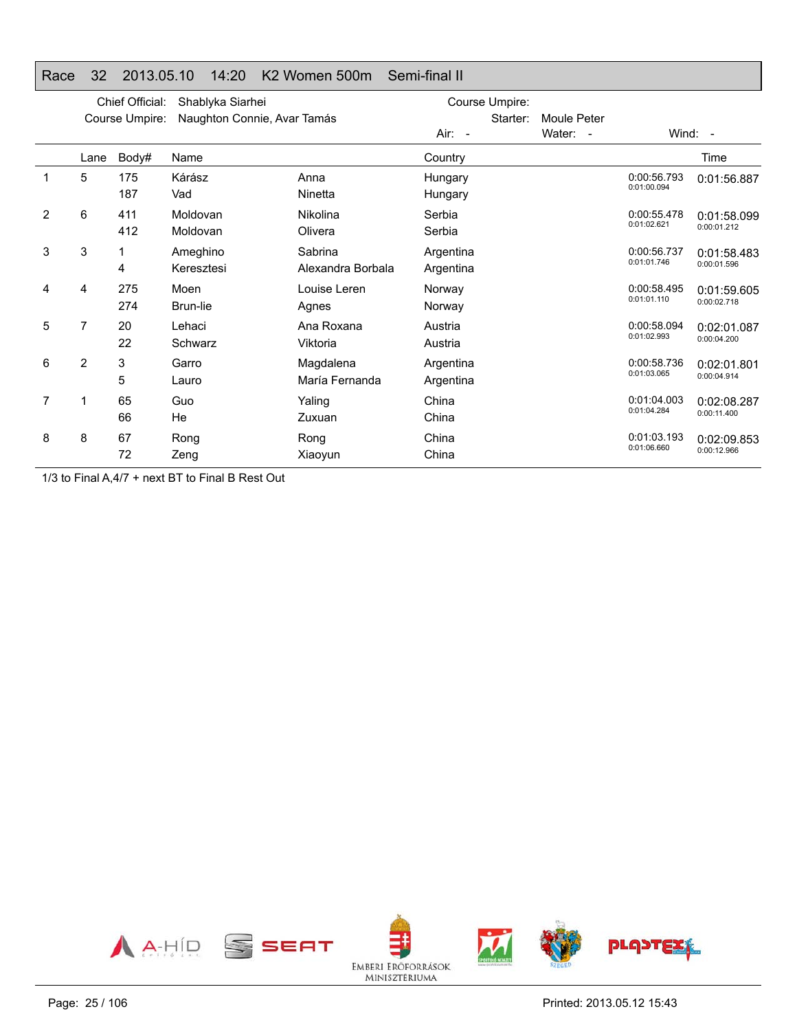# Race 32 2013.05.10 14:20 K2 Women 500m Semi-final II

Chief Official: Shablyka Siarhei
Course Umpire: Naughton Connie, Avar Tamás
Course Umpire:
Starter: Moule Peter
Air: - Water: - Wind: -

| | Lane | Body# | Name | | Country | | Time |
|---|---|---|---|---|---|---|---|
| 1 | 5 | 175 | Kárász | Anna | Hungary | 0:00:56.793 | 0:01:56.887 |
| | | 187 | Vad | Ninetta | Hungary | 0:01:00.094 | |
| 2 | 6 | 411 | Moldovan | Nikolina | Serbia | 0:00:55.478 | 0:01:58.099 |
| | | 412 | Moldovan | Olivera | Serbia | 0:01:02.621 | 0:00:01.212 |
| 3 | 3 | 1 | Ameghino | Sabrina | Argentina | 0:00:56.737 | 0:01:58.483 |
| | | 4 | Keresztesi | Alexandra Borbala | Argentina | 0:01:01.746 | 0:00:01.596 |
| 4 | 4 | 275 | Moen | Louise Leren | Norway | 0:00:58.495 | 0:01:59.605 |
| | | 274 | Brun-lie | Agnes | Norway | 0:01:01.110 | 0:00:02.718 |
| 5 | 7 | 20 | Lehaci | Ana Roxana | Austria | 0:00:58.094 | 0:02:01.087 |
| | | 22 | Schwarz | Viktoria | Austria | 0:01:02.993 | 0:00:04.200 |
| 6 | 2 | 3 | Garro | Magdalena | Argentina | 0:00:58.736 | 0:02:01.801 |
| | | 5 | Lauro | María Fernanda | Argentina | 0:01:03.065 | 0:00:04.914 |
| 7 | 1 | 65 | Guo | Yaling | China | 0:01:04.003 | 0:02:08.287 |
| | | 66 | He | Zuxuan | China | 0:01:04.284 | 0:00:11.400 |
| 8 | 8 | 67 | Rong | Rong | China | 0:01:03.193 | 0:02:09.853 |
| | | 72 | Zeng | Xiaoyun | China | 0:01:06.660 | 0:00:12.966 |

1/3 to Final A,4/7 + next BT to Final B Rest Out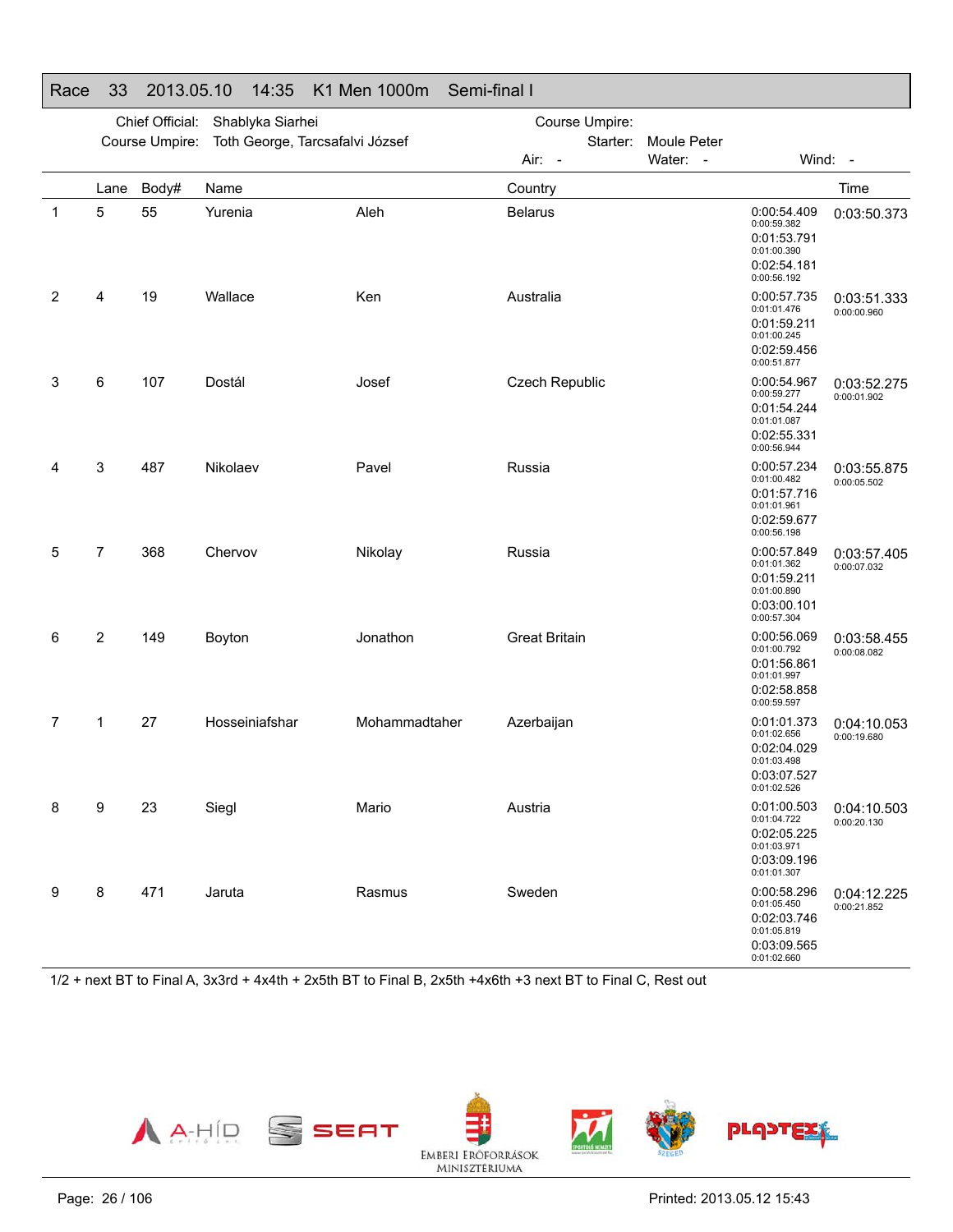## Race 33 2013.05.10 14:35 K1 Men 1000m Semi-final I

Chief Official: Shablyka Siarhei
Course Umpire: Toth George, Tarcsafalvi József

Course Umpire:
Starter: Moule Peter
Air: - Water: - Wind: -

| | Lane | Body# | Name | | Country | Splits | Time |
|---|---|---|---|---|---|---|---|
| 1 | 5 | 55 | Yurenia | Aleh | Belarus | 0:00:54.409 (0:00:59.382) 0:01:53.791 (0:01:00.390) 0:02:54.181 (0:00:56.192) | 0:03:50.373 |
| 2 | 4 | 19 | Wallace | Ken | Australia | 0:00:57.735 (0:01:01.476) 0:01:59.211 (0:01:00.245) 0:02:59.456 (0:00:51.877) | 0:03:51.333 (0:00:00.960) |
| 3 | 6 | 107 | Dostál | Josef | Czech Republic | 0:00:54.967 (0:00:59.277) 0:01:54.244 (0:01:01.087) 0:02:55.331 (0:00:56.944) | 0:03:52.275 (0:00:01.902) |
| 4 | 3 | 487 | Nikolaev | Pavel | Russia | 0:00:57.234 (0:01:00.482) 0:01:57.716 (0:01:01.961) 0:02:59.677 (0:00:56.198) | 0:03:55.875 (0:00:05.502) |
| 5 | 7 | 368 | Chervov | Nikolay | Russia | 0:00:57.849 (0:01:01.362) 0:01:59.211 (0:01:00.890) 0:03:00.101 (0:00:57.304) | 0:03:57.405 (0:00:07.032) |
| 6 | 2 | 149 | Boyton | Jonathon | Great Britain | 0:00:56.069 (0:01:00.792) 0:01:56.861 (0:01:01.997) 0:02:58.858 (0:00:59.597) | 0:03:58.455 (0:00:08.082) |
| 7 | 1 | 27 | Hosseiniafshar | Mohammadtaher | Azerbaijan | 0:01:01.373 (0:01:02.656) 0:02:04.029 (0:01:03.498) 0:03:07.527 (0:01:02.526) | 0:04:10.053 (0:00:19.680) |
| 8 | 9 | 23 | Siegl | Mario | Austria | 0:01:00.503 (0:01:04.722) 0:02:05.225 (0:01:03.971) 0:03:09.196 (0:01:01.307) | 0:04:10.503 (0:00:20.130) |
| 9 | 8 | 471 | Jaruta | Rasmus | Sweden | 0:00:58.296 (0:01:05.450) 0:02:03.746 (0:01:05.819) 0:03:09.565 (0:01:02.660) | 0:04:12.225 (0:00:21.852) |

1/2 + next BT to Final A, 3x3rd + 4x4th + 2x5th BT to Final B, 2x5th +4x6th +3 next BT to Final C, Rest out

A-HÍD SEAT EMBERI ERŐFORRÁSOK MINISZTÉRIUMA SZEGED PLASTEX

Printed: 2013.05.12 15:43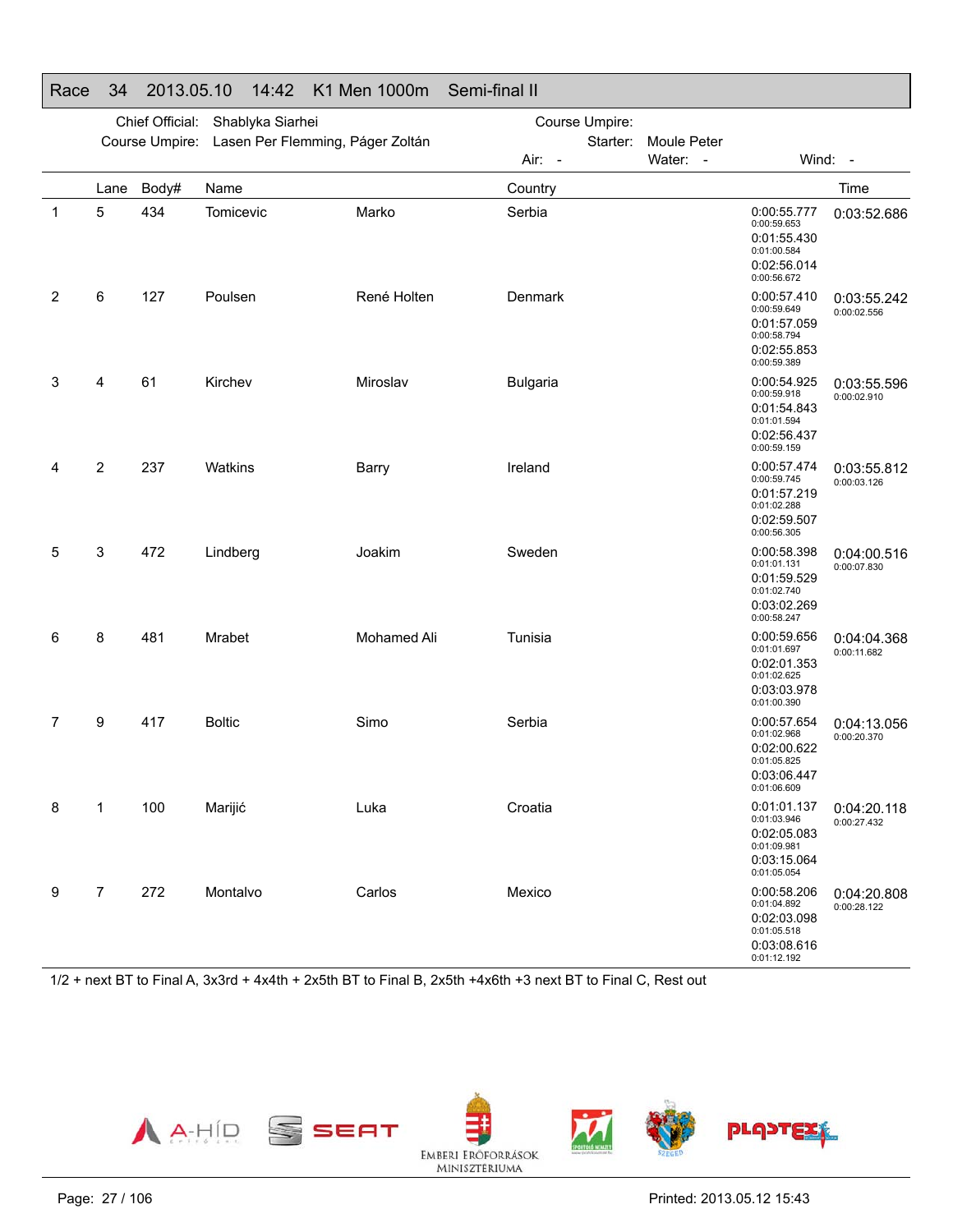## Race 34 2013.05.10 14:42 K1 Men 1000m Semi-final II

Chief Official: Shablyka Siarhei
Course Umpire: Lasen Per Flemming, Páger Zoltán
Course Umpire:
Starter: Moule Peter
Air: - Water: - Wind: -

| | Lane | Body# | Name | | Country | | Time |
|---|---|---|---|---|---|---|---|
| 1 | 5 | 434 | Tomicevic | Marko | Serbia | 0:00:55.777<br>0:00:59.653<br>0:01:55.430<br>0:01:00.584<br>0:02:56.014<br>0:00:56.672 | 0:03:52.686 |
| 2 | 6 | 127 | Poulsen | René Holten | Denmark | 0:00:57.410<br>0:00:59.649<br>0:01:57.059<br>0:00:58.794<br>0:02:55.853<br>0:00:59.389 | 0:03:55.242<br>0:00:02.556 |
| 3 | 4 | 61 | Kirchev | Miroslav | Bulgaria | 0:00:54.925<br>0:00:59.918<br>0:01:54.843<br>0:01:01.594<br>0:02:56.437<br>0:00:59.159 | 0:03:55.596<br>0:00:02.910 |
| 4 | 2 | 237 | Watkins | Barry | Ireland | 0:00:57.474<br>0:00:59.745<br>0:01:57.219<br>0:01:02.288<br>0:02:59.507<br>0:00:56.305 | 0:03:55.812<br>0:00:03.126 |
| 5 | 3 | 472 | Lindberg | Joakim | Sweden | 0:00:58.398<br>0:01:01.131<br>0:01:59.529<br>0:01:02.740<br>0:03:02.269<br>0:00:58.247 | 0:04:00.516<br>0:00:07.830 |
| 6 | 8 | 481 | Mrabet | Mohamed Ali | Tunisia | 0:00:59.656<br>0:01:01.697<br>0:02:01.353<br>0:01:02.625<br>0:03:03.978<br>0:01:00.390 | 0:04:04.368<br>0:00:11.682 |
| 7 | 9 | 417 | Boltic | Simo | Serbia | 0:00:57.654<br>0:01:02.968<br>0:02:00.622<br>0:01:05.825<br>0:03:06.447<br>0:01:06.609 | 0:04:13.056<br>0:00:20.370 |
| 8 | 1 | 100 | Marijić | Luka | Croatia | 0:01:01.137<br>0:01:03.946<br>0:02:05.083<br>0:01:09.981<br>0:03:15.064<br>0:01:05.054 | 0:04:20.118<br>0:00:27.432 |
| 9 | 7 | 272 | Montalvo | Carlos | Mexico | 0:00:58.206<br>0:01:04.892<br>0:02:03.098<br>0:01:05.518<br>0:03:08.616<br>0:01:12.192 | 0:04:20.808<br>0:00:28.122 |

1/2 + next BT to Final A, 3x3rd + 4x4th + 2x5th BT to Final B, 2x5th +4x6th +3 next BT to Final C, Rest out

A-HÍD SEAT EMBERI ERŐFORRÁSOK MINISZTÉRIUMA SZEGED PLASTEX

Printed: 2013.05.12 15:43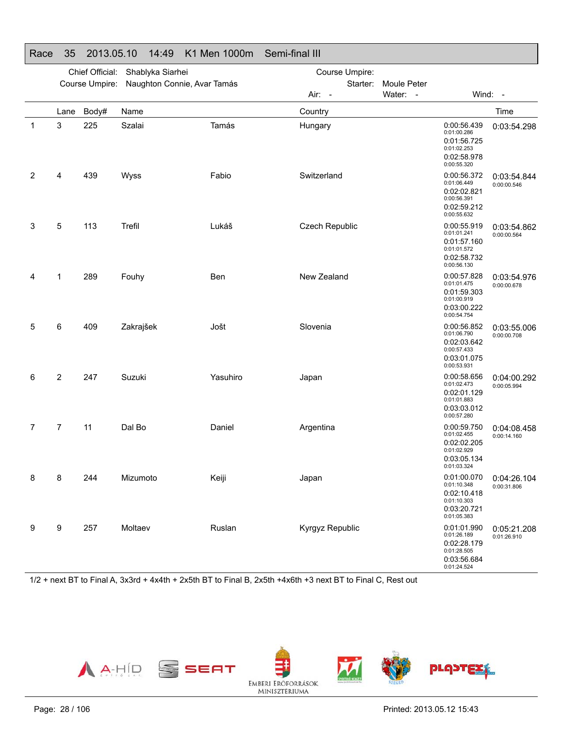## Race 35 2013.05.10 14:49 K1 Men 1000m Semi-final III

Chief Official: Shablyka Siarhei

Course Umpire: Naughton Connie, Avar Tamás

Course Umpire:

Starter: Moule Peter

Air: - Water: - Wind: -

| | Lane | Body# | Name | | Country | Splits | Time |
|---|---|---|---|---|---|---|---|
| 1 | 3 | 225 | Szalai | Tamás | Hungary | 0:00:56.439 / 0:01:00.286 / 0:01:56.725 / 0:01:02.253 / 0:02:58.978 / 0:00:55.320 | 0:03:54.298 |
| 2 | 4 | 439 | Wyss | Fabio | Switzerland | 0:00:56.372 / 0:01:06.449 / 0:02:02.821 / 0:00:56.391 / 0:02:59.212 / 0:00:55.632 | 0:03:54.844 / 0:00:00.546 |
| 3 | 5 | 113 | Trefil | Lukáš | Czech Republic | 0:00:55.919 / 0:01:01.241 / 0:01:57.160 / 0:01:01.572 / 0:02:58.732 / 0:00:56.130 | 0:03:54.862 / 0:00:00.564 |
| 4 | 1 | 289 | Fouhy | Ben | New Zealand | 0:00:57.828 / 0:01:01.475 / 0:01:59.303 / 0:01:00.919 / 0:03:00.222 / 0:00:54.754 | 0:03:54.976 / 0:00:00.678 |
| 5 | 6 | 409 | Zakrajšek | Jošt | Slovenia | 0:00:56.852 / 0:01:06.790 / 0:02:03.642 / 0:00:57.433 / 0:03:01.075 / 0:00:53.931 | 0:03:55.006 / 0:00:00.708 |
| 6 | 2 | 247 | Suzuki | Yasuhiro | Japan | 0:00:58.656 / 0:01:02.473 / 0:02:01.129 / 0:01:01.883 / 0:03:03.012 / 0:00:57.280 | 0:04:00.292 / 0:00:05.994 |
| 7 | 7 | 11 | Dal Bo | Daniel | Argentina | 0:00:59.750 / 0:01:02.455 / 0:02:02.205 / 0:01:02.929 / 0:03:05.134 / 0:01:03.324 | 0:04:08.458 / 0:00:14.160 |
| 8 | 8 | 244 | Mizumoto | Keiji | Japan | 0:01:00.070 / 0:01:10.348 / 0:02:10.418 / 0:01:10.303 / 0:03:20.721 / 0:01:05.383 | 0:04:26.104 / 0:00:31.806 |
| 9 | 9 | 257 | Moltaev | Ruslan | Kyrgyz Republic | 0:01:01.990 / 0:01:26.189 / 0:02:28.179 / 0:01:28.505 / 0:03:56.684 / 0:01:24.524 | 0:05:21.208 / 0:01:26.910 |

1/2 + next BT to Final A, 3x3rd + 4x4th + 2x5th BT to Final B, 2x5th +4x6th +3 next BT to Final C, Rest out

Printed: 2013.05.12 15:43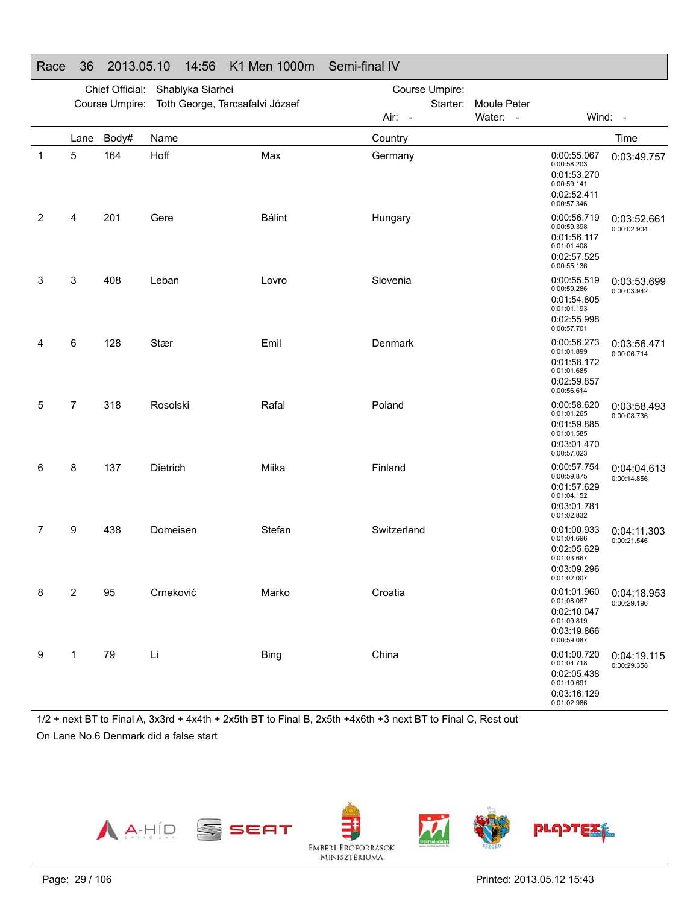# Race 36 2013.05.10 14:56 K1 Men 1000m Semi-final IV

Chief Official: Shablyka Siarhei
Course Umpire: Toth George, Tarcsafalvi József
Course Umpire:
Starter: Moule Peter
Air: - Water: - Wind: -

| | Lane | Body# | Name | | Country | Splits | Time |
|---|---|---|---|---|---|---|---|
| 1 | 5 | 164 | Hoff | Max | Germany | 0:00:55.067 (0:00:58.203) 0:01:53.270 (0:00:59.141) 0:02:52.411 (0:00:57.346) | 0:03:49.757 |
| 2 | 4 | 201 | Gere | Bálint | Hungary | 0:00:56.719 (0:00:59.398) 0:01:56.117 (0:01:01.408) 0:02:57.525 (0:00:55.136) | 0:03:52.661 (0:00:02.904) |
| 3 | 3 | 408 | Leban | Lovro | Slovenia | 0:00:55.519 (0:00:59.286) 0:01:54.805 (0:01:01.193) 0:02:55.998 (0:00:57.701) | 0:03:53.699 (0:00:03.942) |
| 4 | 6 | 128 | Stær | Emil | Denmark | 0:00:56.273 (0:01:01.899) 0:01:58.172 (0:01:01.685) 0:02:59.857 (0:00:56.614) | 0:03:56.471 (0:00:06.714) |
| 5 | 7 | 318 | Rosolski | Rafal | Poland | 0:00:58.620 (0:01:01.265) 0:01:59.885 (0:01:01.585) 0:03:01.470 (0:00:57.023) | 0:03:58.493 (0:00:08.736) |
| 6 | 8 | 137 | Dietrich | Miika | Finland | 0:00:57.754 (0:00:59.875) 0:01:57.629 (0:01:04.152) 0:03:01.781 (0:01:02.832) | 0:04:04.613 (0:00:14.856) |
| 7 | 9 | 438 | Domeisen | Stefan | Switzerland | 0:01:00.933 (0:01:04.696) 0:02:05.629 (0:01:03.667) 0:03:09.296 (0:01:02.007) | 0:04:11.303 (0:00:21.546) |
| 8 | 2 | 95 | Crneković | Marko | Croatia | 0:01:01.960 (0:01:08.087) 0:02:10.047 (0:01:09.819) 0:03:19.866 (0:00:59.087) | 0:04:18.953 (0:00:29.196) |
| 9 | 1 | 79 | Li | Bing | China | 0:01:00.720 (0:01:04.718) 0:02:05.438 (0:01:10.691) 0:03:16.129 (0:01:02.986) | 0:04:19.115 (0:00:29.358) |

1/2 + next BT to Final A, 3x3rd + 4x4th + 2x5th BT to Final B, 2x5th +4x6th +3 next BT to Final C, Rest out

On Lane No.6 Denmark did a false start

Printed: 2013.05.12 15:43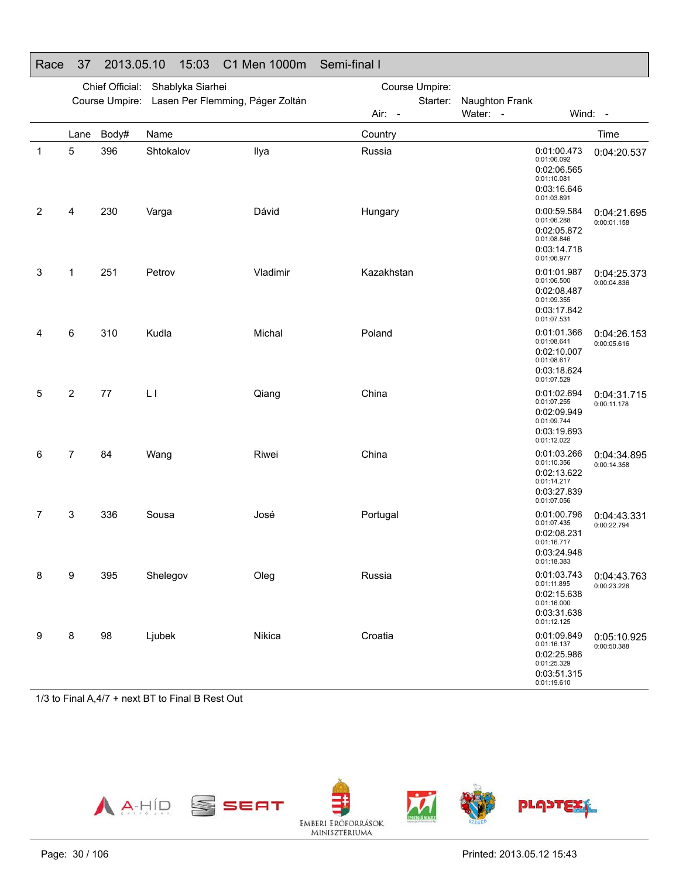## Race 37 2013.05.10 15:03 C1 Men 1000m Semi-final I

Chief Official: Shablyka Siarhei
Course Umpire: Lasen Per Flemming, Páger Zoltán
Course Umpire:
Starter: Naughton Frank
Air: -
Water: -
Wind: -

| | Lane | Body# | Name | | Country | Splits | Time |
|---|---|---|---|---|---|---|---|
| 1 | 5 | 396 | Shtokalov | Ilya | Russia | 0:01:00.473 / 0:01:06.092 / 0:02:06.565 / 0:01:10.081 / 0:03:16.646 / 0:01:03.891 | 0:04:20.537 |
| 2 | 4 | 230 | Varga | Dávid | Hungary | 0:00:59.584 / 0:01:06.288 / 0:02:05.872 / 0:01:08.846 / 0:03:14.718 / 0:01:06.977 | 0:04:21.695 / 0:00:01.158 |
| 3 | 1 | 251 | Petrov | Vladimir | Kazakhstan | 0:01:01.987 / 0:01:06.500 / 0:02:08.487 / 0:01:09.355 / 0:03:17.842 / 0:01:07.531 | 0:04:25.373 / 0:00:04.836 |
| 4 | 6 | 310 | Kudla | Michal | Poland | 0:01:01.366 / 0:01:08.641 / 0:02:10.007 / 0:01:08.617 / 0:03:18.624 / 0:01:07.529 | 0:04:26.153 / 0:00:05.616 |
| 5 | 2 | 77 | L I | Qiang | China | 0:01:02.694 / 0:01:07.255 / 0:02:09.949 / 0:01:09.744 / 0:03:19.693 / 0:01:12.022 | 0:04:31.715 / 0:00:11.178 |
| 6 | 7 | 84 | Wang | Riwei | China | 0:01:03.266 / 0:01:10.356 / 0:02:13.622 / 0:01:14.217 / 0:03:27.839 / 0:01:07.056 | 0:04:34.895 / 0:00:14.358 |
| 7 | 3 | 336 | Sousa | José | Portugal | 0:01:00.796 / 0:01:07.435 / 0:02:08.231 / 0:01:16.717 / 0:03:24.948 / 0:01:18.383 | 0:04:43.331 / 0:00:22.794 |
| 8 | 9 | 395 | Shelegov | Oleg | Russia | 0:01:03.743 / 0:01:11.895 / 0:02:15.638 / 0:01:16.000 / 0:03:31.638 / 0:01:12.125 | 0:04:43.763 / 0:00:23.226 |
| 9 | 8 | 98 | Ljubek | Nikica | Croatia | 0:01:09.849 / 0:01:16.137 / 0:02:25.986 / 0:01:25.329 / 0:03:51.315 / 0:01:19.610 | 0:05:10.925 / 0:00:50.388 |

1/3 to Final A,4/7 + next BT to Final B Rest Out

Printed: 2013.05.12 15:43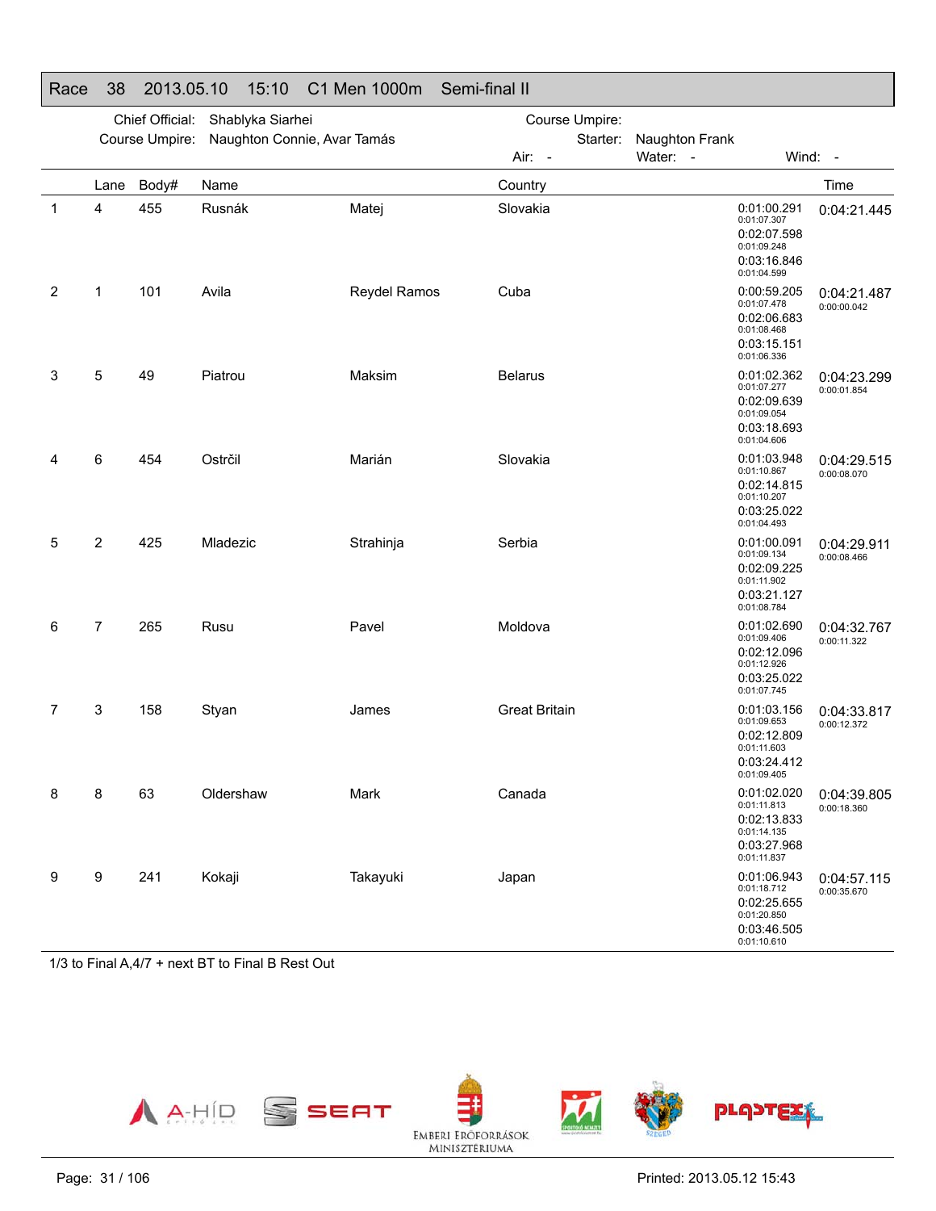## Race 38 2013.05.10 15:10 C1 Men 1000m Semi-final II

Chief Official: Shablyka Siarhei
Course Umpire: Naughton Connie, Avar Tamás

Course Umpire:
Starter: Naughton Frank
Air: - Water: - Wind: -

| | Lane | Body# | Name | | Country | Splits | Time |
|---|---|---|---|---|---|---|---|
| 1 | 4 | 455 | Rusnák | Matej | Slovakia | 0:01:00.291 / 0:01:07.307 / 0:02:07.598 / 0:01:09.248 / 0:03:16.846 / 0:01:04.599 | 0:04:21.445 |
| 2 | 1 | 101 | Avila | Reydel Ramos | Cuba | 0:00:59.205 / 0:01:07.478 / 0:02:06.683 / 0:01:08.468 / 0:03:15.151 / 0:01:06.336 | 0:04:21.487 / 0:00:00.042 |
| 3 | 5 | 49 | Piatrou | Maksim | Belarus | 0:01:02.362 / 0:01:07.277 / 0:02:09.639 / 0:01:09.054 / 0:03:18.693 / 0:01:04.606 | 0:04:23.299 / 0:00:01.854 |
| 4 | 6 | 454 | Ostrčil | Marián | Slovakia | 0:01:03.948 / 0:01:10.867 / 0:02:14.815 / 0:01:10.207 / 0:03:25.022 / 0:01:04.493 | 0:04:29.515 / 0:00:08.070 |
| 5 | 2 | 425 | Mladezic | Strahinja | Serbia | 0:01:00.091 / 0:01:09.134 / 0:02:09.225 / 0:01:11.902 / 0:03:21.127 / 0:01:08.784 | 0:04:29.911 / 0:00:08.466 |
| 6 | 7 | 265 | Rusu | Pavel | Moldova | 0:01:02.690 / 0:01:09.406 / 0:02:12.096 / 0:01:12.926 / 0:03:25.022 / 0:01:07.745 | 0:04:32.767 / 0:00:11.322 |
| 7 | 3 | 158 | Styan | James | Great Britain | 0:01:03.156 / 0:01:09.653 / 0:02:12.809 / 0:01:11.603 / 0:03:24.412 / 0:01:09.405 | 0:04:33.817 / 0:00:12.372 |
| 8 | 8 | 63 | Oldershaw | Mark | Canada | 0:01:02.020 / 0:01:11.813 / 0:02:13.833 / 0:01:14.135 / 0:03:27.968 / 0:01:11.837 | 0:04:39.805 / 0:00:18.360 |
| 9 | 9 | 241 | Kokaji | Takayuki | Japan | 0:01:06.943 / 0:01:18.712 / 0:02:25.655 / 0:01:20.850 / 0:03:46.505 / 0:01:10.610 | 0:04:57.115 / 0:00:35.670 |

1/3 to Final A,4/7 + next BT to Final B Rest Out

Printed: 2013.05.12 15:43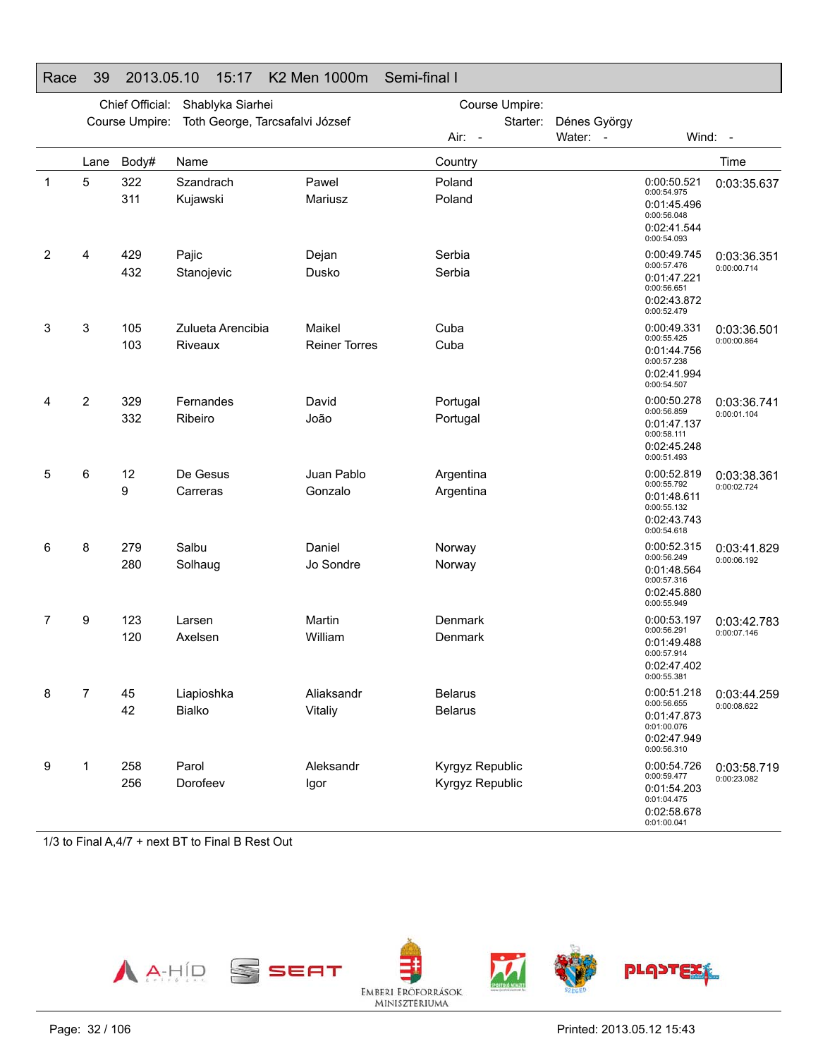## Race 39 2013.05.10 15:17 K2 Men 1000m Semi-final I

Chief Official: Shablyka Siarhei
Course Umpire: Toth George, Tarcsafalvi József
Course Umpire:
Starter: Dénes György
Air: - Water: - Wind: -

| | Lane | Body# | Name | | Country | Splits | Time |
|---|---|---|---|---|---|---|---|
| 1 | 5 | 322 | Szandrach | Pawel | Poland | 0:00:50.521 | 0:03:35.637 |
| | | 311 | Kujawski | Mariusz | Poland | 0:00:54.975 | |
| | | | | | | 0:01:45.496 | |
| | | | | | | 0:00:56.048 | |
| | | | | | | 0:02:41.544 | |
| | | | | | | 0:00:54.093 | |
| 2 | 4 | 429 | Pajic | Dejan | Serbia | 0:00:49.745 | 0:03:36.351 |
| | | 432 | Stanojevic | Dusko | Serbia | 0:00:57.476 | 0:00:00.714 |
| | | | | | | 0:01:47.221 | |
| | | | | | | 0:00:56.651 | |
| | | | | | | 0:02:43.872 | |
| | | | | | | 0:00:52.479 | |
| 3 | 3 | 105 | Zulueta Arencibia | Maikel | Cuba | 0:00:49.331 | 0:03:36.501 |
| | | 103 | Riveaux | Reiner Torres | Cuba | 0:00:55.425 | 0:00:00.864 |
| | | | | | | 0:01:44.756 | |
| | | | | | | 0:00:57.238 | |
| | | | | | | 0:02:41.994 | |
| | | | | | | 0:00:54.507 | |
| 4 | 2 | 329 | Fernandes | David | Portugal | 0:00:50.278 | 0:03:36.741 |
| | | 332 | Ribeiro | João | Portugal | 0:00:56.859 | 0:00:01.104 |
| | | | | | | 0:01:47.137 | |
| | | | | | | 0:00:58.111 | |
| | | | | | | 0:02:45.248 | |
| | | | | | | 0:00:51.493 | |
| 5 | 6 | 12 | De Gesus | Juan Pablo | Argentina | 0:00:52.819 | 0:03:38.361 |
| | | 9 | Carreras | Gonzalo | Argentina | 0:00:55.792 | 0:00:02.724 |
| | | | | | | 0:01:48.611 | |
| | | | | | | 0:00:55.132 | |
| | | | | | | 0:02:43.743 | |
| | | | | | | 0:00:54.618 | |
| 6 | 8 | 279 | Salbu | Daniel | Norway | 0:00:52.315 | 0:03:41.829 |
| | | 280 | Solhaug | Jo Sondre | Norway | 0:00:56.249 | 0:00:06.192 |
| | | | | | | 0:01:48.564 | |
| | | | | | | 0:00:57.316 | |
| | | | | | | 0:02:45.880 | |
| | | | | | | 0:00:55.949 | |
| 7 | 9 | 123 | Larsen | Martin | Denmark | 0:00:53.197 | 0:03:42.783 |
| | | 120 | Axelsen | William | Denmark | 0:00:56.291 | 0:00:07.146 |
| | | | | | | 0:01:49.488 | |
| | | | | | | 0:00:57.914 | |
| | | | | | | 0:02:47.402 | |
| | | | | | | 0:00:55.381 | |
| 8 | 7 | 45 | Liapioshka | Aliaksandr | Belarus | 0:00:51.218 | 0:03:44.259 |
| | | 42 | Bialko | Vitaliy | Belarus | 0:00:56.655 | 0:00:08.622 |
| | | | | | | 0:01:47.873 | |
| | | | | | | 0:01:00.076 | |
| | | | | | | 0:02:47.949 | |
| | | | | | | 0:00:56.310 | |
| 9 | 1 | 258 | Parol | Aleksandr | Kyrgyz Republic | 0:00:54.726 | 0:03:58.719 |
| | | 256 | Dorofeev | Igor | Kyrgyz Republic | 0:00:59.477 | 0:00:23.082 |
| | | | | | | 0:01:54.203 | |
| | | | | | | 0:01:04.475 | |
| | | | | | | 0:02:58.678 | |
| | | | | | | 0:01:00.041 | |

1/3 to Final A,4/7 + next BT to Final B Rest Out

Printed: 2013.05.12 15:43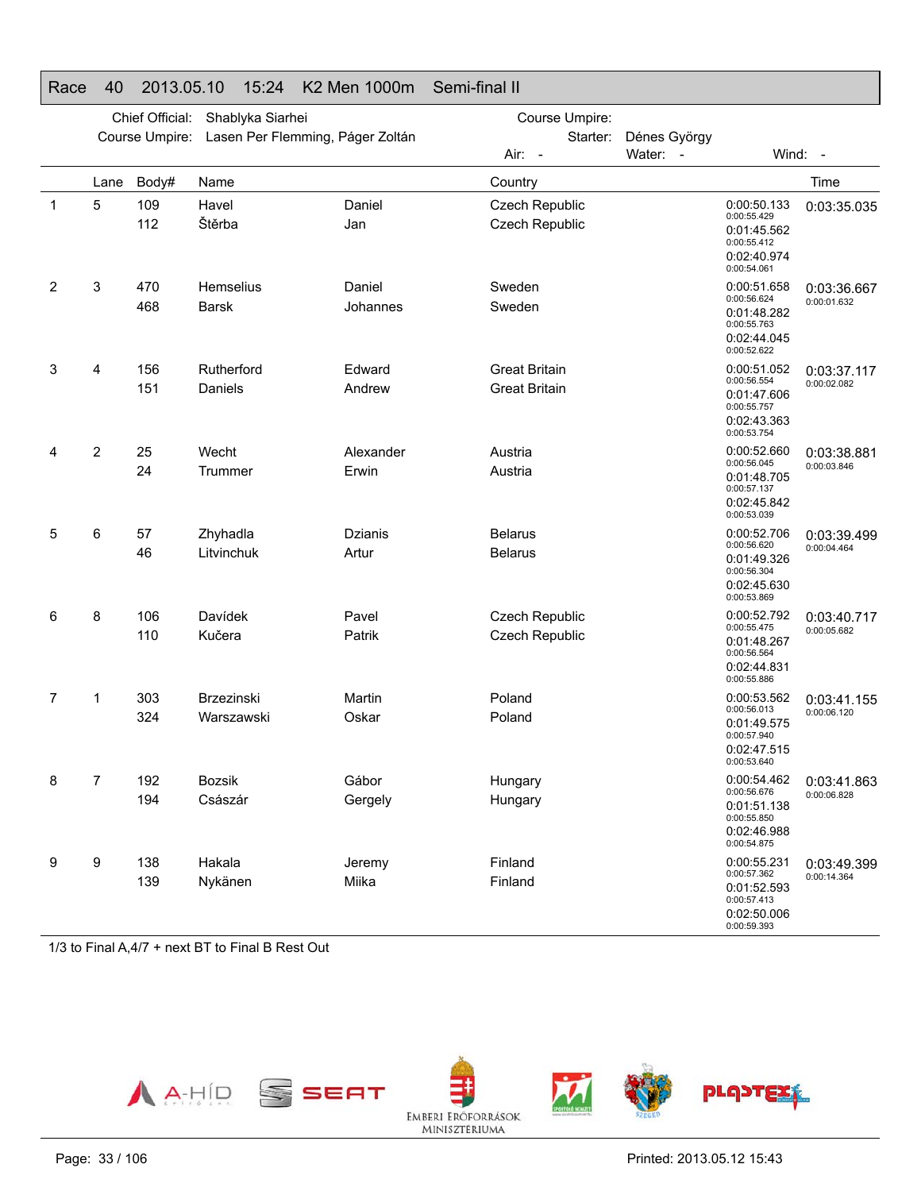# Race 40 2013.05.10 15:24 K2 Men 1000m Semi-final II

Chief Official: Shablyka Siarhei

Course Umpire: Lasen Per Flemming, Páger Zoltán

Course Umpire:

Starter: Dénes György

Air: - Water: - Wind: -

| | Lane | Body# | Name | | Country | | Time |
|---|---|---|---|---|---|---|---|
| 1 | 5 | 109 | Havel | Daniel | Czech Republic | 0:00:50.133<br>0:00:55.429 | 0:03:35.035 |
| | | 112 | Štěrba | Jan | Czech Republic | 0:01:45.562<br>0:00:55.412 | |
| | | | | | | 0:02:40.974<br>0:00:54.061 | |
| 2 | 3 | 470 | Hemselius | Daniel | Sweden | 0:00:51.658<br>0:00:56.624 | 0:03:36.667<br>0:00:01.632 |
| | | 468 | Barsk | Johannes | Sweden | 0:01:48.282<br>0:00:55.763 | |
| | | | | | | 0:02:44.045<br>0:00:52.622 | |
| 3 | 4 | 156 | Rutherford | Edward | Great Britain | 0:00:51.052<br>0:00:56.554 | 0:03:37.117<br>0:00:02.082 |
| | | 151 | Daniels | Andrew | Great Britain | 0:01:47.606<br>0:00:55.757 | |
| | | | | | | 0:02:43.363<br>0:00:53.754 | |
| 4 | 2 | 25 | Wecht | Alexander | Austria | 0:00:52.660<br>0:00:56.045 | 0:03:38.881<br>0:00:03.846 |
| | | 24 | Trummer | Erwin | Austria | 0:01:48.705<br>0:00:57.137 | |
| | | | | | | 0:02:45.842<br>0:00:53.039 | |
| 5 | 6 | 57 | Zhyhadla | Dzianis | Belarus | 0:00:52.706<br>0:00:56.620 | 0:03:39.499<br>0:00:04.464 |
| | | 46 | Litvinchuk | Artur | Belarus | 0:01:49.326<br>0:00:56.304 | |
| | | | | | | 0:02:45.630<br>0:00:53.869 | |
| 6 | 8 | 106 | Davídek | Pavel | Czech Republic | 0:00:52.792<br>0:00:55.475 | 0:03:40.717<br>0:00:05.682 |
| | | 110 | Kučera | Patrik | Czech Republic | 0:01:48.267<br>0:00:56.564 | |
| | | | | | | 0:02:44.831<br>0:00:55.886 | |
| 7 | 1 | 303 | Brzezinski | Martin | Poland | 0:00:53.562<br>0:00:56.013 | 0:03:41.155<br>0:00:06.120 |
| | | 324 | Warszawski | Oskar | Poland | 0:01:49.575<br>0:00:57.940 | |
| | | | | | | 0:02:47.515<br>0:00:53.640 | |
| 8 | 7 | 192 | Bozsik | Gábor | Hungary | 0:00:54.462<br>0:00:56.676 | 0:03:41.863<br>0:00:06.828 |
| | | 194 | Császár | Gergely | Hungary | 0:01:51.138<br>0:00:55.850 | |
| | | | | | | 0:02:46.988<br>0:00:54.875 | |
| 9 | 9 | 138 | Hakala | Jeremy | Finland | 0:00:55.231<br>0:00:57.362 | 0:03:49.399<br>0:00:14.364 |
| | | 139 | Nykänen | Miika | Finland | 0:01:52.593<br>0:00:57.413 | |
| | | | | | | 0:02:50.006<br>0:00:59.393 | |

1/3 to Final A,4/7 + next BT to Final B Rest Out

Printed: 2013.05.12 15:43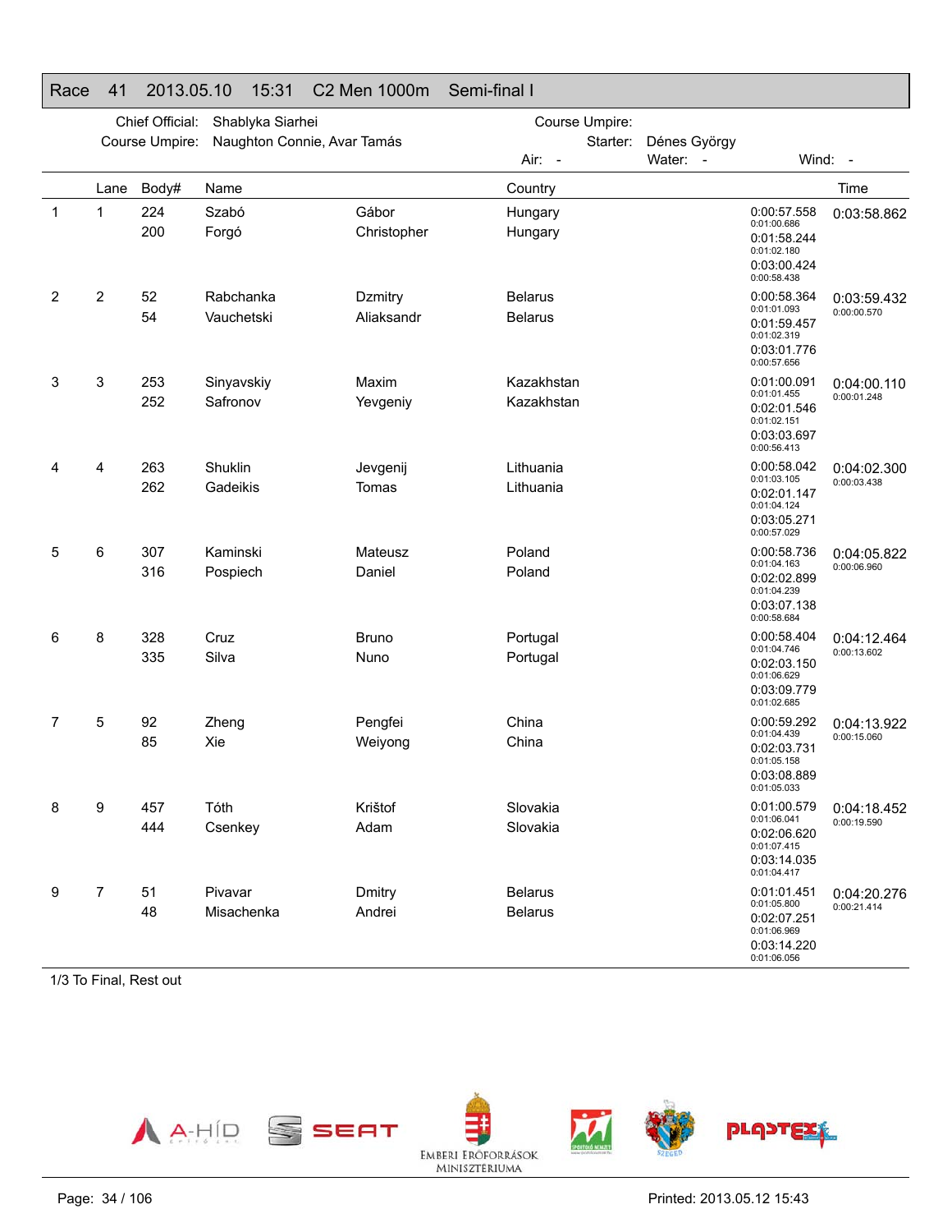## Race 41 2013.05.10 15:31 C2 Men 1000m Semi-final I

Chief Official: Shablyka Siarhei
Course Umpire: Naughton Connie, Avar Tamás
Course Umpire:
Starter: Dénes György
Air: - Water: - Wind: -

| | Lane | Body# | Name | | Country | Splits | Time |
|---|---|---|---|---|---|---|---|
| 1 | 1 | 224<br>200 | Szabó<br>Forgó | Gábor<br>Christopher | Hungary<br>Hungary | 0:00:57.558<br>0:01:00.686<br>0:01:58.244<br>0:01:02.180<br>0:03:00.424<br>0:00:58.438 | 0:03:58.862 |
| 2 | 2 | 52<br>54 | Rabchanka<br>Vauchetski | Dzmitry<br>Aliaksandr | Belarus<br>Belarus | 0:00:58.364<br>0:01:01.093<br>0:01:59.457<br>0:01:02.319<br>0:03:01.776<br>0:00:57.656 | 0:03:59.432<br>0:00:00.570 |
| 3 | 3 | 253<br>252 | Sinyavskiy<br>Safronov | Maxim<br>Yevgeniy | Kazakhstan<br>Kazakhstan | 0:01:00.091<br>0:01:01.455<br>0:02:01.546<br>0:01:02.151<br>0:03:03.697<br>0:00:56.413 | 0:04:00.110<br>0:00:01.248 |
| 4 | 4 | 263<br>262 | Shuklin<br>Gadeikis | Jevgenij<br>Tomas | Lithuania<br>Lithuania | 0:00:58.042<br>0:01:03.105<br>0:02:01.147<br>0:01:04.124<br>0:03:05.271<br>0:00:57.029 | 0:04:02.300<br>0:00:03.438 |
| 5 | 6 | 307<br>316 | Kaminski<br>Pospiech | Mateusz<br>Daniel | Poland<br>Poland | 0:00:58.736<br>0:01:04.163<br>0:02:02.899<br>0:01:04.239<br>0:03:07.138<br>0:00:58.684 | 0:04:05.822<br>0:00:06.960 |
| 6 | 8 | 328<br>335 | Cruz<br>Silva | Bruno<br>Nuno | Portugal<br>Portugal | 0:00:58.404<br>0:01:04.746<br>0:02:03.150<br>0:01:06.629<br>0:03:09.779<br>0:01:02.685 | 0:04:12.464<br>0:00:13.602 |
| 7 | 5 | 92<br>85 | Zheng<br>Xie | Pengfei<br>Weiyong | China<br>China | 0:00:59.292<br>0:01:04.439<br>0:02:03.731<br>0:01:05.158<br>0:03:08.889<br>0:01:05.033 | 0:04:13.922<br>0:00:15.060 |
| 8 | 9 | 457<br>444 | Tóth<br>Csenkey | Krištof<br>Adam | Slovakia<br>Slovakia | 0:01:00.579<br>0:01:06.041<br>0:02:06.620<br>0:01:07.415<br>0:03:14.035<br>0:01:04.417 | 0:04:18.452<br>0:00:19.590 |
| 9 | 7 | 51<br>48 | Pivavar<br>Misachenka | Dmitry<br>Andrei | Belarus<br>Belarus | 0:01:01.451<br>0:01:05.800<br>0:02:07.251<br>0:01:06.969<br>0:03:14.220<br>0:01:06.056 | 0:04:20.276<br>0:00:21.414 |

1/3 To Final, Rest out

Printed: 2013.05.12 15:43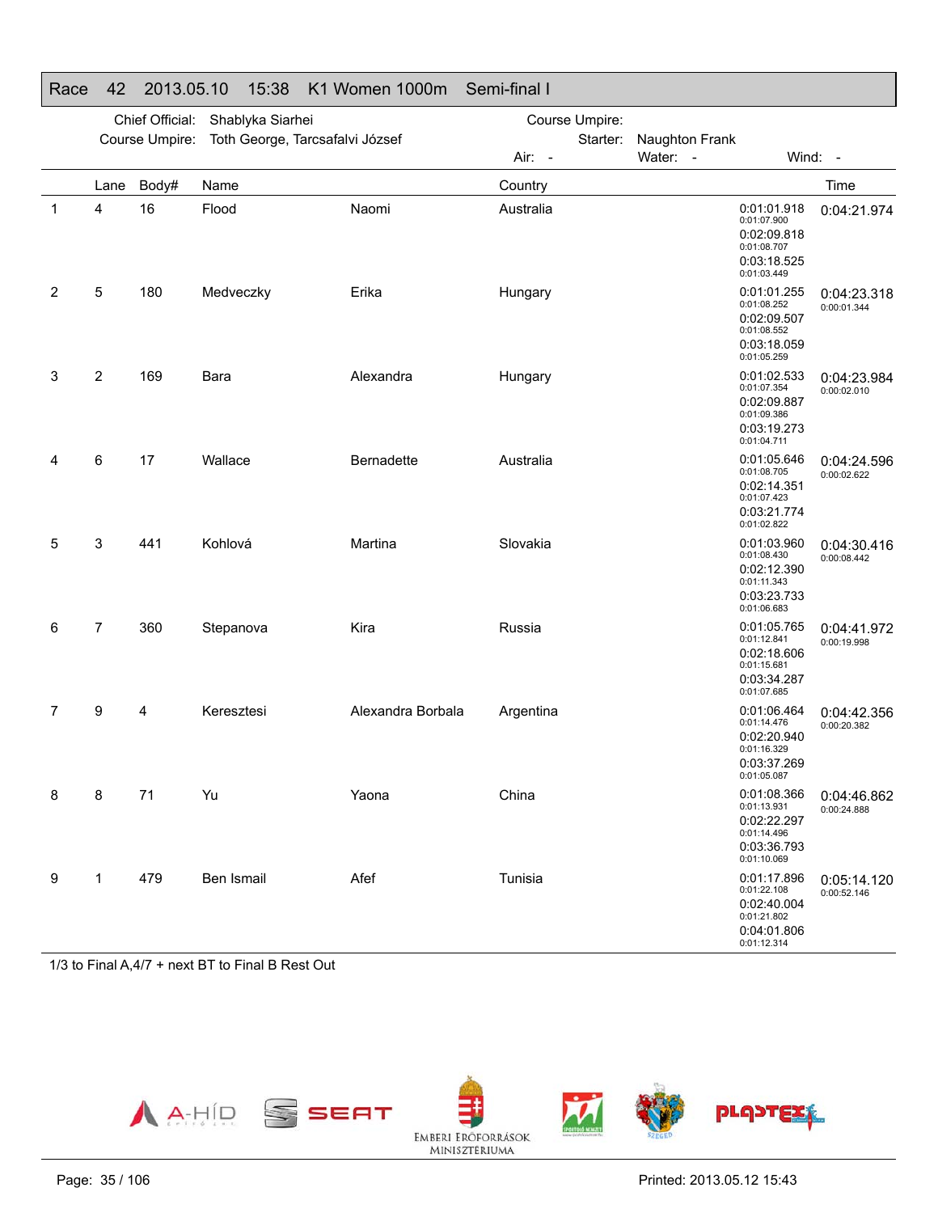## Race 42 2013.05.10 15:38 K1 Women 1000m Semi-final I

Chief Official: Shablyka Siarhei
Course Umpire: Toth George, Tarcsafalvi József
Course Umpire:
Starter: Naughton Frank
Air: - Water: - Wind: -

| | Lane | Body# | Name | | Country | | Time |
|---|---|---|---|---|---|---|---|
| 1 | 4 | 16 | Flood | Naomi | Australia | 0:01:01.918<br>0:01:07.900<br>0:02:09.818<br>0:01:08.707<br>0:03:18.525<br>0:01:03.449 | 0:04:21.974 |
| 2 | 5 | 180 | Medveczky | Erika | Hungary | 0:01:01.255<br>0:01:08.252<br>0:02:09.507<br>0:01:08.552<br>0:03:18.059<br>0:01:05.259 | 0:04:23.318<br>0:00:01.344 |
| 3 | 2 | 169 | Bara | Alexandra | Hungary | 0:01:02.533<br>0:01:07.354<br>0:02:09.887<br>0:01:09.386<br>0:03:19.273<br>0:01:04.711 | 0:04:23.984<br>0:00:02.010 |
| 4 | 6 | 17 | Wallace | Bernadette | Australia | 0:01:05.646<br>0:01:08.705<br>0:02:14.351<br>0:01:07.423<br>0:03:21.774<br>0:01:02.822 | 0:04:24.596<br>0:00:02.622 |
| 5 | 3 | 441 | Kohlová | Martina | Slovakia | 0:01:03.960<br>0:01:08.430<br>0:02:12.390<br>0:01:11.343<br>0:03:23.733<br>0:01:06.683 | 0:04:30.416<br>0:00:08.442 |
| 6 | 7 | 360 | Stepanova | Kira | Russia | 0:01:05.765<br>0:01:12.841<br>0:02:18.606<br>0:01:15.681<br>0:03:34.287<br>0:01:07.685 | 0:04:41.972<br>0:00:19.998 |
| 7 | 9 | 4 | Keresztesi | Alexandra Borbala | Argentina | 0:01:06.464<br>0:01:14.476<br>0:02:20.940<br>0:01:16.329<br>0:03:37.269<br>0:01:05.087 | 0:04:42.356<br>0:00:20.382 |
| 8 | 8 | 71 | Yu | Yaona | China | 0:01:08.366<br>0:01:13.931<br>0:02:22.297<br>0:01:14.496<br>0:03:36.793<br>0:01:10.069 | 0:04:46.862<br>0:00:24.888 |
| 9 | 1 | 479 | Ben Ismail | Afef | Tunisia | 0:01:17.896<br>0:01:22.108<br>0:02:40.004<br>0:01:21.802<br>0:04:01.806<br>0:01:12.314 | 0:05:14.120<br>0:00:52.146 |

1/3 to Final A,4/7 + next BT to Final B Rest Out

Printed: 2013.05.12 15:43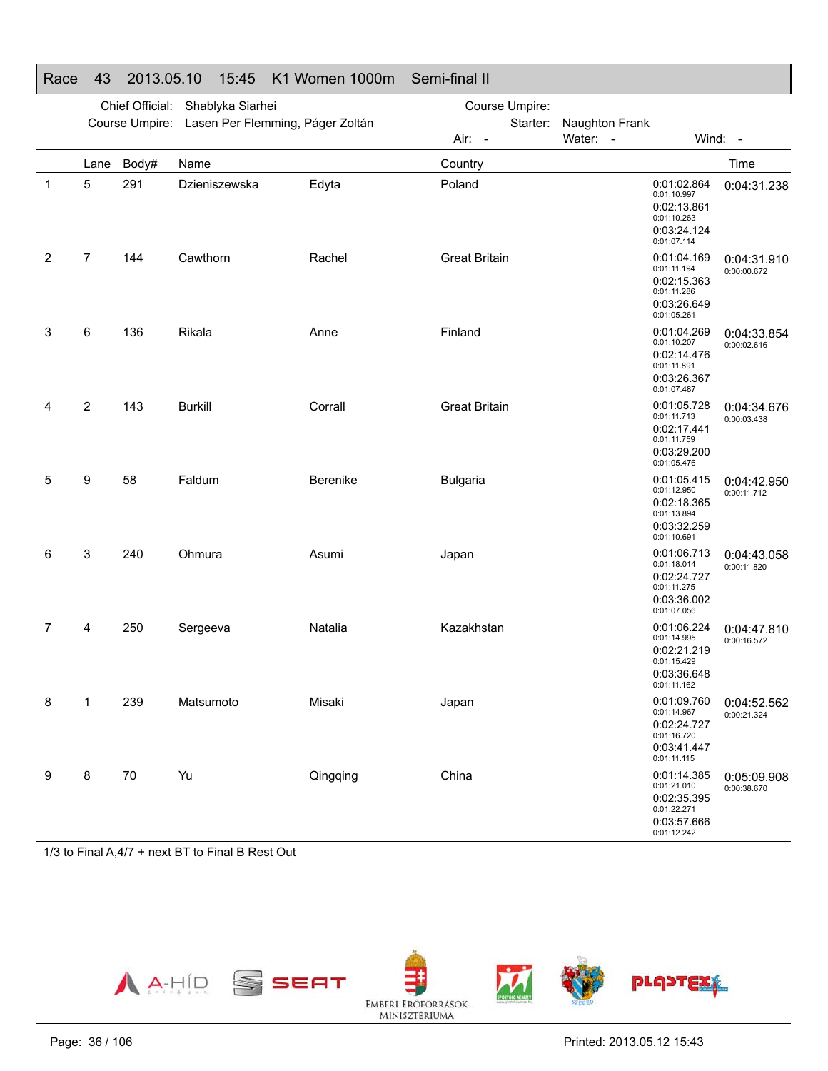## Race 43 2013.05.10 15:45 K1 Women 1000m Semi-final II

Chief Official: Shablyka Siarhei
Course Umpire: Lasen Per Flemming, Páger Zoltán
Course Umpire:
Starter: Naughton Frank
Air: -
Water: -
Wind: -

| | Lane | Body# | Name | | Country | | Time |
|---|---|---|---|---|---|---|---|
| 1 | 5 | 291 | Dzieniszewska | Edyta | Poland | 0:01:02.864<br>0:01:10.997<br>0:02:13.861<br>0:01:10.263<br>0:03:24.124<br>0:01:07.114 | 0:04:31.238 |
| 2 | 7 | 144 | Cawthorn | Rachel | Great Britain | 0:01:04.169<br>0:01:11.194<br>0:02:15.363<br>0:01:11.286<br>0:03:26.649<br>0:01:05.261 | 0:04:31.910<br>0:00:00.672 |
| 3 | 6 | 136 | Rikala | Anne | Finland | 0:01:04.269<br>0:01:10.207<br>0:02:14.476<br>0:01:11.891<br>0:03:26.367<br>0:01:07.487 | 0:04:33.854<br>0:00:02.616 |
| 4 | 2 | 143 | Burkill | Corrall | Great Britain | 0:01:05.728<br>0:01:11.713<br>0:02:17.441<br>0:01:11.759<br>0:03:29.200<br>0:01:05.476 | 0:04:34.676<br>0:00:03.438 |
| 5 | 9 | 58 | Faldum | Berenike | Bulgaria | 0:01:05.415<br>0:01:12.950<br>0:02:18.365<br>0:01:13.894<br>0:03:32.259<br>0:01:10.691 | 0:04:42.950<br>0:00:11.712 |
| 6 | 3 | 240 | Ohmura | Asumi | Japan | 0:01:06.713<br>0:01:18.014<br>0:02:24.727<br>0:01:11.275<br>0:03:36.002<br>0:01:07.056 | 0:04:43.058<br>0:00:11.820 |
| 7 | 4 | 250 | Sergeeva | Natalia | Kazakhstan | 0:01:06.224<br>0:01:14.995<br>0:02:21.219<br>0:01:15.429<br>0:03:36.648<br>0:01:11.162 | 0:04:47.810<br>0:00:16.572 |
| 8 | 1 | 239 | Matsumoto | Misaki | Japan | 0:01:09.760<br>0:01:14.967<br>0:02:24.727<br>0:01:16.720<br>0:03:41.447<br>0:01:11.115 | 0:04:52.562<br>0:00:21.324 |
| 9 | 8 | 70 | Yu | Qingqing | China | 0:01:14.385<br>0:01:21.010<br>0:02:35.395<br>0:01:22.271<br>0:03:57.666<br>0:01:12.242 | 0:05:09.908<br>0:00:38.670 |

1/3 to Final A,4/7 + next BT to Final B Rest Out

Printed: 2013.05.12 15:43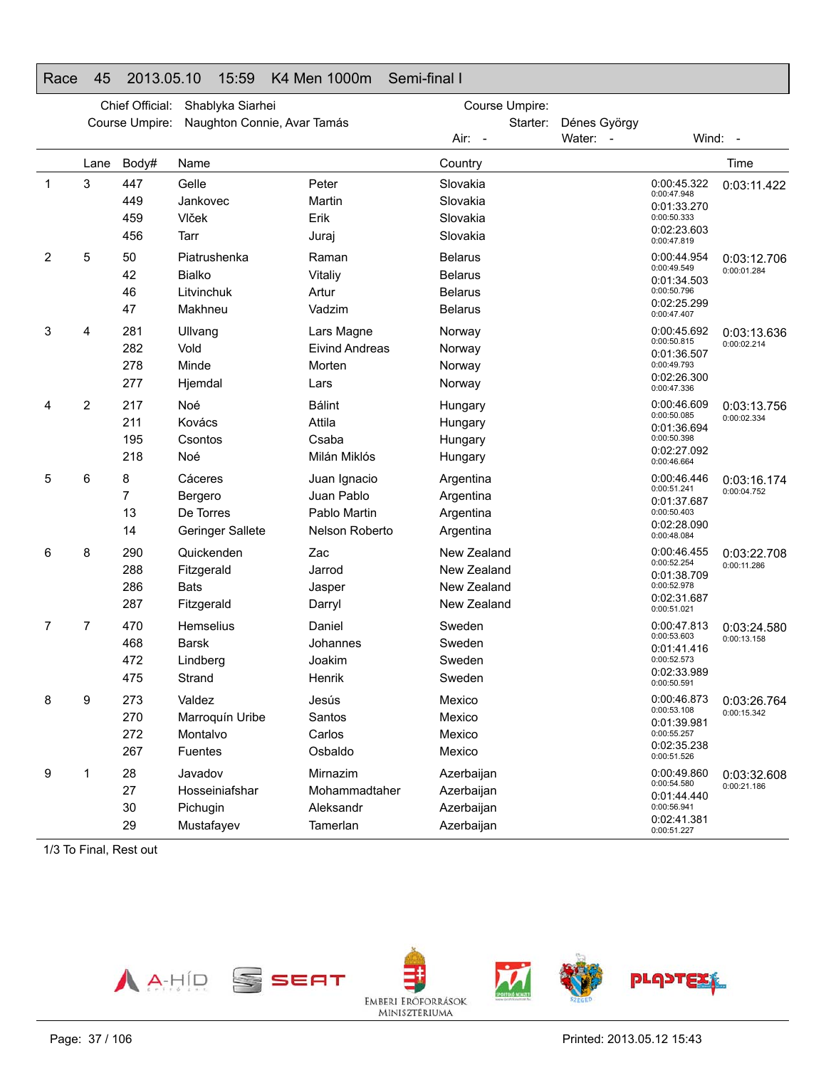## Race 45 2013.05.10 15:59 K4 Men 1000m Semi-final I

Chief Official: Shablyka Siarhei
Course Umpire: Naughton Connie, Avar Tamás

Course Umpire:
Starter: Dénes György
Air: - Water: - Wind: -

| | Lane | Body# | Name | | Country | Splits | Time |
|---|---|---|---|---|---|---|---|
| 1 | 3 | 447 | Gelle | Peter | Slovakia | 0:00:45.322 | 0:03:11.422 |
| | | | | | | 0:00:47.948 | |
| | | 449 | Jankovec | Martin | Slovakia | 0:01:33.270 | |
| | | | | | | 0:00:50.333 | |
| | | 459 | Vlček | Erik | Slovakia | 0:02:23.603 | |
| | | | | | | 0:00:47.819 | |
| | | 456 | Tarr | Juraj | Slovakia | | |
| 2 | 5 | 50 | Piatrushenka | Raman | Belarus | 0:00:44.954 | 0:03:12.706 |
| | | | | | | 0:00:49.549 | 0:00:01.284 |
| | | 42 | Bialko | Vitaliy | Belarus | 0:01:34.503 | |
| | | | | | | 0:00:50.796 | |
| | | 46 | Litvinchuk | Artur | Belarus | 0:02:25.299 | |
| | | | | | | 0:00:47.407 | |
| | | 47 | Makhneu | Vadzim | Belarus | | |
| 3 | 4 | 281 | Ullvang | Lars Magne | Norway | 0:00:45.692 | 0:03:13.636 |
| | | | | | | 0:00:50.815 | 0:00:02.214 |
| | | 282 | Vold | Eivind Andreas | Norway | 0:01:36.507 | |
| | | | | | | 0:00:49.793 | |
| | | 278 | Minde | Morten | Norway | 0:02:26.300 | |
| | | | | | | 0:00:47.336 | |
| | | 277 | Hjemdal | Lars | Norway | | |
| 4 | 2 | 217 | Noé | Bálint | Hungary | 0:00:46.609 | 0:03:13.756 |
| | | | | | | 0:00:50.085 | 0:00:02.334 |
| | | 211 | Kovács | Attila | Hungary | 0:01:36.694 | |
| | | | | | | 0:00:50.398 | |
| | | 195 | Csontos | Csaba | Hungary | 0:02:27.092 | |
| | | | | | | 0:00:46.664 | |
| | | 218 | Noé | Milán Miklós | Hungary | | |
| 5 | 6 | 8 | Cáceres | Juan Ignacio | Argentina | 0:00:46.446 | 0:03:16.174 |
| | | | | | | 0:00:51.241 | 0:00:04.752 |
| | | 7 | Bergero | Juan Pablo | Argentina | 0:01:37.687 | |
| | | | | | | 0:00:50.403 | |
| | | 13 | De Torres | Pablo Martin | Argentina | 0:02:28.090 | |
| | | | | | | 0:00:48.084 | |
| | | 14 | Geringer Sallete | Nelson Roberto | Argentina | | |
| 6 | 8 | 290 | Quickenden | Zac | New Zealand | 0:00:46.455 | 0:03:22.708 |
| | | | | | | 0:00:52.254 | 0:00:11.286 |
| | | 288 | Fitzgerald | Jarrod | New Zealand | 0:01:38.709 | |
| | | | | | | 0:00:52.978 | |
| | | 286 | Bats | Jasper | New Zealand | 0:02:31.687 | |
| | | | | | | 0:00:51.021 | |
| | | 287 | Fitzgerald | Darryl | New Zealand | | |
| 7 | 7 | 470 | Hemselius | Daniel | Sweden | 0:00:47.813 | 0:03:24.580 |
| | | | | | | 0:00:53.603 | 0:00:13.158 |
| | | 468 | Barsk | Johannes | Sweden | 0:01:41.416 | |
| | | | | | | 0:00:52.573 | |
| | | 472 | Lindberg | Joakim | Sweden | 0:02:33.989 | |
| | | | | | | 0:00:50.591 | |
| | | 475 | Strand | Henrik | Sweden | | |
| 8 | 9 | 273 | Valdez | Jesús | Mexico | 0:00:46.873 | 0:03:26.764 |
| | | | | | | 0:00:53.108 | 0:00:15.342 |
| | | 270 | Marroquín Uribe | Santos | Mexico | 0:01:39.981 | |
| | | | | | | 0:00:55.257 | |
| | | 272 | Montalvo | Carlos | Mexico | 0:02:35.238 | |
| | | | | | | 0:00:51.526 | |
| | | 267 | Fuentes | Osbaldo | Mexico | | |
| 9 | 1 | 28 | Javadov | Mirnazim | Azerbaijan | 0:00:49.860 | 0:03:32.608 |
| | | | | | | 0:00:54.580 | 0:00:21.186 |
| | | 27 | Hosseiniafshar | Mohammadtaher | Azerbaijan | 0:01:44.440 | |
| | | | | | | 0:00:56.941 | |
| | | 30 | Pichugin | Aleksandr | Azerbaijan | 0:02:41.381 | |
| | | | | | | 0:00:51.227 | |
| | | 29 | Mustafayev | Tamerlan | Azerbaijan | | |

1/3 To Final, Rest out

Printed: 2013.05.12 15:43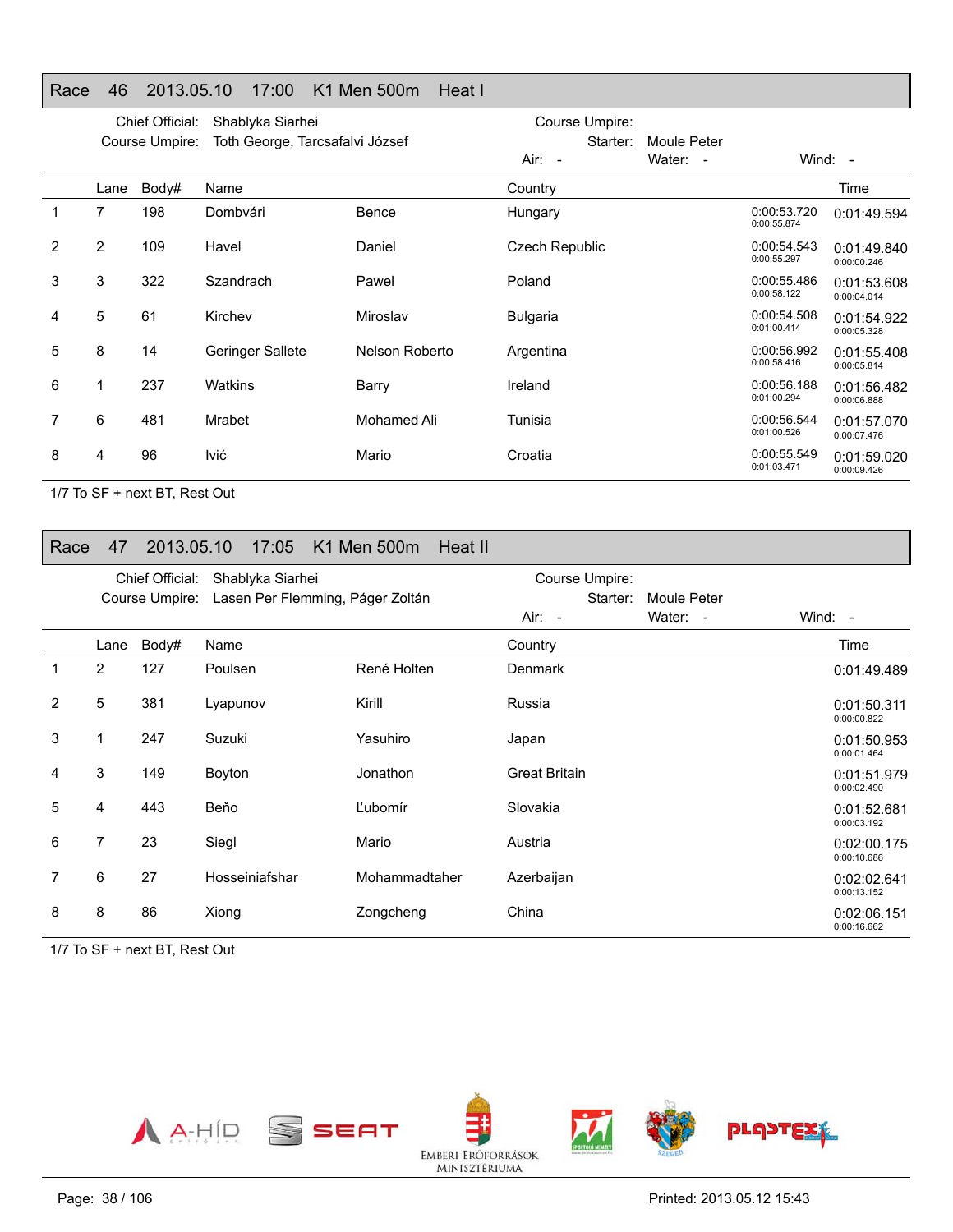## Race 46 2013.05.10 17:00 K1 Men 500m Heat I

Chief Official: Shablyka Siarhei
Course Umpire: Toth George, Tarcsafalvi József
Course Umpire:
Starter: Moule Peter
Air: - Water: - Wind: -

| | Lane | Body# | Name | | Country | | Time |
|---|---|---|---|---|---|---|---|
| 1 | 7 | 198 | Dombvári | Bence | Hungary | 0:00:53.720 0:00:55.874 | 0:01:49.594 |
| 2 | 2 | 109 | Havel | Daniel | Czech Republic | 0:00:54.543 0:00:55.297 | 0:01:49.840 0:00:00.246 |
| 3 | 3 | 322 | Szandrach | Pawel | Poland | 0:00:55.486 0:00:58.122 | 0:01:53.608 0:00:04.014 |
| 4 | 5 | 61 | Kirchev | Miroslav | Bulgaria | 0:00:54.508 0:01:00.414 | 0:01:54.922 0:00:05.328 |
| 5 | 8 | 14 | Geringer Sallete | Nelson Roberto | Argentina | 0:00:56.992 0:00:58.416 | 0:01:55.408 0:00:05.814 |
| 6 | 1 | 237 | Watkins | Barry | Ireland | 0:00:56.188 0:01:00.294 | 0:01:56.482 0:00:06.888 |
| 7 | 6 | 481 | Mrabet | Mohamed Ali | Tunisia | 0:00:56.544 0:01:00.526 | 0:01:57.070 0:00:07.476 |
| 8 | 4 | 96 | Ivić | Mario | Croatia | 0:00:55.549 0:01:03.471 | 0:01:59.020 0:00:09.426 |

1/7 To SF + next BT, Rest Out

## Race 47 2013.05.10 17:05 K1 Men 500m Heat II

Chief Official: Shablyka Siarhei
Course Umpire: Lasen Per Flemming, Páger Zoltán
Course Umpire:
Starter: Moule Peter
Air: - Water: - Wind: -

| | Lane | Body# | Name | | Country | Time |
|---|---|---|---|---|---|---|
| 1 | 2 | 127 | Poulsen | René Holten | Denmark | 0:01:49.489 |
| 2 | 5 | 381 | Lyapunov | Kirill | Russia | 0:01:50.311 0:00:00.822 |
| 3 | 1 | 247 | Suzuki | Yasuhiro | Japan | 0:01:50.953 0:00:01.464 |
| 4 | 3 | 149 | Boyton | Jonathon | Great Britain | 0:01:51.979 0:00:02.490 |
| 5 | 4 | 443 | Beňo | Ľubomír | Slovakia | 0:01:52.681 0:00:03.192 |
| 6 | 7 | 23 | Siegl | Mario | Austria | 0:02:00.175 0:00:10.686 |
| 7 | 6 | 27 | Hosseiniafshar | Mohammadtaher | Azerbaijan | 0:02:02.641 0:00:13.152 |
| 8 | 8 | 86 | Xiong | Zongcheng | China | 0:02:06.151 0:00:16.662 |

1/7 To SF + next BT, Rest Out

Printed: 2013.05.12 15:43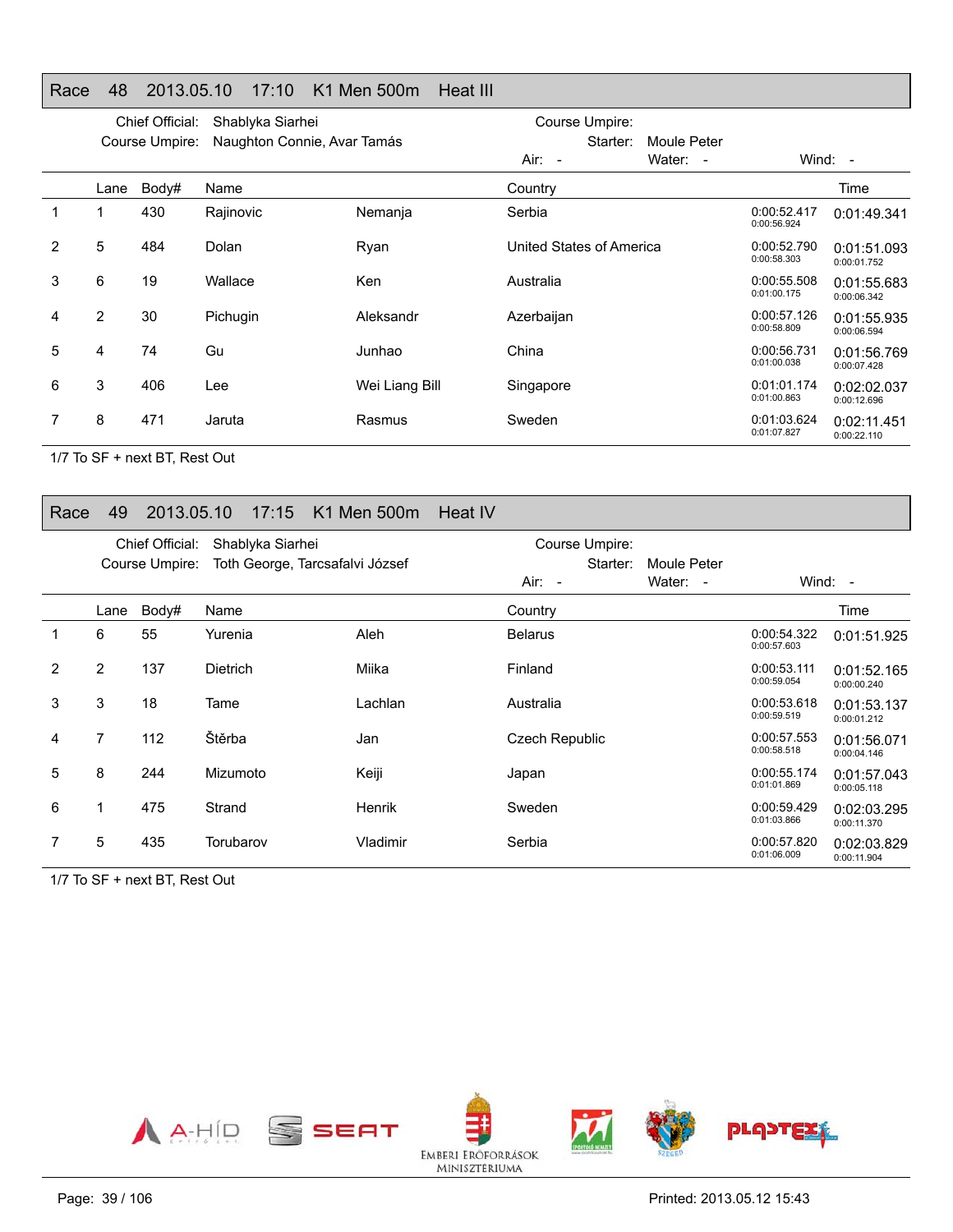## Race 48 2013.05.10 17:10 K1 Men 500m Heat III

Chief Official: Shablyka Siarhei
Course Umpire: Naughton Connie, Avar Tamás

Course Umpire:
Starter: Moule Peter
Air: - Water: - Wind: -

| | Lane | Body# | Name | | Country | | Time |
|---|---|---|---|---|---|---|---|
| 1 | 1 | 430 | Rajinovic | Nemanja | Serbia | 0:00:52.417 0:00:56.924 | 0:01:49.341 |
| 2 | 5 | 484 | Dolan | Ryan | United States of America | 0:00:52.790 0:00:58.303 | 0:01:51.093 0:00:01.752 |
| 3 | 6 | 19 | Wallace | Ken | Australia | 0:00:55.508 0:01:00.175 | 0:01:55.683 0:00:06.342 |
| 4 | 2 | 30 | Pichugin | Aleksandr | Azerbaijan | 0:00:57.126 0:00:58.809 | 0:01:55.935 0:00:06.594 |
| 5 | 4 | 74 | Gu | Junhao | China | 0:00:56.731 0:01:00.038 | 0:01:56.769 0:00:07.428 |
| 6 | 3 | 406 | Lee | Wei Liang Bill | Singapore | 0:01:01.174 0:01:00.863 | 0:02:02.037 0:00:12.696 |
| 7 | 8 | 471 | Jaruta | Rasmus | Sweden | 0:01:03.624 0:01:07.827 | 0:02:11.451 0:00:22.110 |

1/7 To SF + next BT, Rest Out

## Race 49 2013.05.10 17:15 K1 Men 500m Heat IV

Chief Official: Shablyka Siarhei
Course Umpire: Toth George, Tarcsafalvi József

Course Umpire:
Starter: Moule Peter
Air: - Water: - Wind: -

| | Lane | Body# | Name | | Country | | Time |
|---|---|---|---|---|---|---|---|
| 1 | 6 | 55 | Yurenia | Aleh | Belarus | 0:00:54.322 0:00:57.603 | 0:01:51.925 |
| 2 | 2 | 137 | Dietrich | Miika | Finland | 0:00:53.111 0:00:59.054 | 0:01:52.165 0:00:00.240 |
| 3 | 3 | 18 | Tame | Lachlan | Australia | 0:00:53.618 0:00:59.519 | 0:01:53.137 0:00:01.212 |
| 4 | 7 | 112 | Štěrba | Jan | Czech Republic | 0:00:57.553 0:00:58.518 | 0:01:56.071 0:00:04.146 |
| 5 | 8 | 244 | Mizumoto | Keiji | Japan | 0:00:55.174 0:01:01.869 | 0:01:57.043 0:00:05.118 |
| 6 | 1 | 475 | Strand | Henrik | Sweden | 0:00:59.429 0:01:03.866 | 0:02:03.295 0:00:11.370 |
| 7 | 5 | 435 | Torubarov | Vladimir | Serbia | 0:00:57.820 0:01:06.009 | 0:02:03.829 0:00:11.904 |

1/7 To SF + next BT, Rest Out

Printed: 2013.05.12 15:43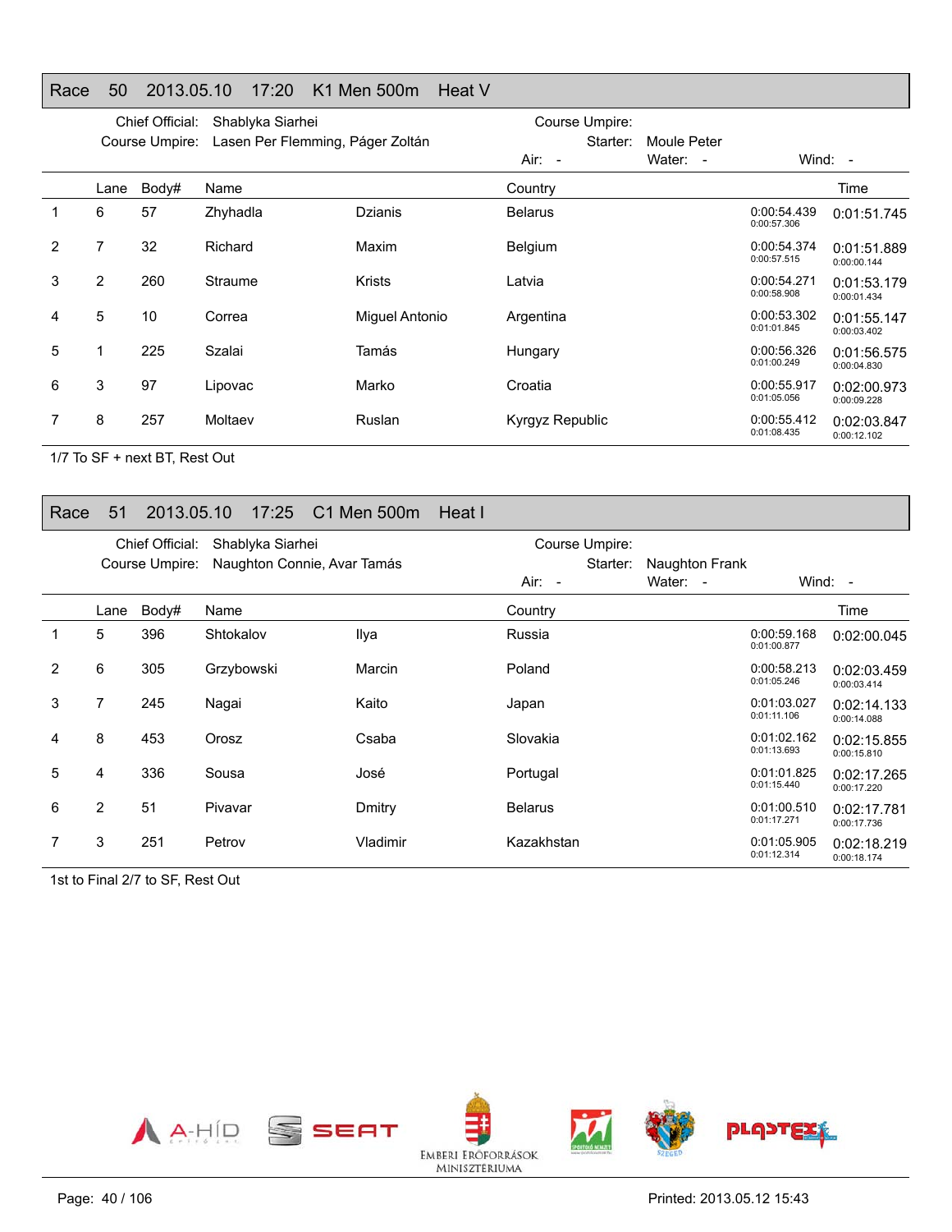## Race 50 2013.05.10 17:20 K1 Men 500m Heat V

Chief Official: Shablyka Siarhei
Course Umpire: Lasen Per Flemming, Páger Zoltán

Course Umpire:
Starter: Moule Peter

Air: - Water: - Wind: -

| | Lane | Body# | Name | | Country | | Time |
|---|---|---|---|---|---|---|---|
| 1 | 6 | 57 | Zhyhadla | Dzianis | Belarus | 0:00:54.439<br>0:00:57.306 | 0:01:51.745 |
| 2 | 7 | 32 | Richard | Maxim | Belgium | 0:00:54.374<br>0:00:57.515 | 0:01:51.889<br>0:00:00.144 |
| 3 | 2 | 260 | Straume | Krists | Latvia | 0:00:54.271<br>0:00:58.908 | 0:01:53.179<br>0:00:01.434 |
| 4 | 5 | 10 | Correa | Miguel Antonio | Argentina | 0:00:53.302<br>0:01:01.845 | 0:01:55.147<br>0:00:03.402 |
| 5 | 1 | 225 | Szalai | Tamás | Hungary | 0:00:56.326<br>0:01:00.249 | 0:01:56.575<br>0:00:04.830 |
| 6 | 3 | 97 | Lipovac | Marko | Croatia | 0:00:55.917<br>0:01:05.056 | 0:02:00.973<br>0:00:09.228 |
| 7 | 8 | 257 | Moltaev | Ruslan | Kyrgyz Republic | 0:00:55.412<br>0:01:08.435 | 0:02:03.847<br>0:00:12.102 |

1/7 To SF + next BT, Rest Out

## Race 51 2013.05.10 17:25 C1 Men 500m Heat I

Chief Official: Shablyka Siarhei
Course Umpire: Naughton Connie, Avar Tamás

Course Umpire:
Starter: Naughton Frank

Air: - Water: - Wind: -

| | Lane | Body# | Name | | Country | | Time |
|---|---|---|---|---|---|---|---|
| 1 | 5 | 396 | Shtokalov | Ilya | Russia | 0:00:59.168<br>0:01:00.877 | 0:02:00.045 |
| 2 | 6 | 305 | Grzybowski | Marcin | Poland | 0:00:58.213<br>0:01:05.246 | 0:02:03.459<br>0:00:03.414 |
| 3 | 7 | 245 | Nagai | Kaito | Japan | 0:01:03.027<br>0:01:11.106 | 0:02:14.133<br>0:00:14.088 |
| 4 | 8 | 453 | Orosz | Csaba | Slovakia | 0:01:02.162<br>0:01:13.693 | 0:02:15.855<br>0:00:15.810 |
| 5 | 4 | 336 | Sousa | José | Portugal | 0:01:01.825<br>0:01:15.440 | 0:02:17.265<br>0:00:17.220 |
| 6 | 2 | 51 | Pivavar | Dmitry | Belarus | 0:01:00.510<br>0:01:17.271 | 0:02:17.781<br>0:00:17.736 |
| 7 | 3 | 251 | Petrov | Vladimir | Kazakhstan | 0:01:05.905<br>0:01:12.314 | 0:02:18.219<br>0:00:18.174 |

1st to Final 2/7 to SF, Rest Out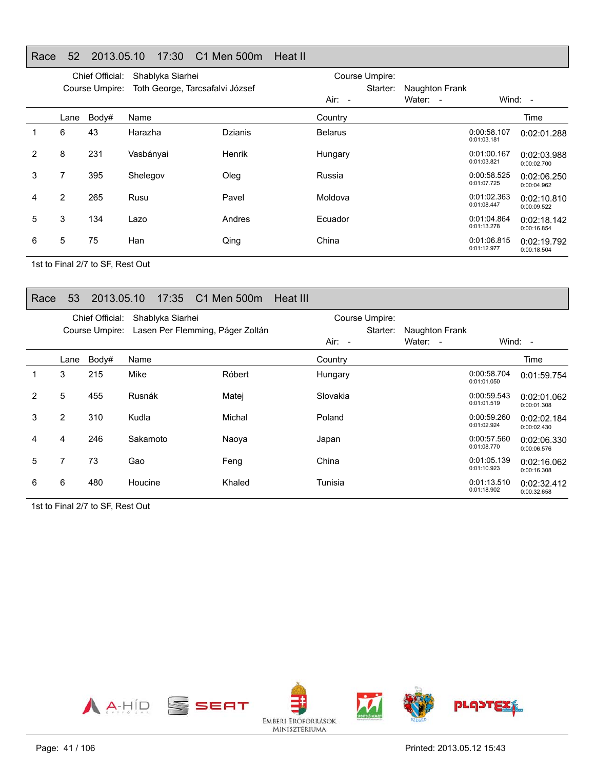## Race 52 2013.05.10 17:30 C1 Men 500m Heat II

Chief Official: Shablyka Siarhei
Course Umpire: Toth George, Tarcsafalvi József
Course Umpire:
Starter: Naughton Frank
Air: - Water: - Wind: -

| | Lane | Body# | Name | | Country | | Time |
|---|---|---|---|---|---|---|---|
| 1 | 6 | 43 | Harazha | Dzianis | Belarus | 0:00:58.107 / 0:01:03.181 | 0:02:01.288 |
| 2 | 8 | 231 | Vasbányai | Henrik | Hungary | 0:01:00.167 / 0:01:03.821 | 0:02:03.988 / 0:00:02.700 |
| 3 | 7 | 395 | Shelegov | Oleg | Russia | 0:00:58.525 / 0:01:07.725 | 0:02:06.250 / 0:00:04.962 |
| 4 | 2 | 265 | Rusu | Pavel | Moldova | 0:01:02.363 / 0:01:08.447 | 0:02:10.810 / 0:00:09.522 |
| 5 | 3 | 134 | Lazo | Andres | Ecuador | 0:01:04.864 / 0:01:13.278 | 0:02:18.142 / 0:00:16.854 |
| 6 | 5 | 75 | Han | Qing | China | 0:01:06.815 / 0:01:12.977 | 0:02:19.792 / 0:00:18.504 |

1st to Final 2/7 to SF, Rest Out

## Race 53 2013.05.10 17:35 C1 Men 500m Heat III

Chief Official: Shablyka Siarhei
Course Umpire: Lasen Per Flemming, Páger Zoltán
Course Umpire:
Starter: Naughton Frank
Air: - Water: - Wind: -

| | Lane | Body# | Name | | Country | | Time |
|---|---|---|---|---|---|---|---|
| 1 | 3 | 215 | Mike | Róbert | Hungary | 0:00:58.704 / 0:01:01.050 | 0:01:59.754 |
| 2 | 5 | 455 | Rusnák | Matej | Slovakia | 0:00:59.543 / 0:01:01.519 | 0:02:01.062 / 0:00:01.308 |
| 3 | 2 | 310 | Kudla | Michal | Poland | 0:00:59.260 / 0:01:02.924 | 0:02:02.184 / 0:00:02.430 |
| 4 | 4 | 246 | Sakamoto | Naoya | Japan | 0:00:57.560 / 0:01:08.770 | 0:02:06.330 / 0:00:06.576 |
| 5 | 7 | 73 | Gao | Feng | China | 0:01:05.139 / 0:01:10.923 | 0:02:16.062 / 0:00:16.308 |
| 6 | 6 | 480 | Houcine | Khaled | Tunisia | 0:01:13.510 / 0:01:18.902 | 0:02:32.412 / 0:00:32.658 |

1st to Final 2/7 to SF, Rest Out

A-HÍD SEAT EMBERI ERŐFORRÁSOK MINISZTÉRIUMA SZEGED PLASTEX

Printed: 2013.05.12 15:43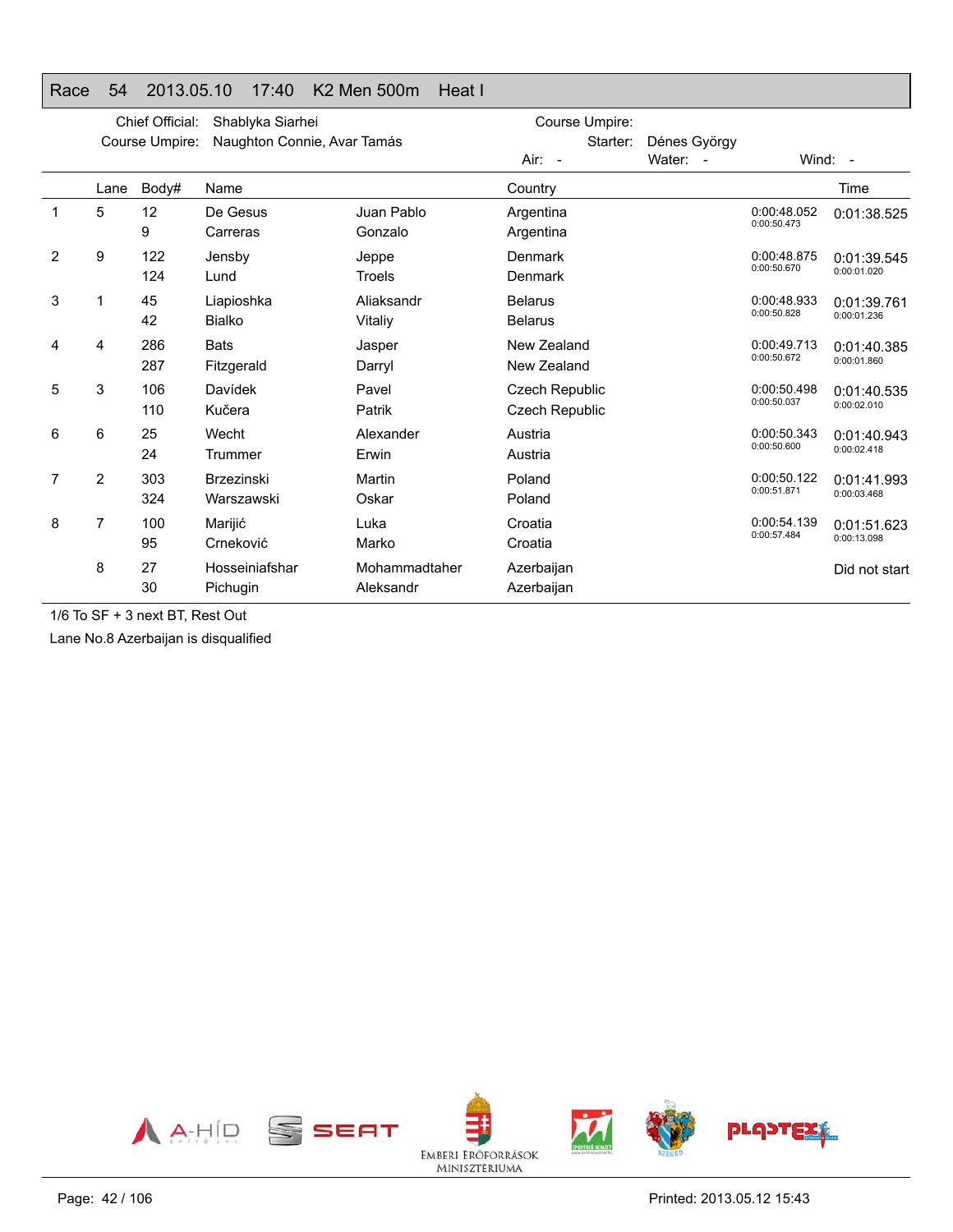## Race 54 2013.05.10 17:40 K2 Men 500m Heat I

Chief Official: Shablyka Siarhei
Course Umpire: Naughton Connie, Avar Tamás

Course Umpire:
Starter: Dénes György
Air: - Water: - Wind: -

| | Lane | Body# | Name | | Country | | Time |
|---|---|---|---|---|---|---|---|
| 1 | 5 | 12 | De Gesus | Juan Pablo | Argentina | 0:00:48.052 | 0:01:38.525 |
| | | 9 | Carreras | Gonzalo | Argentina | 0:00:50.473 | |
| 2 | 9 | 122 | Jensby | Jeppe | Denmark | 0:00:48.875 | 0:01:39.545 |
| | | 124 | Lund | Troels | Denmark | 0:00:50.670 | 0:00:01.020 |
| 3 | 1 | 45 | Liapioshka | Aliaksandr | Belarus | 0:00:48.933 | 0:01:39.761 |
| | | 42 | Bialko | Vitaliy | Belarus | 0:00:50.828 | 0:00:01.236 |
| 4 | 4 | 286 | Bats | Jasper | New Zealand | 0:00:49.713 | 0:01:40.385 |
| | | 287 | Fitzgerald | Darryl | New Zealand | 0:00:50.672 | 0:00:01.860 |
| 5 | 3 | 106 | Davídek | Pavel | Czech Republic | 0:00:50.498 | 0:01:40.535 |
| | | 110 | Kučera | Patrik | Czech Republic | 0:00:50.037 | 0:00:02.010 |
| 6 | 6 | 25 | Wecht | Alexander | Austria | 0:00:50.343 | 0:01:40.943 |
| | | 24 | Trummer | Erwin | Austria | 0:00:50.600 | 0:00:02.418 |
| 7 | 2 | 303 | Brzezinski | Martin | Poland | 0:00:50.122 | 0:01:41.993 |
| | | 324 | Warszawski | Oskar | Poland | 0:00:51.871 | 0:00:03.468 |
| 8 | 7 | 100 | Marijić | Luka | Croatia | 0:00:54.139 | 0:01:51.623 |
| | | 95 | Crneković | Marko | Croatia | 0:00:57.484 | 0:00:13.098 |
| | 8 | 27 | Hosseiniafshar | Mohammadtaher | Azerbaijan | | Did not start |
| | | 30 | Pichugin | Aleksandr | Azerbaijan | | |

1/6 To SF + 3 next BT, Rest Out

Lane No.8 Azerbaijan is disqualified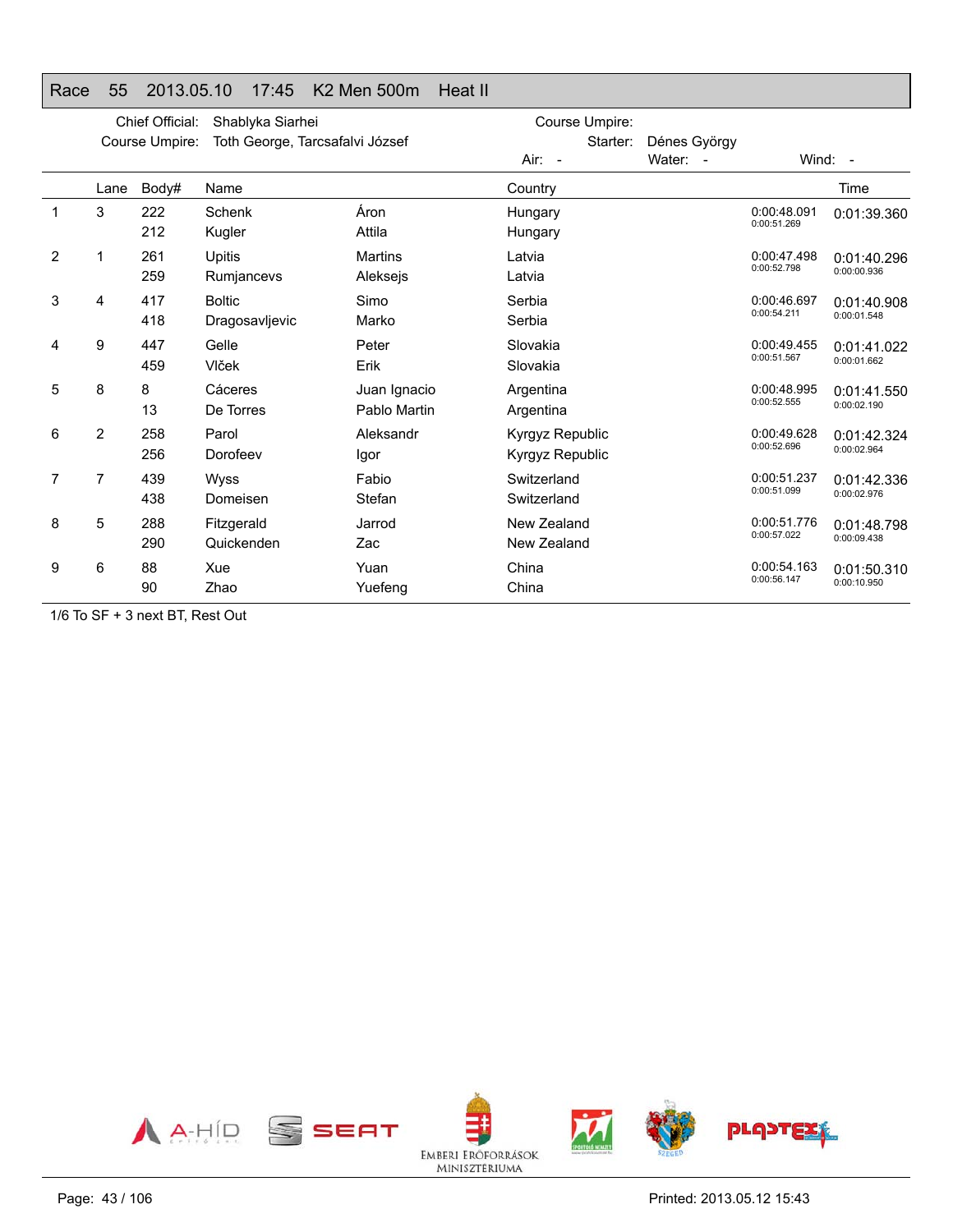## Race 55 2013.05.10 17:45 K2 Men 500m Heat II

Chief Official: Shablyka Siarhei

Course Umpire: Toth George, Tarcsafalvi József

Course Umpire:

Starter: Dénes György

Air: - Water: - Wind: -

| | Lane | Body# | Name | | Country | | Time |
|---|---|---|---|---|---|---|---|
| 1 | 3 | 222 | Schenk | Áron | Hungary | 0:00:48.091 | 0:01:39.360 |
| | | 212 | Kugler | Attila | Hungary | 0:00:51.269 | |
| 2 | 1 | 261 | Upitis | Martins | Latvia | 0:00:47.498 | 0:01:40.296 |
| | | 259 | Rumjancevs | Aleksejs | Latvia | 0:00:52.798 | 0:00:00.936 |
| 3 | 4 | 417 | Boltic | Simo | Serbia | 0:00:46.697 | 0:01:40.908 |
| | | 418 | Dragosavljevic | Marko | Serbia | 0:00:54.211 | 0:00:01.548 |
| 4 | 9 | 447 | Gelle | Peter | Slovakia | 0:00:49.455 | 0:01:41.022 |
| | | 459 | Vlček | Erik | Slovakia | 0:00:51.567 | 0:00:01.662 |
| 5 | 8 | 8 | Cáceres | Juan Ignacio | Argentina | 0:00:48.995 | 0:01:41.550 |
| | | 13 | De Torres | Pablo Martin | Argentina | 0:00:52.555 | 0:00:02.190 |
| 6 | 2 | 258 | Parol | Aleksandr | Kyrgyz Republic | 0:00:49.628 | 0:01:42.324 |
| | | 256 | Dorofeev | Igor | Kyrgyz Republic | 0:00:52.696 | 0:00:02.964 |
| 7 | 7 | 439 | Wyss | Fabio | Switzerland | 0:00:51.237 | 0:01:42.336 |
| | | 438 | Domeisen | Stefan | Switzerland | 0:00:51.099 | 0:00:02.976 |
| 8 | 5 | 288 | Fitzgerald | Jarrod | New Zealand | 0:00:51.776 | 0:01:48.798 |
| | | 290 | Quickenden | Zac | New Zealand | 0:00:57.022 | 0:00:09.438 |
| 9 | 6 | 88 | Xue | Yuan | China | 0:00:54.163 | 0:01:50.310 |
| | | 90 | Zhao | Yuefeng | China | 0:00:56.147 | 0:00:10.950 |

1/6 To SF + 3 next BT, Rest Out

Printed: 2013.05.12 15:43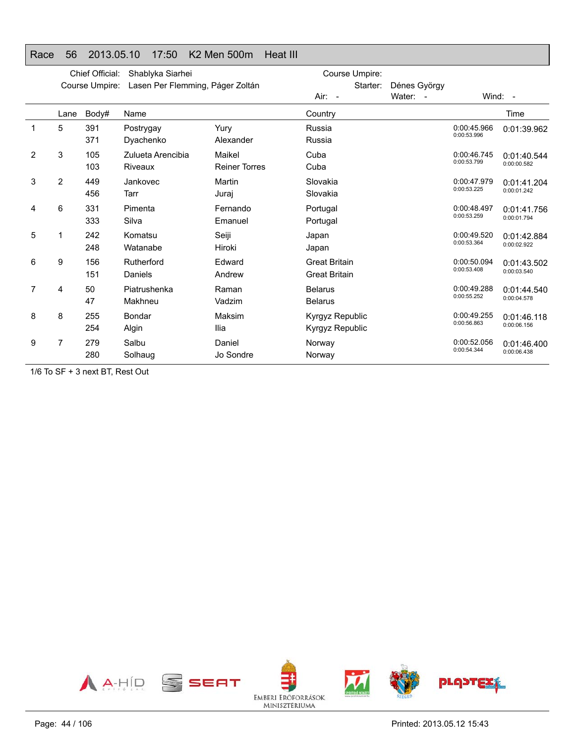## Race 56 2013.05.10 17:50 K2 Men 500m Heat III

Chief Official: Shablyka Siarhei
Course Umpire: Lasen Per Flemming, Páger Zoltán

Course Umpire:
Starter: Dénes György
Air: - Water: - Wind: -

| | Lane | Body# | Name | | Country | | Time |
|---|---|---|---|---|---|---|---|
| 1 | 5 | 391 | Postrygay | Yury | Russia | 0:00:45.966 | 0:01:39.962 |
| | | 371 | Dyachenko | Alexander | Russia | 0:00:53.996 | |
| 2 | 3 | 105 | Zulueta Arencibia | Maikel | Cuba | 0:00:46.745 | 0:01:40.544 |
| | | 103 | Riveaux | Reiner Torres | Cuba | 0:00:53.799 | 0:00:00.582 |
| 3 | 2 | 449 | Jankovec | Martin | Slovakia | 0:00:47.979 | 0:01:41.204 |
| | | 456 | Tarr | Juraj | Slovakia | 0:00:53.225 | 0:00:01.242 |
| 4 | 6 | 331 | Pimenta | Fernando | Portugal | 0:00:48.497 | 0:01:41.756 |
| | | 333 | Silva | Emanuel | Portugal | 0:00:53.259 | 0:00:01.794 |
| 5 | 1 | 242 | Komatsu | Seiji | Japan | 0:00:49.520 | 0:01:42.884 |
| | | 248 | Watanabe | Hiroki | Japan | 0:00:53.364 | 0:00:02.922 |
| 6 | 9 | 156 | Rutherford | Edward | Great Britain | 0:00:50.094 | 0:01:43.502 |
| | | 151 | Daniels | Andrew | Great Britain | 0:00:53.408 | 0:00:03.540 |
| 7 | 4 | 50 | Piatrushenka | Raman | Belarus | 0:00:49.288 | 0:01:44.540 |
| | | 47 | Makhneu | Vadzim | Belarus | 0:00:55.252 | 0:00:04.578 |
| 8 | 8 | 255 | Bondar | Maksim | Kyrgyz Republic | 0:00:49.255 | 0:01:46.118 |
| | | 254 | Algin | Ilia | Kyrgyz Republic | 0:00:56.863 | 0:00:06.156 |
| 9 | 7 | 279 | Salbu | Daniel | Norway | 0:00:52.056 | 0:01:46.400 |
| | | 280 | Solhaug | Jo Sondre | Norway | 0:00:54.344 | 0:00:06.438 |

1/6 To SF + 3 next BT, Rest Out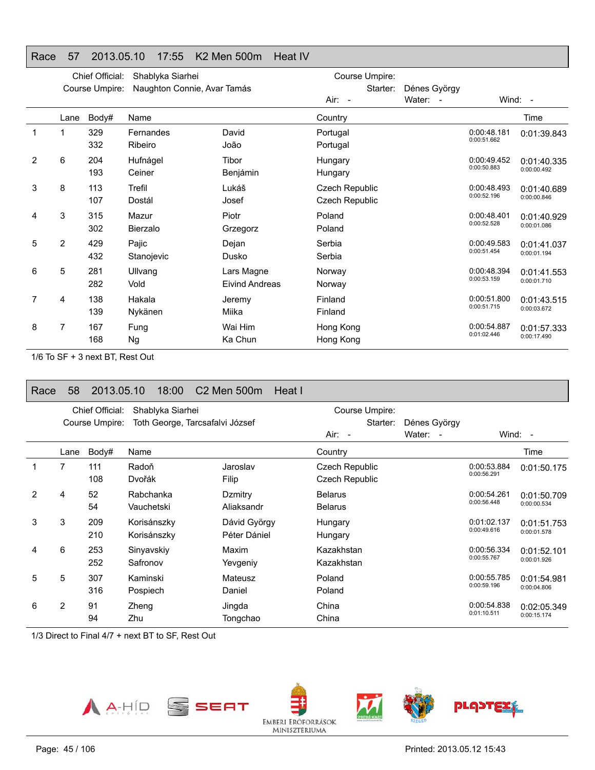## Race 57 2013.05.10 17:55 K2 Men 500m Heat IV

Chief Official: Shablyka Siarhei
Course Umpire: Naughton Connie, Avar Tamás

Course Umpire:
Starter: Dénes György
Air: - Water: - Wind: -

| | Lane | Body# | Name | | Country | | Time |
|---|---|---|---|---|---|---|---|
| 1 | 1 | 329 | Fernandes | David | Portugal | 0:00:48.181 | 0:01:39.843 |
| | | 332 | Ribeiro | João | Portugal | 0:00:51.662 | |
| 2 | 6 | 204 | Hufnágel | Tibor | Hungary | 0:00:49.452 | 0:01:40.335 |
| | | 193 | Ceiner | Benjámin | Hungary | 0:00:50.883 | 0:00:00.492 |
| 3 | 8 | 113 | Trefil | Lukáš | Czech Republic | 0:00:48.493 | 0:01:40.689 |
| | | 107 | Dostál | Josef | Czech Republic | 0:00:52.196 | 0:00:00.846 |
| 4 | 3 | 315 | Mazur | Piotr | Poland | 0:00:48.401 | 0:01:40.929 |
| | | 302 | Bierzalo | Grzegorz | Poland | 0:00:52.528 | 0:00:01.086 |
| 5 | 2 | 429 | Pajic | Dejan | Serbia | 0:00:49.583 | 0:01:41.037 |
| | | 432 | Stanojevic | Dusko | Serbia | 0:00:51.454 | 0:00:01.194 |
| 6 | 5 | 281 | Ullvang | Lars Magne | Norway | 0:00:48.394 | 0:01:41.553 |
| | | 282 | Vold | Eivind Andreas | Norway | 0:00:53.159 | 0:00:01.710 |
| 7 | 4 | 138 | Hakala | Jeremy | Finland | 0:00:51.800 | 0:01:43.515 |
| | | 139 | Nykänen | Miika | Finland | 0:00:51.715 | 0:00:03.672 |
| 8 | 7 | 167 | Fung | Wai Him | Hong Kong | 0:00:54.887 | 0:01:57.333 |
| | | 168 | Ng | Ka Chun | Hong Kong | 0:01:02.446 | 0:00:17.490 |

1/6 To SF + 3 next BT, Rest Out

## Race 58 2013.05.10 18:00 C2 Men 500m Heat I

Chief Official: Shablyka Siarhei
Course Umpire: Toth George, Tarcsafalvi József

Course Umpire:
Starter: Dénes György
Air: - Water: - Wind: -

| | Lane | Body# | Name | | Country | | Time |
|---|---|---|---|---|---|---|---|
| 1 | 7 | 111 | Radoň | Jaroslav | Czech Republic | 0:00:53.884 | 0:01:50.175 |
| | | 108 | Dvořák | Filip | Czech Republic | 0:00:56.291 | |
| 2 | 4 | 52 | Rabchanka | Dzmitry | Belarus | 0:00:54.261 | 0:01:50.709 |
| | | 54 | Vauchetski | Aliaksandr | Belarus | 0:00:56.448 | 0:00:00.534 |
| 3 | 3 | 209 | Korisánszky | Dávid György | Hungary | 0:01:02.137 | 0:01:51.753 |
| | | 210 | Korisánszky | Péter Dániel | Hungary | 0:00:49.616 | 0:00:01.578 |
| 4 | 6 | 253 | Sinyavskiy | Maxim | Kazakhstan | 0:00:56.334 | 0:01:52.101 |
| | | 252 | Safronov | Yevgeniy | Kazakhstan | 0:00:55.767 | 0:00:01.926 |
| 5 | 5 | 307 | Kaminski | Mateusz | Poland | 0:00:55.785 | 0:01:54.981 |
| | | 316 | Pospiech | Daniel | Poland | 0:00:59.196 | 0:00:04.806 |
| 6 | 2 | 91 | Zheng | Jingda | China | 0:00:54.838 | 0:02:05.349 |
| | | 94 | Zhu | Tongchao | China | 0:01:10.511 | 0:00:15.174 |

1/3 Direct to Final 4/7 + next BT to SF, Rest Out

Printed: 2013.05.12 15:43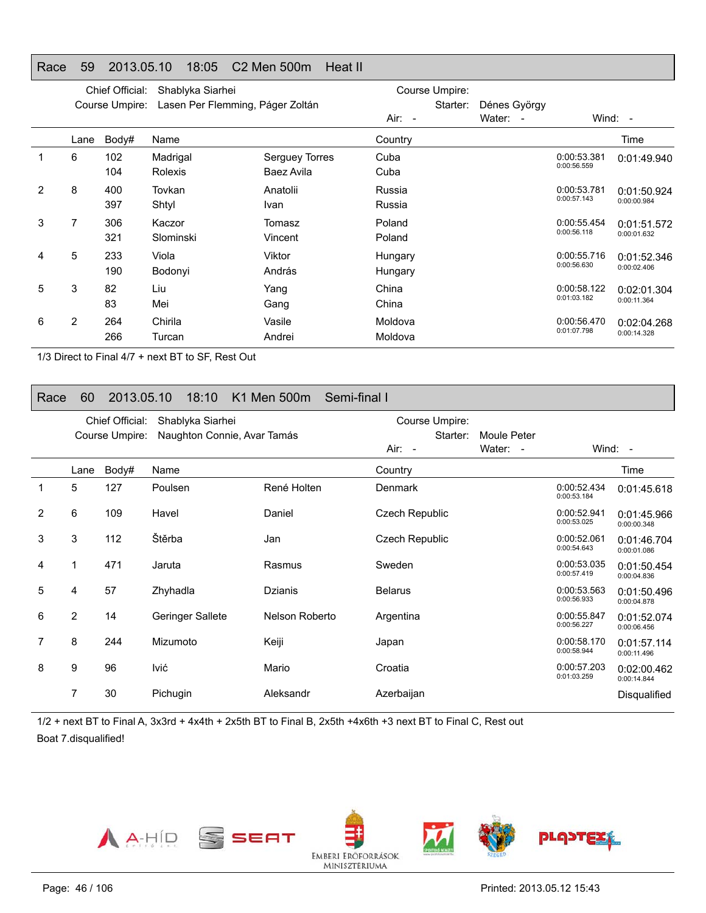## Race 59 2013.05.10 18:05 C2 Men 500m Heat II

Chief Official: Shablyka Siarhei
Course Umpire: Lasen Per Flemming, Páger Zoltán
Course Umpire:
Starter: Dénes György
Air: - Water: - Wind: -

| | Lane | Body# | Name | | Country | | Time |
|---|---|---|---|---|---|---|---|
| 1 | 6 | 102 | Madrigal | Serguey Torres | Cuba | 0:00:53.381 | 0:01:49.940 |
| | | 104 | Rolexis | Baez Avila | Cuba | 0:00:56.559 | |
| 2 | 8 | 400 | Tovkan | Anatolii | Russia | 0:00:53.781 | 0:01:50.924 |
| | | 397 | Shtyl | Ivan | Russia | 0:00:57.143 | 0:00:00.984 |
| 3 | 7 | 306 | Kaczor | Tomasz | Poland | 0:00:55.454 | 0:01:51.572 |
| | | 321 | Slominski | Vincent | Poland | 0:00:56.118 | 0:00:01.632 |
| 4 | 5 | 233 | Viola | Viktor | Hungary | 0:00:55.716 | 0:01:52.346 |
| | | 190 | Bodonyi | András | Hungary | 0:00:56.630 | 0:00:02.406 |
| 5 | 3 | 82 | Liu | Yang | China | 0:00:58.122 | 0:02:01.304 |
| | | 83 | Mei | Gang | China | 0:01:03.182 | 0:00:11.364 |
| 6 | 2 | 264 | Chirila | Vasile | Moldova | 0:00:56.470 | 0:02:04.268 |
| | | 266 | Turcan | Andrei | Moldova | 0:01:07.798 | 0:00:14.328 |

1/3 Direct to Final 4/7 + next BT to SF, Rest Out

## Race 60 2013.05.10 18:10 K1 Men 500m Semi-final I

Chief Official: Shablyka Siarhei
Course Umpire: Naughton Connie, Avar Tamás
Course Umpire:
Starter: Moule Peter
Air: - Water: - Wind: -

| | Lane | Body# | Name | | Country | | Time |
|---|---|---|---|---|---|---|---|
| 1 | 5 | 127 | Poulsen | René Holten | Denmark | 0:00:52.434 / 0:00:53.184 | 0:01:45.618 |
| 2 | 6 | 109 | Havel | Daniel | Czech Republic | 0:00:52.941 / 0:00:53.025 | 0:01:45.966 / 0:00:00.348 |
| 3 | 3 | 112 | Štěrba | Jan | Czech Republic | 0:00:52.061 / 0:00:54.643 | 0:01:46.704 / 0:00:01.086 |
| 4 | 1 | 471 | Jaruta | Rasmus | Sweden | 0:00:53.035 / 0:00:57.419 | 0:01:50.454 / 0:00:04.836 |
| 5 | 4 | 57 | Zhyhadla | Dzianis | Belarus | 0:00:53.563 / 0:00:56.933 | 0:01:50.496 / 0:00:04.878 |
| 6 | 2 | 14 | Geringer Sallete | Nelson Roberto | Argentina | 0:00:55.847 / 0:00:56.227 | 0:01:52.074 / 0:00:06.456 |
| 7 | 8 | 244 | Mizumoto | Keiji | Japan | 0:00:58.170 / 0:00:58.944 | 0:01:57.114 / 0:00:11.496 |
| 8 | 9 | 96 | Ivić | Mario | Croatia | 0:00:57.203 / 0:01:03.259 | 0:02:00.462 / 0:00:14.844 |
| | 7 | 30 | Pichugin | Aleksandr | Azerbaijan | | Disqualified |

1/2 + next BT to Final A, 3x3rd + 4x4th + 2x5th BT to Final B, 2x5th +4x6th +3 next BT to Final C, Rest out
Boat 7.disqualified!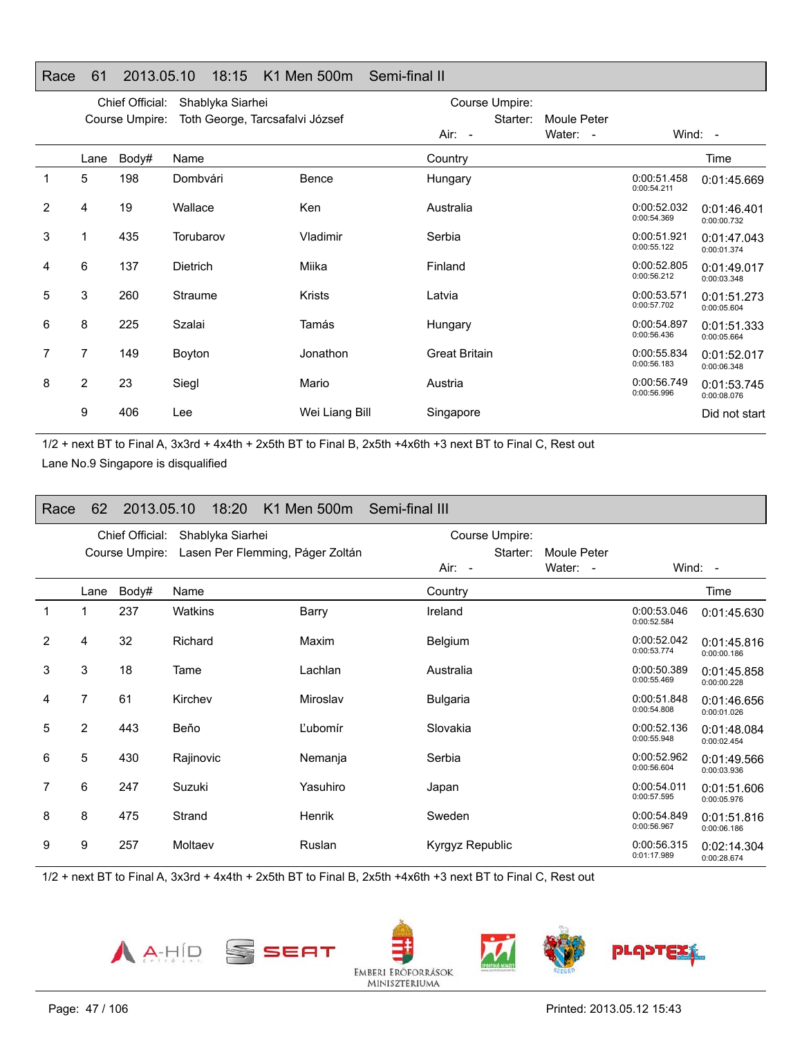## Race 61 2013.05.10 18:15 K1 Men 500m Semi-final II

Chief Official: Shablyka Siarhei
Course Umpire: Toth George, Tarcsafalvi József
Course Umpire:
Starter: Moule Peter
Air: - Water: - Wind: -

| | Lane | Body# | Name | | Country | | Time |
|---|---|---|---|---|---|---|---|
| 1 | 5 | 198 | Dombvári | Bence | Hungary | 0:00:51.458 0:00:54.211 | 0:01:45.669 |
| 2 | 4 | 19 | Wallace | Ken | Australia | 0:00:52.032 0:00:54.369 | 0:01:46.401 0:00:00.732 |
| 3 | 1 | 435 | Torubarov | Vladimir | Serbia | 0:00:51.921 0:00:55.122 | 0:01:47.043 0:00:01.374 |
| 4 | 6 | 137 | Dietrich | Miika | Finland | 0:00:52.805 0:00:56.212 | 0:01:49.017 0:00:03.348 |
| 5 | 3 | 260 | Straume | Krists | Latvia | 0:00:53.571 0:00:57.702 | 0:01:51.273 0:00:05.604 |
| 6 | 8 | 225 | Szalai | Tamás | Hungary | 0:00:54.897 0:00:56.436 | 0:01:51.333 0:00:05.664 |
| 7 | 7 | 149 | Boyton | Jonathon | Great Britain | 0:00:55.834 0:00:56.183 | 0:01:52.017 0:00:06.348 |
| 8 | 2 | 23 | Siegl | Mario | Austria | 0:00:56.749 0:00:56.996 | 0:01:53.745 0:00:08.076 |
| | 9 | 406 | Lee | Wei Liang Bill | Singapore | | Did not start |

1/2 + next BT to Final A, 3x3rd + 4x4th + 2x5th BT to Final B, 2x5th +4x6th +3 next BT to Final C, Rest out

Lane No.9 Singapore is disqualified

## Race 62 2013.05.10 18:20 K1 Men 500m Semi-final III

Chief Official: Shablyka Siarhei
Course Umpire: Lasen Per Flemming, Páger Zoltán
Course Umpire:
Starter: Moule Peter
Air: - Water: - Wind: -

| | Lane | Body# | Name | | Country | | Time |
|---|---|---|---|---|---|---|---|
| 1 | 1 | 237 | Watkins | Barry | Ireland | 0:00:53.046 0:00:52.584 | 0:01:45.630 |
| 2 | 4 | 32 | Richard | Maxim | Belgium | 0:00:52.042 0:00:53.774 | 0:01:45.816 0:00:00.186 |
| 3 | 3 | 18 | Tame | Lachlan | Australia | 0:00:50.389 0:00:55.469 | 0:01:45.858 0:00:00.228 |
| 4 | 7 | 61 | Kirchev | Miroslav | Bulgaria | 0:00:51.848 0:00:54.808 | 0:01:46.656 0:00:01.026 |
| 5 | 2 | 443 | Beňo | Ľubomír | Slovakia | 0:00:52.136 0:00:55.948 | 0:01:48.084 0:00:02.454 |
| 6 | 5 | 430 | Rajinovic | Nemanja | Serbia | 0:00:52.962 0:00:56.604 | 0:01:49.566 0:00:03.936 |
| 7 | 6 | 247 | Suzuki | Yasuhiro | Japan | 0:00:54.011 0:00:57.595 | 0:01:51.606 0:00:05.976 |
| 8 | 8 | 475 | Strand | Henrik | Sweden | 0:00:54.849 0:00:56.967 | 0:01:51.816 0:00:06.186 |
| 9 | 9 | 257 | Moltaev | Ruslan | Kyrgyz Republic | 0:00:56.315 0:01:17.989 | 0:02:14.304 0:00:28.674 |

1/2 + next BT to Final A, 3x3rd + 4x4th + 2x5th BT to Final B, 2x5th +4x6th +3 next BT to Final C, Rest out

Printed: 2013.05.12 15:43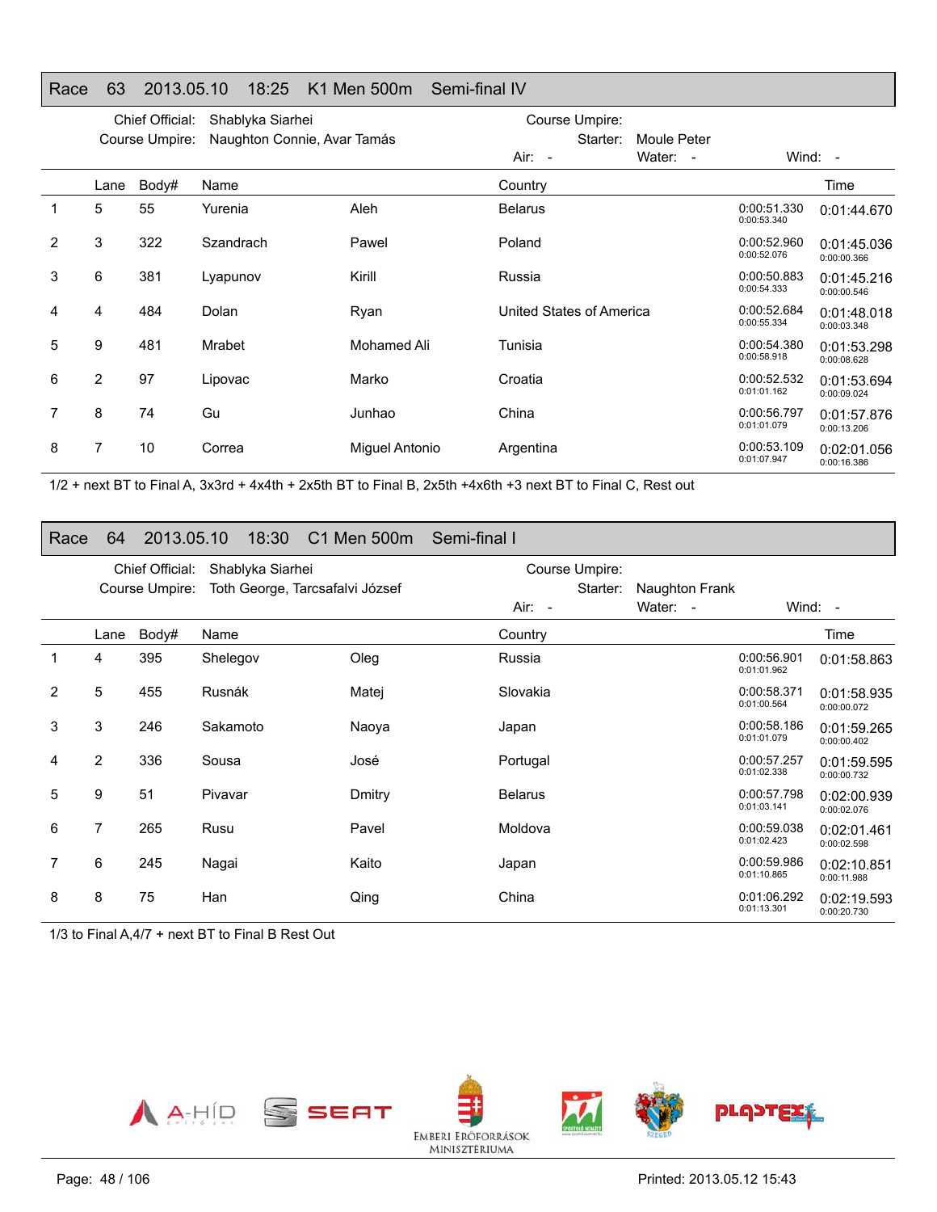## Race 63 2013.05.10 18:25 K1 Men 500m Semi-final IV

Chief Official: Shablyka Siarhei
Course Umpire: Naughton Connie, Avar Tamás

Course Umpire:
Starter: Moule Peter
Air: - Water: - Wind: -

| | Lane | Body# | Name | | Country | | Time |
|---|---|---|---|---|---|---|---|
| 1 | 5 | 55 | Yurenia | Aleh | Belarus | 0:00:51.330 0:00:53.340 | 0:01:44.670 |
| 2 | 3 | 322 | Szandrach | Pawel | Poland | 0:00:52.960 0:00:52.076 | 0:01:45.036 0:00:00.366 |
| 3 | 6 | 381 | Lyapunov | Kirill | Russia | 0:00:50.883 0:00:54.333 | 0:01:45.216 0:00:00.546 |
| 4 | 4 | 484 | Dolan | Ryan | United States of America | 0:00:52.684 0:00:55.334 | 0:01:48.018 0:00:03.348 |
| 5 | 9 | 481 | Mrabet | Mohamed Ali | Tunisia | 0:00:54.380 0:00:58.918 | 0:01:53.298 0:00:08.628 |
| 6 | 2 | 97 | Lipovac | Marko | Croatia | 0:00:52.532 0:01:01.162 | 0:01:53.694 0:00:09.024 |
| 7 | 8 | 74 | Gu | Junhao | China | 0:00:56.797 0:01:01.079 | 0:01:57.876 0:00:13.206 |
| 8 | 7 | 10 | Correa | Miguel Antonio | Argentina | 0:00:53.109 0:01:07.947 | 0:02:01.056 0:00:16.386 |

1/2 + next BT to Final A, 3x3rd + 4x4th + 2x5th BT to Final B, 2x5th +4x6th +3 next BT to Final C, Rest out

## Race 64 2013.05.10 18:30 C1 Men 500m Semi-final I

Chief Official: Shablyka Siarhei
Course Umpire: Toth George, Tarcsafalvi József

Course Umpire:
Starter: Naughton Frank
Air: - Water: - Wind: -

| | Lane | Body# | Name | | Country | | Time |
|---|---|---|---|---|---|---|---|
| 1 | 4 | 395 | Shelegov | Oleg | Russia | 0:00:56.901 0:01:01.962 | 0:01:58.863 |
| 2 | 5 | 455 | Rusnák | Matej | Slovakia | 0:00:58.371 0:01:00.564 | 0:01:58.935 0:00:00.072 |
| 3 | 3 | 246 | Sakamoto | Naoya | Japan | 0:00:58.186 0:01:01.079 | 0:01:59.265 0:00:00.402 |
| 4 | 2 | 336 | Sousa | José | Portugal | 0:00:57.257 0:01:02.338 | 0:01:59.595 0:00:00.732 |
| 5 | 9 | 51 | Pivavar | Dmitry | Belarus | 0:00:57.798 0:01:03.141 | 0:02:00.939 0:00:02.076 |
| 6 | 7 | 265 | Rusu | Pavel | Moldova | 0:00:59.038 0:01:02.423 | 0:02:01.461 0:00:02.598 |
| 7 | 6 | 245 | Nagai | Kaito | Japan | 0:00:59.986 0:01:10.865 | 0:02:10.851 0:00:11.988 |
| 8 | 8 | 75 | Han | Qing | China | 0:01:06.292 0:01:13.301 | 0:02:19.593 0:00:20.730 |

1/3 to Final A,4/7 + next BT to Final B Rest Out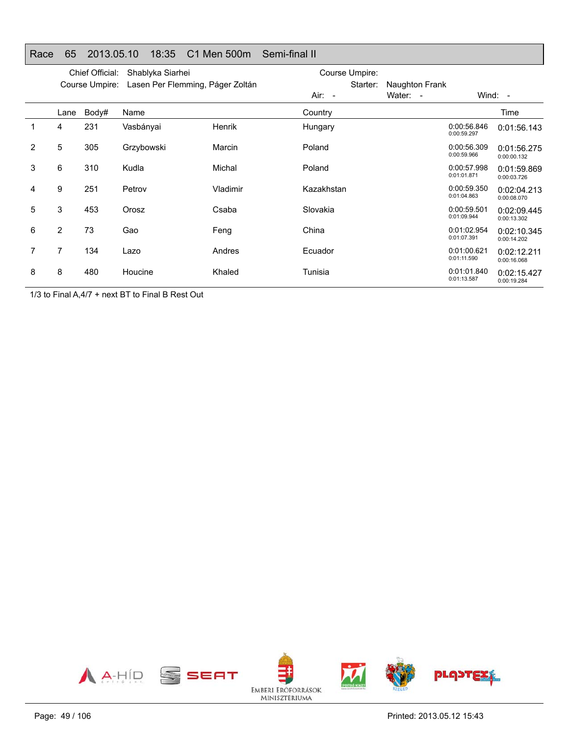## Race 65 2013.05.10 18:35 C1 Men 500m Semi-final II

Chief Official: Shablyka Siarhei
Course Umpire: Lasen Per Flemming, Páger Zoltán

Course Umpire:
Starter: Naughton Frank

Air: - Water: - Wind: -

| | Lane | Body# | Name | | Country | | Time |
|---|---|---|---|---|---|---|---|
| 1 | 4 | 231 | Vasbányai | Henrik | Hungary | 0:00:56.846<br>0:00:59.297 | 0:01:56.143 |
| 2 | 5 | 305 | Grzybowski | Marcin | Poland | 0:00:56.309<br>0:00:59.966 | 0:01:56.275<br>0:00:00.132 |
| 3 | 6 | 310 | Kudla | Michal | Poland | 0:00:57.998<br>0:01:01.871 | 0:01:59.869<br>0:00:03.726 |
| 4 | 9 | 251 | Petrov | Vladimir | Kazakhstan | 0:00:59.350<br>0:01:04.863 | 0:02:04.213<br>0:00:08.070 |
| 5 | 3 | 453 | Orosz | Csaba | Slovakia | 0:00:59.501<br>0:01:09.944 | 0:02:09.445<br>0:00:13.302 |
| 6 | 2 | 73 | Gao | Feng | China | 0:01:02.954<br>0:01:07.391 | 0:02:10.345<br>0:00:14.202 |
| 7 | 7 | 134 | Lazo | Andres | Ecuador | 0:01:00.621<br>0:01:11.590 | 0:02:12.211<br>0:00:16.068 |
| 8 | 8 | 480 | Houcine | Khaled | Tunisia | 0:01:01.840<br>0:01:13.587 | 0:02:15.427<br>0:00:19.284 |

1/3 to Final A,4/7 + next BT to Final B Rest Out

Printed: 2013.05.12 15:43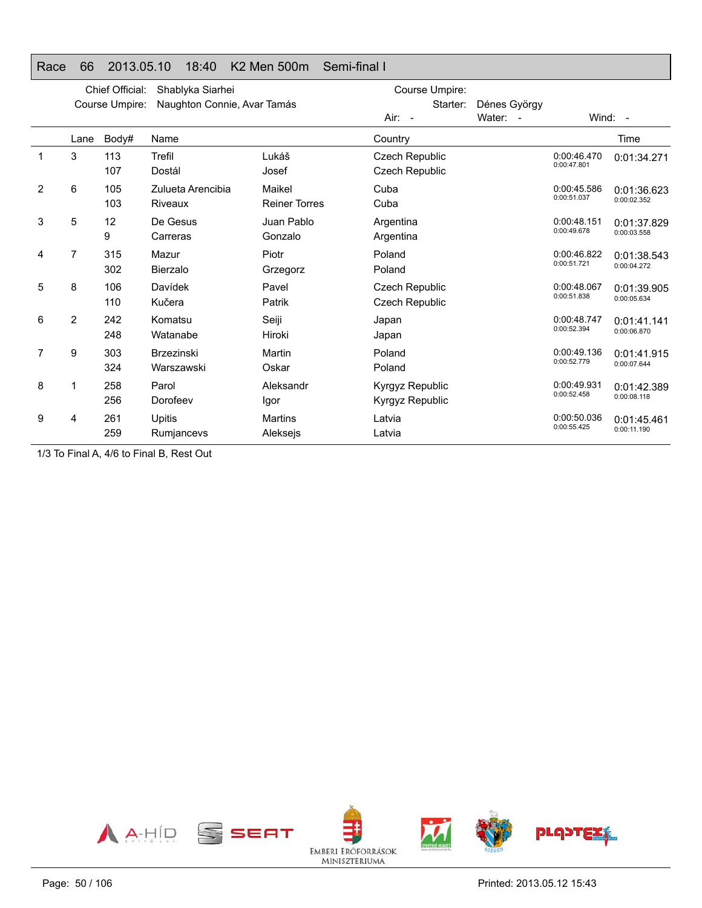## Race 66 2013.05.10 18:40 K2 Men 500m Semi-final I

Chief Official: Shablyka Siarhei
Course Umpire: Naughton Connie, Avar Tamás
Course Umpire:
Starter: Dénes György
Air: - Water: - Wind: -

| | Lane | Body# | Name | | Country | | Time |
|---|---|---|---|---|---|---|---|
| 1 | 3 | 113 | Trefil | Lukáš | Czech Republic | 0:00:46.470 | 0:01:34.271 |
| | | 107 | Dostál | Josef | Czech Republic | 0:00:47.801 | |
| 2 | 6 | 105 | Zulueta Arencibia | Maikel | Cuba | 0:00:45.586 | 0:01:36.623 |
| | | 103 | Riveaux | Reiner Torres | Cuba | 0:00:51.037 | 0:00:02.352 |
| 3 | 5 | 12 | De Gesus | Juan Pablo | Argentina | 0:00:48.151 | 0:01:37.829 |
| | | 9 | Carreras | Gonzalo | Argentina | 0:00:49.678 | 0:00:03.558 |
| 4 | 7 | 315 | Mazur | Piotr | Poland | 0:00:46.822 | 0:01:38.543 |
| | | 302 | Bierzalo | Grzegorz | Poland | 0:00:51.721 | 0:00:04.272 |
| 5 | 8 | 106 | Davídek | Pavel | Czech Republic | 0:00:48.067 | 0:01:39.905 |
| | | 110 | Kučera | Patrik | Czech Republic | 0:00:51.838 | 0:00:05.634 |
| 6 | 2 | 242 | Komatsu | Seiji | Japan | 0:00:48.747 | 0:01:41.141 |
| | | 248 | Watanabe | Hiroki | Japan | 0:00:52.394 | 0:00:06.870 |
| 7 | 9 | 303 | Brzezinski | Martin | Poland | 0:00:49.136 | 0:01:41.915 |
| | | 324 | Warszawski | Oskar | Poland | 0:00:52.779 | 0:00:07.644 |
| 8 | 1 | 258 | Parol | Aleksandr | Kyrgyz Republic | 0:00:49.931 | 0:01:42.389 |
| | | 256 | Dorofeev | Igor | Kyrgyz Republic | 0:00:52.458 | 0:00:08.118 |
| 9 | 4 | 261 | Upitis | Martins | Latvia | 0:00:50.036 | 0:01:45.461 |
| | | 259 | Rumjancevs | Aleksejs | Latvia | 0:00:55.425 | 0:00:11.190 |

1/3 To Final A, 4/6 to Final B, Rest Out

A-HÍD SEAT EMBERI ERŐFORRÁSOK MINISZTÉRIUMA SZEGED PLASTEX

Printed: 2013.05.12 15:43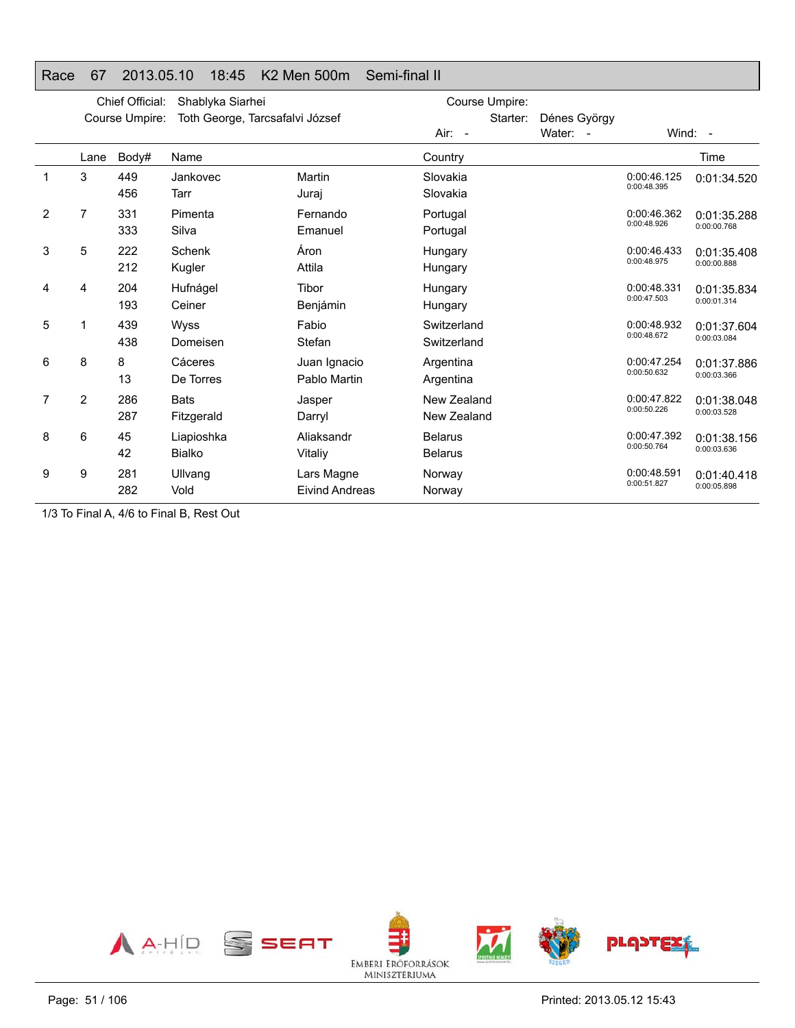## Race 67 2013.05.10 18:45 K2 Men 500m Semi-final II

Chief Official: Shablyka Siarhei
Course Umpire: Toth George, Tarcsafalvi József

Course Umpire:
Starter: Dénes György
Air: - Water: - Wind: -

| | Lane | Body# | Name | | Country | | Time |
|---|---|---|---|---|---|---|---|
| 1 | 3 | 449 | Jankovec | Martin | Slovakia | 0:00:46.125 | 0:01:34.520 |
| | | 456 | Tarr | Juraj | Slovakia | 0:00:48.395 | |
| 2 | 7 | 331 | Pimenta | Fernando | Portugal | 0:00:46.362 | 0:01:35.288 |
| | | 333 | Silva | Emanuel | Portugal | 0:00:48.926 | 0:00:00.768 |
| 3 | 5 | 222 | Schenk | Áron | Hungary | 0:00:46.433 | 0:01:35.408 |
| | | 212 | Kugler | Attila | Hungary | 0:00:48.975 | 0:00:00.888 |
| 4 | 4 | 204 | Hufnágel | Tibor | Hungary | 0:00:48.331 | 0:01:35.834 |
| | | 193 | Ceiner | Benjámin | Hungary | 0:00:47.503 | 0:00:01.314 |
| 5 | 1 | 439 | Wyss | Fabio | Switzerland | 0:00:48.932 | 0:01:37.604 |
| | | 438 | Domeisen | Stefan | Switzerland | 0:00:48.672 | 0:00:03.084 |
| 6 | 8 | 8 | Cáceres | Juan Ignacio | Argentina | 0:00:47.254 | 0:01:37.886 |
| | | 13 | De Torres | Pablo Martin | Argentina | 0:00:50.632 | 0:00:03.366 |
| 7 | 2 | 286 | Bats | Jasper | New Zealand | 0:00:47.822 | 0:01:38.048 |
| | | 287 | Fitzgerald | Darryl | New Zealand | 0:00:50.226 | 0:00:03.528 |
| 8 | 6 | 45 | Liapioshka | Aliaksandr | Belarus | 0:00:47.392 | 0:01:38.156 |
| | | 42 | Bialko | Vitaliy | Belarus | 0:00:50.764 | 0:00:03.636 |
| 9 | 9 | 281 | Ullvang | Lars Magne | Norway | 0:00:48.591 | 0:01:40.418 |
| | | 282 | Vold | Eivind Andreas | Norway | 0:00:51.827 | 0:00:05.898 |

1/3 To Final A, 4/6 to Final B, Rest Out

Printed: 2013.05.12 15:43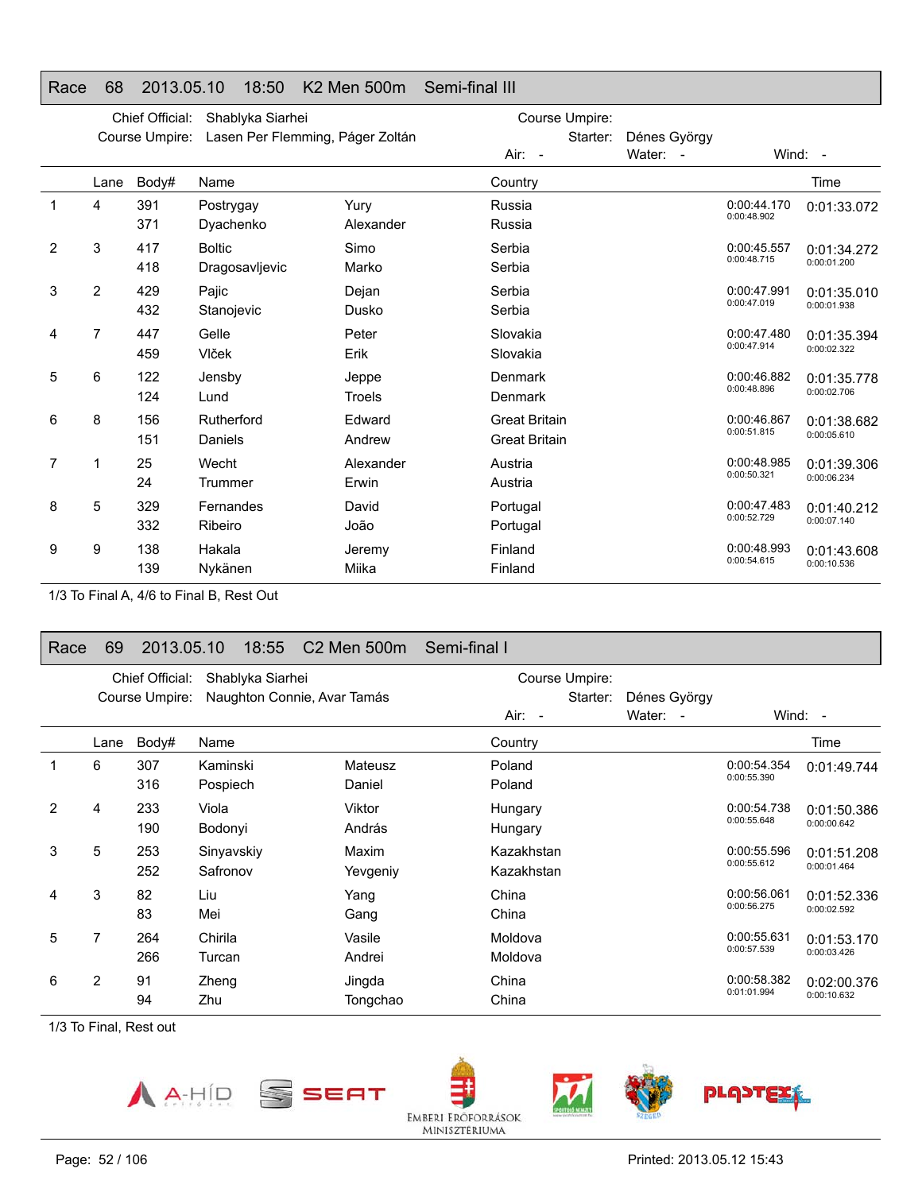## Race 68 2013.05.10 18:50 K2 Men 500m Semi-final III

Chief Official: Shablyka Siarhei
Course Umpire: Lasen Per Flemming, Páger Zoltán

Course Umpire:
Starter: Dénes György
Air: - Water: - Wind: -

| | Lane | Body# | Name | | Country | | Time |
|---|---|---|---|---|---|---|---|
| 1 | 4 | 391 | Postrygay | Yury | Russia | 0:00:44.170 | 0:01:33.072 |
| | | 371 | Dyachenko | Alexander | Russia | 0:00:48.902 | |
| 2 | 3 | 417 | Boltic | Simo | Serbia | 0:00:45.557 | 0:01:34.272 |
| | | 418 | Dragosavljevic | Marko | Serbia | 0:00:48.715 | 0:00:01.200 |
| 3 | 2 | 429 | Pajic | Dejan | Serbia | 0:00:47.991 | 0:01:35.010 |
| | | 432 | Stanojevic | Dusko | Serbia | 0:00:47.019 | 0:00:01.938 |
| 4 | 7 | 447 | Gelle | Peter | Slovakia | 0:00:47.480 | 0:01:35.394 |
| | | 459 | Vlček | Erik | Slovakia | 0:00:47.914 | 0:00:02.322 |
| 5 | 6 | 122 | Jensby | Jeppe | Denmark | 0:00:46.882 | 0:01:35.778 |
| | | 124 | Lund | Troels | Denmark | 0:00:48.896 | 0:00:02.706 |
| 6 | 8 | 156 | Rutherford | Edward | Great Britain | 0:00:46.867 | 0:01:38.682 |
| | | 151 | Daniels | Andrew | Great Britain | 0:00:51.815 | 0:00:05.610 |
| 7 | 1 | 25 | Wecht | Alexander | Austria | 0:00:48.985 | 0:01:39.306 |
| | | 24 | Trummer | Erwin | Austria | 0:00:50.321 | 0:00:06.234 |
| 8 | 5 | 329 | Fernandes | David | Portugal | 0:00:47.483 | 0:01:40.212 |
| | | 332 | Ribeiro | João | Portugal | 0:00:52.729 | 0:00:07.140 |
| 9 | 9 | 138 | Hakala | Jeremy | Finland | 0:00:48.993 | 0:01:43.608 |
| | | 139 | Nykänen | Miika | Finland | 0:00:54.615 | 0:00:10.536 |

1/3 To Final A, 4/6 to Final B, Rest Out

## Race 69 2013.05.10 18:55 C2 Men 500m Semi-final I

Chief Official: Shablyka Siarhei
Course Umpire: Naughton Connie, Avar Tamás

Course Umpire:
Starter: Dénes György
Air: - Water: - Wind: -

| | Lane | Body# | Name | | Country | | Time |
|---|---|---|---|---|---|---|---|
| 1 | 6 | 307 | Kaminski | Mateusz | Poland | 0:00:54.354 | 0:01:49.744 |
| | | 316 | Pospiech | Daniel | Poland | 0:00:55.390 | |
| 2 | 4 | 233 | Viola | Viktor | Hungary | 0:00:54.738 | 0:01:50.386 |
| | | 190 | Bodonyi | András | Hungary | 0:00:55.648 | 0:00:00.642 |
| 3 | 5 | 253 | Sinyavskiy | Maxim | Kazakhstan | 0:00:55.596 | 0:01:51.208 |
| | | 252 | Safronov | Yevgeniy | Kazakhstan | 0:00:55.612 | 0:00:01.464 |
| 4 | 3 | 82 | Liu | Yang | China | 0:00:56.061 | 0:01:52.336 |
| | | 83 | Mei | Gang | China | 0:00:56.275 | 0:00:02.592 |
| 5 | 7 | 264 | Chirila | Vasile | Moldova | 0:00:55.631 | 0:01:53.170 |
| | | 266 | Turcan | Andrei | Moldova | 0:00:57.539 | 0:00:03.426 |
| 6 | 2 | 91 | Zheng | Jingda | China | 0:00:58.382 | 0:02:00.376 |
| | | 94 | Zhu | Tongchao | China | 0:01:01.994 | 0:00:10.632 |

1/3 To Final, Rest out

Printed: 2013.05.12 15:43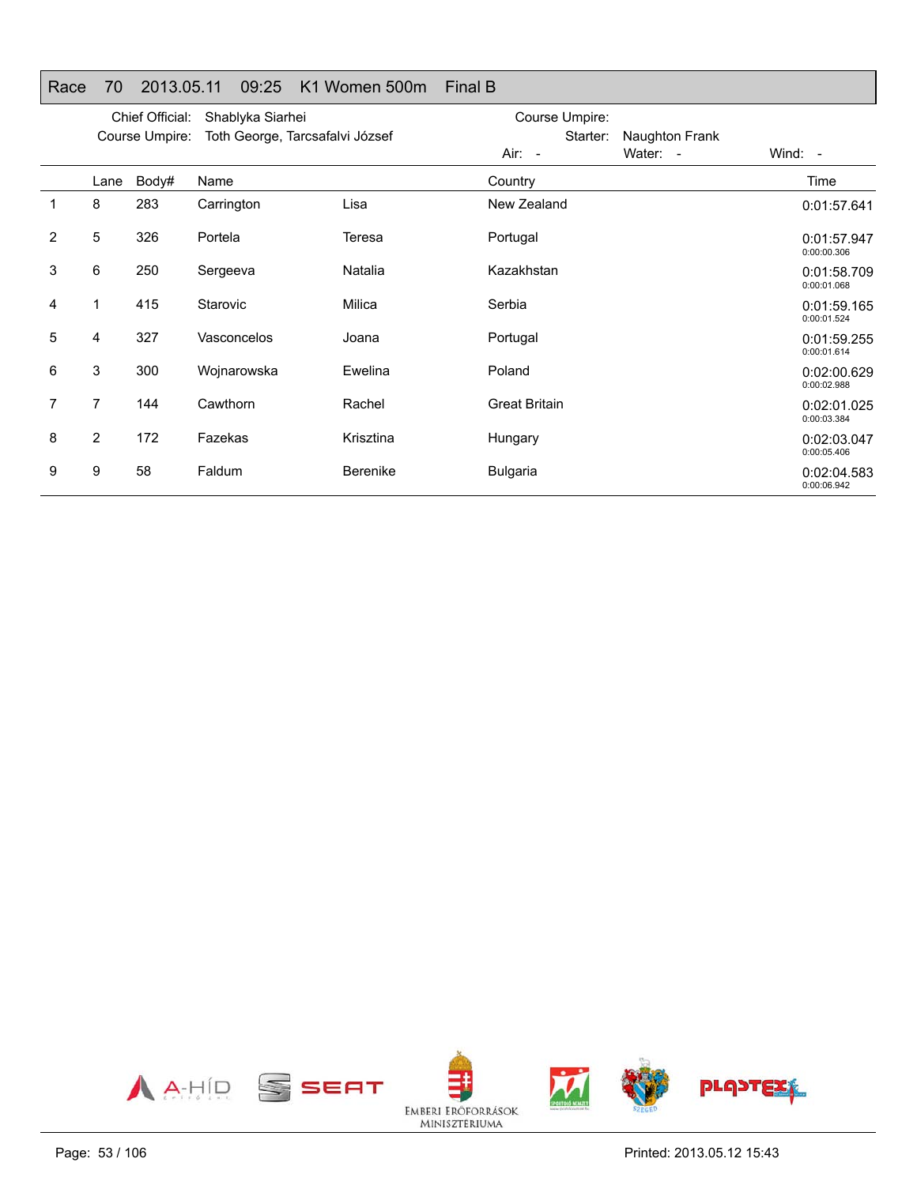# Race 70 2013.05.11 09:25 K1 Women 500m Final B

Chief Official: Shablyka Siarhei
Course Umpire: Toth George, Tarcsafalvi József

Course Umpire:
Starter: Naughton Frank
Air: - Water: - Wind: -

| | Lane | Body# | Name | | Country | Time |
|---|---|---|---|---|---|---|
| 1 | 8 | 283 | Carrington | Lisa | New Zealand | 0:01:57.641 |
| 2 | 5 | 326 | Portela | Teresa | Portugal | 0:01:57.947<br>0:00:00.306 |
| 3 | 6 | 250 | Sergeeva | Natalia | Kazakhstan | 0:01:58.709<br>0:00:01.068 |
| 4 | 1 | 415 | Starovic | Milica | Serbia | 0:01:59.165<br>0:00:01.524 |
| 5 | 4 | 327 | Vasconcelos | Joana | Portugal | 0:01:59.255<br>0:00:01.614 |
| 6 | 3 | 300 | Wojnarowska | Ewelina | Poland | 0:02:00.629<br>0:00:02.988 |
| 7 | 7 | 144 | Cawthorn | Rachel | Great Britain | 0:02:01.025<br>0:00:03.384 |
| 8 | 2 | 172 | Fazekas | Krisztina | Hungary | 0:02:03.047<br>0:00:05.406 |
| 9 | 9 | 58 | Faldum | Berenike | Bulgaria | 0:02:04.583<br>0:00:06.942 |

Printed: 2013.05.12 15:43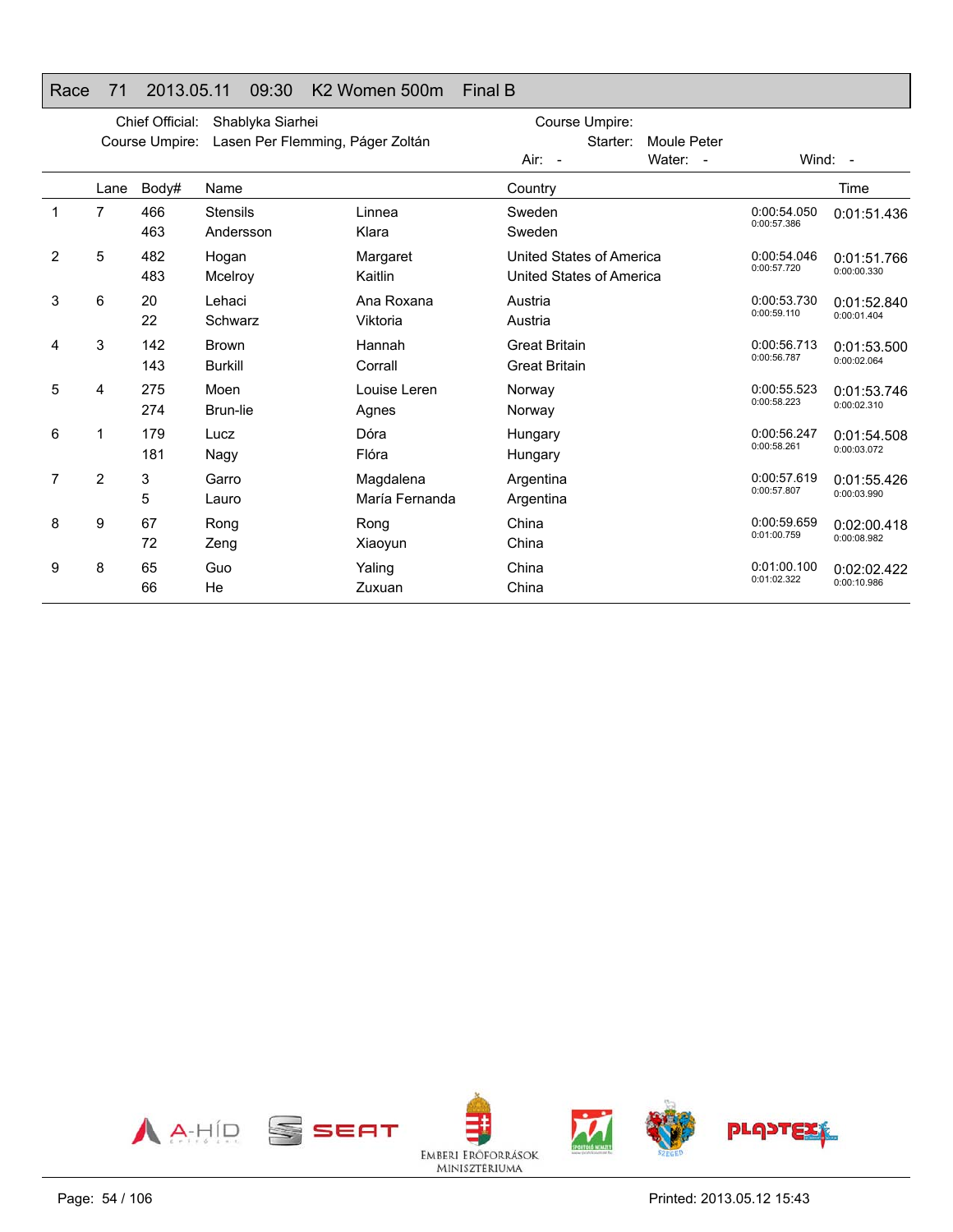## Race 71 2013.05.11 09:30 K2 Women 500m Final B

Chief Official: Shablyka Siarhei
Course Umpire: Lasen Per Flemming, Páger Zoltán

Course Umpire:
Starter: Moule Peter
Air: - Water: - Wind: -

| | Lane | Body# | Name | | Country | | Time |
|---|---|---|---|---|---|---|---|
| 1 | 7 | 466 | Stensils | Linnea | Sweden | 0:00:54.050 | 0:01:51.436 |
| | | 463 | Andersson | Klara | Sweden | 0:00:57.386 | |
| 2 | 5 | 482 | Hogan | Margaret | United States of America | 0:00:54.046 | 0:01:51.766 |
| | | 483 | Mcelroy | Kaitlin | United States of America | 0:00:57.720 | 0:00:00.330 |
| 3 | 6 | 20 | Lehaci | Ana Roxana | Austria | 0:00:53.730 | 0:01:52.840 |
| | | 22 | Schwarz | Viktoria | Austria | 0:00:59.110 | 0:00:01.404 |
| 4 | 3 | 142 | Brown | Hannah | Great Britain | 0:00:56.713 | 0:01:53.500 |
| | | 143 | Burkill | Corrall | Great Britain | 0:00:56.787 | 0:00:02.064 |
| 5 | 4 | 275 | Moen | Louise Leren | Norway | 0:00:55.523 | 0:01:53.746 |
| | | 274 | Brun-lie | Agnes | Norway | 0:00:58.223 | 0:00:02.310 |
| 6 | 1 | 179 | Lucz | Dóra | Hungary | 0:00:56.247 | 0:01:54.508 |
| | | 181 | Nagy | Flóra | Hungary | 0:00:58.261 | 0:00:03.072 |
| 7 | 2 | 3 | Garro | Magdalena | Argentina | 0:00:57.619 | 0:01:55.426 |
| | | 5 | Lauro | María Fernanda | Argentina | 0:00:57.807 | 0:00:03.990 |
| 8 | 9 | 67 | Rong | Rong | China | 0:00:59.659 | 0:02:00.418 |
| | | 72 | Zeng | Xiaoyun | China | 0:01:00.759 | 0:00:08.982 |
| 9 | 8 | 65 | Guo | Yaling | China | 0:01:00.100 | 0:02:02.422 |
| | | 66 | He | Zuxuan | China | 0:01:02.322 | 0:00:10.986 |

Printed: 2013.05.12 15:43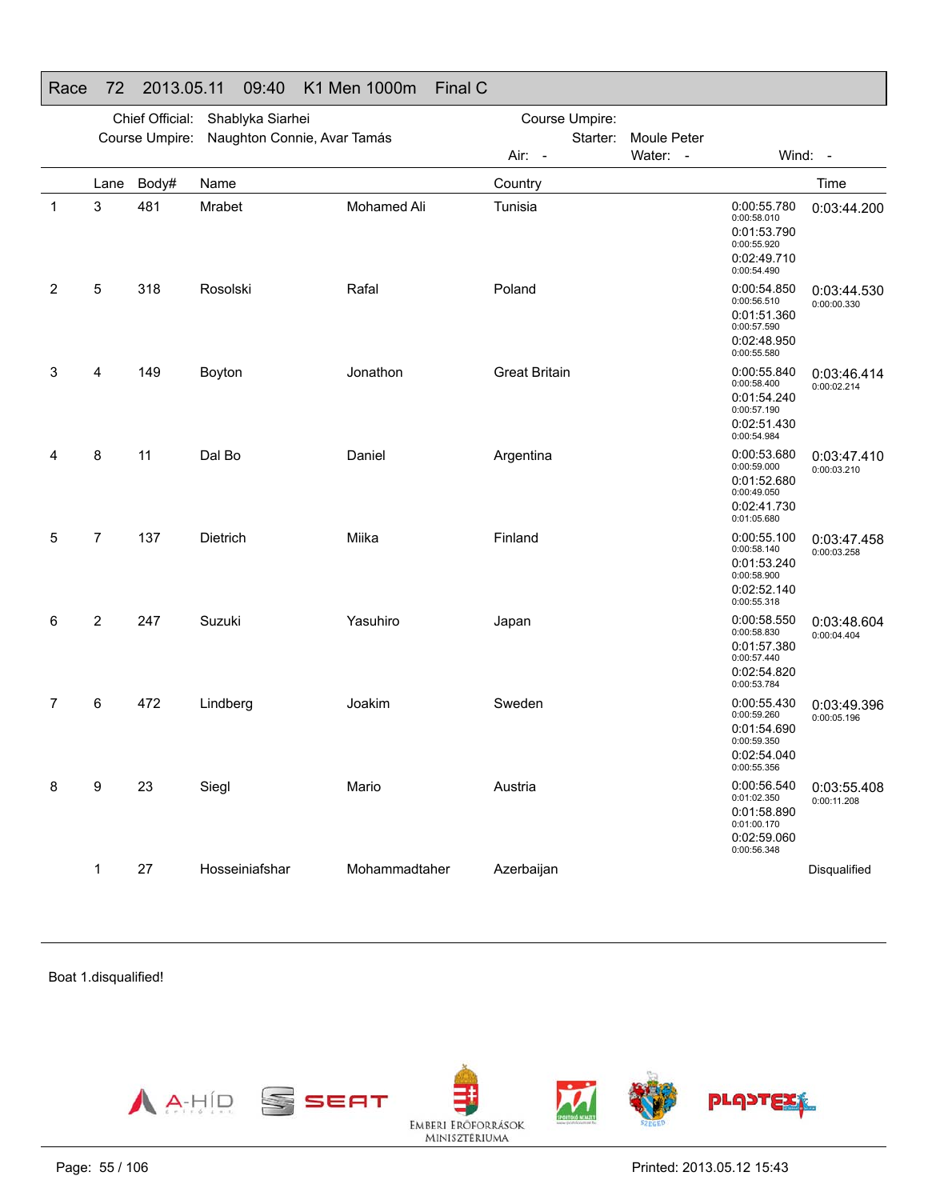## Race 72 2013.05.11 09:40 K1 Men 1000m Final C

Chief Official: Shablyka Siarhei

Course Umpire: Naughton Connie, Avar Tamás

Course Umpire:

Starter: Moule Peter

Air: - Water: - Wind: -

| | Lane | Body# | Name | | Country | Splits | Time |
|---|---|---|---|---|---|---|---|
| 1 | 3 | 481 | Mrabet | Mohamed Ali | Tunisia | 0:00:55.780 (0:00:58.010) 0:01:53.790 (0:00:55.920) 0:02:49.710 (0:00:54.490) | 0:03:44.200 |
| 2 | 5 | 318 | Rosolski | Rafal | Poland | 0:00:54.850 (0:00:56.510) 0:01:51.360 (0:00:57.590) 0:02:48.950 (0:00:55.580) | 0:03:44.530 (0:00:00.330) |
| 3 | 4 | 149 | Boyton | Jonathon | Great Britain | 0:00:55.840 (0:00:58.400) 0:01:54.240 (0:00:57.190) 0:02:51.430 (0:00:54.984) | 0:03:46.414 (0:00:02.214) |
| 4 | 8 | 11 | Dal Bo | Daniel | Argentina | 0:00:53.680 (0:00:59.000) 0:01:52.680 (0:00:49.050) 0:02:41.730 (0:01:05.680) | 0:03:47.410 (0:00:03.210) |
| 5 | 7 | 137 | Dietrich | Miika | Finland | 0:00:55.100 (0:00:58.140) 0:01:53.240 (0:00:58.900) 0:02:52.140 (0:00:55.318) | 0:03:47.458 (0:00:03.258) |
| 6 | 2 | 247 | Suzuki | Yasuhiro | Japan | 0:00:58.550 (0:00:58.830) 0:01:57.380 (0:00:57.440) 0:02:54.820 (0:00:53.784) | 0:03:48.604 (0:00:04.404) |
| 7 | 6 | 472 | Lindberg | Joakim | Sweden | 0:00:55.430 (0:00:59.260) 0:01:54.690 (0:00:59.350) 0:02:54.040 (0:00:55.356) | 0:03:49.396 (0:00:05.196) |
| 8 | 9 | 23 | Siegl | Mario | Austria | 0:00:56.540 (0:01:02.350) 0:01:58.890 (0:01:00.170) 0:02:59.060 (0:00:56.348) | 0:03:55.408 (0:00:11.208) |
| | 1 | 27 | Hosseiniafshar | Mohammadtaher | Azerbaijan | | Disqualified |

Boat 1.disqualified!

A-HÍD SEAT EMBERI ERŐFORRÁSOK MINISZTÉRIUMA PLASTEX

Printed: 2013.05.12 15:43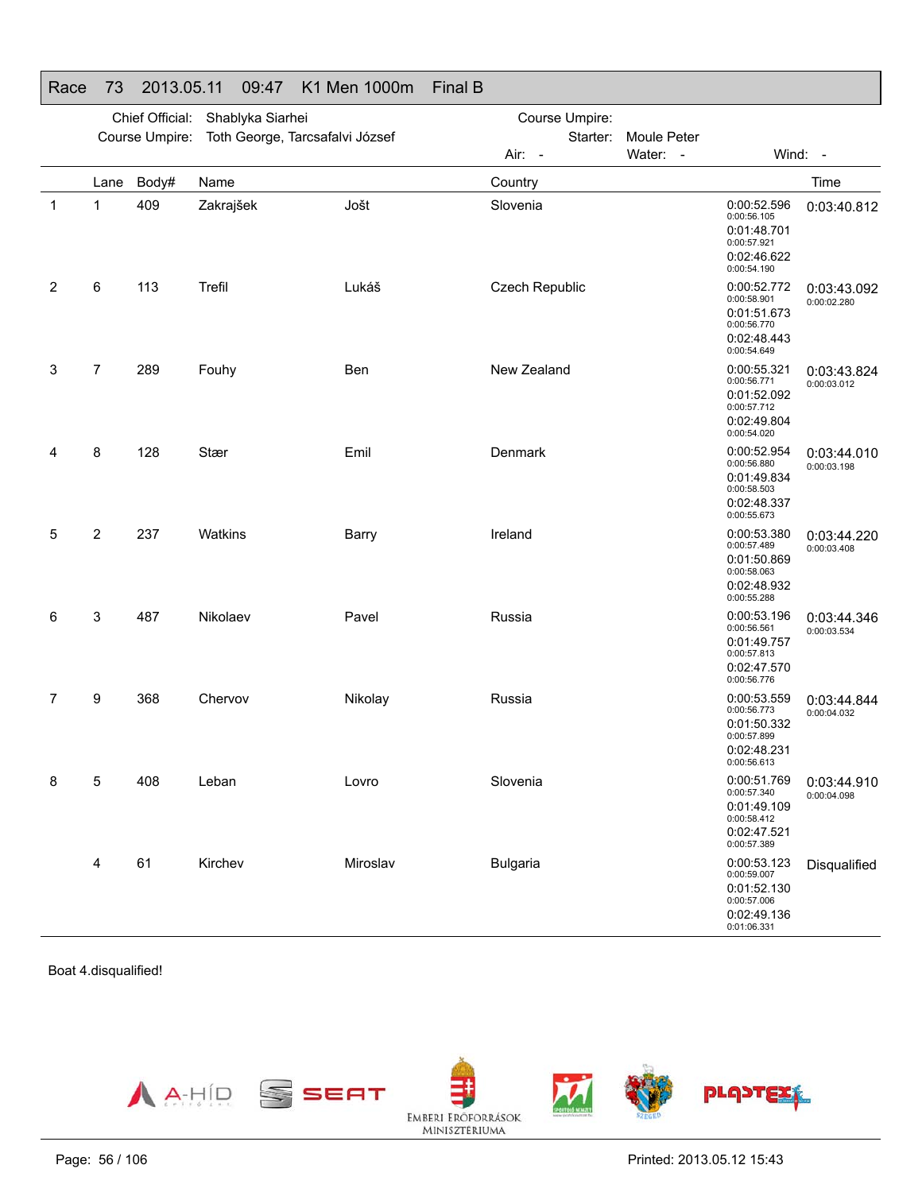## Race 73 2013.05.11 09:47 K1 Men 1000m Final B

Chief Official: Shablyka Siarhei
Course Umpire: Toth George, Tarcsafalvi József
Course Umpire:
Starter: Moule Peter
Air: - Water: - Wind: -

| | Lane | Body# | Name | | Country | Splits | Time |
|---|---|---|---|---|---|---|---|
| 1 | 1 | 409 | Zakrajšek | Jošt | Slovenia | 0:00:52.596 / 0:00:56.105 / 0:01:48.701 / 0:00:57.921 / 0:02:46.622 / 0:00:54.190 | 0:03:40.812 |
| 2 | 6 | 113 | Trefil | Lukáš | Czech Republic | 0:00:52.772 / 0:00:58.901 / 0:01:51.673 / 0:00:56.770 / 0:02:48.443 / 0:00:54.649 | 0:03:43.092 / 0:00:02.280 |
| 3 | 7 | 289 | Fouhy | Ben | New Zealand | 0:00:55.321 / 0:00:56.771 / 0:01:52.092 / 0:00:57.712 / 0:02:49.804 / 0:00:54.020 | 0:03:43.824 / 0:00:03.012 |
| 4 | 8 | 128 | Stær | Emil | Denmark | 0:00:52.954 / 0:00:56.880 / 0:01:49.834 / 0:00:58.503 / 0:02:48.337 / 0:00:55.673 | 0:03:44.010 / 0:00:03.198 |
| 5 | 2 | 237 | Watkins | Barry | Ireland | 0:00:53.380 / 0:00:57.489 / 0:01:50.869 / 0:00:58.063 / 0:02:48.932 / 0:00:55.288 | 0:03:44.220 / 0:00:03.408 |
| 6 | 3 | 487 | Nikolaev | Pavel | Russia | 0:00:53.196 / 0:00:56.561 / 0:01:49.757 / 0:00:57.813 / 0:02:47.570 / 0:00:56.776 | 0:03:44.346 / 0:00:03.534 |
| 7 | 9 | 368 | Chervov | Nikolay | Russia | 0:00:53.559 / 0:00:56.773 / 0:01:50.332 / 0:00:57.899 / 0:02:48.231 / 0:00:56.613 | 0:03:44.844 / 0:00:04.032 |
| 8 | 5 | 408 | Leban | Lovro | Slovenia | 0:00:51.769 / 0:00:57.340 / 0:01:49.109 / 0:00:58.412 / 0:02:47.521 / 0:00:57.389 | 0:03:44.910 / 0:00:04.098 |
| | 4 | 61 | Kirchev | Miroslav | Bulgaria | 0:00:53.123 / 0:00:59.007 / 0:01:52.130 / 0:00:57.006 / 0:02:49.136 / 0:01:06.331 | Disqualified |

Boat 4.disqualified!

Printed: 2013.05.12 15:43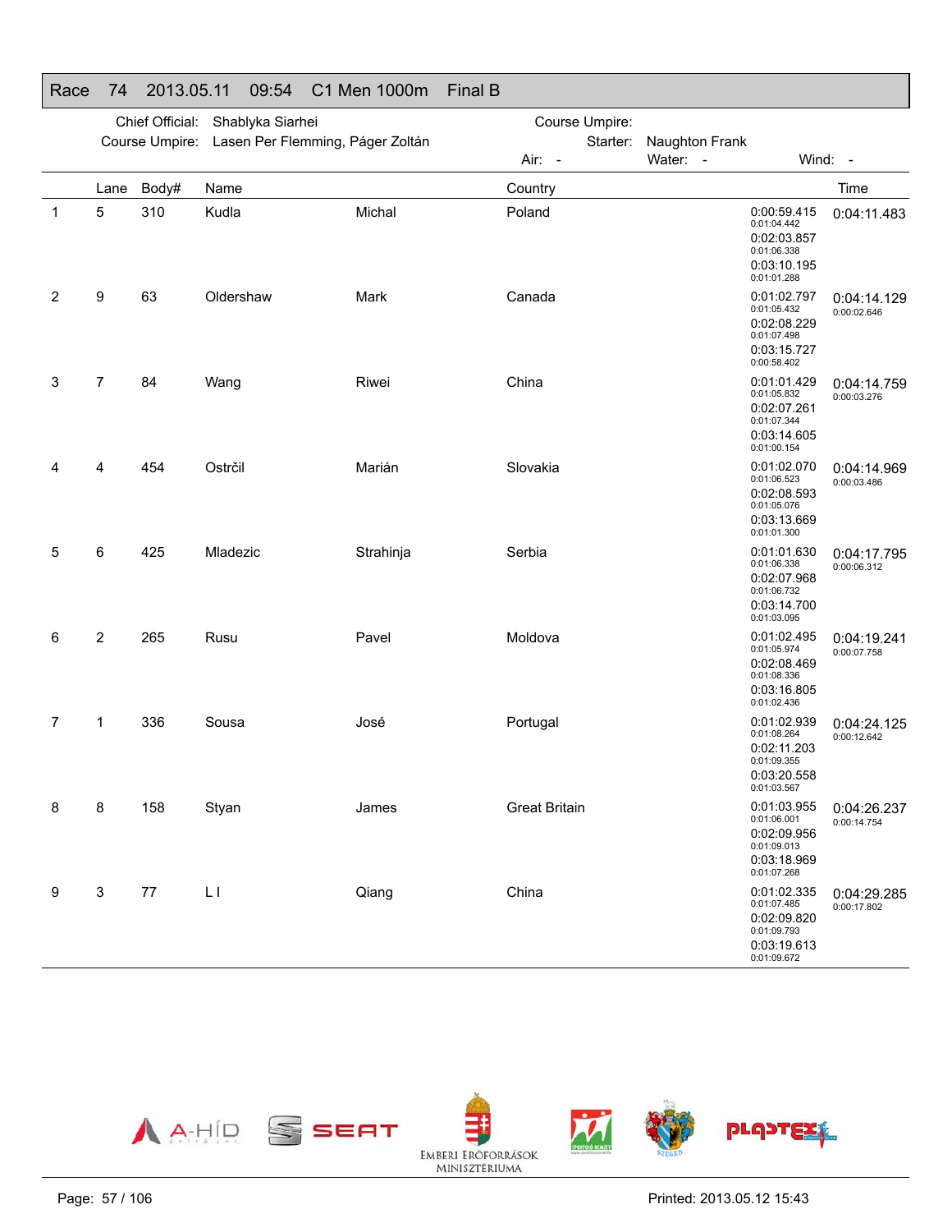## Race 74 2013.05.11 09:54 C1 Men 1000m Final B

Chief Official: Shablyka Siarhei
Course Umpire: Lasen Per Flemming, Páger Zoltán
Course Umpire:
Starter: Naughton Frank
Air: - Water: - Wind: -

| | Lane | Body# | Name | | Country | Splits | Time |
|---|---|---|---|---|---|---|---|
| 1 | 5 | 310 | Kudla | Michal | Poland | 0:00:59.415<br>0:01:04.442<br>0:02:03.857<br>0:01:06.338<br>0:03:10.195<br>0:01:01.288 | 0:04:11.483 |
| 2 | 9 | 63 | Oldershaw | Mark | Canada | 0:01:02.797<br>0:01:05.432<br>0:02:08.229<br>0:01:07.498<br>0:03:15.727<br>0:00:58.402 | 0:04:14.129<br>0:00:02.646 |
| 3 | 7 | 84 | Wang | Riwei | China | 0:01:01.429<br>0:01:05.832<br>0:02:07.261<br>0:01:07.344<br>0:03:14.605<br>0:01:00.154 | 0:04:14.759<br>0:00:03.276 |
| 4 | 4 | 454 | Ostrčil | Marián | Slovakia | 0:01:02.070<br>0:01:06.523<br>0:02:08.593<br>0:01:05.076<br>0:03:13.669<br>0:01:01.300 | 0:04:14.969<br>0:00:03.486 |
| 5 | 6 | 425 | Mladezic | Strahinja | Serbia | 0:01:01.630<br>0:01:06.338<br>0:02:07.968<br>0:01:06.732<br>0:03:14.700<br>0:01:03.095 | 0:04:17.795<br>0:00:06.312 |
| 6 | 2 | 265 | Rusu | Pavel | Moldova | 0:01:02.495<br>0:01:05.974<br>0:02:08.469<br>0:01:08.336<br>0:03:16.805<br>0:01:02.436 | 0:04:19.241<br>0:00:07.758 |
| 7 | 1 | 336 | Sousa | José | Portugal | 0:01:02.939<br>0:01:08.264<br>0:02:11.203<br>0:01:09.355<br>0:03:20.558<br>0:01:03.567 | 0:04:24.125<br>0:00:12.642 |
| 8 | 8 | 158 | Styan | James | Great Britain | 0:01:03.955<br>0:01:06.001<br>0:02:09.956<br>0:01:09.013<br>0:03:18.969<br>0:01:07.268 | 0:04:26.237<br>0:00:14.754 |
| 9 | 3 | 77 | L I | Qiang | China | 0:01:02.335<br>0:01:07.485<br>0:02:09.820<br>0:01:09.793<br>0:03:19.613<br>0:01:09.672 | 0:04:29.285<br>0:00:17.802 |

Printed: 2013.05.12 15:43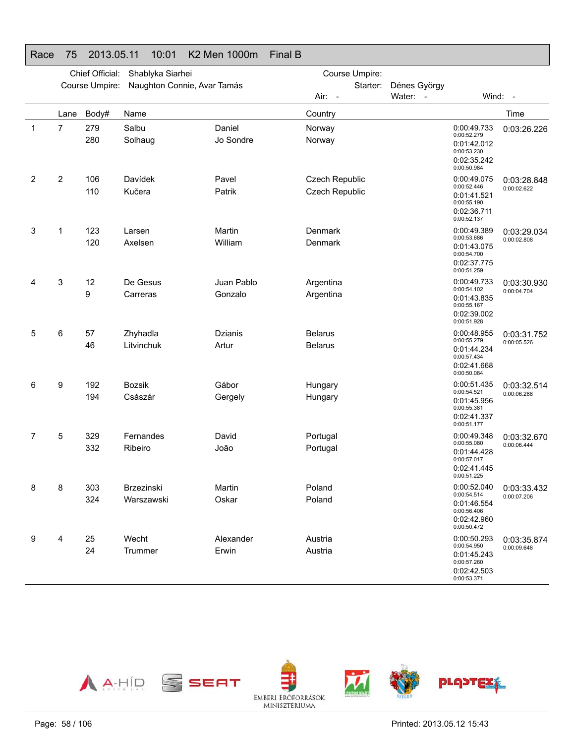# Race 75 2013.05.11 10:01 K2 Men 1000m Final B

Chief Official: Shablyka Siarhei
Course Umpire: Naughton Connie, Avar Tamás

Course Umpire:
Starter: Dénes György

Air: - Water: - Wind: -

| | Lane | Body# | Name | | Country | Splits | Time |
|---|---|---|---|---|---|---|---|
| 1 | 7 | 279 | Salbu | Daniel | Norway | 0:00:49.733 / 0:00:52.279 | 0:03:26.226 |
| | | 280 | Solhaug | Jo Sondre | Norway | 0:01:42.012 / 0:00:53.230 | |
| | | | | | | 0:02:35.242 / 0:00:50.984 | |
| 2 | 2 | 106 | Davídek | Pavel | Czech Republic | 0:00:49.075 / 0:00:52.446 | 0:03:28.848 / 0:00:02.622 |
| | | 110 | Kučera | Patrik | Czech Republic | 0:01:41.521 / 0:00:55.190 | |
| | | | | | | 0:02:36.711 / 0:00:52.137 | |
| 3 | 1 | 123 | Larsen | Martin | Denmark | 0:00:49.389 / 0:00:53.686 | 0:03:29.034 / 0:00:02.808 |
| | | 120 | Axelsen | William | Denmark | 0:01:43.075 / 0:00:54.700 | |
| | | | | | | 0:02:37.775 / 0:00:51.259 | |
| 4 | 3 | 12 | De Gesus | Juan Pablo | Argentina | 0:00:49.733 / 0:00:54.102 | 0:03:30.930 / 0:00:04.704 |
| | | 9 | Carreras | Gonzalo | Argentina | 0:01:43.835 / 0:00:55.167 | |
| | | | | | | 0:02:39.002 / 0:00:51.928 | |
| 5 | 6 | 57 | Zhyhadla | Dzianis | Belarus | 0:00:48.955 / 0:00:55.279 | 0:03:31.752 / 0:00:05.526 |
| | | 46 | Litvinchuk | Artur | Belarus | 0:01:44.234 / 0:00:57.434 | |
| | | | | | | 0:02:41.668 / 0:00:50.084 | |
| 6 | 9 | 192 | Bozsik | Gábor | Hungary | 0:00:51.435 / 0:00:54.521 | 0:03:32.514 / 0:00:06.288 |
| | | 194 | Császár | Gergely | Hungary | 0:01:45.956 / 0:00:55.381 | |
| | | | | | | 0:02:41.337 / 0:00:51.177 | |
| 7 | 5 | 329 | Fernandes | David | Portugal | 0:00:49.348 / 0:00:55.080 | 0:03:32.670 / 0:00:06.444 |
| | | 332 | Ribeiro | João | Portugal | 0:01:44.428 / 0:00:57.017 | |
| | | | | | | 0:02:41.445 / 0:00:51.225 | |
| 8 | 8 | 303 | Brzezinski | Martin | Poland | 0:00:52.040 / 0:00:54.514 | 0:03:33.432 / 0:00:07.206 |
| | | 324 | Warszawski | Oskar | Poland | 0:01:46.554 / 0:00:56.406 | |
| | | | | | | 0:02:42.960 / 0:00:50.472 | |
| 9 | 4 | 25 | Wecht | Alexander | Austria | 0:00:50.293 / 0:00:54.950 | 0:03:35.874 / 0:00:09.648 |
| | | 24 | Trummer | Erwin | Austria | 0:01:45.243 / 0:00:57.260 | |
| | | | | | | 0:02:42.503 / 0:00:53.371 | |

Printed: 2013.05.12 15:43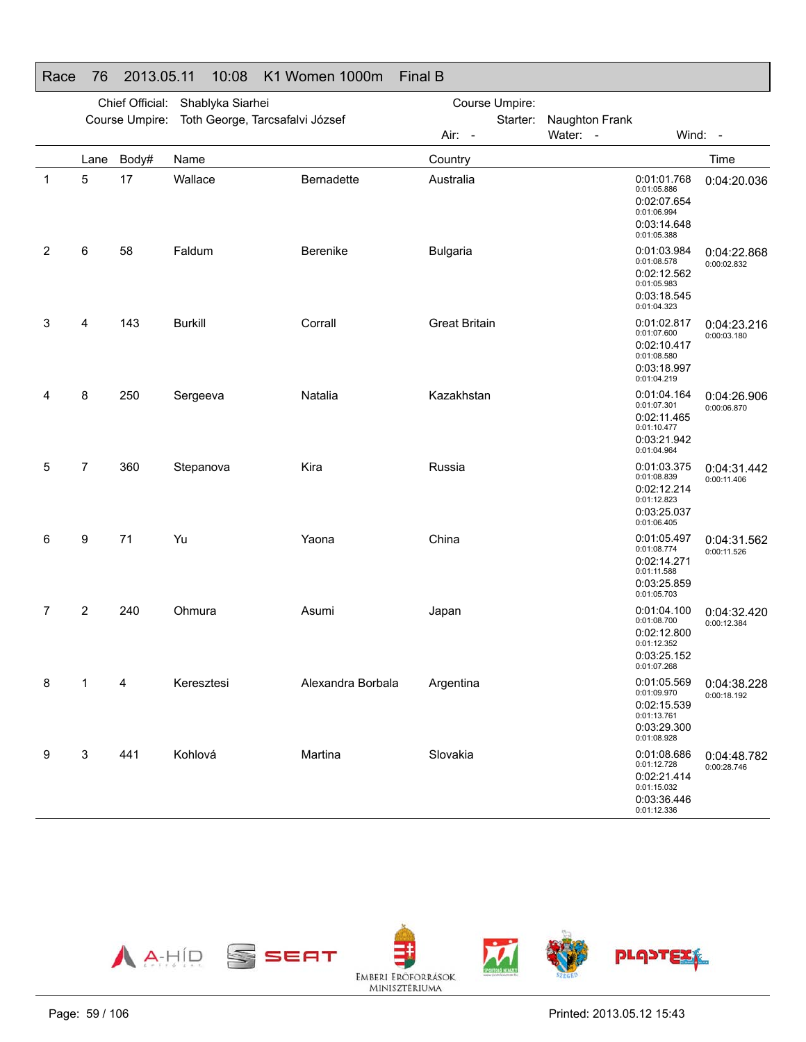## Race 76 2013.05.11 10:08 K1 Women 1000m Final B

Chief Official: Shablyka Siarhei
Course Umpire: Toth George, Tarcsafalvi József
Course Umpire:
Starter: Naughton Frank
Air: -
Water: -
Wind: -

| | Lane | Body# | Name | | Country | Splits | Time |
|---|---|---|---|---|---|---|---|
| 1 | 5 | 17 | Wallace | Bernadette | Australia | 0:01:01.768 (0:01:05.886) 0:02:07.654 (0:01:06.994) 0:03:14.648 (0:01:05.388) | 0:04:20.036 |
| 2 | 6 | 58 | Faldum | Berenike | Bulgaria | 0:01:03.984 (0:01:08.578) 0:02:12.562 (0:01:05.983) 0:03:18.545 (0:01:04.323) | 0:04:22.868 (0:00:02.832) |
| 3 | 4 | 143 | Burkill | Corrall | Great Britain | 0:01:02.817 (0:01:07.600) 0:02:10.417 (0:01:08.580) 0:03:18.997 (0:01:04.219) | 0:04:23.216 (0:00:03.180) |
| 4 | 8 | 250 | Sergeeva | Natalia | Kazakhstan | 0:01:04.164 (0:01:07.301) 0:02:11.465 (0:01:10.477) 0:03:21.942 (0:01:04.964) | 0:04:26.906 (0:00:06.870) |
| 5 | 7 | 360 | Stepanova | Kira | Russia | 0:01:03.375 (0:01:08.839) 0:02:12.214 (0:01:12.823) 0:03:25.037 (0:01:06.405) | 0:04:31.442 (0:00:11.406) |
| 6 | 9 | 71 | Yu | Yaona | China | 0:01:05.497 (0:01:08.774) 0:02:14.271 (0:01:11.588) 0:03:25.859 (0:01:05.703) | 0:04:31.562 (0:00:11.526) |
| 7 | 2 | 240 | Ohmura | Asumi | Japan | 0:01:04.100 (0:01:08.700) 0:02:12.800 (0:01:12.352) 0:03:25.152 (0:01:07.268) | 0:04:32.420 (0:00:12.384) |
| 8 | 1 | 4 | Keresztesi | Alexandra Borbala | Argentina | 0:01:05.569 (0:01:09.970) 0:02:15.539 (0:01:13.761) 0:03:29.300 (0:01:08.928) | 0:04:38.228 (0:00:18.192) |
| 9 | 3 | 441 | Kohlová | Martina | Slovakia | 0:01:08.686 (0:01:12.728) 0:02:21.414 (0:01:15.032) 0:03:36.446 (0:01:12.336) | 0:04:48.782 (0:00:28.746) |

Printed: 2013.05.12 15:43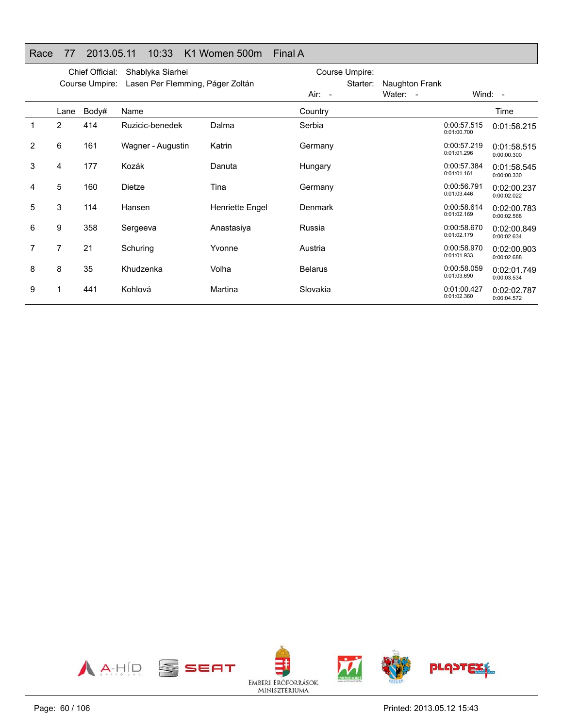## Race 77 2013.05.11 10:33 K1 Women 500m Final A

Chief Official: Shablyka Siarhei
Course Umpire: Lasen Per Flemming, Páger Zoltán

Course Umpire:
Starter: Naughton Frank

Air: - Water: - Wind: -

| | Lane | Body# | Name | | Country | | Time |
|---|---|---|---|---|---|---|---|
| 1 | 2 | 414 | Ruzicic-benedek | Dalma | Serbia | 0:00:57.515 0:01:00.700 | 0:01:58.215 |
| 2 | 6 | 161 | Wagner - Augustin | Katrin | Germany | 0:00:57.219 0:01:01.296 | 0:01:58.515 0:00:00.300 |
| 3 | 4 | 177 | Kozák | Danuta | Hungary | 0:00:57.384 0:01:01.161 | 0:01:58.545 0:00:00.330 |
| 4 | 5 | 160 | Dietze | Tina | Germany | 0:00:56.791 0:01:03.446 | 0:02:00.237 0:00:02.022 |
| 5 | 3 | 114 | Hansen | Henriette Engel | Denmark | 0:00:58.614 0:01:02.169 | 0:02:00.783 0:00:02.568 |
| 6 | 9 | 358 | Sergeeva | Anastasiya | Russia | 0:00:58.670 0:01:02.179 | 0:02:00.849 0:00:02.634 |
| 7 | 7 | 21 | Schuring | Yvonne | Austria | 0:00:58.970 0:01:01.933 | 0:02:00.903 0:00:02.688 |
| 8 | 8 | 35 | Khudzenka | Volha | Belarus | 0:00:58.059 0:01:03.690 | 0:02:01.749 0:00:03.534 |
| 9 | 1 | 441 | Kohlová | Martina | Slovakia | 0:01:00.427 0:01:02.360 | 0:02:02.787 0:00:04.572 |

Printed: 2013.05.12 15:43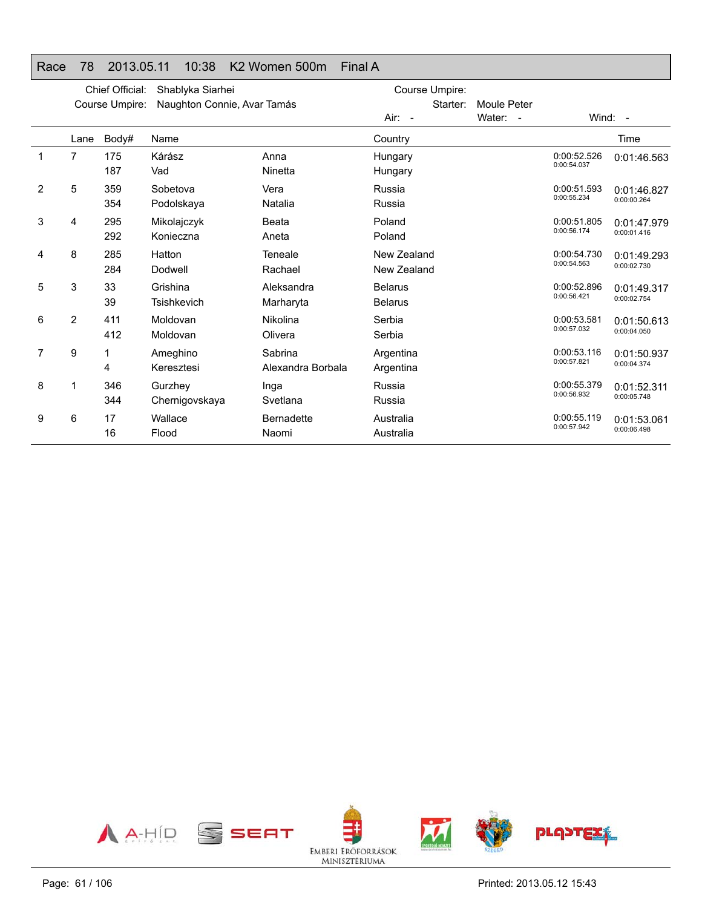## Race 78 2013.05.11 10:38 K2 Women 500m Final A

Chief Official: Shablyka Siarhei
Course Umpire: Naughton Connie, Avar Tamás
Course Umpire:
Starter: Moule Peter
Air: - Water: - Wind: -

| | Lane | Body# | Name | | Country | | Time |
|---|---|---|---|---|---|---|---|
| 1 | 7 | 175 | Kárász | Anna | Hungary | 0:00:52.526 | 0:01:46.563 |
| | | 187 | Vad | Ninetta | Hungary | 0:00:54.037 | |
| 2 | 5 | 359 | Sobetova | Vera | Russia | 0:00:51.593 | 0:01:46.827 |
| | | 354 | Podolskaya | Natalia | Russia | 0:00:55.234 | 0:00:00.264 |
| 3 | 4 | 295 | Mikolajczyk | Beata | Poland | 0:00:51.805 | 0:01:47.979 |
| | | 292 | Konieczna | Aneta | Poland | 0:00:56.174 | 0:00:01.416 |
| 4 | 8 | 285 | Hatton | Teneale | New Zealand | 0:00:54.730 | 0:01:49.293 |
| | | 284 | Dodwell | Rachael | New Zealand | 0:00:54.563 | 0:00:02.730 |
| 5 | 3 | 33 | Grishina | Aleksandra | Belarus | 0:00:52.896 | 0:01:49.317 |
| | | 39 | Tsishkevich | Marharyta | Belarus | 0:00:56.421 | 0:00:02.754 |
| 6 | 2 | 411 | Moldovan | Nikolina | Serbia | 0:00:53.581 | 0:01:50.613 |
| | | 412 | Moldovan | Olivera | Serbia | 0:00:57.032 | 0:00:04.050 |
| 7 | 9 | 1 | Ameghino | Sabrina | Argentina | 0:00:53.116 | 0:01:50.937 |
| | | 4 | Keresztesi | Alexandra Borbala | Argentina | 0:00:57.821 | 0:00:04.374 |
| 8 | 1 | 346 | Gurzhey | Inga | Russia | 0:00:55.379 | 0:01:52.311 |
| | | 344 | Chernigovskaya | Svetlana | Russia | 0:00:56.932 | 0:00:05.748 |
| 9 | 6 | 17 | Wallace | Bernadette | Australia | 0:00:55.119 | 0:01:53.061 |
| | | 16 | Flood | Naomi | Australia | 0:00:57.942 | 0:00:06.498 |

Printed: 2013.05.12 15:43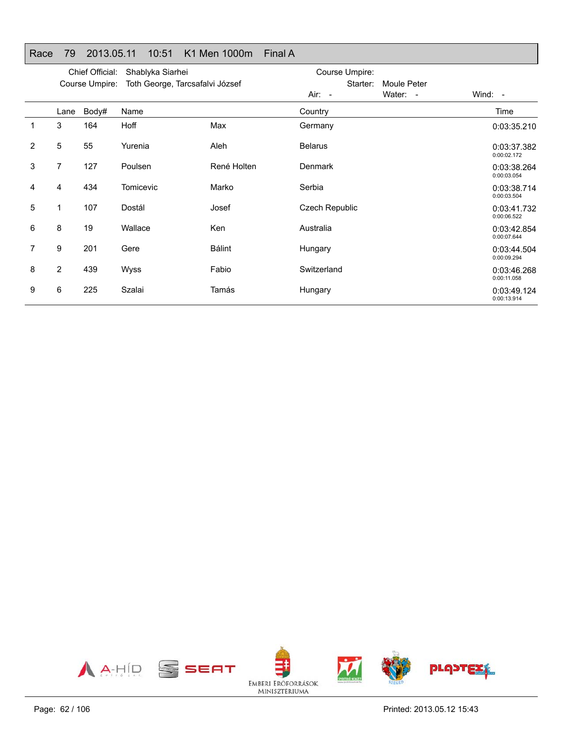## Race 79 2013.05.11 10:51 K1 Men 1000m Final A

Chief Official: Shablyka Siarhei
Course Umpire: Toth George, Tarcsafalvi József
Course Umpire:
Starter: Moule Peter
Air: - Water: - Wind: -

| | Lane | Body# | Name | | Country | Time |
|---|---|---|---|---|---|---|
| 1 | 3 | 164 | Hoff | Max | Germany | 0:03:35.210 |
| 2 | 5 | 55 | Yurenia | Aleh | Belarus | 0:03:37.382 0:00:02.172 |
| 3 | 7 | 127 | Poulsen | René Holten | Denmark | 0:03:38.264 0:00:03.054 |
| 4 | 4 | 434 | Tomicevic | Marko | Serbia | 0:03:38.714 0:00:03.504 |
| 5 | 1 | 107 | Dostál | Josef | Czech Republic | 0:03:41.732 0:00:06.522 |
| 6 | 8 | 19 | Wallace | Ken | Australia | 0:03:42.854 0:00:07.644 |
| 7 | 9 | 201 | Gere | Bálint | Hungary | 0:03:44.504 0:00:09.294 |
| 8 | 2 | 439 | Wyss | Fabio | Switzerland | 0:03:46.268 0:00:11.058 |
| 9 | 6 | 225 | Szalai | Tamás | Hungary | 0:03:49.124 0:00:13.914 |

A-HÍD SEAT EMBERI ERŐFORRÁSOK MINISZTÉRIUMA SZEGED PLASTEX

Printed: 2013.05.12 15:43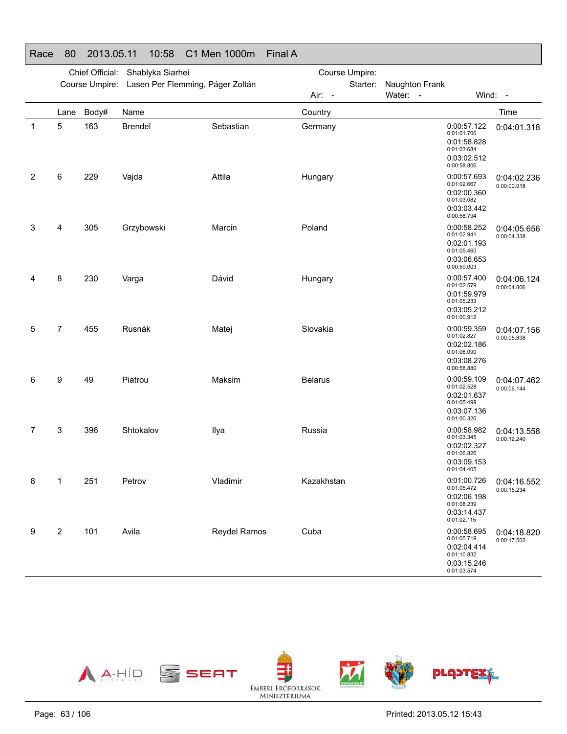## Race 80 2013.05.11 10:58 C1 Men 1000m Final A

Chief Official: Shablyka Siarhei
Course Umpire: Lasen Per Flemming, Páger Zoltán
Course Umpire:
Starter: Naughton Frank
Air: - Water: - Wind: -

| | Lane | Body# | Name | | Country | Splits | Time |
|---|---|---|---|---|---|---|---|
| 1 | 5 | 163 | Brendel | Sebastian | Germany | 0:00:57.122 / 0:01:01.706 / 0:01:58.828 / 0:01:03.684 / 0:03:02.512 / 0:00:58.806 | 0:04:01.318 |
| 2 | 6 | 229 | Vajda | Attila | Hungary | 0:00:57.693 / 0:01:02.667 / 0:02:00.360 / 0:01:03.082 / 0:03:03.442 / 0:00:58.794 | 0:04:02.236 / 0:00:00.918 |
| 3 | 4 | 305 | Grzybowski | Marcin | Poland | 0:00:58.252 / 0:01:02.941 / 0:02:01.193 / 0:01:05.460 / 0:03:06.653 / 0:00:59.003 | 0:04:05.656 / 0:00:04.338 |
| 4 | 8 | 230 | Varga | Dávid | Hungary | 0:00:57.400 / 0:01:02.579 / 0:01:59.979 / 0:01:05.233 / 0:03:05.212 / 0:01:00.912 | 0:04:06.124 / 0:00:04.806 |
| 5 | 7 | 455 | Rusnák | Matej | Slovakia | 0:00:59.359 / 0:01:02.827 / 0:02:02.186 / 0:01:06.090 / 0:03:08.276 / 0:00:58.880 | 0:04:07.156 / 0:00:05.838 |
| 6 | 9 | 49 | Piatrou | Maksim | Belarus | 0:00:59.109 / 0:01:02.528 / 0:02:01.637 / 0:01:05.499 / 0:03:07.136 / 0:01:00.326 | 0:04:07.462 / 0:00:06.144 |
| 7 | 3 | 396 | Shtokalov | Ilya | Russia | 0:00:58.982 / 0:01:03.345 / 0:02:02.327 / 0:01:06.826 / 0:03:09.153 / 0:01:04.405 | 0:04:13.558 / 0:00:12.240 |
| 8 | 1 | 251 | Petrov | Vladimir | Kazakhstan | 0:01:00.726 / 0:01:05.472 / 0:02:06.198 / 0:01:08.239 / 0:03:14.437 / 0:01:02.115 | 0:04:16.552 / 0:00:15.234 |
| 9 | 2 | 101 | Avila | Reydel Ramos | Cuba | 0:00:58.695 / 0:01:05.719 / 0:02:04.414 / 0:01:10.832 / 0:03:15.246 / 0:01:03.574 | 0:04:18.820 / 0:00:17.502 |

Printed: 2013.05.12 15:43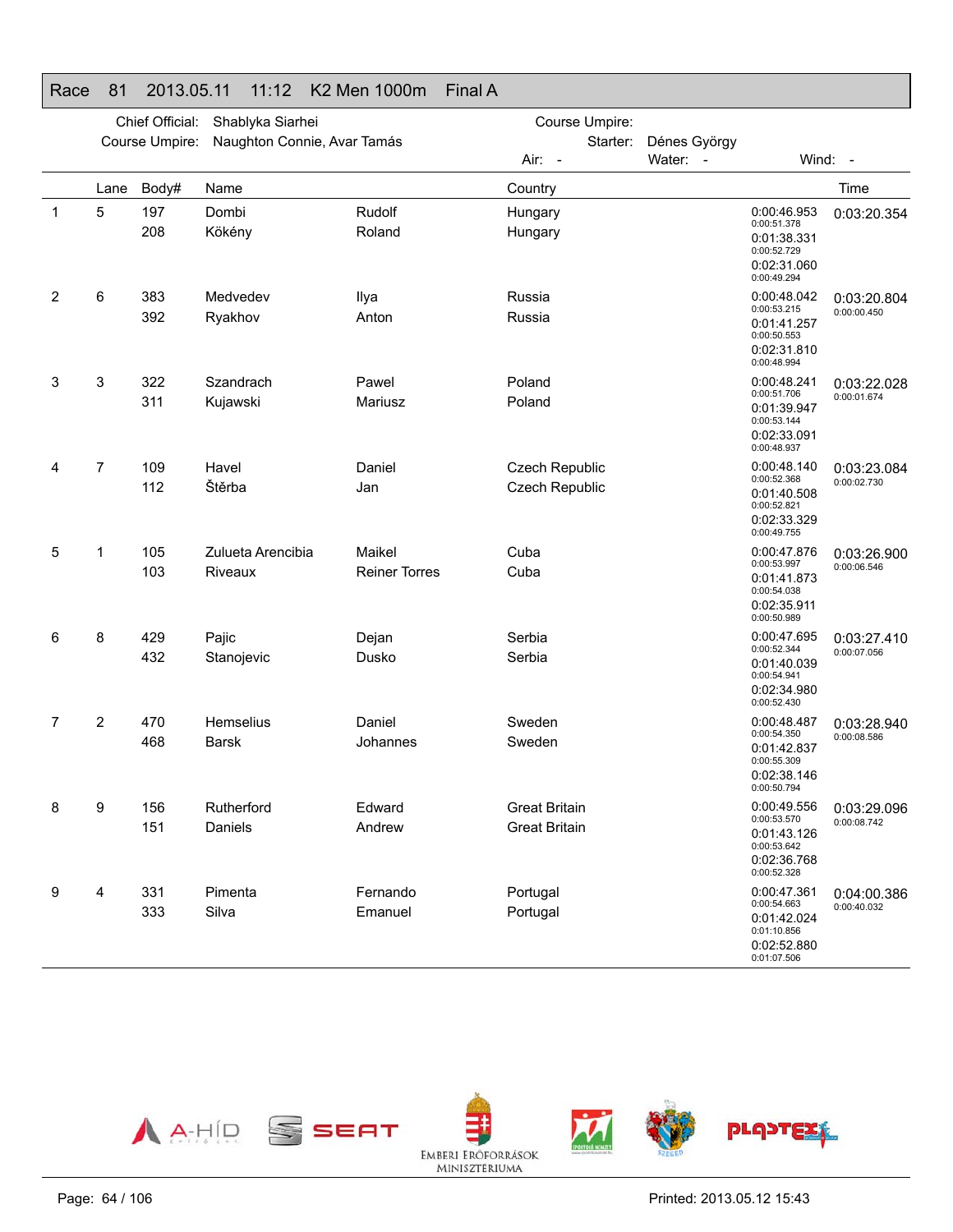## Race 81 2013.05.11 11:12 K2 Men 1000m Final A

Chief Official: Shablyka Siarhei
Course Umpire: Naughton Connie, Avar Tamás
Course Umpire:
Starter: Dénes György
Air: -
Water: -
Wind: -

| | Lane | Body# | Name | | Country | | Time |
|---|---|---|---|---|---|---|---|
| 1 | 5 | 197 | Dombi | Rudolf | Hungary | 0:00:46.953<br>0:00:51.378<br>0:01:38.331<br>0:00:52.729<br>0:02:31.060<br>0:00:49.294 | 0:03:20.354 |
| | | 208 | Kökény | Roland | Hungary | | |
| 2 | 6 | 383 | Medvedev | Ilya | Russia | 0:00:48.042<br>0:00:53.215<br>0:01:41.257<br>0:00:50.553<br>0:02:31.810<br>0:00:48.994 | 0:03:20.804<br>0:00:00.450 |
| | | 392 | Ryakhov | Anton | Russia | | |
| 3 | 3 | 322 | Szandrach | Pawel | Poland | 0:00:48.241<br>0:00:51.706<br>0:01:39.947<br>0:00:53.144<br>0:02:33.091<br>0:00:48.937 | 0:03:22.028<br>0:00:01.674 |
| | | 311 | Kujawski | Mariusz | Poland | | |
| 4 | 7 | 109 | Havel | Daniel | Czech Republic | 0:00:48.140<br>0:00:52.368<br>0:01:40.508<br>0:00:52.821<br>0:02:33.329<br>0:00:49.755 | 0:03:23.084<br>0:00:02.730 |
| | | 112 | Štěrba | Jan | Czech Republic | | |
| 5 | 1 | 105 | Zulueta Arencibia | Maikel | Cuba | 0:00:47.876<br>0:00:53.997<br>0:01:41.873<br>0:00:54.038<br>0:02:35.911<br>0:00:50.989 | 0:03:26.900<br>0:00:06.546 |
| | | 103 | Riveaux | Reiner Torres | Cuba | | |
| 6 | 8 | 429 | Pajic | Dejan | Serbia | 0:00:47.695<br>0:00:52.344<br>0:01:40.039<br>0:00:54.941<br>0:02:34.980<br>0:00:52.430 | 0:03:27.410<br>0:00:07.056 |
| | | 432 | Stanojevic | Dusko | Serbia | | |
| 7 | 2 | 470 | Hemselius | Daniel | Sweden | 0:00:48.487<br>0:00:54.350<br>0:01:42.837<br>0:00:55.309<br>0:02:38.146<br>0:00:50.794 | 0:03:28.940<br>0:00:08.586 |
| | | 468 | Barsk | Johannes | Sweden | | |
| 8 | 9 | 156 | Rutherford | Edward | Great Britain | 0:00:49.556<br>0:00:53.570<br>0:01:43.126<br>0:00:53.642<br>0:02:36.768<br>0:00:52.328 | 0:03:29.096<br>0:00:08.742 |
| | | 151 | Daniels | Andrew | Great Britain | | |
| 9 | 4 | 331 | Pimenta | Fernando | Portugal | 0:00:47.361<br>0:00:54.663<br>0:01:42.024<br>0:01:10.856<br>0:02:52.880<br>0:01:07.506 | 0:04:00.386<br>0:00:40.032 |
| | | 333 | Silva | Emanuel | Portugal | | |

Printed: 2013.05.12 15:43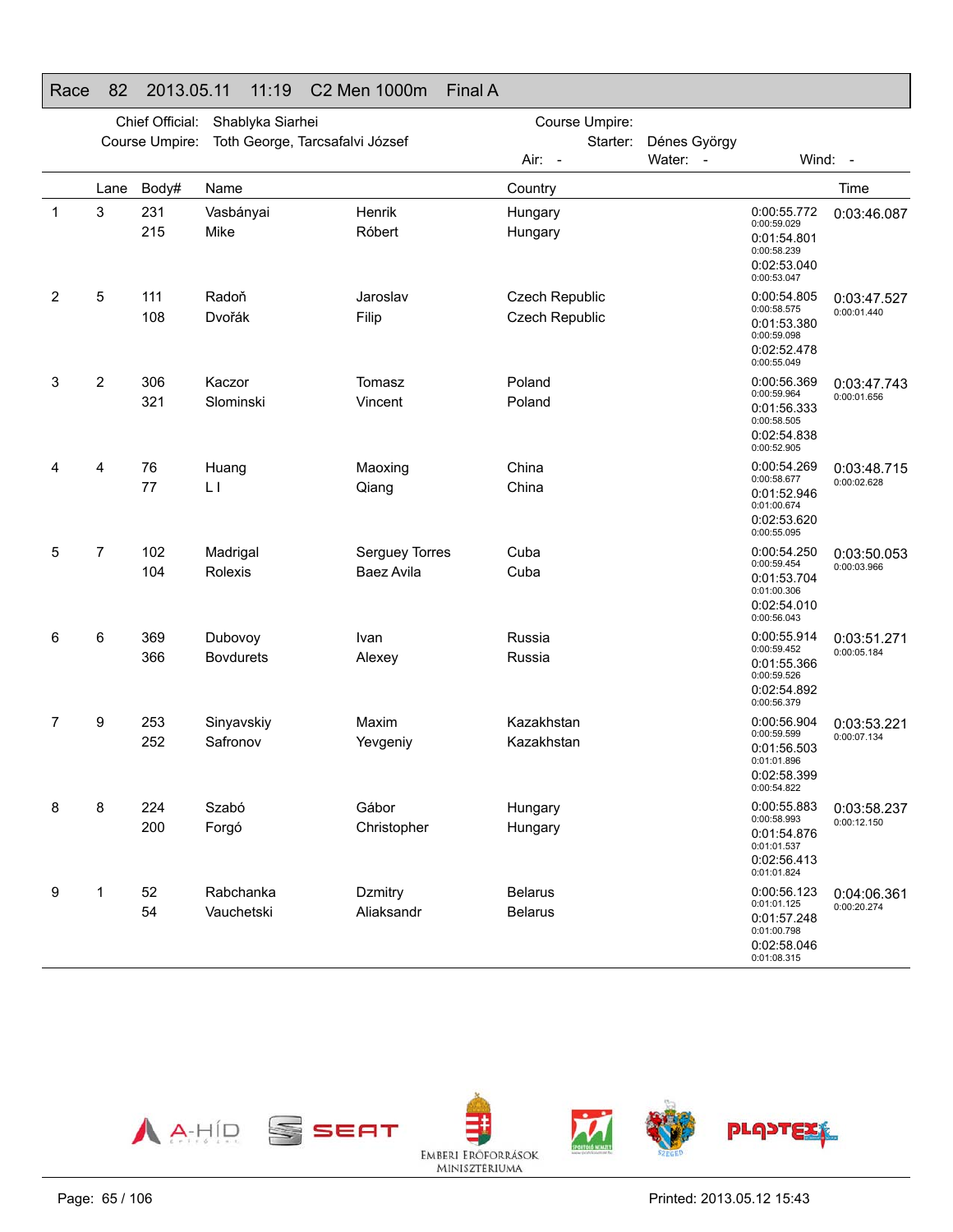# Race 82 2013.05.11 11:19 C2 Men 1000m Final A

Chief Official: Shablyka Siarhei

Course Umpire: Toth George, Tarcsafalvi József

Course Umpire:

Starter: Dénes György

Air: - Water: - Wind: -

| | Lane | Body# | Name | | Country | Splits | Time |
|---|---|---|---|---|---|---|---|
| 1 | 3 | 231<br>215 | Vasbányai<br>Mike | Henrik<br>Róbert | Hungary<br>Hungary | 0:00:55.772<br>0:00:59.029<br>0:01:54.801<br>0:00:58.239<br>0:02:53.040<br>0:00:53.047 | 0:03:46.087 |
| 2 | 5 | 111<br>108 | Radoň<br>Dvořák | Jaroslav<br>Filip | Czech Republic<br>Czech Republic | 0:00:54.805<br>0:00:58.575<br>0:01:53.380<br>0:00:59.098<br>0:02:52.478<br>0:00:55.049 | 0:03:47.527<br>0:00:01.440 |
| 3 | 2 | 306<br>321 | Kaczor<br>Slominski | Tomasz<br>Vincent | Poland<br>Poland | 0:00:56.369<br>0:00:59.964<br>0:01:56.333<br>0:00:58.505<br>0:02:54.838<br>0:00:52.905 | 0:03:47.743<br>0:00:01.656 |
| 4 | 4 | 76<br>77 | Huang<br>L I | Maoxing<br>Qiang | China<br>China | 0:00:54.269<br>0:00:58.677<br>0:01:52.946<br>0:01:00.674<br>0:02:53.620<br>0:00:55.095 | 0:03:48.715<br>0:00:02.628 |
| 5 | 7 | 102<br>104 | Madrigal<br>Rolexis | Serguey Torres<br>Baez Avila | Cuba<br>Cuba | 0:00:54.250<br>0:00:59.454<br>0:01:53.704<br>0:01:00.306<br>0:02:54.010<br>0:00:56.043 | 0:03:50.053<br>0:00:03.966 |
| 6 | 6 | 369<br>366 | Dubovoy<br>Bovdurets | Ivan<br>Alexey | Russia<br>Russia | 0:00:55.914<br>0:00:59.452<br>0:01:55.366<br>0:00:59.526<br>0:02:54.892<br>0:00:56.379 | 0:03:51.271<br>0:00:05.184 |
| 7 | 9 | 253<br>252 | Sinyavskiy<br>Safronov | Maxim<br>Yevgeniy | Kazakhstan<br>Kazakhstan | 0:00:56.904<br>0:00:59.599<br>0:01:56.503<br>0:01:01.896<br>0:02:58.399<br>0:00:54.822 | 0:03:53.221<br>0:00:07.134 |
| 8 | 8 | 224<br>200 | Szabó<br>Forgó | Gábor<br>Christopher | Hungary<br>Hungary | 0:00:55.883<br>0:00:58.993<br>0:01:54.876<br>0:01:01.537<br>0:02:56.413<br>0:01:01.824 | 0:03:58.237<br>0:00:12.150 |
| 9 | 1 | 52<br>54 | Rabchanka<br>Vauchetski | Dzmitry<br>Aliaksandr | Belarus<br>Belarus | 0:00:56.123<br>0:01:01.125<br>0:01:57.248<br>0:01:00.798<br>0:02:58.046<br>0:01:08.315 | 0:04:06.361<br>0:00:20.274 |

Printed: 2013.05.12 15:43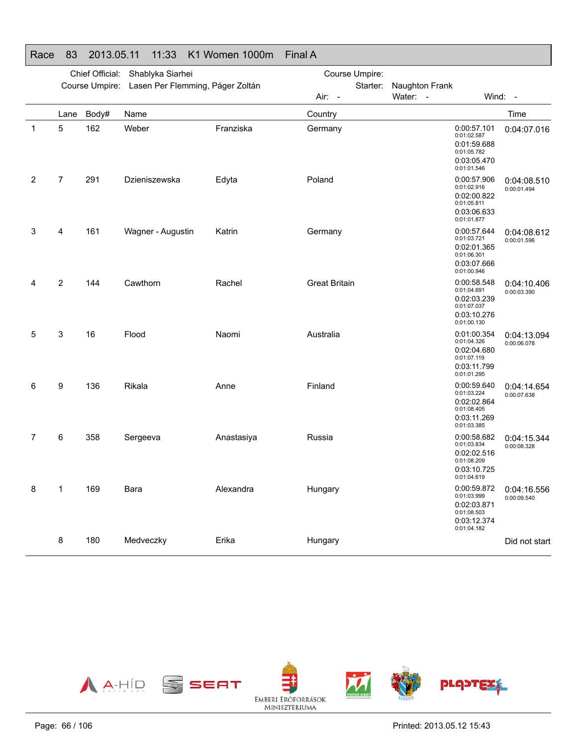## Race 83 2013.05.11 11:33 K1 Women 1000m Final A

Chief Official: Shablyka Siarhei
Course Umpire: Lasen Per Flemming, Páger Zoltán

Course Umpire:
Starter: Naughton Frank
Air: - Water: - Wind: -

| | Lane | Body# | Name | | Country | Splits | Time |
|---|---|---|---|---|---|---|---|
| 1 | 5 | 162 | Weber | Franziska | Germany | 0:00:57.101 / 0:01:02.587 / 0:01:59.688 / 0:01:05.782 / 0:03:05.470 / 0:01:01.546 | 0:04:07.016 |
| 2 | 7 | 291 | Dzieniszewska | Edyta | Poland | 0:00:57.906 / 0:01:02.916 / 0:02:00.822 / 0:01:05.811 / 0:03:06.633 / 0:01:01.877 | 0:04:08.510 / 0:00:01.494 |
| 3 | 4 | 161 | Wagner - Augustin | Katrin | Germany | 0:00:57.644 / 0:01:03.721 / 0:02:01.365 / 0:01:06.301 / 0:03:07.666 / 0:01:00.946 | 0:04:08.612 / 0:00:01.596 |
| 4 | 2 | 144 | Cawthorn | Rachel | Great Britain | 0:00:58.548 / 0:01:04.691 / 0:02:03.239 / 0:01:07.037 / 0:03:10.276 / 0:01:00.130 | 0:04:10.406 / 0:00:03.390 |
| 5 | 3 | 16 | Flood | Naomi | Australia | 0:01:00.354 / 0:01:04.326 / 0:02:04.680 / 0:01:07.119 / 0:03:11.799 / 0:01:01.295 | 0:04:13.094 / 0:00:06.078 |
| 6 | 9 | 136 | Rikala | Anne | Finland | 0:00:59.640 / 0:01:03.224 / 0:02:02.864 / 0:01:08.405 / 0:03:11.269 / 0:01:03.385 | 0:04:14.654 / 0:00:07.638 |
| 7 | 6 | 358 | Sergeeva | Anastasiya | Russia | 0:00:58.682 / 0:01:03.834 / 0:02:02.516 / 0:01:08.209 / 0:03:10.725 / 0:01:04.619 | 0:04:15.344 / 0:00:08.328 |
| 8 | 1 | 169 | Bara | Alexandra | Hungary | 0:00:59.872 / 0:01:03.999 / 0:02:03.871 / 0:01:08.503 / 0:03:12.374 / 0:01:04.182 | 0:04:16.556 / 0:00:09.540 |
| | 8 | 180 | Medveczky | Erika | Hungary | | Did not start |

Printed: 2013.05.12 15:43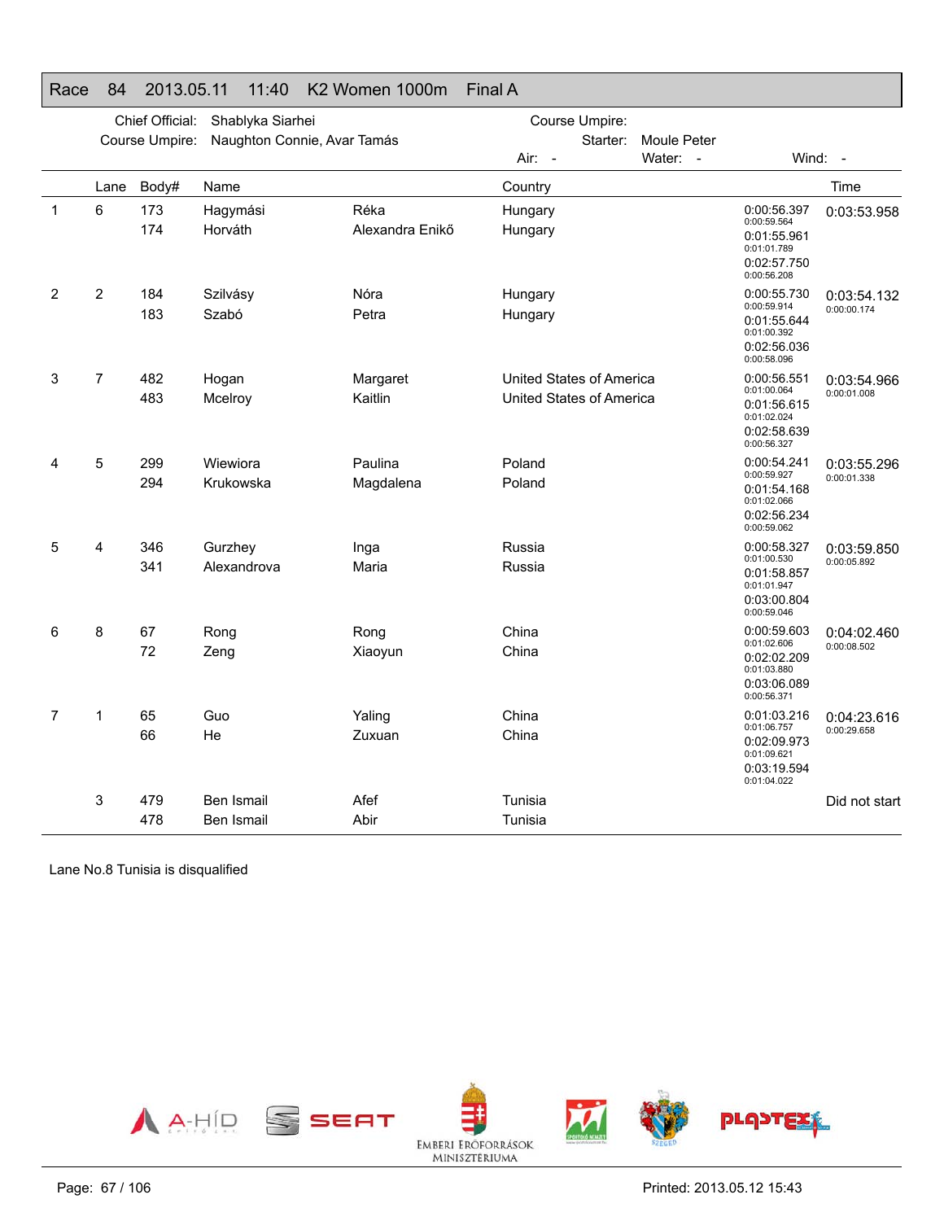## Race 84 2013.05.11 11:40 K2 Women 1000m Final A

Chief Official: Shablyka Siarhei
Course Umpire: Naughton Connie, Avar Tamás

Course Umpire:
Starter: Moule Peter
Air: - Water: - Wind: -

| | Lane | Body# | Name | | Country | Splits | Time |
|---|---|---|---|---|---|---|---|
| 1 | 6 | 173 | Hagymási | Réka | Hungary | 0:00:56.397 (0:00:59.564) | 0:03:53.958 |
| | | 174 | Horváth | Alexandra Enikő | Hungary | 0:01:55.961 (0:01:01.789) | |
| | | | | | | 0:02:57.750 (0:00:56.208) | |
| 2 | 2 | 184 | Szilvásy | Nóra | Hungary | 0:00:55.730 (0:00:59.914) | 0:03:54.132 (0:00:00.174) |
| | | 183 | Szabó | Petra | Hungary | 0:01:55.644 (0:01:00.392) | |
| | | | | | | 0:02:56.036 (0:00:58.096) | |
| 3 | 7 | 482 | Hogan | Margaret | United States of America | 0:00:56.551 (0:01:00.064) | 0:03:54.966 (0:00:01.008) |
| | | 483 | Mcelroy | Kaitlin | United States of America | 0:01:56.615 (0:01:02.024) | |
| | | | | | | 0:02:58.639 (0:00:56.327) | |
| 4 | 5 | 299 | Wiewiora | Paulina | Poland | 0:00:54.241 (0:00:59.927) | 0:03:55.296 (0:00:01.338) |
| | | 294 | Krukowska | Magdalena | Poland | 0:01:54.168 (0:01:02.066) | |
| | | | | | | 0:02:56.234 (0:00:59.062) | |
| 5 | 4 | 346 | Gurzhey | Inga | Russia | 0:00:58.327 (0:01:00.530) | 0:03:59.850 (0:00:05.892) |
| | | 341 | Alexandrova | Maria | Russia | 0:01:58.857 (0:01:01.947) | |
| | | | | | | 0:03:00.804 (0:00:59.046) | |
| 6 | 8 | 67 | Rong | Rong | China | 0:00:59.603 (0:01:02.606) | 0:04:02.460 (0:00:08.502) |
| | | 72 | Zeng | Xiaoyun | China | 0:02:02.209 (0:01:03.880) | |
| | | | | | | 0:03:06.089 (0:00:56.371) | |
| 7 | 1 | 65 | Guo | Yaling | China | 0:01:03.216 (0:01:06.757) | 0:04:23.616 (0:00:29.658) |
| | | 66 | He | Zuxuan | China | 0:02:09.973 (0:01:09.621) | |
| | | | | | | 0:03:19.594 (0:01:04.022) | |
| | 3 | 479 | Ben Ismail | Afef | Tunisia | | Did not start |
| | | 478 | Ben Ismail | Abir | Tunisia | | |

Lane No.8 Tunisia is disqualified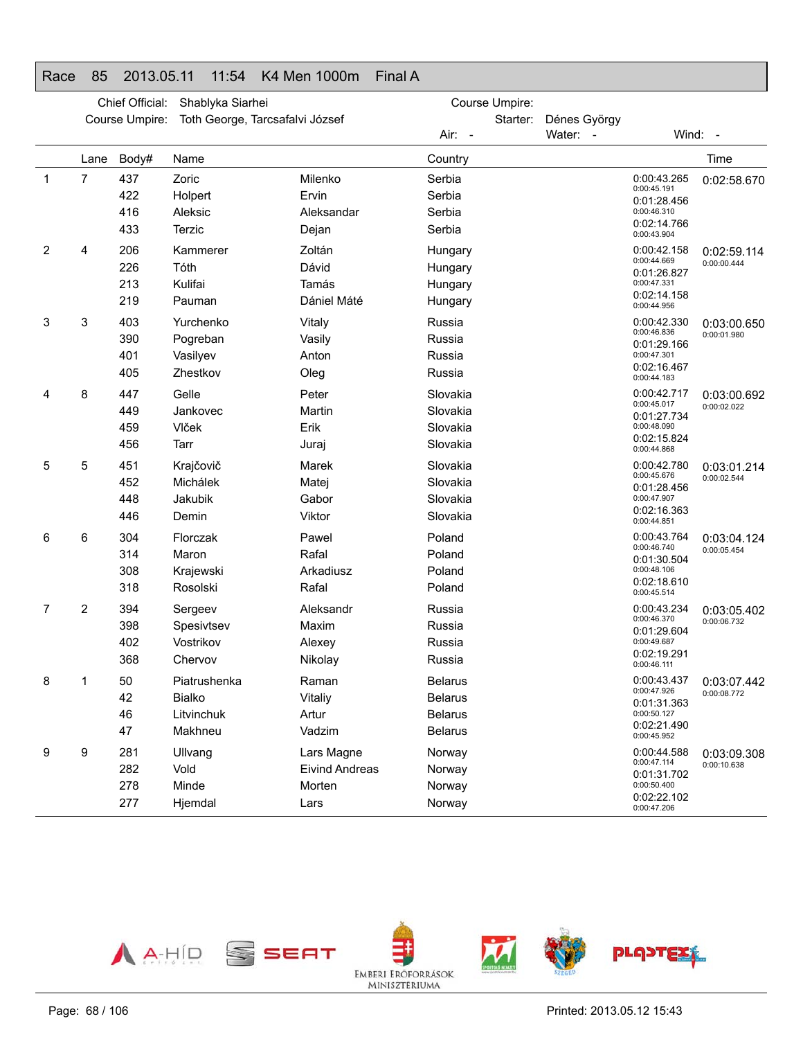## Race 85 2013.05.11 11:54 K4 Men 1000m Final A

Chief Official: Shablyka Siarhei
Course Umpire: Toth George, Tarcsafalvi József

Course Umpire:
Starter: Dénes György

Air: - Water: - Wind: -

| | Lane | Body# | Name | | Country | Splits | Time |
|---|---|---|---|---|---|---|---|
| 1 | 7 | 437 | Zoric | Milenko | Serbia | 0:00:43.265 / 0:00:45.191 | 0:02:58.670 |
| | | 422 | Holpert | Ervin | Serbia | 0:01:28.456 / 0:00:46.310 | |
| | | 416 | Aleksic | Aleksandar | Serbia | 0:02:14.766 / 0:00:43.904 | |
| | | 433 | Terzic | Dejan | Serbia | | |
| 2 | 4 | 206 | Kammerer | Zoltán | Hungary | 0:00:42.158 / 0:00:44.669 | 0:02:59.114 / 0:00:00.444 |
| | | 226 | Tóth | Dávid | Hungary | 0:01:26.827 / 0:00:47.331 | |
| | | 213 | Kulifai | Tamás | Hungary | 0:02:14.158 / 0:00:44.956 | |
| | | 219 | Pauman | Dániel Máté | Hungary | | |
| 3 | 3 | 403 | Yurchenko | Vitaly | Russia | 0:00:42.330 / 0:00:46.836 | 0:03:00.650 / 0:00:01.980 |
| | | 390 | Pogreban | Vasily | Russia | 0:01:29.166 / 0:00:47.301 | |
| | | 401 | Vasilyev | Anton | Russia | 0:02:16.467 / 0:00:44.183 | |
| | | 405 | Zhestkov | Oleg | Russia | | |
| 4 | 8 | 447 | Gelle | Peter | Slovakia | 0:00:42.717 / 0:00:45.017 | 0:03:00.692 / 0:00:02.022 |
| | | 449 | Jankovec | Martin | Slovakia | 0:01:27.734 / 0:00:48.090 | |
| | | 459 | Vlček | Erik | Slovakia | 0:02:15.824 / 0:00:44.868 | |
| | | 456 | Tarr | Juraj | Slovakia | | |
| 5 | 5 | 451 | Krajčovič | Marek | Slovakia | 0:00:42.780 / 0:00:45.676 | 0:03:01.214 / 0:00:02.544 |
| | | 452 | Michálek | Matej | Slovakia | 0:01:28.456 / 0:00:47.907 | |
| | | 448 | Jakubik | Gabor | Slovakia | 0:02:16.363 / 0:00:44.851 | |
| | | 446 | Demin | Viktor | Slovakia | | |
| 6 | 6 | 304 | Florczak | Pawel | Poland | 0:00:43.764 / 0:00:46.740 | 0:03:04.124 / 0:00:05.454 |
| | | 314 | Maron | Rafal | Poland | 0:01:30.504 / 0:00:48.106 | |
| | | 308 | Krajewski | Arkadiusz | Poland | 0:02:18.610 / 0:00:45.514 | |
| | | 318 | Rosolski | Rafal | Poland | | |
| 7 | 2 | 394 | Sergeev | Aleksandr | Russia | 0:00:43.234 / 0:00:46.370 | 0:03:05.402 / 0:00:06.732 |
| | | 398 | Spesivtsev | Maxim | Russia | 0:01:29.604 / 0:00:49.687 | |
| | | 402 | Vostrikov | Alexey | Russia | 0:02:19.291 / 0:00:46.111 | |
| | | 368 | Chervov | Nikolay | Russia | | |
| 8 | 1 | 50 | Piatrushenka | Raman | Belarus | 0:00:43.437 / 0:00:47.926 | 0:03:07.442 / 0:00:08.772 |
| | | 42 | Bialko | Vitaliy | Belarus | 0:01:31.363 / 0:00:50.127 | |
| | | 46 | Litvinchuk | Artur | Belarus | 0:02:21.490 / 0:00:45.952 | |
| | | 47 | Makhneu | Vadzim | Belarus | | |
| 9 | 9 | 281 | Ullvang | Lars Magne | Norway | 0:00:44.588 / 0:00:47.114 | 0:03:09.308 / 0:00:10.638 |
| | | 282 | Vold | Eivind Andreas | Norway | 0:01:31.702 / 0:00:50.400 | |
| | | 278 | Minde | Morten | Norway | 0:02:22.102 / 0:00:47.206 | |
| | | 277 | Hjemdal | Lars | Norway | | |

Printed: 2013.05.12 15:43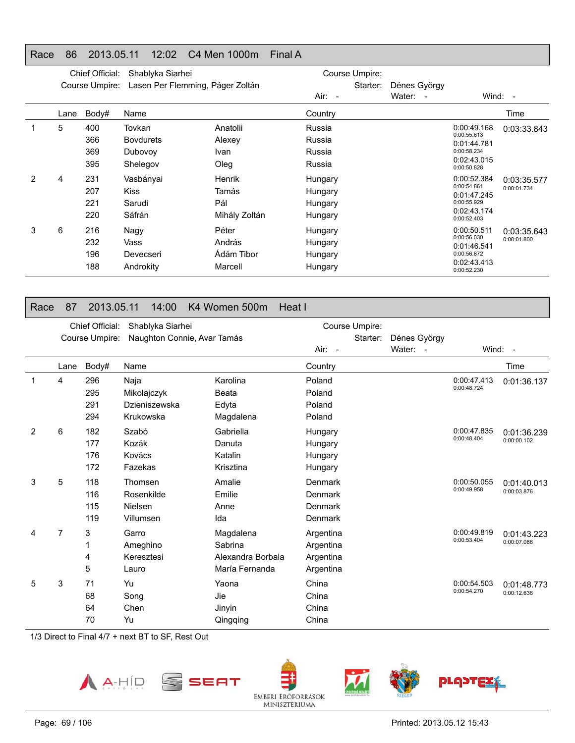## Race 86 2013.05.11 12:02 C4 Men 1000m Final A

Chief Official: Shablyka Siarhei
Course Umpire: Lasen Per Flemming, Páger Zoltán
Course Umpire:
Starter: Dénes György
Air: - Water: - Wind: -

| | Lane | Body# | Name | | Country | Splits | Time |
|---|---|---|---|---|---|---|---|
| 1 | 5 | 400 | Tovkan | Anatolii | Russia | 0:00:49.168 | 0:03:33.843 |
| | | 366 | Bovdurets | Alexey | Russia | 0:00:55.613 / 0:01:44.781 | |
| | | 369 | Dubovoy | Ivan | Russia | 0:00:58.234 / 0:02:43.015 | |
| | | 395 | Shelegov | Oleg | Russia | 0:00:50.828 | |
| 2 | 4 | 231 | Vasbányai | Henrik | Hungary | 0:00:52.384 | 0:03:35.577 |
| | | 207 | Kiss | Tamás | Hungary | 0:00:54.861 / 0:01:47.245 | 0:00:01.734 |
| | | 221 | Sarudi | Pál | Hungary | 0:00:55.929 / 0:02:43.174 | |
| | | 220 | Sáfrán | Mihály Zoltán | Hungary | 0:00:52.403 | |
| 3 | 6 | 216 | Nagy | Péter | Hungary | 0:00:50.511 | 0:03:35.643 |
| | | 232 | Vass | András | Hungary | 0:00:56.030 / 0:01:46.541 | 0:00:01.800 |
| | | 196 | Devecseri | Ádám Tibor | Hungary | 0:00:56.872 / 0:02:43.413 | |
| | | 188 | Androkity | Marcell | Hungary | 0:00:52.230 | |

## Race 87 2013.05.11 14:00 K4 Women 500m Heat I

Chief Official: Shablyka Siarhei
Course Umpire: Naughton Connie, Avar Tamás
Course Umpire:
Starter: Dénes György
Air: - Water: - Wind: -

| | Lane | Body# | Name | | Country | Splits | Time |
|---|---|---|---|---|---|---|---|
| 1 | 4 | 296 | Naja | Karolina | Poland | 0:00:47.413 | 0:01:36.137 |
| | | 295 | Mikolajczyk | Beata | Poland | 0:00:48.724 | |
| | | 291 | Dzieniszewska | Edyta | Poland | | |
| | | 294 | Krukowska | Magdalena | Poland | | |
| 2 | 6 | 182 | Szabó | Gabriella | Hungary | 0:00:47.835 | 0:01:36.239 |
| | | 177 | Kozák | Danuta | Hungary | 0:00:48.404 | 0:00:00.102 |
| | | 176 | Kovács | Katalin | Hungary | | |
| | | 172 | Fazekas | Krisztina | Hungary | | |
| 3 | 5 | 118 | Thomsen | Amalie | Denmark | 0:00:50.055 | 0:01:40.013 |
| | | 116 | Rosenkilde | Emilie | Denmark | 0:00:49.958 | 0:00:03.876 |
| | | 115 | Nielsen | Anne | Denmark | | |
| | | 119 | Villumsen | Ida | Denmark | | |
| 4 | 7 | 3 | Garro | Magdalena | Argentina | 0:00:49.819 | 0:01:43.223 |
| | | 1 | Ameghino | Sabrina | Argentina | 0:00:53.404 | 0:00:07.086 |
| | | 4 | Keresztesi | Alexandra Borbala | Argentina | | |
| | | 5 | Lauro | María Fernanda | Argentina | | |
| 5 | 3 | 71 | Yu | Yaona | China | 0:00:54.503 | 0:01:48.773 |
| | | 68 | Song | Jie | China | 0:00:54.270 | 0:00:12.636 |
| | | 64 | Chen | Jinyin | China | | |
| | | 70 | Yu | Qingqing | China | | |

1/3 Direct to Final 4/7 + next BT to SF, Rest Out

Printed: 2013.05.12 15:43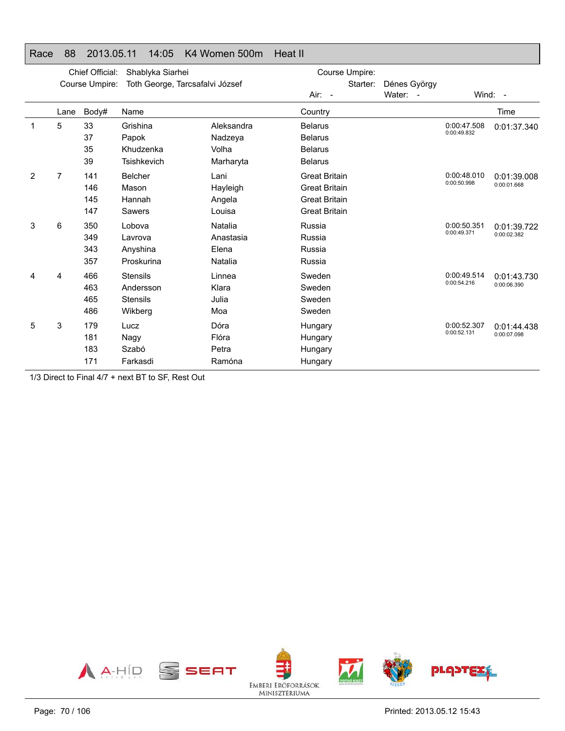## Race 88 2013.05.11 14:05 K4 Women 500m Heat II

Chief Official: Shablyka Siarhei
Course Umpire: Toth George, Tarcsafalvi József
Course Umpire:
Starter: Dénes György
Air: - Water: - Wind: -

| | Lane | Body# | Name | | Country | | Time |
|---|---|---|---|---|---|---|---|
| 1 | 5 | 33 | Grishina | Aleksandra | Belarus | 0:00:47.508 / 0:00:49.832 | 0:01:37.340 |
| | | 37 | Papok | Nadzeya | Belarus | | |
| | | 35 | Khudzenka | Volha | Belarus | | |
| | | 39 | Tsishkevich | Marharyta | Belarus | | |
| 2 | 7 | 141 | Belcher | Lani | Great Britain | 0:00:48.010 / 0:00:50.998 | 0:01:39.008 / 0:00:01.668 |
| | | 146 | Mason | Hayleigh | Great Britain | | |
| | | 145 | Hannah | Angela | Great Britain | | |
| | | 147 | Sawers | Louisa | Great Britain | | |
| 3 | 6 | 350 | Lobova | Natalia | Russia | 0:00:50.351 / 0:00:49.371 | 0:01:39.722 / 0:00:02.382 |
| | | 349 | Lavrova | Anastasia | Russia | | |
| | | 343 | Anyshina | Elena | Russia | | |
| | | 357 | Proskurina | Natalia | Russia | | |
| 4 | 4 | 466 | Stensils | Linnea | Sweden | 0:00:49.514 / 0:00:54.216 | 0:01:43.730 / 0:00:06.390 |
| | | 463 | Andersson | Klara | Sweden | | |
| | | 465 | Stensils | Julia | Sweden | | |
| | | 486 | Wikberg | Moa | Sweden | | |
| 5 | 3 | 179 | Lucz | Dóra | Hungary | 0:00:52.307 / 0:00:52.131 | 0:01:44.438 / 0:00:07.098 |
| | | 181 | Nagy | Flóra | Hungary | | |
| | | 183 | Szabó | Petra | Hungary | | |
| | | 171 | Farkasdi | Ramóna | Hungary | | |

1/3 Direct to Final 4/7 + next BT to SF, Rest Out

Printed: 2013.05.12 15:43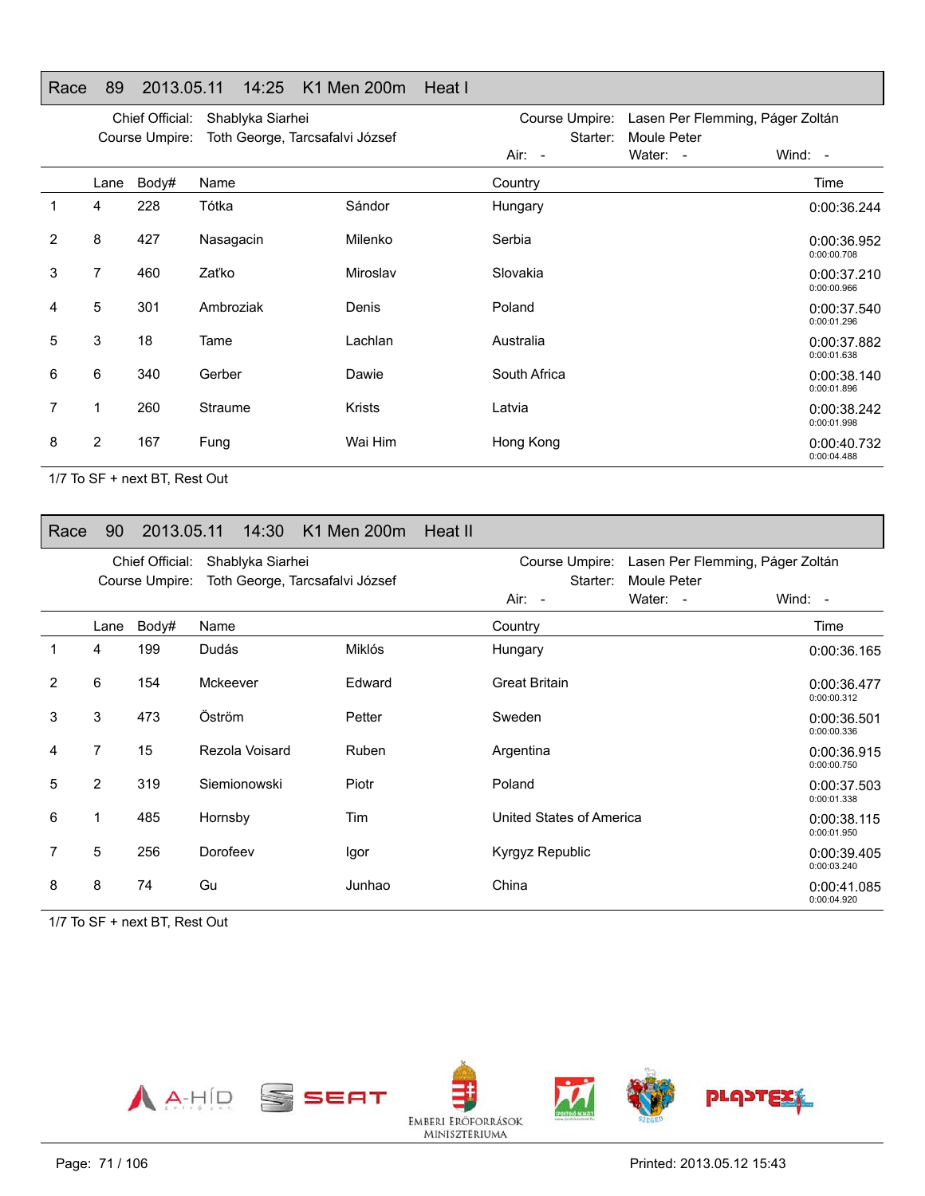## Race 89 2013.05.11 14:25 K1 Men 200m Heat I

Chief Official: Shablyka Siarhei
Course Umpire: Toth George, Tarcsafalvi József
Course Umpire: Lasen Per Flemming, Páger Zoltán
Starter: Moule Peter
Air: - Water: - Wind: -

| | Lane | Body# | Name | | Country | Time |
|---|---|---|---|---|---|---|
| 1 | 4 | 228 | Tótka | Sándor | Hungary | 0:00:36.244 |
| 2 | 8 | 427 | Nasagacin | Milenko | Serbia | 0:00:36.952<br>0:00:00.708 |
| 3 | 7 | 460 | Zaťko | Miroslav | Slovakia | 0:00:37.210<br>0:00:00.966 |
| 4 | 5 | 301 | Ambroziak | Denis | Poland | 0:00:37.540<br>0:00:01.296 |
| 5 | 3 | 18 | Tame | Lachlan | Australia | 0:00:37.882<br>0:00:01.638 |
| 6 | 6 | 340 | Gerber | Dawie | South Africa | 0:00:38.140<br>0:00:01.896 |
| 7 | 1 | 260 | Straume | Krists | Latvia | 0:00:38.242<br>0:00:01.998 |
| 8 | 2 | 167 | Fung | Wai Him | Hong Kong | 0:00:40.732<br>0:00:04.488 |

1/7 To SF + next BT, Rest Out

## Race 90 2013.05.11 14:30 K1 Men 200m Heat II

Chief Official: Shablyka Siarhei
Course Umpire: Toth George, Tarcsafalvi József
Course Umpire: Lasen Per Flemming, Páger Zoltán
Starter: Moule Peter
Air: - Water: - Wind: -

| | Lane | Body# | Name | | Country | Time |
|---|---|---|---|---|---|---|
| 1 | 4 | 199 | Dudás | Miklós | Hungary | 0:00:36.165 |
| 2 | 6 | 154 | Mckeever | Edward | Great Britain | 0:00:36.477<br>0:00:00.312 |
| 3 | 3 | 473 | Öström | Petter | Sweden | 0:00:36.501<br>0:00:00.336 |
| 4 | 7 | 15 | Rezola Voisard | Ruben | Argentina | 0:00:36.915<br>0:00:00.750 |
| 5 | 2 | 319 | Siemionowski | Piotr | Poland | 0:00:37.503<br>0:00:01.338 |
| 6 | 1 | 485 | Hornsby | Tim | United States of America | 0:00:38.115<br>0:00:01.950 |
| 7 | 5 | 256 | Dorofeev | Igor | Kyrgyz Republic | 0:00:39.405<br>0:00:03.240 |
| 8 | 8 | 74 | Gu | Junhao | China | 0:00:41.085<br>0:00:04.920 |

1/7 To SF + next BT, Rest Out

Printed: 2013.05.12 15:43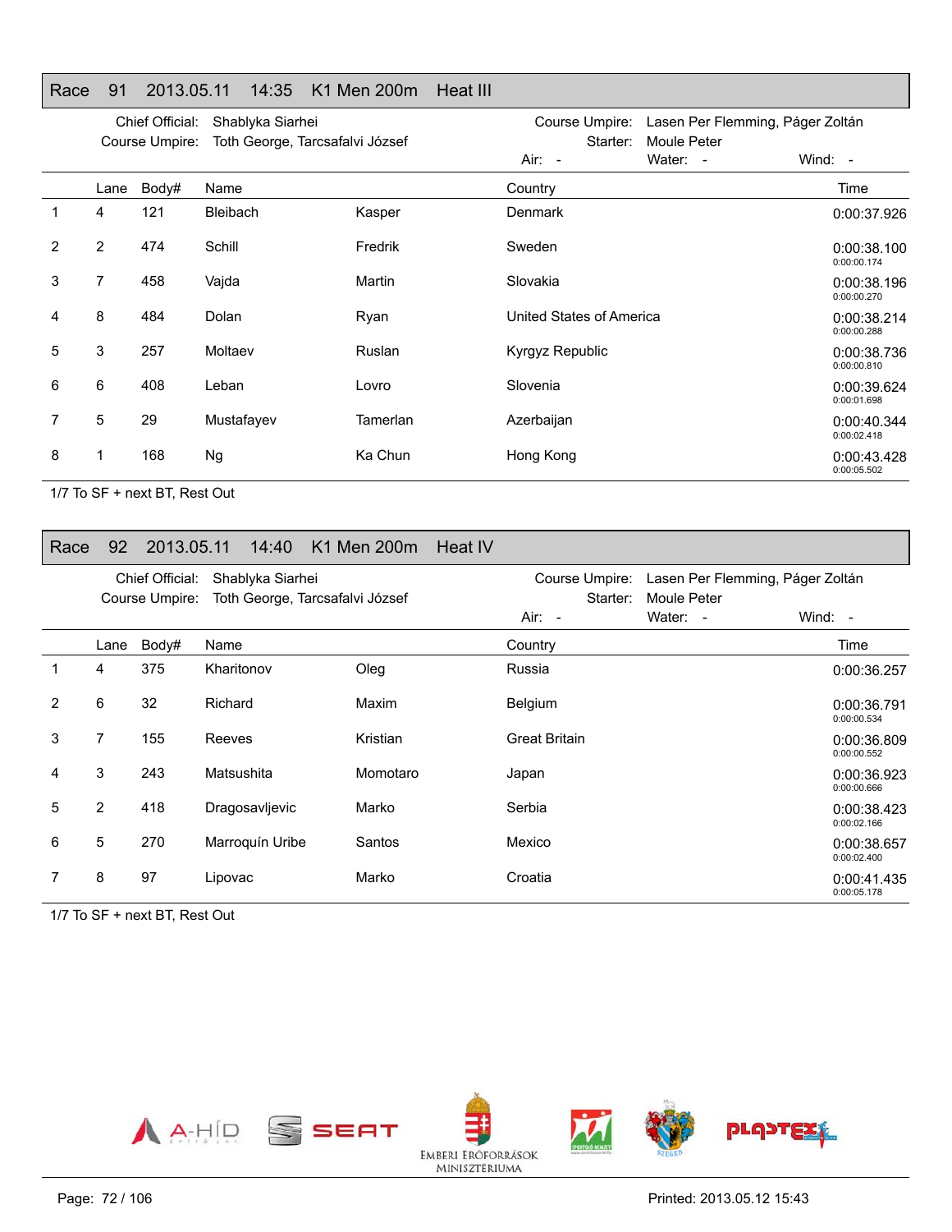## Race 91 2013.05.11 14:35 K1 Men 200m Heat III

Chief Official: Shablyka Siarhei
Course Umpire: Toth George, Tarcsafalvi József
Course Umpire: Lasen Per Flemming, Páger Zoltán
Starter: Moule Peter
Air: - Water: - Wind: -

| | Lane | Body# | Name | | Country | Time |
|---|---|---|---|---|---|---|
| 1 | 4 | 121 | Bleibach | Kasper | Denmark | 0:00:37.926 |
| 2 | 2 | 474 | Schill | Fredrik | Sweden | 0:00:38.100 0:00:00.174 |
| 3 | 7 | 458 | Vajda | Martin | Slovakia | 0:00:38.196 0:00:00.270 |
| 4 | 8 | 484 | Dolan | Ryan | United States of America | 0:00:38.214 0:00:00.288 |
| 5 | 3 | 257 | Moltaev | Ruslan | Kyrgyz Republic | 0:00:38.736 0:00:00.810 |
| 6 | 6 | 408 | Leban | Lovro | Slovenia | 0:00:39.624 0:00:01.698 |
| 7 | 5 | 29 | Mustafayev | Tamerlan | Azerbaijan | 0:00:40.344 0:00:02.418 |
| 8 | 1 | 168 | Ng | Ka Chun | Hong Kong | 0:00:43.428 0:00:05.502 |

1/7 To SF + next BT, Rest Out

## Race 92 2013.05.11 14:40 K1 Men 200m Heat IV

Chief Official: Shablyka Siarhei
Course Umpire: Toth George, Tarcsafalvi József
Course Umpire: Lasen Per Flemming, Páger Zoltán
Starter: Moule Peter
Air: - Water: - Wind: -

| | Lane | Body# | Name | | Country | Time |
|---|---|---|---|---|---|---|
| 1 | 4 | 375 | Kharitonov | Oleg | Russia | 0:00:36.257 |
| 2 | 6 | 32 | Richard | Maxim | Belgium | 0:00:36.791 0:00:00.534 |
| 3 | 7 | 155 | Reeves | Kristian | Great Britain | 0:00:36.809 0:00:00.552 |
| 4 | 3 | 243 | Matsushita | Momotaro | Japan | 0:00:36.923 0:00:00.666 |
| 5 | 2 | 418 | Dragosavljevic | Marko | Serbia | 0:00:38.423 0:00:02.166 |
| 6 | 5 | 270 | Marroquín Uribe | Santos | Mexico | 0:00:38.657 0:00:02.400 |
| 7 | 8 | 97 | Lipovac | Marko | Croatia | 0:00:41.435 0:00:05.178 |

1/7 To SF + next BT, Rest Out

Printed: 2013.05.12 15:43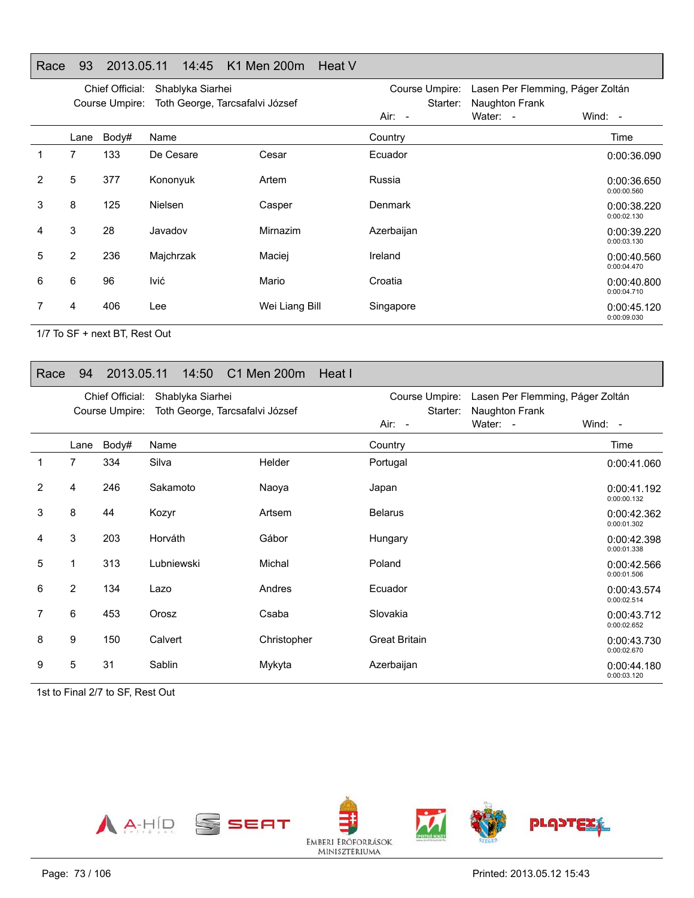## Race 93 2013.05.11 14:45 K1 Men 200m Heat V

Chief Official: Shablyka Siarhei
Course Umpire: Toth George, Tarcsafalvi József
Course Umpire: Lasen Per Flemming, Páger Zoltán
Starter: Naughton Frank
Air: - Water: - Wind: -

| | Lane | Body# | Name | | Country | Time |
|---|---|---|---|---|---|---|
| 1 | 7 | 133 | De Cesare | Cesar | Ecuador | 0:00:36.090 |
| 2 | 5 | 377 | Kononyuk | Artem | Russia | 0:00:36.650<br>0:00:00.560 |
| 3 | 8 | 125 | Nielsen | Casper | Denmark | 0:00:38.220<br>0:00:02.130 |
| 4 | 3 | 28 | Javadov | Mirnazim | Azerbaijan | 0:00:39.220<br>0:00:03.130 |
| 5 | 2 | 236 | Majchrzak | Maciej | Ireland | 0:00:40.560<br>0:00:04.470 |
| 6 | 6 | 96 | Ivić | Mario | Croatia | 0:00:40.800<br>0:00:04.710 |
| 7 | 4 | 406 | Lee | Wei Liang Bill | Singapore | 0:00:45.120<br>0:00:09.030 |

1/7 To SF + next BT, Rest Out

## Race 94 2013.05.11 14:50 C1 Men 200m Heat I

Chief Official: Shablyka Siarhei
Course Umpire: Toth George, Tarcsafalvi József
Course Umpire: Lasen Per Flemming, Páger Zoltán
Starter: Naughton Frank
Air: - Water: - Wind: -

| | Lane | Body# | Name | | Country | Time |
|---|---|---|---|---|---|---|
| 1 | 7 | 334 | Silva | Helder | Portugal | 0:00:41.060 |
| 2 | 4 | 246 | Sakamoto | Naoya | Japan | 0:00:41.192<br>0:00:00.132 |
| 3 | 8 | 44 | Kozyr | Artsem | Belarus | 0:00:42.362<br>0:00:01.302 |
| 4 | 3 | 203 | Horváth | Gábor | Hungary | 0:00:42.398<br>0:00:01.338 |
| 5 | 1 | 313 | Lubniewski | Michal | Poland | 0:00:42.566<br>0:00:01.506 |
| 6 | 2 | 134 | Lazo | Andres | Ecuador | 0:00:43.574<br>0:00:02.514 |
| 7 | 6 | 453 | Orosz | Csaba | Slovakia | 0:00:43.712<br>0:00:02.652 |
| 8 | 9 | 150 | Calvert | Christopher | Great Britain | 0:00:43.730<br>0:00:02.670 |
| 9 | 5 | 31 | Sablin | Mykyta | Azerbaijan | 0:00:44.180<br>0:00:03.120 |

1st to Final 2/7 to SF, Rest Out

A-HÍD SEAT EMBERI ERŐFORRÁSOK MINISZTÉRIUMA SZEGED PLASTEX

Printed: 2013.05.12 15:43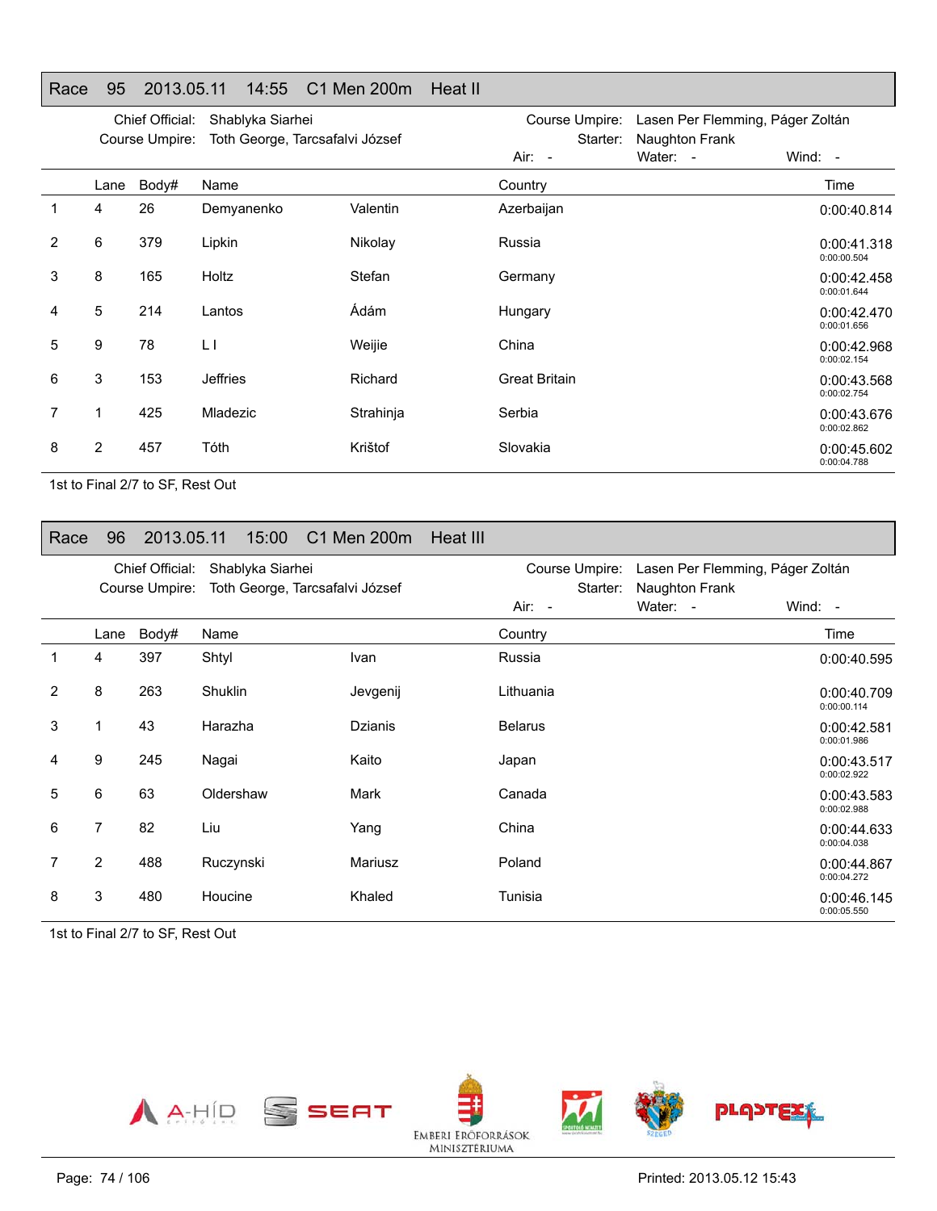## Race 95 2013.05.11 14:55 C1 Men 200m Heat II

Chief Official: Shablyka Siarhei
Course Umpire: Toth George, Tarcsafalvi József
Course Umpire: Lasen Per Flemming, Páger Zoltán
Starter: Naughton Frank
Air: - Water: - Wind: -

| | Lane | Body# | Name | | Country | Time |
|---|---|---|---|---|---|---|
| 1 | 4 | 26 | Demyanenko | Valentin | Azerbaijan | 0:00:40.814 |
| 2 | 6 | 379 | Lipkin | Nikolay | Russia | 0:00:41.318 0:00:00.504 |
| 3 | 8 | 165 | Holtz | Stefan | Germany | 0:00:42.458 0:00:01.644 |
| 4 | 5 | 214 | Lantos | Ádám | Hungary | 0:00:42.470 0:00:01.656 |
| 5 | 9 | 78 | L I | Weijie | China | 0:00:42.968 0:00:02.154 |
| 6 | 3 | 153 | Jeffries | Richard | Great Britain | 0:00:43.568 0:00:02.754 |
| 7 | 1 | 425 | Mladezic | Strahinja | Serbia | 0:00:43.676 0:00:02.862 |
| 8 | 2 | 457 | Tóth | Krištof | Slovakia | 0:00:45.602 0:00:04.788 |

1st to Final 2/7 to SF, Rest Out

## Race 96 2013.05.11 15:00 C1 Men 200m Heat III

Chief Official: Shablyka Siarhei
Course Umpire: Toth George, Tarcsafalvi József
Course Umpire: Lasen Per Flemming, Páger Zoltán
Starter: Naughton Frank
Air: - Water: - Wind: -

| | Lane | Body# | Name | | Country | Time |
|---|---|---|---|---|---|---|
| 1 | 4 | 397 | Shtyl | Ivan | Russia | 0:00:40.595 |
| 2 | 8 | 263 | Shuklin | Jevgenij | Lithuania | 0:00:40.709 0:00:00.114 |
| 3 | 1 | 43 | Harazha | Dzianis | Belarus | 0:00:42.581 0:00:01.986 |
| 4 | 9 | 245 | Nagai | Kaito | Japan | 0:00:43.517 0:00:02.922 |
| 5 | 6 | 63 | Oldershaw | Mark | Canada | 0:00:43.583 0:00:02.988 |
| 6 | 7 | 82 | Liu | Yang | China | 0:00:44.633 0:00:04.038 |
| 7 | 2 | 488 | Ruczynski | Mariusz | Poland | 0:00:44.867 0:00:04.272 |
| 8 | 3 | 480 | Houcine | Khaled | Tunisia | 0:00:46.145 0:00:05.550 |

1st to Final 2/7 to SF, Rest Out

Printed: 2013.05.12 15:43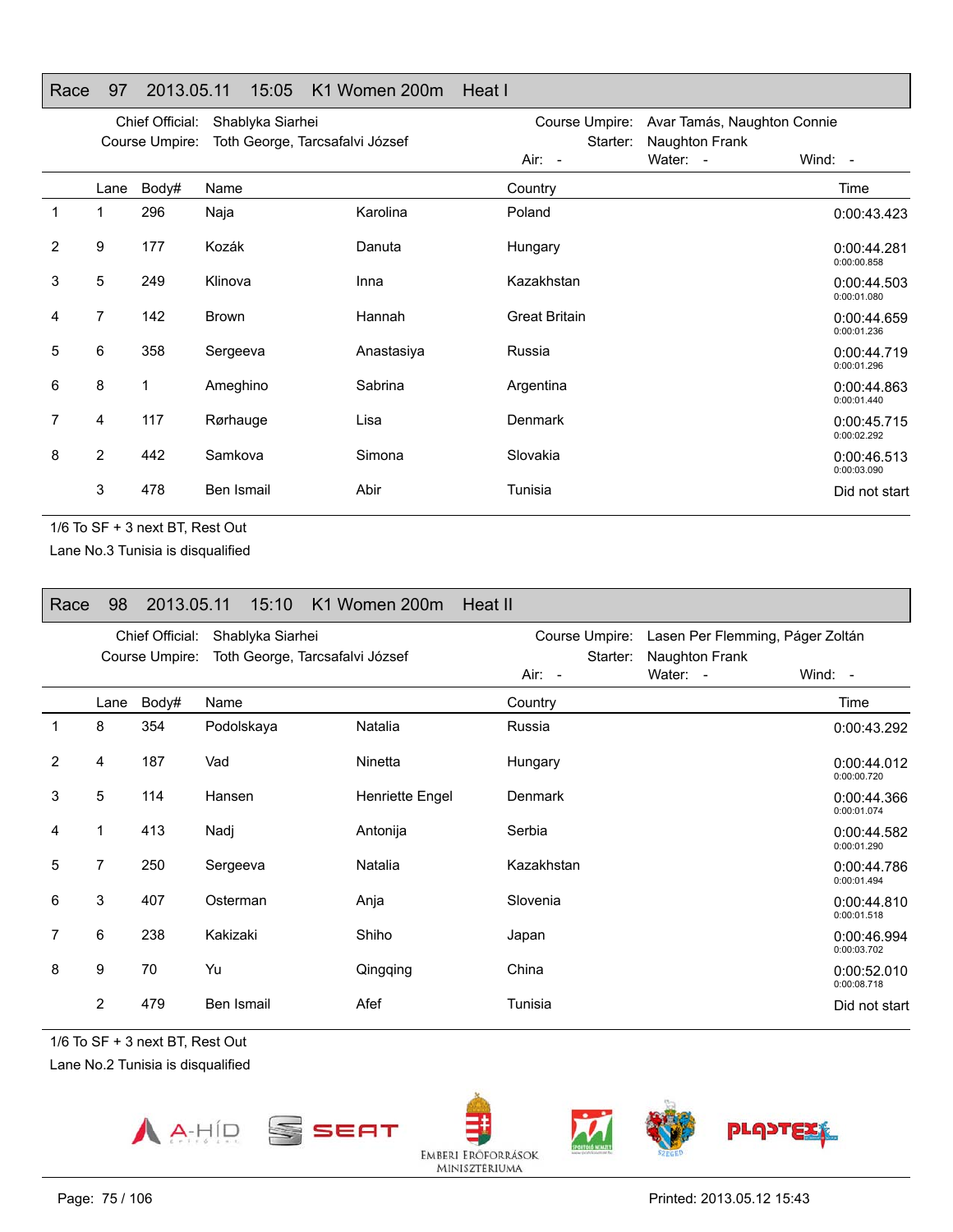## Race 97 2013.05.11 15:05 K1 Women 200m Heat I

Chief Official: Shablyka Siarhei
Course Umpire: Toth George, Tarcsafalvi József
Course Umpire: Avar Tamás, Naughton Connie
Starter: Naughton Frank
Air: - Water: - Wind: -

| | Lane | Body# | Name | | Country | Time |
|---|---|---|---|---|---|---|
| 1 | 1 | 296 | Naja | Karolina | Poland | 0:00:43.423 |
| 2 | 9 | 177 | Kozák | Danuta | Hungary | 0:00:44.281 0:00:00.858 |
| 3 | 5 | 249 | Klinova | Inna | Kazakhstan | 0:00:44.503 0:00:01.080 |
| 4 | 7 | 142 | Brown | Hannah | Great Britain | 0:00:44.659 0:00:01.236 |
| 5 | 6 | 358 | Sergeeva | Anastasiya | Russia | 0:00:44.719 0:00:01.296 |
| 6 | 8 | 1 | Ameghino | Sabrina | Argentina | 0:00:44.863 0:00:01.440 |
| 7 | 4 | 117 | Rørhauge | Lisa | Denmark | 0:00:45.715 0:00:02.292 |
| 8 | 2 | 442 | Samkova | Simona | Slovakia | 0:00:46.513 0:00:03.090 |
| | 3 | 478 | Ben Ismail | Abir | Tunisia | Did not start |

1/6 To SF + 3 next BT, Rest Out
Lane No.3 Tunisia is disqualified

## Race 98 2013.05.11 15:10 K1 Women 200m Heat II

Chief Official: Shablyka Siarhei
Course Umpire: Toth George, Tarcsafalvi József
Course Umpire: Lasen Per Flemming, Páger Zoltán
Starter: Naughton Frank
Air: - Water: - Wind: -

| | Lane | Body# | Name | | Country | Time |
|---|---|---|---|---|---|---|
| 1 | 8 | 354 | Podolskaya | Natalia | Russia | 0:00:43.292 |
| 2 | 4 | 187 | Vad | Ninetta | Hungary | 0:00:44.012 0:00:00.720 |
| 3 | 5 | 114 | Hansen | Henriette Engel | Denmark | 0:00:44.366 0:00:01.074 |
| 4 | 1 | 413 | Nadj | Antonija | Serbia | 0:00:44.582 0:00:01.290 |
| 5 | 7 | 250 | Sergeeva | Natalia | Kazakhstan | 0:00:44.786 0:00:01.494 |
| 6 | 3 | 407 | Osterman | Anja | Slovenia | 0:00:44.810 0:00:01.518 |
| 7 | 6 | 238 | Kakizaki | Shiho | Japan | 0:00:46.994 0:00:03.702 |
| 8 | 9 | 70 | Yu | Qingqing | China | 0:00:52.010 0:00:08.718 |
| | 2 | 479 | Ben Ismail | Afef | Tunisia | Did not start |

1/6 To SF + 3 next BT, Rest Out
Lane No.2 Tunisia is disqualified

Printed: 2013.05.12 15:43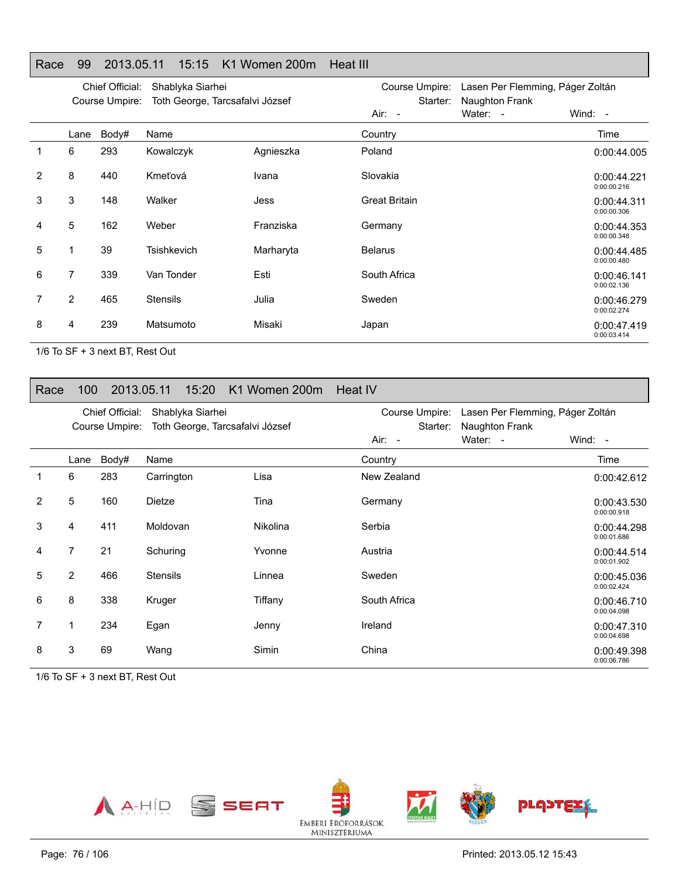## Race 99 2013.05.11 15:15 K1 Women 200m Heat III

Chief Official: Shablyka Siarhei
Course Umpire: Toth George, Tarcsafalvi József
Course Umpire: Lasen Per Flemming, Páger Zoltán
Starter: Naughton Frank
Air: - Water: - Wind: -

| | Lane | Body# | Name | | Country | Time |
|---|---|---|---|---|---|---|
| 1 | 6 | 293 | Kowalczyk | Agnieszka | Poland | 0:00:44.005 |
| 2 | 8 | 440 | Kmeťová | Ivana | Slovakia | 0:00:44.221<br>0:00:00.216 |
| 3 | 3 | 148 | Walker | Jess | Great Britain | 0:00:44.311<br>0:00:00.306 |
| 4 | 5 | 162 | Weber | Franziska | Germany | 0:00:44.353<br>0:00:00.348 |
| 5 | 1 | 39 | Tsishkevich | Marharyta | Belarus | 0:00:44.485<br>0:00:00.480 |
| 6 | 7 | 339 | Van Tonder | Esti | South Africa | 0:00:46.141<br>0:00:02.136 |
| 7 | 2 | 465 | Stensils | Julia | Sweden | 0:00:46.279<br>0:00:02.274 |
| 8 | 4 | 239 | Matsumoto | Misaki | Japan | 0:00:47.419<br>0:00:03.414 |

1/6 To SF + 3 next BT, Rest Out

## Race 100 2013.05.11 15:20 K1 Women 200m Heat IV

Chief Official: Shablyka Siarhei
Course Umpire: Toth George, Tarcsafalvi József
Course Umpire: Lasen Per Flemming, Páger Zoltán
Starter: Naughton Frank
Air: - Water: - Wind: -

| | Lane | Body# | Name | | Country | Time |
|---|---|---|---|---|---|---|
| 1 | 6 | 283 | Carrington | Lisa | New Zealand | 0:00:42.612 |
| 2 | 5 | 160 | Dietze | Tina | Germany | 0:00:43.530<br>0:00:00.918 |
| 3 | 4 | 411 | Moldovan | Nikolina | Serbia | 0:00:44.298<br>0:00:01.686 |
| 4 | 7 | 21 | Schuring | Yvonne | Austria | 0:00:44.514<br>0:00:01.902 |
| 5 | 2 | 466 | Stensils | Linnea | Sweden | 0:00:45.036<br>0:00:02.424 |
| 6 | 8 | 338 | Kruger | Tiffany | South Africa | 0:00:46.710<br>0:00:04.098 |
| 7 | 1 | 234 | Egan | Jenny | Ireland | 0:00:47.310<br>0:00:04.698 |
| 8 | 3 | 69 | Wang | Simin | China | 0:00:49.398<br>0:00:06.786 |

1/6 To SF + 3 next BT, Rest Out

Printed: 2013.05.12 15:43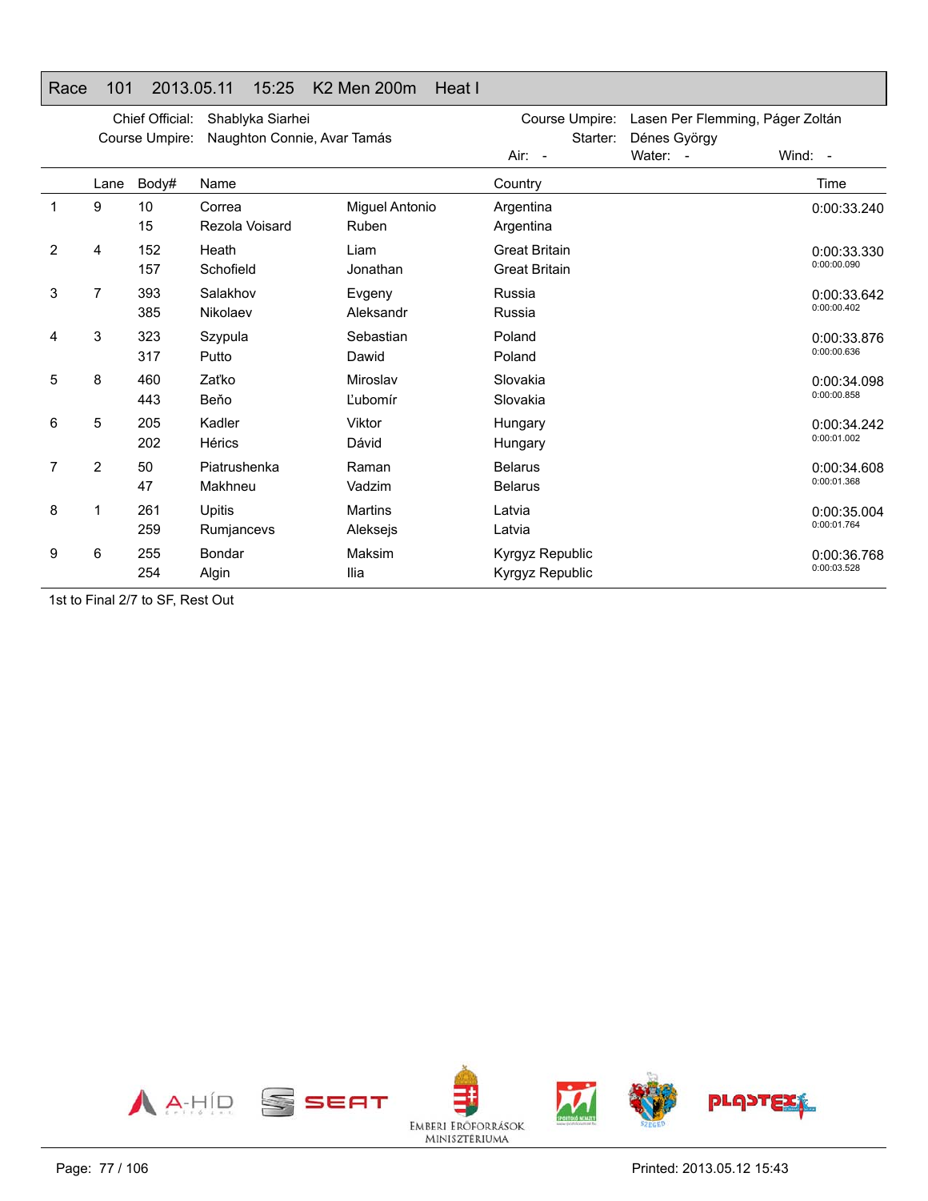## Race 101 2013.05.11 15:25 K2 Men 200m Heat I

Chief Official: Shablyka Siarhei
Course Umpire: Naughton Connie, Avar Tamás
Course Umpire: Lasen Per Flemming, Páger Zoltán
Starter: Dénes György
Air: - Water: - Wind: -

| | Lane | Body# | Name | | Country | Time |
|---|---|---|---|---|---|---|
| 1 | 9 | 10 | Correa | Miguel Antonio | Argentina | 0:00:33.240 |
| | | 15 | Rezola Voisard | Ruben | Argentina | |
| 2 | 4 | 152 | Heath | Liam | Great Britain | 0:00:33.330 |
| | | 157 | Schofield | Jonathan | Great Britain | 0:00:00.090 |
| 3 | 7 | 393 | Salakhov | Evgeny | Russia | 0:00:33.642 |
| | | 385 | Nikolaev | Aleksandr | Russia | 0:00:00.402 |
| 4 | 3 | 323 | Szypula | Sebastian | Poland | 0:00:33.876 |
| | | 317 | Putto | Dawid | Poland | 0:00:00.636 |
| 5 | 8 | 460 | Zaťko | Miroslav | Slovakia | 0:00:34.098 |
| | | 443 | Beňo | Ľubomír | Slovakia | 0:00:00.858 |
| 6 | 5 | 205 | Kadler | Viktor | Hungary | 0:00:34.242 |
| | | 202 | Hérics | Dávid | Hungary | 0:00:01.002 |
| 7 | 2 | 50 | Piatrushenka | Raman | Belarus | 0:00:34.608 |
| | | 47 | Makhneu | Vadzim | Belarus | 0:00:01.368 |
| 8 | 1 | 261 | Upitis | Martins | Latvia | 0:00:35.004 |
| | | 259 | Rumjancevs | Aleksejs | Latvia | 0:00:01.764 |
| 9 | 6 | 255 | Bondar | Maksim | Kyrgyz Republic | 0:00:36.768 |
| | | 254 | Algin | Ilia | Kyrgyz Republic | 0:00:03.528 |

1st to Final 2/7 to SF, Rest Out

Printed: 2013.05.12 15:43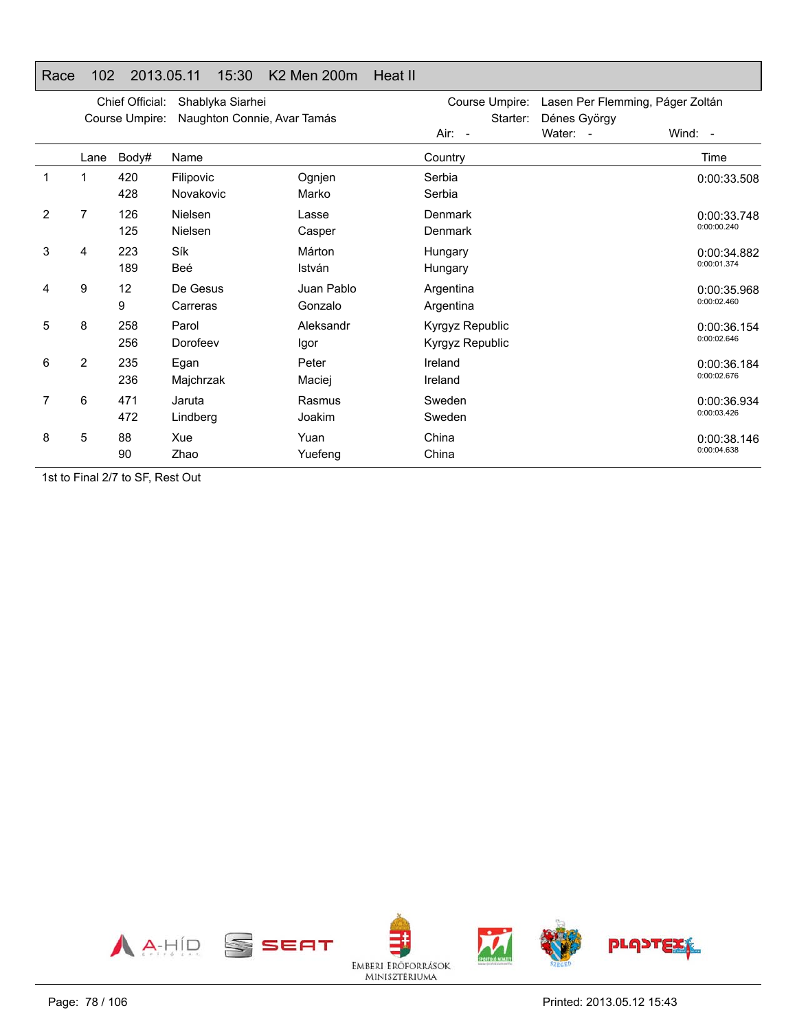## Race 102 2013.05.11 15:30 K2 Men 200m Heat II

Chief Official: Shablyka Siarhei
Course Umpire: Naughton Connie, Avar Tamás
Course Umpire: Lasen Per Flemming, Páger Zoltán
Starter: Dénes György
Air: - Water: - Wind: -

| | Lane | Body# | Name | | Country | Time |
|---|---|---|---|---|---|---|
| 1 | 1 | 420 | Filipovic | Ognjen | Serbia | 0:00:33.508 |
| | | 428 | Novakovic | Marko | Serbia | |
| 2 | 7 | 126 | Nielsen | Lasse | Denmark | 0:00:33.748 |
| | | 125 | Nielsen | Casper | Denmark | 0:00:00.240 |
| 3 | 4 | 223 | Sík | Márton | Hungary | 0:00:34.882 |
| | | 189 | Beé | István | Hungary | 0:00:01.374 |
| 4 | 9 | 12 | De Gesus | Juan Pablo | Argentina | 0:00:35.968 |
| | | 9 | Carreras | Gonzalo | Argentina | 0:00:02.460 |
| 5 | 8 | 258 | Parol | Aleksandr | Kyrgyz Republic | 0:00:36.154 |
| | | 256 | Dorofeev | Igor | Kyrgyz Republic | 0:00:02.646 |
| 6 | 2 | 235 | Egan | Peter | Ireland | 0:00:36.184 |
| | | 236 | Majchrzak | Maciej | Ireland | 0:00:02.676 |
| 7 | 6 | 471 | Jaruta | Rasmus | Sweden | 0:00:36.934 |
| | | 472 | Lindberg | Joakim | Sweden | 0:00:03.426 |
| 8 | 5 | 88 | Xue | Yuan | China | 0:00:38.146 |
| | | 90 | Zhao | Yuefeng | China | 0:00:04.638 |

1st to Final 2/7 to SF, Rest Out

Printed: 2013.05.12 15:43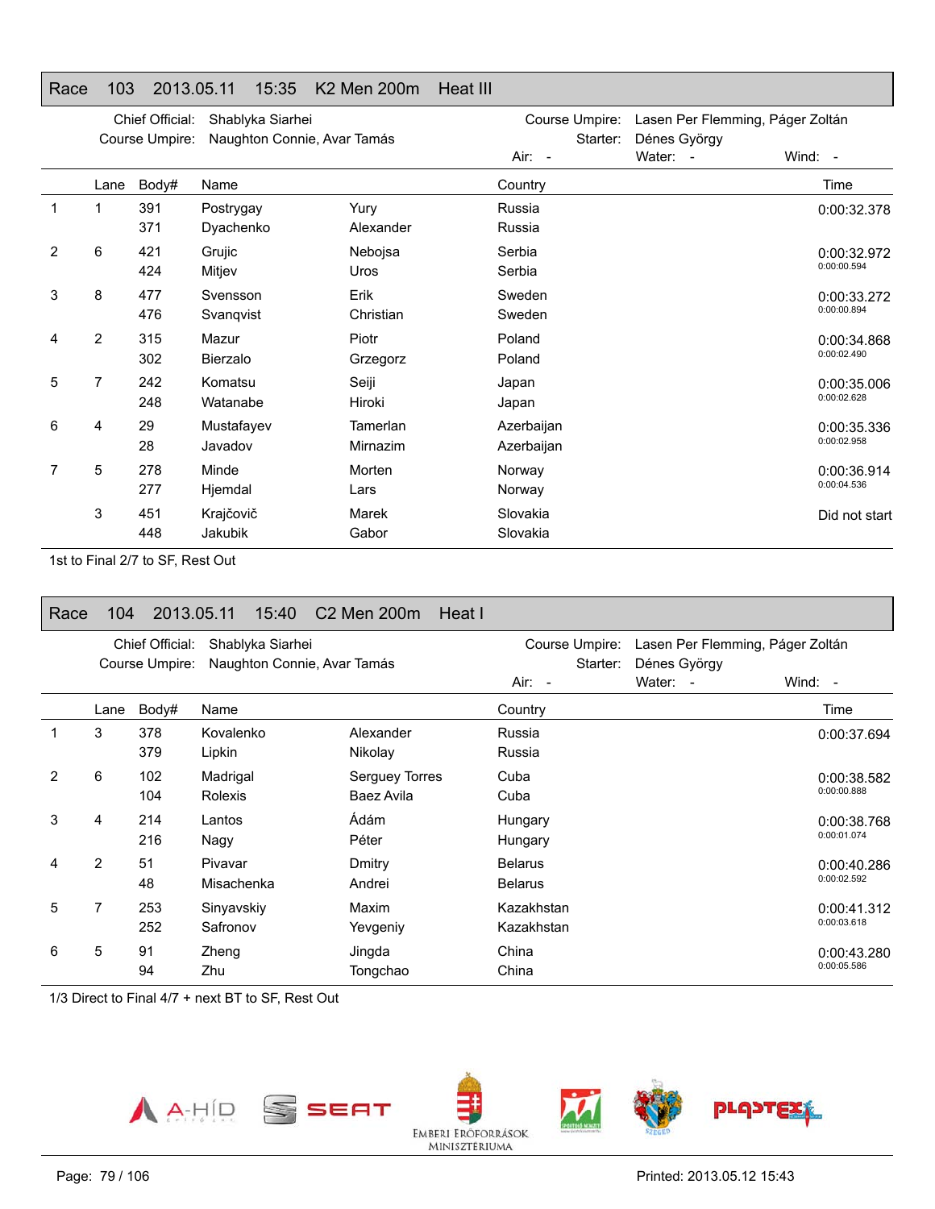## Race 103 2013.05.11 15:35 K2 Men 200m Heat III

Chief Official: Shablyka Siarhei
Course Umpire: Naughton Connie, Avar Tamás
Course Umpire: Lasen Per Flemming, Páger Zoltán
Starter: Dénes György
Air: - Water: - Wind: -

| | Lane | Body# | Name | | Country | Time |
|---|---|---|---|---|---|---|
| 1 | 1 | 391 | Postrygay | Yury | Russia | 0:00:32.378 |
| | | 371 | Dyachenko | Alexander | Russia | |
| 2 | 6 | 421 | Grujic | Nebojsa | Serbia | 0:00:32.972 |
| | | 424 | Mitjev | Uros | Serbia | 0:00:00.594 |
| 3 | 8 | 477 | Svensson | Erik | Sweden | 0:00:33.272 |
| | | 476 | Svanqvist | Christian | Sweden | 0:00:00.894 |
| 4 | 2 | 315 | Mazur | Piotr | Poland | 0:00:34.868 |
| | | 302 | Bierzalo | Grzegorz | Poland | 0:00:02.490 |
| 5 | 7 | 242 | Komatsu | Seiji | Japan | 0:00:35.006 |
| | | 248 | Watanabe | Hiroki | Japan | 0:00:02.628 |
| 6 | 4 | 29 | Mustafayev | Tamerlan | Azerbaijan | 0:00:35.336 |
| | | 28 | Javadov | Mirnazim | Azerbaijan | 0:00:02.958 |
| 7 | 5 | 278 | Minde | Morten | Norway | 0:00:36.914 |
| | | 277 | Hjemdal | Lars | Norway | 0:00:04.536 |
| | 3 | 451 | Krajčovič | Marek | Slovakia | Did not start |
| | | 448 | Jakubik | Gabor | Slovakia | |

1st to Final 2/7 to SF, Rest Out

## Race 104 2013.05.11 15:40 C2 Men 200m Heat I

Chief Official: Shablyka Siarhei
Course Umpire: Naughton Connie, Avar Tamás
Course Umpire: Lasen Per Flemming, Páger Zoltán
Starter: Dénes György
Air: - Water: - Wind: -

| | Lane | Body# | Name | | Country | Time |
|---|---|---|---|---|---|---|
| 1 | 3 | 378 | Kovalenko | Alexander | Russia | 0:00:37.694 |
| | | 379 | Lipkin | Nikolay | Russia | |
| 2 | 6 | 102 | Madrigal | Serguey Torres | Cuba | 0:00:38.582 |
| | | 104 | Rolexis | Baez Avila | Cuba | 0:00:00.888 |
| 3 | 4 | 214 | Lantos | Ádám | Hungary | 0:00:38.768 |
| | | 216 | Nagy | Péter | Hungary | 0:00:01.074 |
| 4 | 2 | 51 | Pivavar | Dmitry | Belarus | 0:00:40.286 |
| | | 48 | Misachenka | Andrei | Belarus | 0:00:02.592 |
| 5 | 7 | 253 | Sinyavskiy | Maxim | Kazakhstan | 0:00:41.312 |
| | | 252 | Safronov | Yevgeniy | Kazakhstan | 0:00:03.618 |
| 6 | 5 | 91 | Zheng | Jingda | China | 0:00:43.280 |
| | | 94 | Zhu | Tongchao | China | 0:00:05.586 |

1/3 Direct to Final 4/7 + next BT to SF, Rest Out

Printed: 2013.05.12 15:43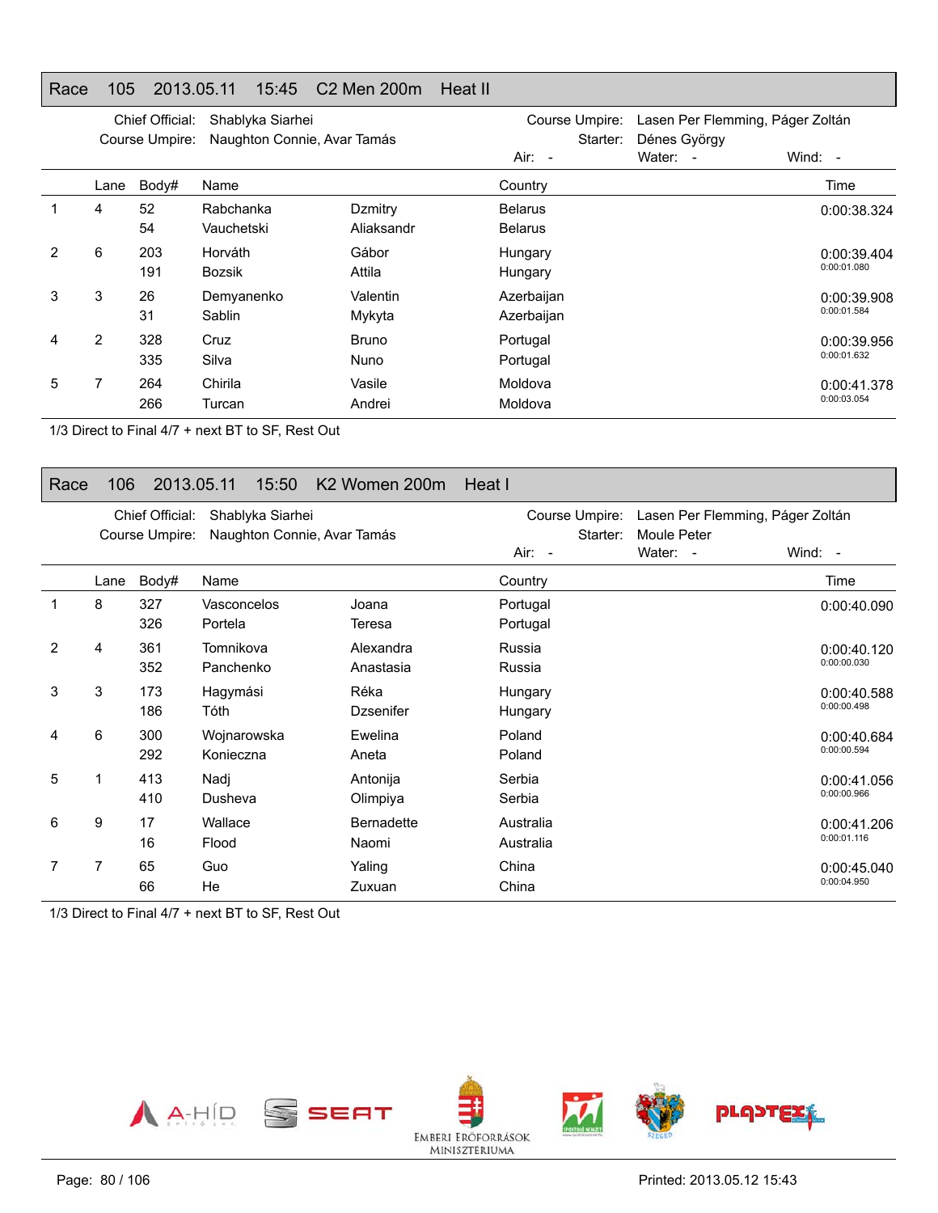## Race 105 2013.05.11 15:45 C2 Men 200m Heat II

Chief Official: Shablyka Siarhei
Course Umpire: Naughton Connie, Avar Tamás
Course Umpire: Lasen Per Flemming, Páger Zoltán
Starter: Dénes György
Air: - Water: - Wind: -

| | Lane | Body# | Name | | Country | Time |
|---|---|---|---|---|---|---|
| 1 | 4 | 52 | Rabchanka | Dzmitry | Belarus | 0:00:38.324 |
| | | 54 | Vauchetski | Aliaksandr | Belarus | |
| 2 | 6 | 203 | Horváth | Gábor | Hungary | 0:00:39.404 |
| | | 191 | Bozsik | Attila | Hungary | 0:00:01.080 |
| 3 | 3 | 26 | Demyanenko | Valentin | Azerbaijan | 0:00:39.908 |
| | | 31 | Sablin | Mykyta | Azerbaijan | 0:00:01.584 |
| 4 | 2 | 328 | Cruz | Bruno | Portugal | 0:00:39.956 |
| | | 335 | Silva | Nuno | Portugal | 0:00:01.632 |
| 5 | 7 | 264 | Chirila | Vasile | Moldova | 0:00:41.378 |
| | | 266 | Turcan | Andrei | Moldova | 0:00:03.054 |

1/3 Direct to Final 4/7 + next BT to SF, Rest Out

## Race 106 2013.05.11 15:50 K2 Women 200m Heat I

Chief Official: Shablyka Siarhei
Course Umpire: Naughton Connie, Avar Tamás
Course Umpire: Lasen Per Flemming, Páger Zoltán
Starter: Moule Peter
Air: - Water: - Wind: -

| | Lane | Body# | Name | | Country | Time |
|---|---|---|---|---|---|---|
| 1 | 8 | 327 | Vasconcelos | Joana | Portugal | 0:00:40.090 |
| | | 326 | Portela | Teresa | Portugal | |
| 2 | 4 | 361 | Tomnikova | Alexandra | Russia | 0:00:40.120 |
| | | 352 | Panchenko | Anastasia | Russia | 0:00:00.030 |
| 3 | 3 | 173 | Hagymási | Réka | Hungary | 0:00:40.588 |
| | | 186 | Tóth | Dzsenifer | Hungary | 0:00:00.498 |
| 4 | 6 | 300 | Wojnarowska | Ewelina | Poland | 0:00:40.684 |
| | | 292 | Konieczna | Aneta | Poland | 0:00:00.594 |
| 5 | 1 | 413 | Nadj | Antonija | Serbia | 0:00:41.056 |
| | | 410 | Dusheva | Olimpiya | Serbia | 0:00:00.966 |
| 6 | 9 | 17 | Wallace | Bernadette | Australia | 0:00:41.206 |
| | | 16 | Flood | Naomi | Australia | 0:00:01.116 |
| 7 | 7 | 65 | Guo | Yaling | China | 0:00:45.040 |
| | | 66 | He | Zuxuan | China | 0:00:04.950 |

1/3 Direct to Final 4/7 + next BT to SF, Rest Out

Printed: 2013.05.12 15:43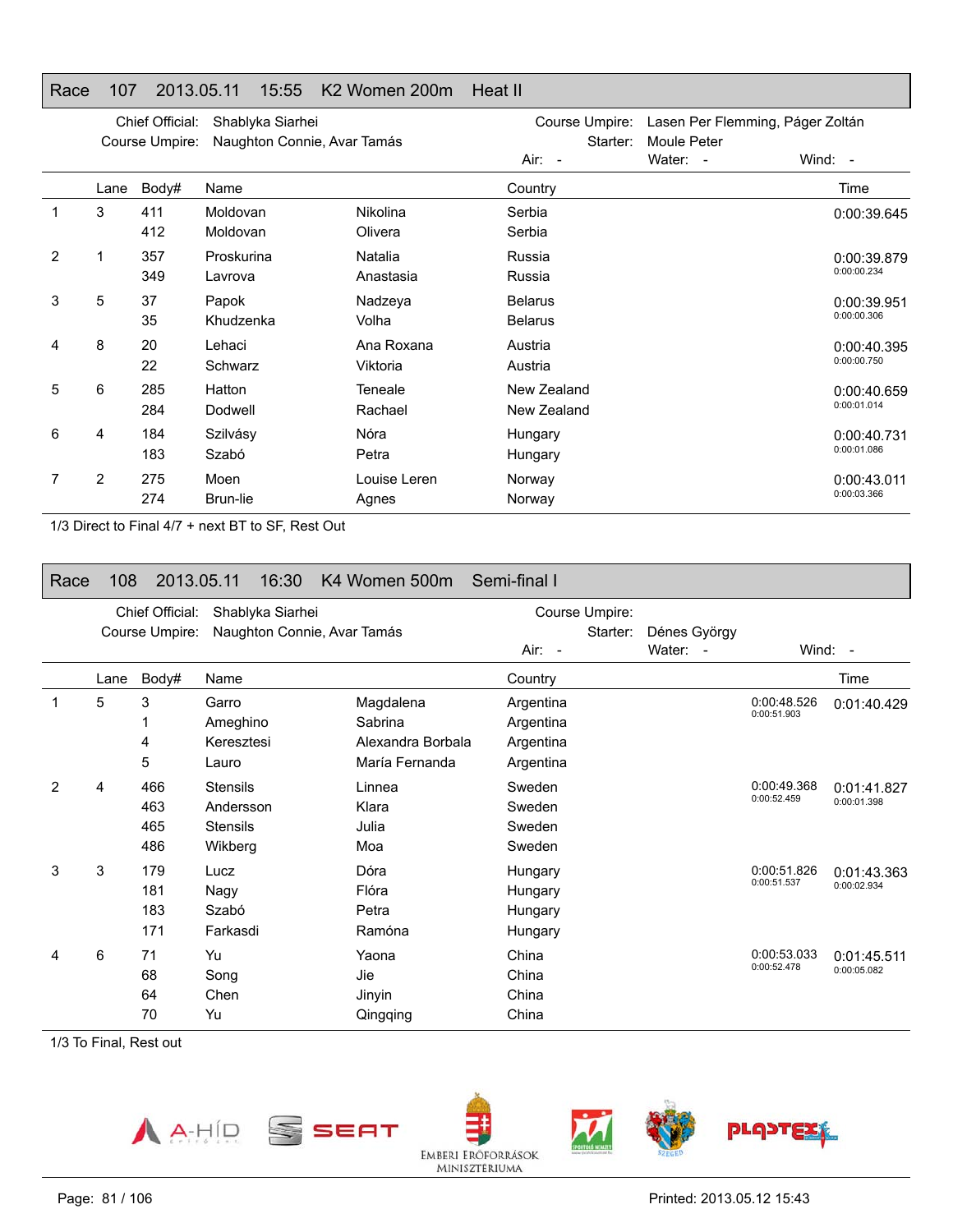## Race 107 2013.05.11 15:55 K2 Women 200m Heat II

Chief Official: Shablyka Siarhei
Course Umpire: Naughton Connie, Avar Tamás
Course Umpire: Lasen Per Flemming, Páger Zoltán
Starter: Moule Peter
Air: - Water: - Wind: -

| | Lane | Body# | Name | | Country | Time |
|---|---|---|---|---|---|---|
| 1 | 3 | 411 | Moldovan | Nikolina | Serbia | 0:00:39.645 |
| | | 412 | Moldovan | Olivera | Serbia | |
| 2 | 1 | 357 | Proskurina | Natalia | Russia | 0:00:39.879 |
| | | 349 | Lavrova | Anastasia | Russia | 0:00:00.234 |
| 3 | 5 | 37 | Papok | Nadzeya | Belarus | 0:00:39.951 |
| | | 35 | Khudzenka | Volha | Belarus | 0:00:00.306 |
| 4 | 8 | 20 | Lehaci | Ana Roxana | Austria | 0:00:40.395 |
| | | 22 | Schwarz | Viktoria | Austria | 0:00:00.750 |
| 5 | 6 | 285 | Hatton | Teneale | New Zealand | 0:00:40.659 |
| | | 284 | Dodwell | Rachael | New Zealand | 0:00:01.014 |
| 6 | 4 | 184 | Szilvásy | Nóra | Hungary | 0:00:40.731 |
| | | 183 | Szabó | Petra | Hungary | 0:00:01.086 |
| 7 | 2 | 275 | Moen | Louise Leren | Norway | 0:00:43.011 |
| | | 274 | Brun-lie | Agnes | Norway | 0:00:03.366 |

1/3 Direct to Final 4/7 + next BT to SF, Rest Out

## Race 108 2013.05.11 16:30 K4 Women 500m Semi-final I

Chief Official: Shablyka Siarhei
Course Umpire: Naughton Connie, Avar Tamás
Course Umpire:
Starter: Dénes György
Air: - Water: - Wind: -

| | Lane | Body# | Name | | Country | | Time |
|---|---|---|---|---|---|---|---|
| 1 | 5 | 3 | Garro | Magdalena | Argentina | 0:00:48.526 | 0:01:40.429 |
| | | 1 | Ameghino | Sabrina | Argentina | 0:00:51.903 | |
| | | 4 | Keresztesi | Alexandra Borbala | Argentina | | |
| | | 5 | Lauro | María Fernanda | Argentina | | |
| 2 | 4 | 466 | Stensils | Linnea | Sweden | 0:00:49.368 | 0:01:41.827 |
| | | 463 | Andersson | Klara | Sweden | 0:00:52.459 | 0:00:01.398 |
| | | 465 | Stensils | Julia | Sweden | | |
| | | 486 | Wikberg | Moa | Sweden | | |
| 3 | 3 | 179 | Lucz | Dóra | Hungary | 0:00:51.826 | 0:01:43.363 |
| | | 181 | Nagy | Flóra | Hungary | 0:00:51.537 | 0:00:02.934 |
| | | 183 | Szabó | Petra | Hungary | | |
| | | 171 | Farkasdi | Ramóna | Hungary | | |
| 4 | 6 | 71 | Yu | Yaona | China | 0:00:53.033 | 0:01:45.511 |
| | | 68 | Song | Jie | China | 0:00:52.478 | 0:00:05.082 |
| | | 64 | Chen | Jinyin | China | | |
| | | 70 | Yu | Qingqing | China | | |

1/3 To Final, Rest out

Printed: 2013.05.12 15:43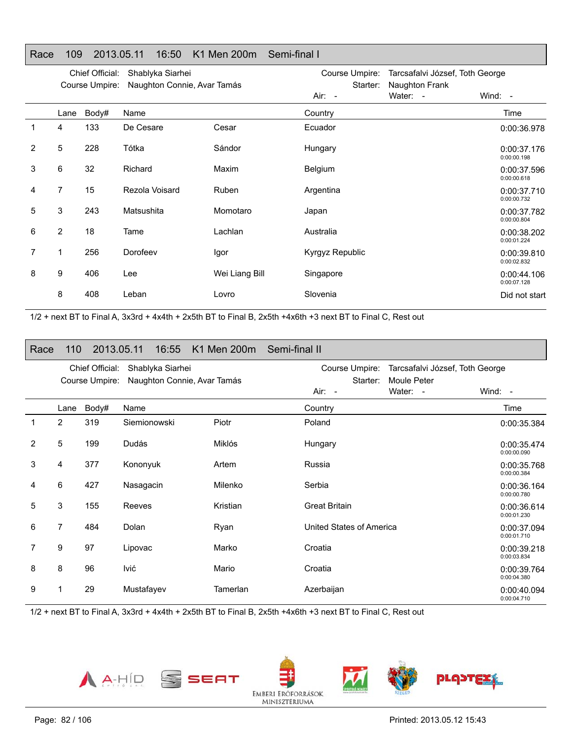## Race 109 2013.05.11 16:50 K1 Men 200m Semi-final I

Chief Official: Shablyka Siarhei
Course Umpire: Naughton Connie, Avar Tamás
Course Umpire: Tarcsafalvi József, Toth George
Starter: Naughton Frank
Air: - Water: - Wind: -

| | Lane | Body# | Name | | Country | Time |
|---|---|---|---|---|---|---|
| 1 | 4 | 133 | De Cesare | Cesar | Ecuador | 0:00:36.978 |
| 2 | 5 | 228 | Tótka | Sándor | Hungary | 0:00:37.176<br>0:00:00.198 |
| 3 | 6 | 32 | Richard | Maxim | Belgium | 0:00:37.596<br>0:00:00.618 |
| 4 | 7 | 15 | Rezola Voisard | Ruben | Argentina | 0:00:37.710<br>0:00:00.732 |
| 5 | 3 | 243 | Matsushita | Momotaro | Japan | 0:00:37.782<br>0:00:00.804 |
| 6 | 2 | 18 | Tame | Lachlan | Australia | 0:00:38.202<br>0:00:01.224 |
| 7 | 1 | 256 | Dorofeev | Igor | Kyrgyz Republic | 0:00:39.810<br>0:00:02.832 |
| 8 | 9 | 406 | Lee | Wei Liang Bill | Singapore | 0:00:44.106<br>0:00:07.128 |
| | 8 | 408 | Leban | Lovro | Slovenia | Did not start |

1/2 + next BT to Final A, 3x3rd + 4x4th + 2x5th BT to Final B, 2x5th +4x6th +3 next BT to Final C, Rest out

## Race 110 2013.05.11 16:55 K1 Men 200m Semi-final II

Chief Official: Shablyka Siarhei
Course Umpire: Naughton Connie, Avar Tamás
Course Umpire: Tarcsafalvi József, Toth George
Starter: Moule Peter
Air: - Water: - Wind: -

| | Lane | Body# | Name | | Country | Time |
|---|---|---|---|---|---|---|
| 1 | 2 | 319 | Siemionowski | Piotr | Poland | 0:00:35.384 |
| 2 | 5 | 199 | Dudás | Miklós | Hungary | 0:00:35.474<br>0:00:00.090 |
| 3 | 4 | 377 | Kononyuk | Artem | Russia | 0:00:35.768<br>0:00:00.384 |
| 4 | 6 | 427 | Nasagacin | Milenko | Serbia | 0:00:36.164<br>0:00:00.780 |
| 5 | 3 | 155 | Reeves | Kristian | Great Britain | 0:00:36.614<br>0:00:01.230 |
| 6 | 7 | 484 | Dolan | Ryan | United States of America | 0:00:37.094<br>0:00:01.710 |
| 7 | 9 | 97 | Lipovac | Marko | Croatia | 0:00:39.218<br>0:00:03.834 |
| 8 | 8 | 96 | Ivić | Mario | Croatia | 0:00:39.764<br>0:00:04.380 |
| 9 | 1 | 29 | Mustafayev | Tamerlan | Azerbaijan | 0:00:40.094<br>0:00:04.710 |

1/2 + next BT to Final A, 3x3rd + 4x4th + 2x5th BT to Final B, 2x5th +4x6th +3 next BT to Final C, Rest out

Printed: 2013.05.12 15:43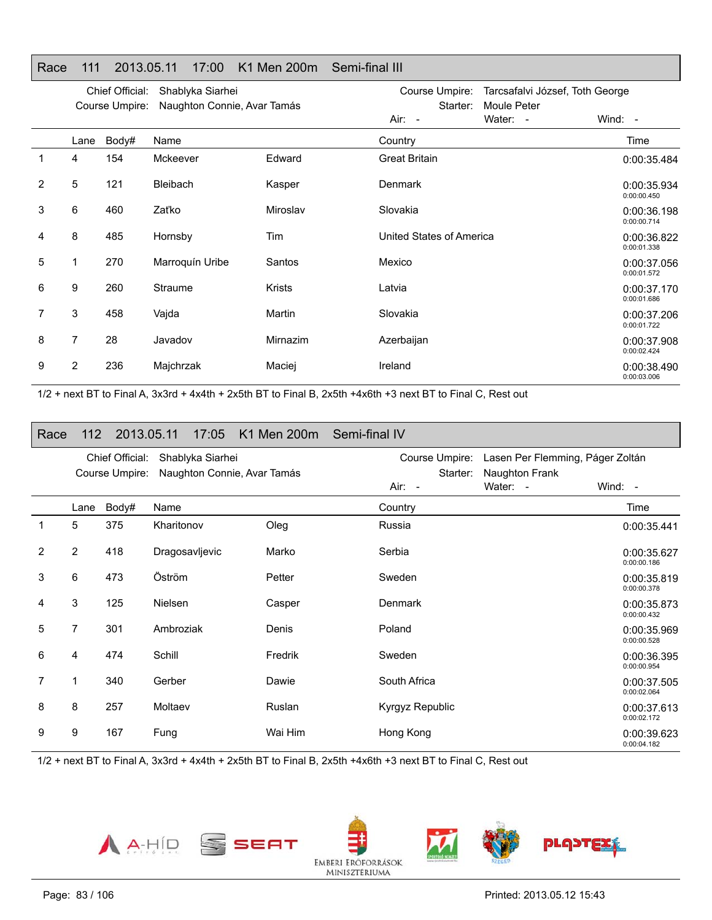## Race 111 2013.05.11 17:00 K1 Men 200m Semi-final III

Chief Official: Shablyka Siarhei
Course Umpire: Naughton Connie, Avar Tamás
Course Umpire: Tarcsafalvi József, Toth George
Starter: Moule Peter
Air: - Water: - Wind: -

| | Lane | Body# | Name | | Country | Time |
|---|---|---|---|---|---|---|
| 1 | 4 | 154 | Mckeever | Edward | Great Britain | 0:00:35.484 |
| 2 | 5 | 121 | Bleibach | Kasper | Denmark | 0:00:35.934<br>0:00:00.450 |
| 3 | 6 | 460 | Zaťko | Miroslav | Slovakia | 0:00:36.198<br>0:00:00.714 |
| 4 | 8 | 485 | Hornsby | Tim | United States of America | 0:00:36.822<br>0:00:01.338 |
| 5 | 1 | 270 | Marroquín Uribe | Santos | Mexico | 0:00:37.056<br>0:00:01.572 |
| 6 | 9 | 260 | Straume | Krists | Latvia | 0:00:37.170<br>0:00:01.686 |
| 7 | 3 | 458 | Vajda | Martin | Slovakia | 0:00:37.206<br>0:00:01.722 |
| 8 | 7 | 28 | Javadov | Mirnazim | Azerbaijan | 0:00:37.908<br>0:00:02.424 |
| 9 | 2 | 236 | Majchrzak | Maciej | Ireland | 0:00:38.490<br>0:00:03.006 |

1/2 + next BT to Final A, 3x3rd + 4x4th + 2x5th BT to Final B, 2x5th +4x6th +3 next BT to Final C, Rest out

## Race 112 2013.05.11 17:05 K1 Men 200m Semi-final IV

Chief Official: Shablyka Siarhei
Course Umpire: Naughton Connie, Avar Tamás
Course Umpire: Lasen Per Flemming, Páger Zoltán
Starter: Naughton Frank
Air: - Water: - Wind: -

| | Lane | Body# | Name | | Country | Time |
|---|---|---|---|---|---|---|
| 1 | 5 | 375 | Kharitonov | Oleg | Russia | 0:00:35.441 |
| 2 | 2 | 418 | Dragosavljevic | Marko | Serbia | 0:00:35.627<br>0:00:00.186 |
| 3 | 6 | 473 | Öström | Petter | Sweden | 0:00:35.819<br>0:00:00.378 |
| 4 | 3 | 125 | Nielsen | Casper | Denmark | 0:00:35.873<br>0:00:00.432 |
| 5 | 7 | 301 | Ambroziak | Denis | Poland | 0:00:35.969<br>0:00:00.528 |
| 6 | 4 | 474 | Schill | Fredrik | Sweden | 0:00:36.395<br>0:00:00.954 |
| 7 | 1 | 340 | Gerber | Dawie | South Africa | 0:00:37.505<br>0:00:02.064 |
| 8 | 8 | 257 | Moltaev | Ruslan | Kyrgyz Republic | 0:00:37.613<br>0:00:02.172 |
| 9 | 9 | 167 | Fung | Wai Him | Hong Kong | 0:00:39.623<br>0:00:04.182 |

1/2 + next BT to Final A, 3x3rd + 4x4th + 2x5th BT to Final B, 2x5th +4x6th +3 next BT to Final C, Rest out

Printed: 2013.05.12 15:43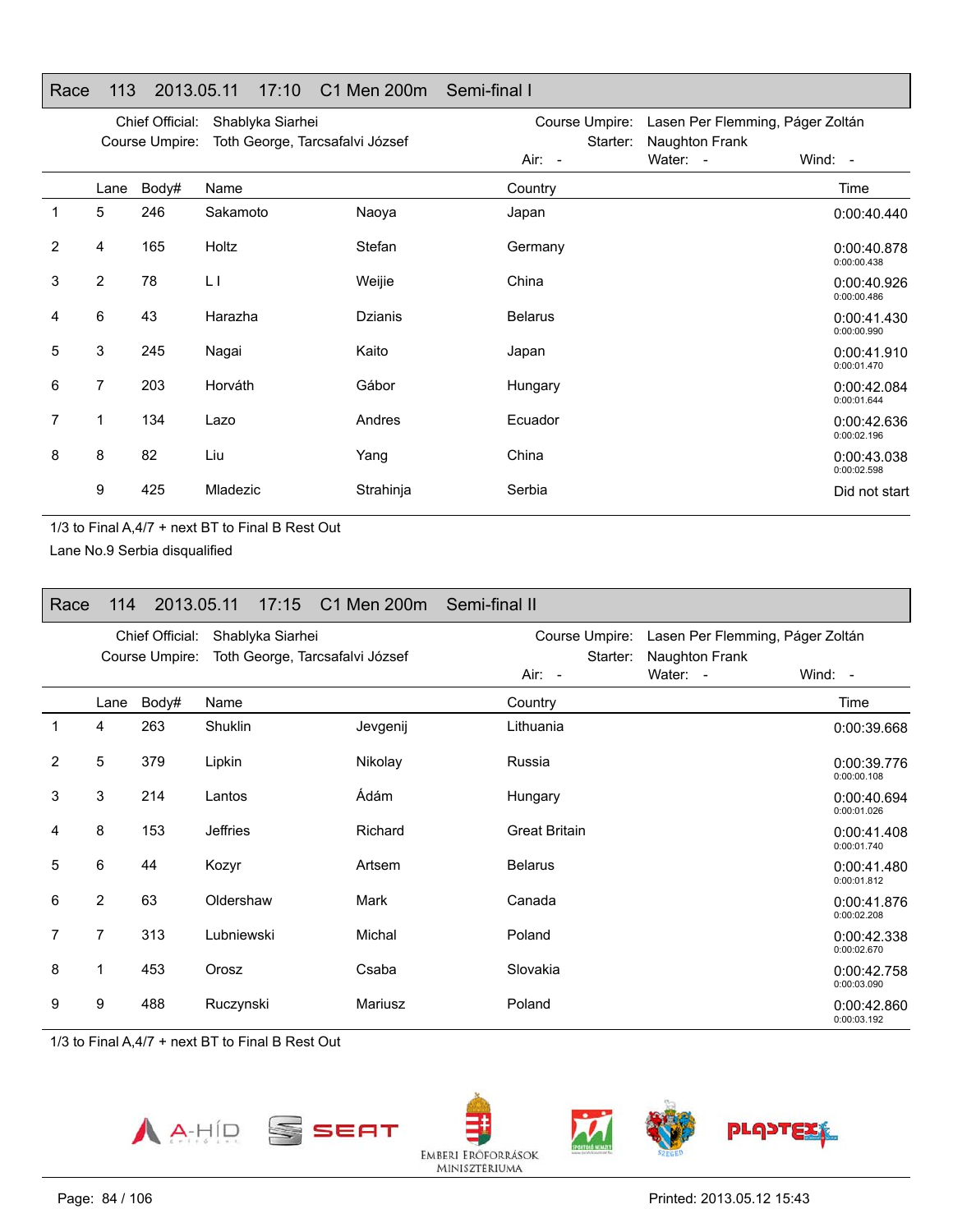## Race 113 2013.05.11 17:10 C1 Men 200m Semi-final I

Chief Official: Shablyka Siarhei
Course Umpire: Toth George, Tarcsafalvi József
Course Umpire: Lasen Per Flemming, Páger Zoltán
Starter: Naughton Frank
Air: - Water: - Wind: -

| | Lane | Body# | Name | | Country | Time |
|---|---|---|---|---|---|---|
| 1 | 5 | 246 | Sakamoto | Naoya | Japan | 0:00:40.440 |
| 2 | 4 | 165 | Holtz | Stefan | Germany | 0:00:40.878<br>0:00:00.438 |
| 3 | 2 | 78 | L I | Weijie | China | 0:00:40.926<br>0:00:00.486 |
| 4 | 6 | 43 | Harazha | Dzianis | Belarus | 0:00:41.430<br>0:00:00.990 |
| 5 | 3 | 245 | Nagai | Kaito | Japan | 0:00:41.910<br>0:00:01.470 |
| 6 | 7 | 203 | Horváth | Gábor | Hungary | 0:00:42.084<br>0:00:01.644 |
| 7 | 1 | 134 | Lazo | Andres | Ecuador | 0:00:42.636<br>0:00:02.196 |
| 8 | 8 | 82 | Liu | Yang | China | 0:00:43.038<br>0:00:02.598 |
| | 9 | 425 | Mladezic | Strahinja | Serbia | Did not start |

1/3 to Final A,4/7 + next BT to Final B Rest Out

Lane No.9 Serbia disqualified

## Race 114 2013.05.11 17:15 C1 Men 200m Semi-final II

Chief Official: Shablyka Siarhei
Course Umpire: Toth George, Tarcsafalvi József
Course Umpire: Lasen Per Flemming, Páger Zoltán
Starter: Naughton Frank
Air: - Water: - Wind: -

| | Lane | Body# | Name | | Country | Time |
|---|---|---|---|---|---|---|
| 1 | 4 | 263 | Shuklin | Jevgenij | Lithuania | 0:00:39.668 |
| 2 | 5 | 379 | Lipkin | Nikolay | Russia | 0:00:39.776<br>0:00:00.108 |
| 3 | 3 | 214 | Lantos | Ádám | Hungary | 0:00:40.694<br>0:00:01.026 |
| 4 | 8 | 153 | Jeffries | Richard | Great Britain | 0:00:41.408<br>0:00:01.740 |
| 5 | 6 | 44 | Kozyr | Artsem | Belarus | 0:00:41.480<br>0:00:01.812 |
| 6 | 2 | 63 | Oldershaw | Mark | Canada | 0:00:41.876<br>0:00:02.208 |
| 7 | 7 | 313 | Lubniewski | Michal | Poland | 0:00:42.338<br>0:00:02.670 |
| 8 | 1 | 453 | Orosz | Csaba | Slovakia | 0:00:42.758<br>0:00:03.090 |
| 9 | 9 | 488 | Ruczynski | Mariusz | Poland | 0:00:42.860<br>0:00:03.192 |

1/3 to Final A,4/7 + next BT to Final B Rest Out

Printed: 2013.05.12 15:43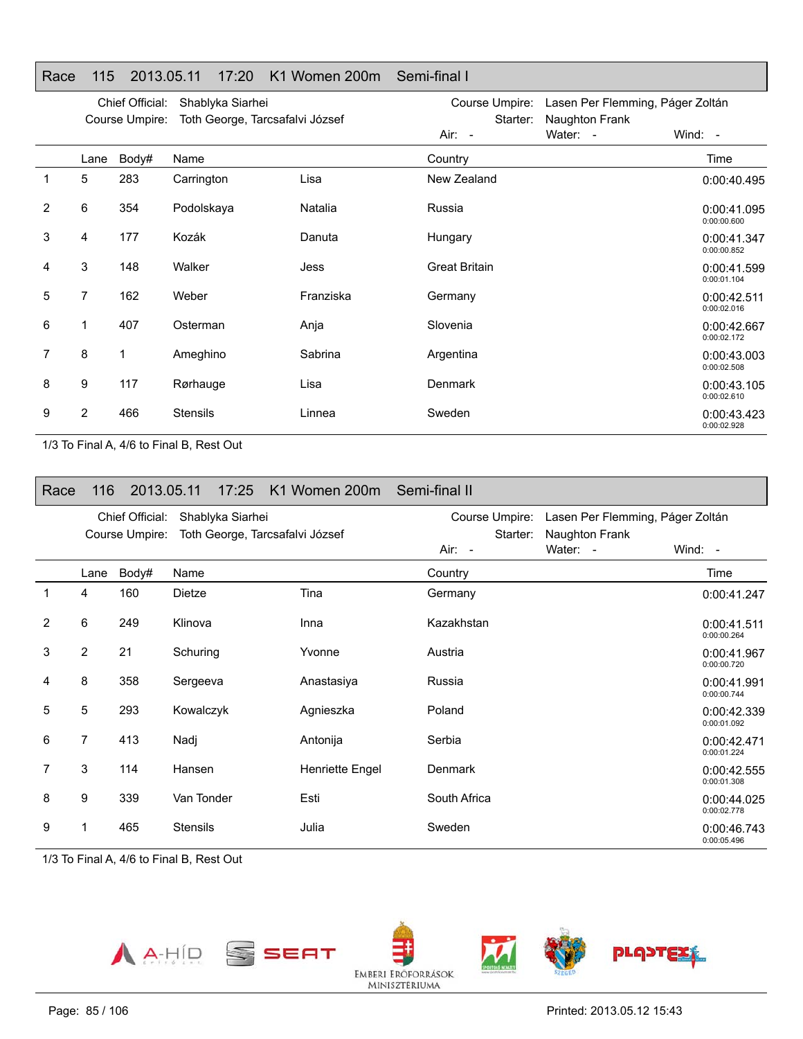## Race 115 2013.05.11 17:20 K1 Women 200m Semi-final I

Chief Official: Shablyka Siarhei
Course Umpire: Toth George, Tarcsafalvi József
Course Umpire: Lasen Per Flemming, Páger Zoltán
Starter: Naughton Frank
Air: - Water: - Wind: -

| | Lane | Body# | Name | | Country | Time |
|---|---|---|---|---|---|---|
| 1 | 5 | 283 | Carrington | Lisa | New Zealand | 0:00:40.495 |
| 2 | 6 | 354 | Podolskaya | Natalia | Russia | 0:00:41.095<br>0:00:00.600 |
| 3 | 4 | 177 | Kozák | Danuta | Hungary | 0:00:41.347<br>0:00:00.852 |
| 4 | 3 | 148 | Walker | Jess | Great Britain | 0:00:41.599<br>0:00:01.104 |
| 5 | 7 | 162 | Weber | Franziska | Germany | 0:00:42.511<br>0:00:02.016 |
| 6 | 1 | 407 | Osterman | Anja | Slovenia | 0:00:42.667<br>0:00:02.172 |
| 7 | 8 | 1 | Ameghino | Sabrina | Argentina | 0:00:43.003<br>0:00:02.508 |
| 8 | 9 | 117 | Rørhauge | Lisa | Denmark | 0:00:43.105<br>0:00:02.610 |
| 9 | 2 | 466 | Stensils | Linnea | Sweden | 0:00:43.423<br>0:00:02.928 |

1/3 To Final A, 4/6 to Final B, Rest Out

## Race 116 2013.05.11 17:25 K1 Women 200m Semi-final II

Chief Official: Shablyka Siarhei
Course Umpire: Toth George, Tarcsafalvi József
Course Umpire: Lasen Per Flemming, Páger Zoltán
Starter: Naughton Frank
Air: - Water: - Wind: -

| | Lane | Body# | Name | | Country | Time |
|---|---|---|---|---|---|---|
| 1 | 4 | 160 | Dietze | Tina | Germany | 0:00:41.247 |
| 2 | 6 | 249 | Klinova | Inna | Kazakhstan | 0:00:41.511<br>0:00:00.264 |
| 3 | 2 | 21 | Schuring | Yvonne | Austria | 0:00:41.967<br>0:00:00.720 |
| 4 | 8 | 358 | Sergeeva | Anastasiya | Russia | 0:00:41.991<br>0:00:00.744 |
| 5 | 5 | 293 | Kowalczyk | Agnieszka | Poland | 0:00:42.339<br>0:00:01.092 |
| 6 | 7 | 413 | Nadj | Antonija | Serbia | 0:00:42.471<br>0:00:01.224 |
| 7 | 3 | 114 | Hansen | Henriette Engel | Denmark | 0:00:42.555<br>0:00:01.308 |
| 8 | 9 | 339 | Van Tonder | Esti | South Africa | 0:00:44.025<br>0:00:02.778 |
| 9 | 1 | 465 | Stensils | Julia | Sweden | 0:00:46.743<br>0:00:05.496 |

1/3 To Final A, 4/6 to Final B, Rest Out

Printed: 2013.05.12 15:43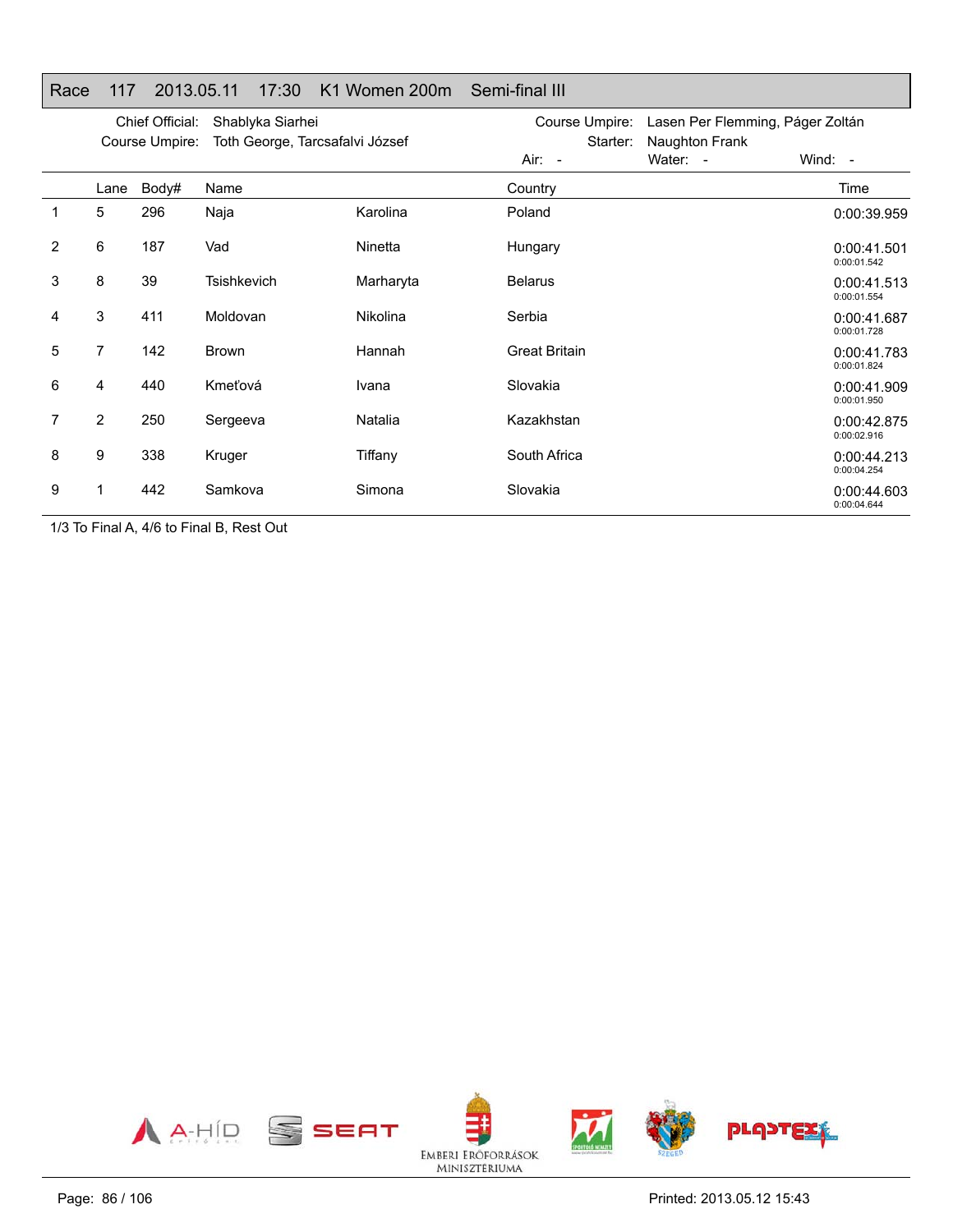## Race 117 2013.05.11 17:30 K1 Women 200m Semi-final III

Chief Official: Shablyka Siarhei
Course Umpire: Toth George, Tarcsafalvi József
Course Umpire: Lasen Per Flemming, Páger Zoltán
Starter: Naughton Frank
Air: - Water: - Wind: -

| | Lane | Body# | Name | | Country | Time |
|---|---|---|---|---|---|---|
| 1 | 5 | 296 | Naja | Karolina | Poland | 0:00:39.959 |
| 2 | 6 | 187 | Vad | Ninetta | Hungary | 0:00:41.501<br>0:00:01.542 |
| 3 | 8 | 39 | Tsishkevich | Marharyta | Belarus | 0:00:41.513<br>0:00:01.554 |
| 4 | 3 | 411 | Moldovan | Nikolina | Serbia | 0:00:41.687<br>0:00:01.728 |
| 5 | 7 | 142 | Brown | Hannah | Great Britain | 0:00:41.783<br>0:00:01.824 |
| 6 | 4 | 440 | Kmeťová | Ivana | Slovakia | 0:00:41.909<br>0:00:01.950 |
| 7 | 2 | 250 | Sergeeva | Natalia | Kazakhstan | 0:00:42.875<br>0:00:02.916 |
| 8 | 9 | 338 | Kruger | Tiffany | South Africa | 0:00:44.213<br>0:00:04.254 |
| 9 | 1 | 442 | Samkova | Simona | Slovakia | 0:00:44.603<br>0:00:04.644 |

1/3 To Final A, 4/6 to Final B, Rest Out

Printed: 2013.05.12 15:43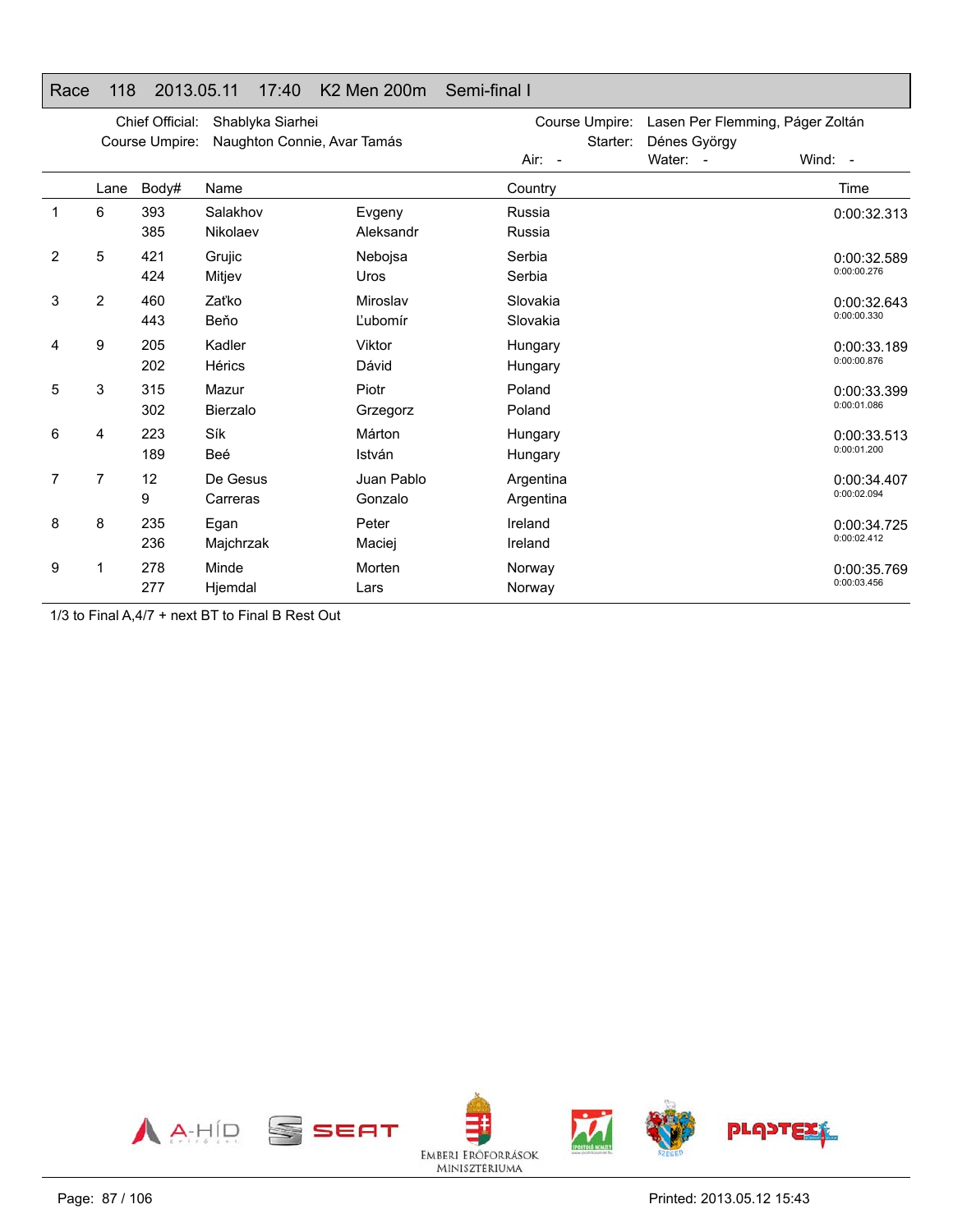## Race 118 2013.05.11 17:40 K2 Men 200m Semi-final I

Chief Official: Shablyka Siarhei
Course Umpire: Naughton Connie, Avar Tamás
Course Umpire: Lasen Per Flemming, Páger Zoltán
Starter: Dénes György
Air: - Water: - Wind: -

| | Lane | Body# | Name | | Country | Time |
|---|---|---|---|---|---|---|
| 1 | 6 | 393 | Salakhov | Evgeny | Russia | 0:00:32.313 |
| | | 385 | Nikolaev | Aleksandr | Russia | |
| 2 | 5 | 421 | Grujic | Nebojsa | Serbia | 0:00:32.589 |
| | | 424 | Mitjev | Uros | Serbia | 0:00:00.276 |
| 3 | 2 | 460 | Zaťko | Miroslav | Slovakia | 0:00:32.643 |
| | | 443 | Beňo | Ľubomír | Slovakia | 0:00:00.330 |
| 4 | 9 | 205 | Kadler | Viktor | Hungary | 0:00:33.189 |
| | | 202 | Hérics | Dávid | Hungary | 0:00:00.876 |
| 5 | 3 | 315 | Mazur | Piotr | Poland | 0:00:33.399 |
| | | 302 | Bierzalo | Grzegorz | Poland | 0:00:01.086 |
| 6 | 4 | 223 | Sík | Márton | Hungary | 0:00:33.513 |
| | | 189 | Beé | István | Hungary | 0:00:01.200 |
| 7 | 7 | 12 | De Gesus | Juan Pablo | Argentina | 0:00:34.407 |
| | | 9 | Carreras | Gonzalo | Argentina | 0:00:02.094 |
| 8 | 8 | 235 | Egan | Peter | Ireland | 0:00:34.725 |
| | | 236 | Majchrzak | Maciej | Ireland | 0:00:02.412 |
| 9 | 1 | 278 | Minde | Morten | Norway | 0:00:35.769 |
| | | 277 | Hjemdal | Lars | Norway | 0:00:03.456 |

1/3 to Final A,4/7 + next BT to Final B Rest Out

A-HÍD SEAT EMBERI ERŐFORRÁSOK MINISZTÉRIUMA SZEGED PLASTEX

Printed: 2013.05.12 15:43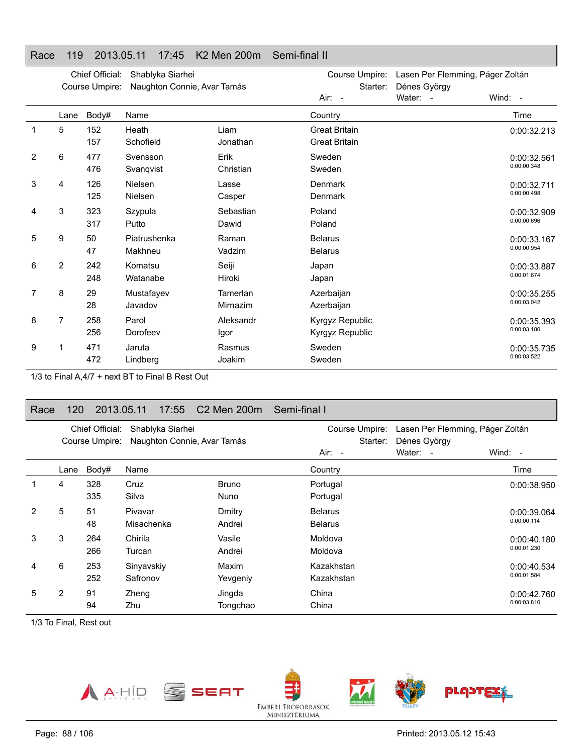## Race 119 2013.05.11 17:45 K2 Men 200m Semi-final II

Chief Official: Shablyka Siarhei
Course Umpire: Naughton Connie, Avar Tamás
Course Umpire: Lasen Per Flemming, Páger Zoltán
Starter: Dénes György
Air: - Water: - Wind: -

| | Lane | Body# | Name | | Country | Time |
|---|---|---|---|---|---|---|
| 1 | 5 | 152 | Heath | Liam | Great Britain | 0:00:32.213 |
| | | 157 | Schofield | Jonathan | Great Britain | |
| 2 | 6 | 477 | Svensson | Erik | Sweden | 0:00:32.561 |
| | | 476 | Svanqvist | Christian | Sweden | 0:00:00.348 |
| 3 | 4 | 126 | Nielsen | Lasse | Denmark | 0:00:32.711 |
| | | 125 | Nielsen | Casper | Denmark | 0:00:00.498 |
| 4 | 3 | 323 | Szypula | Sebastian | Poland | 0:00:32.909 |
| | | 317 | Putto | Dawid | Poland | 0:00:00.696 |
| 5 | 9 | 50 | Piatrushenka | Raman | Belarus | 0:00:33.167 |
| | | 47 | Makhneu | Vadzim | Belarus | 0:00:00.954 |
| 6 | 2 | 242 | Komatsu | Seiji | Japan | 0:00:33.887 |
| | | 248 | Watanabe | Hiroki | Japan | 0:00:01.674 |
| 7 | 8 | 29 | Mustafayev | Tamerlan | Azerbaijan | 0:00:35.255 |
| | | 28 | Javadov | Mirnazim | Azerbaijan | 0:00:03.042 |
| 8 | 7 | 258 | Parol | Aleksandr | Kyrgyz Republic | 0:00:35.393 |
| | | 256 | Dorofeev | Igor | Kyrgyz Republic | 0:00:03.180 |
| 9 | 1 | 471 | Jaruta | Rasmus | Sweden | 0:00:35.735 |
| | | 472 | Lindberg | Joakim | Sweden | 0:00:03.522 |

1/3 to Final A,4/7 + next BT to Final B Rest Out

## Race 120 2013.05.11 17:55 C2 Men 200m Semi-final I

Chief Official: Shablyka Siarhei
Course Umpire: Naughton Connie, Avar Tamás
Course Umpire: Lasen Per Flemming, Páger Zoltán
Starter: Dénes György
Air: - Water: - Wind: -

| | Lane | Body# | Name | | Country | Time |
|---|---|---|---|---|---|---|
| 1 | 4 | 328 | Cruz | Bruno | Portugal | 0:00:38.950 |
| | | 335 | Silva | Nuno | Portugal | |
| 2 | 5 | 51 | Pivavar | Dmitry | Belarus | 0:00:39.064 |
| | | 48 | Misachenka | Andrei | Belarus | 0:00:00.114 |
| 3 | 3 | 264 | Chirila | Vasile | Moldova | 0:00:40.180 |
| | | 266 | Turcan | Andrei | Moldova | 0:00:01.230 |
| 4 | 6 | 253 | Sinyavskiy | Maxim | Kazakhstan | 0:00:40.534 |
| | | 252 | Safronov | Yevgeniy | Kazakhstan | 0:00:01.584 |
| 5 | 2 | 91 | Zheng | Jingda | China | 0:00:42.760 |
| | | 94 | Zhu | Tongchao | China | 0:00:03.810 |

1/3 To Final, Rest out

Printed: 2013.05.12 15:43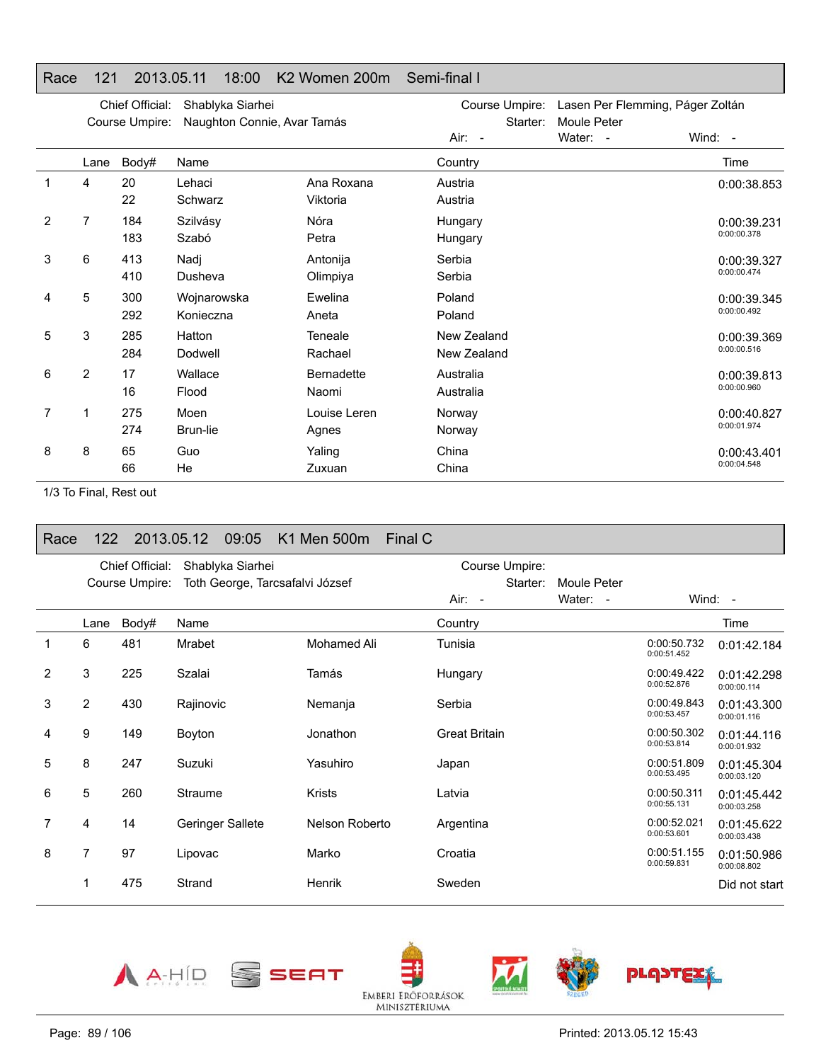## Race 121 2013.05.11 18:00 K2 Women 200m Semi-final I

Chief Official: Shablyka Siarhei
Course Umpire: Naughton Connie, Avar Tamás
Course Umpire: Lasen Per Flemming, Páger Zoltán
Starter: Moule Peter
Air: - Water: - Wind: -

| | Lane | Body# | Name | | Country | Time |
|---|---|---|---|---|---|---|
| 1 | 4 | 20 | Lehaci | Ana Roxana | Austria | 0:00:38.853 |
| | | 22 | Schwarz | Viktoria | Austria | |
| 2 | 7 | 184 | Szilvásy | Nóra | Hungary | 0:00:39.231 |
| | | 183 | Szabó | Petra | Hungary | 0:00:00.378 |
| 3 | 6 | 413 | Nadj | Antonija | Serbia | 0:00:39.327 |
| | | 410 | Dusheva | Olimpiya | Serbia | 0:00:00.474 |
| 4 | 5 | 300 | Wojnarowska | Ewelina | Poland | 0:00:39.345 |
| | | 292 | Konieczna | Aneta | Poland | 0:00:00.492 |
| 5 | 3 | 285 | Hatton | Teneale | New Zealand | 0:00:39.369 |
| | | 284 | Dodwell | Rachael | New Zealand | 0:00:00.516 |
| 6 | 2 | 17 | Wallace | Bernadette | Australia | 0:00:39.813 |
| | | 16 | Flood | Naomi | Australia | 0:00:00.960 |
| 7 | 1 | 275 | Moen | Louise Leren | Norway | 0:00:40.827 |
| | | 274 | Brun-lie | Agnes | Norway | 0:00:01.974 |
| 8 | 8 | 65 | Guo | Yaling | China | 0:00:43.401 |
| | | 66 | He | Zuxuan | China | 0:00:04.548 |

1/3 To Final, Rest out

## Race 122 2013.05.12 09:05 K1 Men 500m Final C

Chief Official: Shablyka Siarhei
Course Umpire: Toth George, Tarcsafalvi József
Course Umpire:
Starter: Moule Peter
Air: - Water: - Wind: -

| | Lane | Body# | Name | | Country | Split | Time |
|---|---|---|---|---|---|---|---|
| 1 | 6 | 481 | Mrabet | Mohamed Ali | Tunisia | 0:00:50.732<br>0:00:51.452 | 0:01:42.184 |
| 2 | 3 | 225 | Szalai | Tamás | Hungary | 0:00:49.422<br>0:00:52.876 | 0:01:42.298<br>0:00:00.114 |
| 3 | 2 | 430 | Rajinovic | Nemanja | Serbia | 0:00:49.843<br>0:00:53.457 | 0:01:43.300<br>0:00:01.116 |
| 4 | 9 | 149 | Boyton | Jonathon | Great Britain | 0:00:50.302<br>0:00:53.814 | 0:01:44.116<br>0:00:01.932 |
| 5 | 8 | 247 | Suzuki | Yasuhiro | Japan | 0:00:51.809<br>0:00:53.495 | 0:01:45.304<br>0:00:03.120 |
| 6 | 5 | 260 | Straume | Krists | Latvia | 0:00:50.311<br>0:00:55.131 | 0:01:45.442<br>0:00:03.258 |
| 7 | 4 | 14 | Geringer Sallete | Nelson Roberto | Argentina | 0:00:52.021<br>0:00:53.601 | 0:01:45.622<br>0:00:03.438 |
| 8 | 7 | 97 | Lipovac | Marko | Croatia | 0:00:51.155<br>0:00:59.831 | 0:01:50.986<br>0:00:08.802 |
| | 1 | 475 | Strand | Henrik | Sweden | | Did not start |

Printed: 2013.05.12 15:43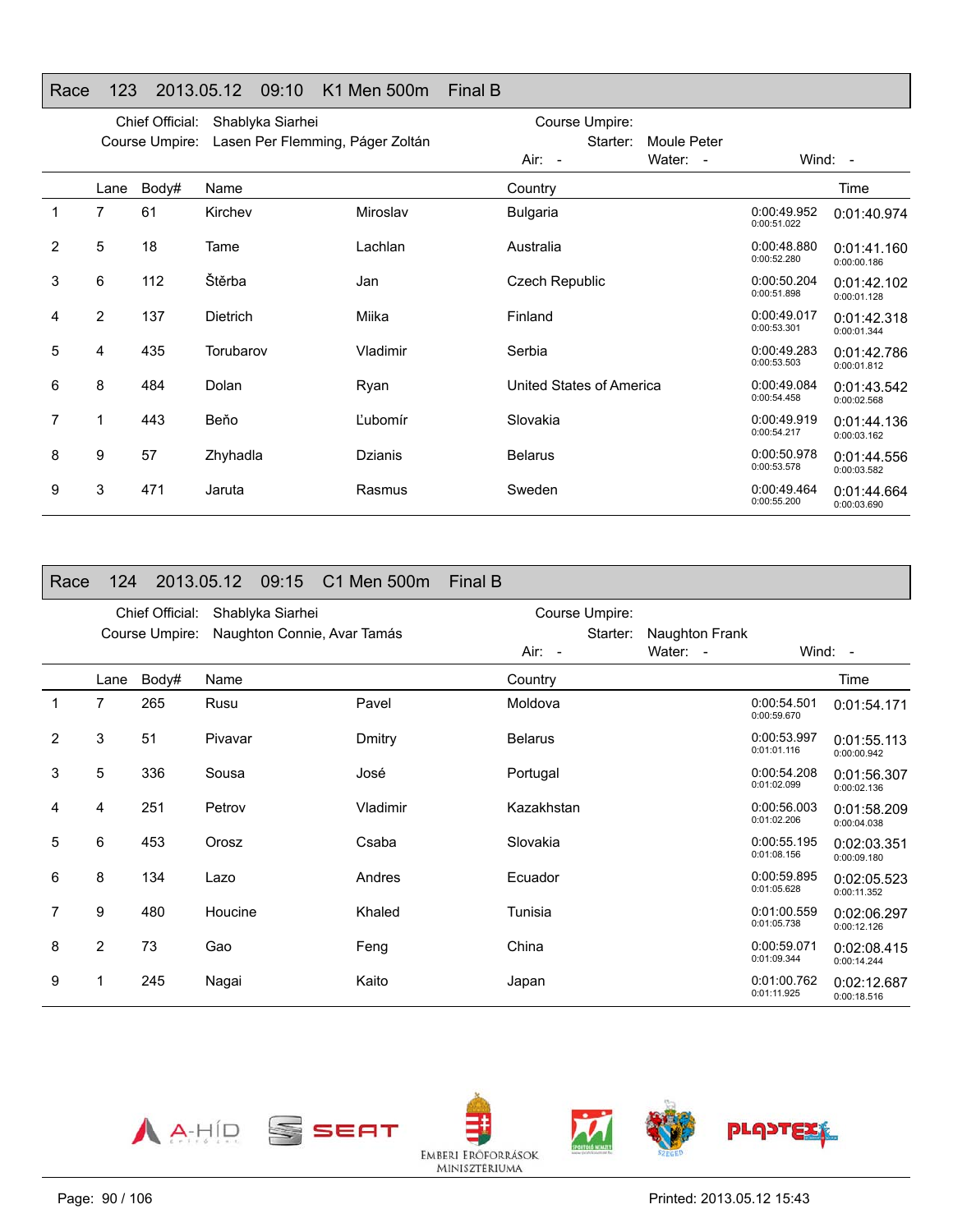## Race 123 2013.05.12 09:10 K1 Men 500m Final B

Chief Official: Shablyka Siarhei
Course Umpire: Lasen Per Flemming, Páger Zoltán

Course Umpire:
Starter: Moule Peter
Air: - Water: - Wind: -

| | Lane | Body# | Name | | Country | | Time |
|---|---|---|---|---|---|---|---|
| 1 | 7 | 61 | Kirchev | Miroslav | Bulgaria | 0:00:49.952<br>0:00:51.022 | 0:01:40.974 |
| 2 | 5 | 18 | Tame | Lachlan | Australia | 0:00:48.880<br>0:00:52.280 | 0:01:41.160<br>0:00:00.186 |
| 3 | 6 | 112 | Štěrba | Jan | Czech Republic | 0:00:50.204<br>0:00:51.898 | 0:01:42.102<br>0:00:01.128 |
| 4 | 2 | 137 | Dietrich | Miika | Finland | 0:00:49.017<br>0:00:53.301 | 0:01:42.318<br>0:00:01.344 |
| 5 | 4 | 435 | Torubarov | Vladimir | Serbia | 0:00:49.283<br>0:00:53.503 | 0:01:42.786<br>0:00:01.812 |
| 6 | 8 | 484 | Dolan | Ryan | United States of America | 0:00:49.084<br>0:00:54.458 | 0:01:43.542<br>0:00:02.568 |
| 7 | 1 | 443 | Beňo | Ľubomír | Slovakia | 0:00:49.919<br>0:00:54.217 | 0:01:44.136<br>0:00:03.162 |
| 8 | 9 | 57 | Zhyhadla | Dzianis | Belarus | 0:00:50.978<br>0:00:53.578 | 0:01:44.556<br>0:00:03.582 |
| 9 | 3 | 471 | Jaruta | Rasmus | Sweden | 0:00:49.464<br>0:00:55.200 | 0:01:44.664<br>0:00:03.690 |

## Race 124 2013.05.12 09:15 C1 Men 500m Final B

Chief Official: Shablyka Siarhei
Course Umpire: Naughton Connie, Avar Tamás

Course Umpire:
Starter: Naughton Frank
Air: - Water: - Wind: -

| | Lane | Body# | Name | | Country | | Time |
|---|---|---|---|---|---|---|---|
| 1 | 7 | 265 | Rusu | Pavel | Moldova | 0:00:54.501<br>0:00:59.670 | 0:01:54.171 |
| 2 | 3 | 51 | Pivavar | Dmitry | Belarus | 0:00:53.997<br>0:01:01.116 | 0:01:55.113<br>0:00:00.942 |
| 3 | 5 | 336 | Sousa | José | Portugal | 0:00:54.208<br>0:01:02.099 | 0:01:56.307<br>0:00:02.136 |
| 4 | 4 | 251 | Petrov | Vladimir | Kazakhstan | 0:00:56.003<br>0:01:02.206 | 0:01:58.209<br>0:00:04.038 |
| 5 | 6 | 453 | Orosz | Csaba | Slovakia | 0:00:55.195<br>0:01:08.156 | 0:02:03.351<br>0:00:09.180 |
| 6 | 8 | 134 | Lazo | Andres | Ecuador | 0:00:59.895<br>0:01:05.628 | 0:02:05.523<br>0:00:11.352 |
| 7 | 9 | 480 | Houcine | Khaled | Tunisia | 0:01:00.559<br>0:01:05.738 | 0:02:06.297<br>0:00:12.126 |
| 8 | 2 | 73 | Gao | Feng | China | 0:00:59.071<br>0:01:09.344 | 0:02:08.415<br>0:00:14.244 |
| 9 | 1 | 245 | Nagai | Kaito | Japan | 0:01:00.762<br>0:01:11.925 | 0:02:12.687<br>0:00:18.516 |

Printed: 2013.05.12 15:43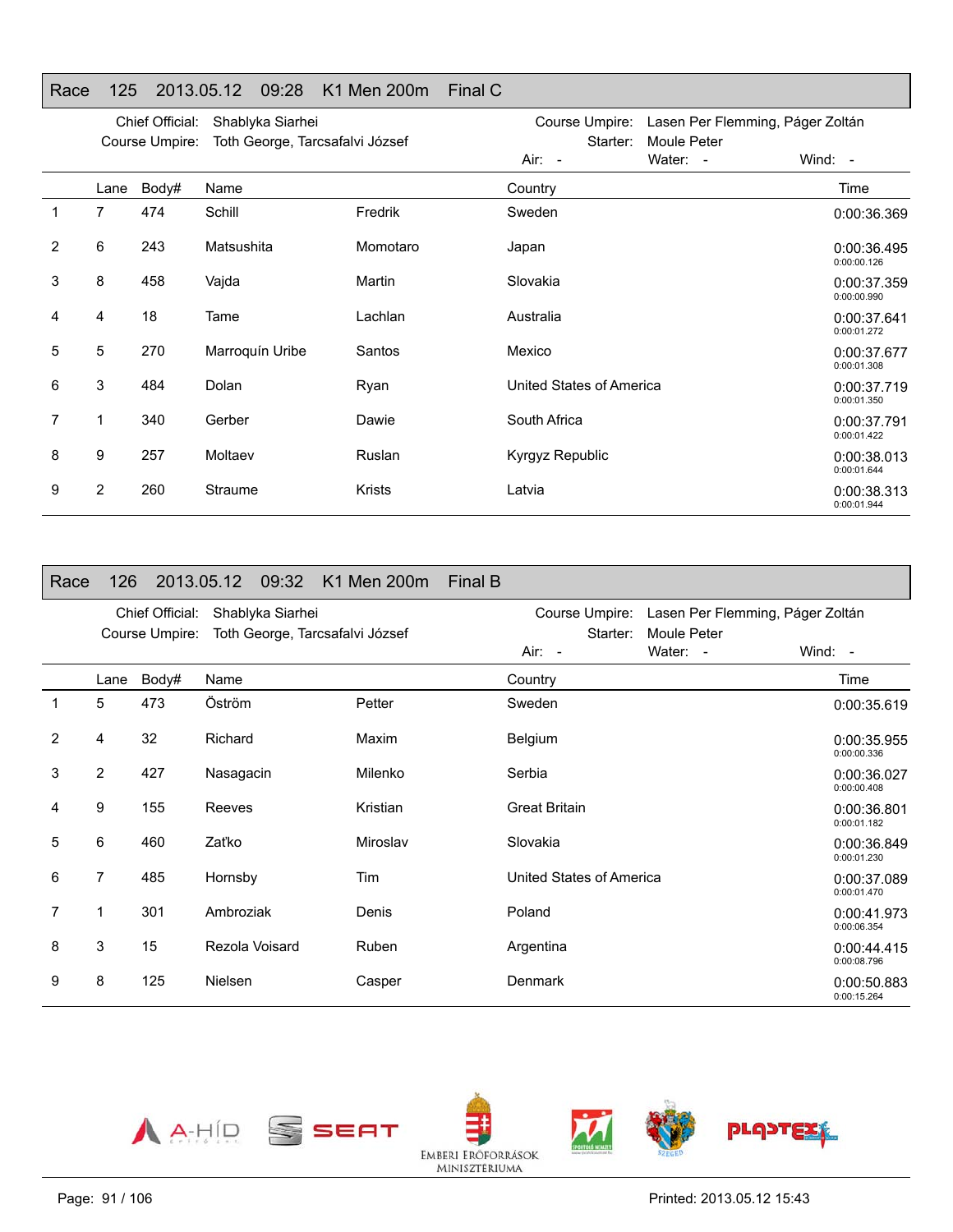## Race 125 2013.05.12 09:28 K1 Men 200m Final C

Chief Official: Shablyka Siarhei
Course Umpire: Toth George, Tarcsafalvi József
Course Umpire: Lasen Per Flemming, Páger Zoltán
Starter: Moule Peter
Air: - Water: - Wind: -

| | Lane | Body# | Name | | Country | Time |
|---|---|---|---|---|---|---|
| 1 | 7 | 474 | Schill | Fredrik | Sweden | 0:00:36.369 |
| 2 | 6 | 243 | Matsushita | Momotaro | Japan | 0:00:36.495<br>0:00:00.126 |
| 3 | 8 | 458 | Vajda | Martin | Slovakia | 0:00:37.359<br>0:00:00.990 |
| 4 | 4 | 18 | Tame | Lachlan | Australia | 0:00:37.641<br>0:00:01.272 |
| 5 | 5 | 270 | Marroquín Uribe | Santos | Mexico | 0:00:37.677<br>0:00:01.308 |
| 6 | 3 | 484 | Dolan | Ryan | United States of America | 0:00:37.719<br>0:00:01.350 |
| 7 | 1 | 340 | Gerber | Dawie | South Africa | 0:00:37.791<br>0:00:01.422 |
| 8 | 9 | 257 | Moltaev | Ruslan | Kyrgyz Republic | 0:00:38.013<br>0:00:01.644 |
| 9 | 2 | 260 | Straume | Krists | Latvia | 0:00:38.313<br>0:00:01.944 |

## Race 126 2013.05.12 09:32 K1 Men 200m Final B

Chief Official: Shablyka Siarhei
Course Umpire: Toth George, Tarcsafalvi József
Course Umpire: Lasen Per Flemming, Páger Zoltán
Starter: Moule Peter
Air: - Water: - Wind: -

| | Lane | Body# | Name | | Country | Time |
|---|---|---|---|---|---|---|
| 1 | 5 | 473 | Öström | Petter | Sweden | 0:00:35.619 |
| 2 | 4 | 32 | Richard | Maxim | Belgium | 0:00:35.955<br>0:00:00.336 |
| 3 | 2 | 427 | Nasagacin | Milenko | Serbia | 0:00:36.027<br>0:00:00.408 |
| 4 | 9 | 155 | Reeves | Kristian | Great Britain | 0:00:36.801<br>0:00:01.182 |
| 5 | 6 | 460 | Zaťko | Miroslav | Slovakia | 0:00:36.849<br>0:00:01.230 |
| 6 | 7 | 485 | Hornsby | Tim | United States of America | 0:00:37.089<br>0:00:01.470 |
| 7 | 1 | 301 | Ambroziak | Denis | Poland | 0:00:41.973<br>0:00:06.354 |
| 8 | 3 | 15 | Rezola Voisard | Ruben | Argentina | 0:00:44.415<br>0:00:08.796 |
| 9 | 8 | 125 | Nielsen | Casper | Denmark | 0:00:50.883<br>0:00:15.264 |

Printed: 2013.05.12 15:43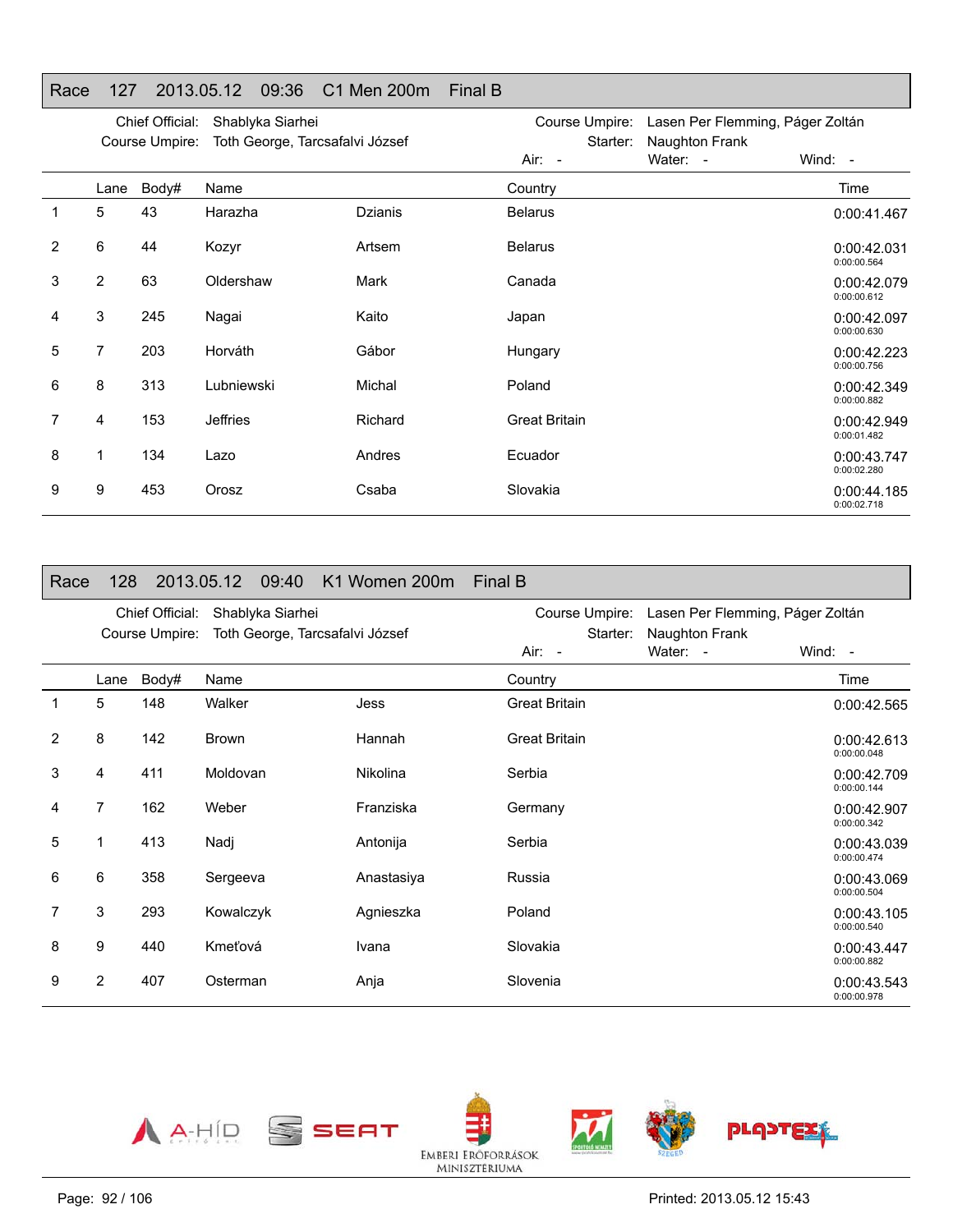## Race 127 2013.05.12 09:36 C1 Men 200m Final B

Chief Official: Shablyka Siarhei
Course Umpire: Toth George, Tarcsafalvi József
Course Umpire: Lasen Per Flemming, Páger Zoltán
Starter: Naughton Frank
Air: - Water: - Wind: -

| | Lane | Body# | Name | | Country | Time |
|---|---|---|---|---|---|---|
| 1 | 5 | 43 | Harazha | Dzianis | Belarus | 0:00:41.467 |
| 2 | 6 | 44 | Kozyr | Artsem | Belarus | 0:00:42.031<br>0:00:00.564 |
| 3 | 2 | 63 | Oldershaw | Mark | Canada | 0:00:42.079<br>0:00:00.612 |
| 4 | 3 | 245 | Nagai | Kaito | Japan | 0:00:42.097<br>0:00:00.630 |
| 5 | 7 | 203 | Horváth | Gábor | Hungary | 0:00:42.223<br>0:00:00.756 |
| 6 | 8 | 313 | Lubniewski | Michal | Poland | 0:00:42.349<br>0:00:00.882 |
| 7 | 4 | 153 | Jeffries | Richard | Great Britain | 0:00:42.949<br>0:00:01.482 |
| 8 | 1 | 134 | Lazo | Andres | Ecuador | 0:00:43.747<br>0:00:02.280 |
| 9 | 9 | 453 | Orosz | Csaba | Slovakia | 0:00:44.185<br>0:00:02.718 |

## Race 128 2013.05.12 09:40 K1 Women 200m Final B

Chief Official: Shablyka Siarhei
Course Umpire: Toth George, Tarcsafalvi József
Course Umpire: Lasen Per Flemming, Páger Zoltán
Starter: Naughton Frank
Air: - Water: - Wind: -

| | Lane | Body# | Name | | Country | Time |
|---|---|---|---|---|---|---|
| 1 | 5 | 148 | Walker | Jess | Great Britain | 0:00:42.565 |
| 2 | 8 | 142 | Brown | Hannah | Great Britain | 0:00:42.613<br>0:00:00.048 |
| 3 | 4 | 411 | Moldovan | Nikolina | Serbia | 0:00:42.709<br>0:00:00.144 |
| 4 | 7 | 162 | Weber | Franziska | Germany | 0:00:42.907<br>0:00:00.342 |
| 5 | 1 | 413 | Nadj | Antonija | Serbia | 0:00:43.039<br>0:00:00.474 |
| 6 | 6 | 358 | Sergeeva | Anastasiya | Russia | 0:00:43.069<br>0:00:00.504 |
| 7 | 3 | 293 | Kowalczyk | Agnieszka | Poland | 0:00:43.105<br>0:00:00.540 |
| 8 | 9 | 440 | Kmeťová | Ivana | Slovakia | 0:00:43.447<br>0:00:00.882 |
| 9 | 2 | 407 | Osterman | Anja | Slovenia | 0:00:43.543<br>0:00:00.978 |

Printed: 2013.05.12 15:43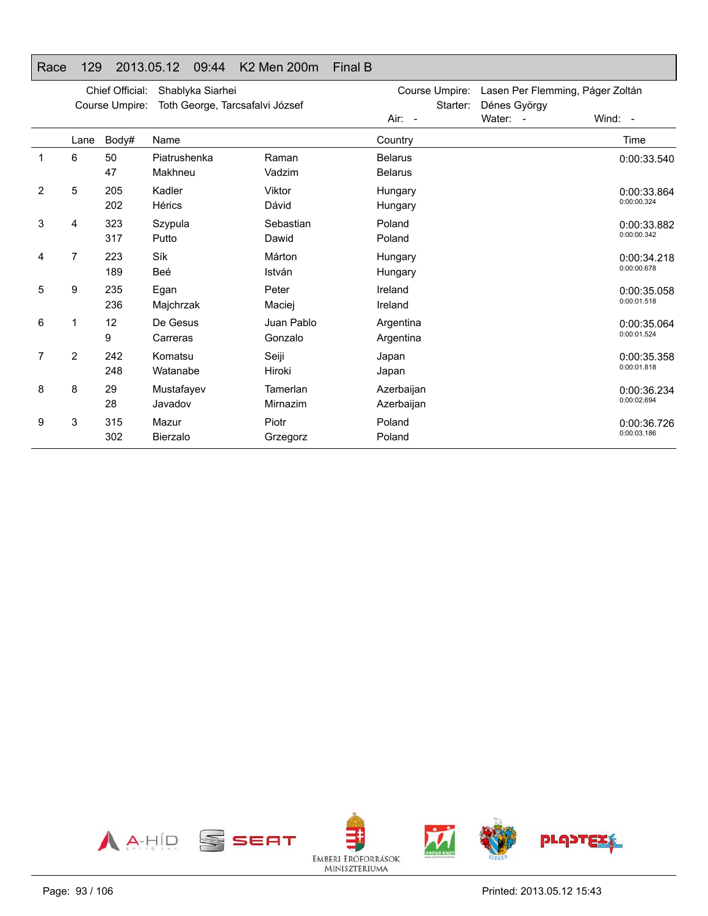## Race 129 2013.05.12 09:44 K2 Men 200m Final B

Chief Official: Shablyka Siarhei
Course Umpire: Toth George, Tarcsafalvi József
Course Umpire: Lasen Per Flemming, Páger Zoltán
Starter: Dénes György
Air: - Water: - Wind: -

| | Lane | Body# | Name | | Country | Time |
|---|---|---|---|---|---|---|
| 1 | 6 | 50 | Piatrushenka | Raman | Belarus | 0:00:33.540 |
| | | 47 | Makhneu | Vadzim | Belarus | |
| 2 | 5 | 205 | Kadler | Viktor | Hungary | 0:00:33.864 |
| | | 202 | Hérics | Dávid | Hungary | 0:00:00.324 |
| 3 | 4 | 323 | Szypula | Sebastian | Poland | 0:00:33.882 |
| | | 317 | Putto | Dawid | Poland | 0:00:00.342 |
| 4 | 7 | 223 | Sík | Márton | Hungary | 0:00:34.218 |
| | | 189 | Beé | István | Hungary | 0:00:00.678 |
| 5 | 9 | 235 | Egan | Peter | Ireland | 0:00:35.058 |
| | | 236 | Majchrzak | Maciej | Ireland | 0:00:01.518 |
| 6 | 1 | 12 | De Gesus | Juan Pablo | Argentina | 0:00:35.064 |
| | | 9 | Carreras | Gonzalo | Argentina | 0:00:01.524 |
| 7 | 2 | 242 | Komatsu | Seiji | Japan | 0:00:35.358 |
| | | 248 | Watanabe | Hiroki | Japan | 0:00:01.818 |
| 8 | 8 | 29 | Mustafayev | Tamerlan | Azerbaijan | 0:00:36.234 |
| | | 28 | Javadov | Mirnazim | Azerbaijan | 0:00:02.694 |
| 9 | 3 | 315 | Mazur | Piotr | Poland | 0:00:36.726 |
| | | 302 | Bierzalo | Grzegorz | Poland | 0:00:03.186 |

Printed: 2013.05.12 15:43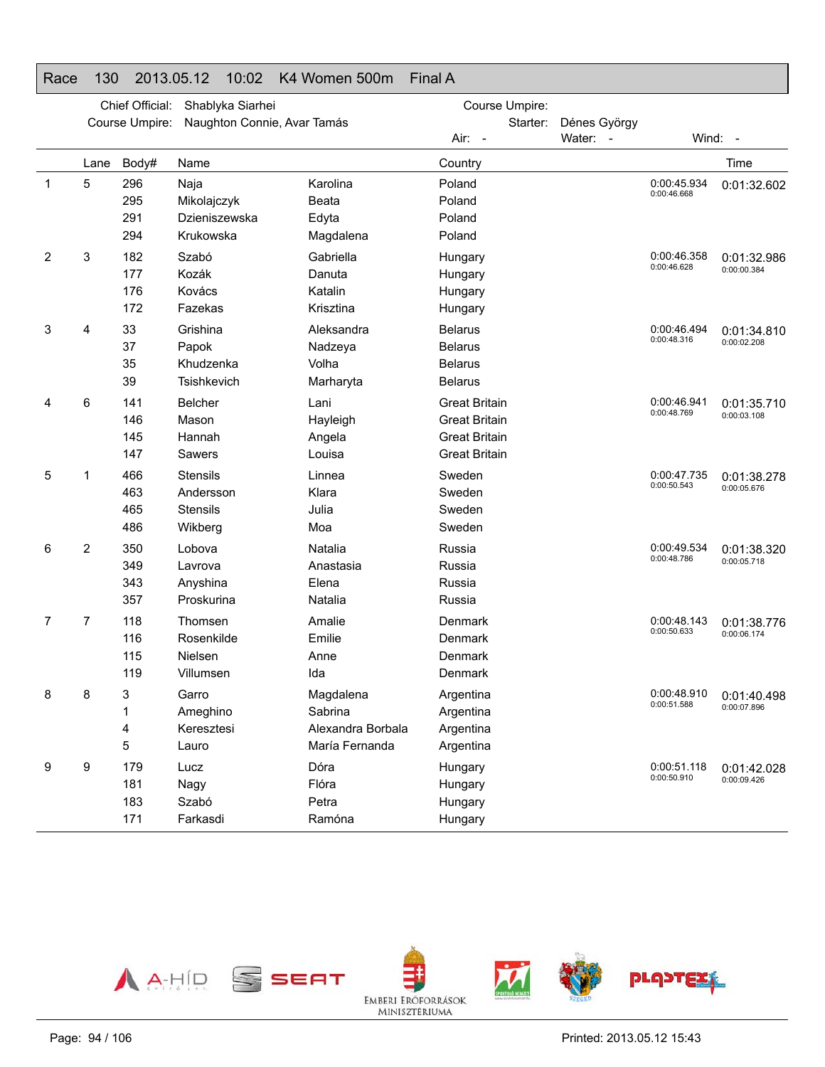## Race 130 2013.05.12 10:02 K4 Women 500m Final A

Chief Official: Shablyka Siarhei
Course Umpire: Naughton Connie, Avar Tamás

Course Umpire:
Starter: Dénes György

Air: - Water: - Wind: -

| | Lane | Body# | Name | | Country | | Time |
|---|---|---|---|---|---|---|---|
| 1 | 5 | 296 | Naja | Karolina | Poland | 0:00:45.934 | 0:01:32.602 |
| | | 295 | Mikolajczyk | Beata | Poland | 0:00:46.668 | |
| | | 291 | Dzieniszewska | Edyta | Poland | | |
| | | 294 | Krukowska | Magdalena | Poland | | |
| 2 | 3 | 182 | Szabó | Gabriella | Hungary | 0:00:46.358 | 0:01:32.986 |
| | | 177 | Kozák | Danuta | Hungary | 0:00:46.628 | 0:00:00.384 |
| | | 176 | Kovács | Katalin | Hungary | | |
| | | 172 | Fazekas | Krisztina | Hungary | | |
| 3 | 4 | 33 | Grishina | Aleksandra | Belarus | 0:00:46.494 | 0:01:34.810 |
| | | 37 | Papok | Nadzeya | Belarus | 0:00:48.316 | 0:00:02.208 |
| | | 35 | Khudzenka | Volha | Belarus | | |
| | | 39 | Tsishkevich | Marharyta | Belarus | | |
| 4 | 6 | 141 | Belcher | Lani | Great Britain | 0:00:46.941 | 0:01:35.710 |
| | | 146 | Mason | Hayleigh | Great Britain | 0:00:48.769 | 0:00:03.108 |
| | | 145 | Hannah | Angela | Great Britain | | |
| | | 147 | Sawers | Louisa | Great Britain | | |
| 5 | 1 | 466 | Stensils | Linnea | Sweden | 0:00:47.735 | 0:01:38.278 |
| | | 463 | Andersson | Klara | Sweden | 0:00:50.543 | 0:00:05.676 |
| | | 465 | Stensils | Julia | Sweden | | |
| | | 486 | Wikberg | Moa | Sweden | | |
| 6 | 2 | 350 | Lobova | Natalia | Russia | 0:00:49.534 | 0:01:38.320 |
| | | 349 | Lavrova | Anastasia | Russia | 0:00:48.786 | 0:00:05.718 |
| | | 343 | Anyshina | Elena | Russia | | |
| | | 357 | Proskurina | Natalia | Russia | | |
| 7 | 7 | 118 | Thomsen | Amalie | Denmark | 0:00:48.143 | 0:01:38.776 |
| | | 116 | Rosenkilde | Emilie | Denmark | 0:00:50.633 | 0:00:06.174 |
| | | 115 | Nielsen | Anne | Denmark | | |
| | | 119 | Villumsen | Ida | Denmark | | |
| 8 | 8 | 3 | Garro | Magdalena | Argentina | 0:00:48.910 | 0:01:40.498 |
| | | 1 | Ameghino | Sabrina | Argentina | 0:00:51.588 | 0:00:07.896 |
| | | 4 | Keresztesi | Alexandra Borbala | Argentina | | |
| | | 5 | Lauro | María Fernanda | Argentina | | |
| 9 | 9 | 179 | Lucz | Dóra | Hungary | 0:00:51.118 | 0:01:42.028 |
| | | 181 | Nagy | Flóra | Hungary | 0:00:50.910 | 0:00:09.426 |
| | | 183 | Szabó | Petra | Hungary | | |
| | | 171 | Farkasdi | Ramóna | Hungary | | |

Printed: 2013.05.12 15:43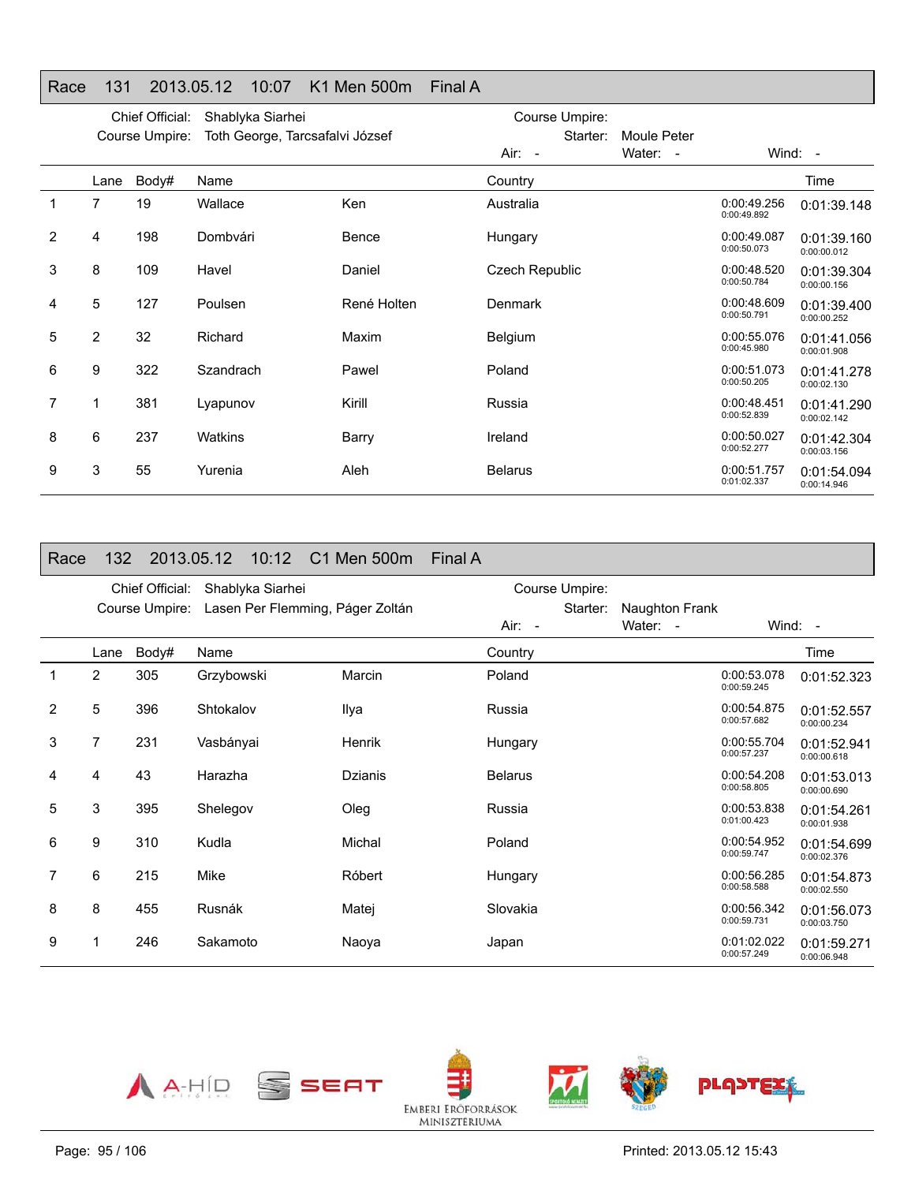## Race 131 2013.05.12 10:07 K1 Men 500m Final A

Chief Official: Shablyka Siarhei
Course Umpire: Toth George, Tarcsafalvi József

Course Umpire:
Starter: Moule Peter
Air: - Water: - Wind: -

| | Lane | Body# | Name | | Country | | Time |
|---|---|---|---|---|---|---|---|
| 1 | 7 | 19 | Wallace | Ken | Australia | 0:00:49.256<br>0:00:49.892 | 0:01:39.148 |
| 2 | 4 | 198 | Dombvári | Bence | Hungary | 0:00:49.087<br>0:00:50.073 | 0:01:39.160<br>0:00:00.012 |
| 3 | 8 | 109 | Havel | Daniel | Czech Republic | 0:00:48.520<br>0:00:50.784 | 0:01:39.304<br>0:00:00.156 |
| 4 | 5 | 127 | Poulsen | René Holten | Denmark | 0:00:48.609<br>0:00:50.791 | 0:01:39.400<br>0:00:00.252 |
| 5 | 2 | 32 | Richard | Maxim | Belgium | 0:00:55.076<br>0:00:45.980 | 0:01:41.056<br>0:00:01.908 |
| 6 | 9 | 322 | Szandrach | Pawel | Poland | 0:00:51.073<br>0:00:50.205 | 0:01:41.278<br>0:00:02.130 |
| 7 | 1 | 381 | Lyapunov | Kirill | Russia | 0:00:48.451<br>0:00:52.839 | 0:01:41.290<br>0:00:02.142 |
| 8 | 6 | 237 | Watkins | Barry | Ireland | 0:00:50.027<br>0:00:52.277 | 0:01:42.304<br>0:00:03.156 |
| 9 | 3 | 55 | Yurenia | Aleh | Belarus | 0:00:51.757<br>0:01:02.337 | 0:01:54.094<br>0:00:14.946 |

## Race 132 2013.05.12 10:12 C1 Men 500m Final A

Chief Official: Shablyka Siarhei
Course Umpire: Lasen Per Flemming, Páger Zoltán

Course Umpire:
Starter: Naughton Frank
Air: - Water: - Wind: -

| | Lane | Body# | Name | | Country | | Time |
|---|---|---|---|---|---|---|---|
| 1 | 2 | 305 | Grzybowski | Marcin | Poland | 0:00:53.078<br>0:00:59.245 | 0:01:52.323 |
| 2 | 5 | 396 | Shtokalov | Ilya | Russia | 0:00:54.875<br>0:00:57.682 | 0:01:52.557<br>0:00:00.234 |
| 3 | 7 | 231 | Vasbányai | Henrik | Hungary | 0:00:55.704<br>0:00:57.237 | 0:01:52.941<br>0:00:00.618 |
| 4 | 4 | 43 | Harazha | Dzianis | Belarus | 0:00:54.208<br>0:00:58.805 | 0:01:53.013<br>0:00:00.690 |
| 5 | 3 | 395 | Shelegov | Oleg | Russia | 0:00:53.838<br>0:01:00.423 | 0:01:54.261<br>0:00:01.938 |
| 6 | 9 | 310 | Kudla | Michal | Poland | 0:00:54.952<br>0:00:59.747 | 0:01:54.699<br>0:00:02.376 |
| 7 | 6 | 215 | Mike | Róbert | Hungary | 0:00:56.285<br>0:00:58.588 | 0:01:54.873<br>0:00:02.550 |
| 8 | 8 | 455 | Rusnák | Matej | Slovakia | 0:00:56.342<br>0:00:59.731 | 0:01:56.073<br>0:00:03.750 |
| 9 | 1 | 246 | Sakamoto | Naoya | Japan | 0:01:02.022<br>0:00:57.249 | 0:01:59.271<br>0:00:06.948 |

A-HÍD SEAT EMBERI ERŐFORRÁSOK MINISZTÉRIUMA SZEGED PLASTEX

Printed: 2013.05.12 15:43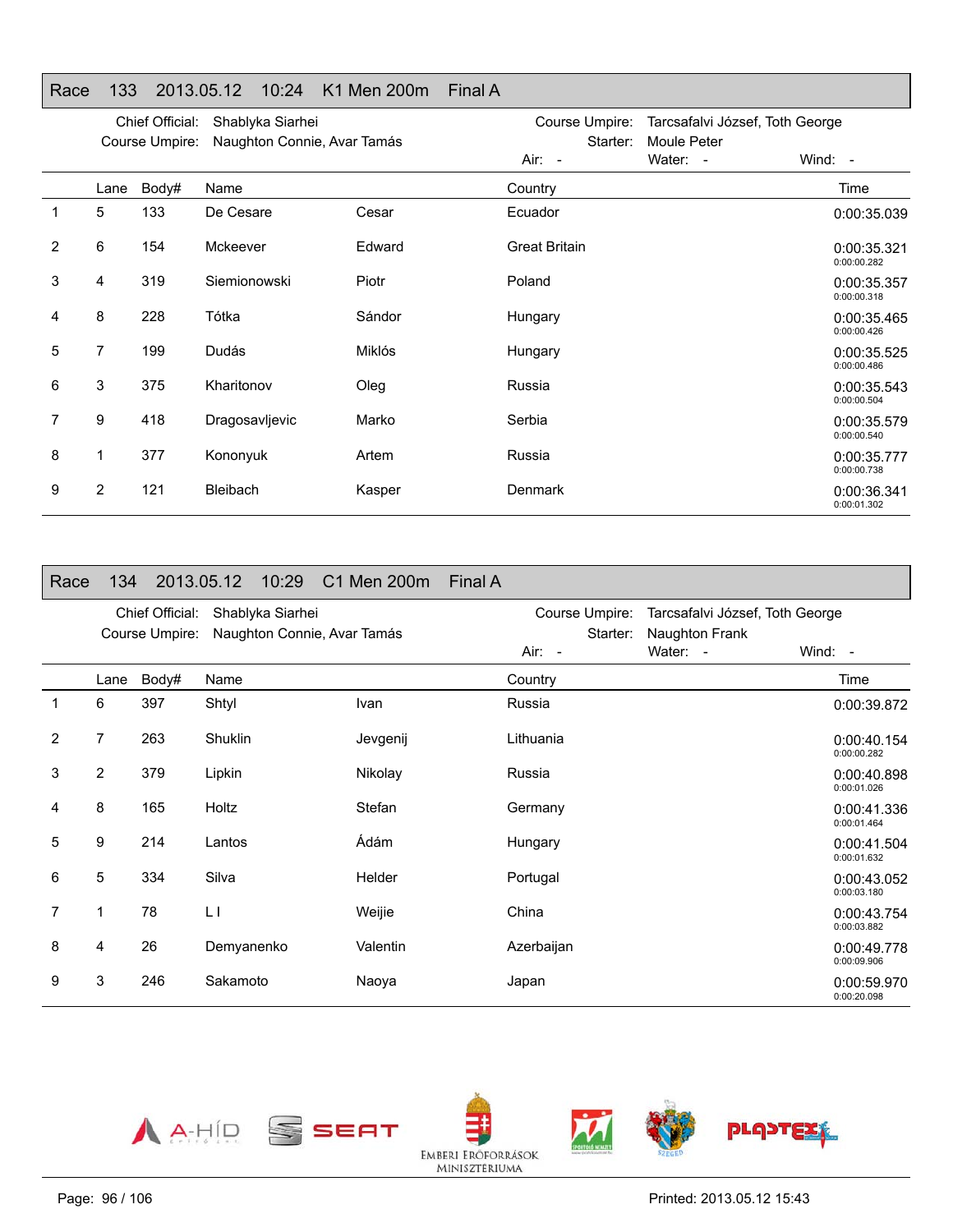## Race 133 2013.05.12 10:24 K1 Men 200m Final A

Chief Official: Shablyka Siarhei
Course Umpire: Naughton Connie, Avar Tamás
Course Umpire: Tarcsafalvi József, Toth George
Starter: Moule Peter
Air: - Water: - Wind: -

| | Lane | Body# | Name | | Country | Time |
|---|---|---|---|---|---|---|
| 1 | 5 | 133 | De Cesare | Cesar | Ecuador | 0:00:35.039 |
| 2 | 6 | 154 | Mckeever | Edward | Great Britain | 0:00:35.321<br>0:00:00.282 |
| 3 | 4 | 319 | Siemionowski | Piotr | Poland | 0:00:35.357<br>0:00:00.318 |
| 4 | 8 | 228 | Tótka | Sándor | Hungary | 0:00:35.465<br>0:00:00.426 |
| 5 | 7 | 199 | Dudás | Miklós | Hungary | 0:00:35.525<br>0:00:00.486 |
| 6 | 3 | 375 | Kharitonov | Oleg | Russia | 0:00:35.543<br>0:00:00.504 |
| 7 | 9 | 418 | Dragosavljevic | Marko | Serbia | 0:00:35.579<br>0:00:00.540 |
| 8 | 1 | 377 | Kononyuk | Artem | Russia | 0:00:35.777<br>0:00:00.738 |
| 9 | 2 | 121 | Bleibach | Kasper | Denmark | 0:00:36.341<br>0:00:01.302 |

## Race 134 2013.05.12 10:29 C1 Men 200m Final A

Chief Official: Shablyka Siarhei
Course Umpire: Naughton Connie, Avar Tamás
Course Umpire: Tarcsafalvi József, Toth George
Starter: Naughton Frank
Air: - Water: - Wind: -

| | Lane | Body# | Name | | Country | Time |
|---|---|---|---|---|---|---|
| 1 | 6 | 397 | Shtyl | Ivan | Russia | 0:00:39.872 |
| 2 | 7 | 263 | Shuklin | Jevgenij | Lithuania | 0:00:40.154<br>0:00:00.282 |
| 3 | 2 | 379 | Lipkin | Nikolay | Russia | 0:00:40.898<br>0:00:01.026 |
| 4 | 8 | 165 | Holtz | Stefan | Germany | 0:00:41.336<br>0:00:01.464 |
| 5 | 9 | 214 | Lantos | Ádám | Hungary | 0:00:41.504<br>0:00:01.632 |
| 6 | 5 | 334 | Silva | Helder | Portugal | 0:00:43.052<br>0:00:03.180 |
| 7 | 1 | 78 | L I | Weijie | China | 0:00:43.754<br>0:00:03.882 |
| 8 | 4 | 26 | Demyanenko | Valentin | Azerbaijan | 0:00:49.778<br>0:00:09.906 |
| 9 | 3 | 246 | Sakamoto | Naoya | Japan | 0:00:59.970<br>0:00:20.098 |

Printed: 2013.05.12 15:43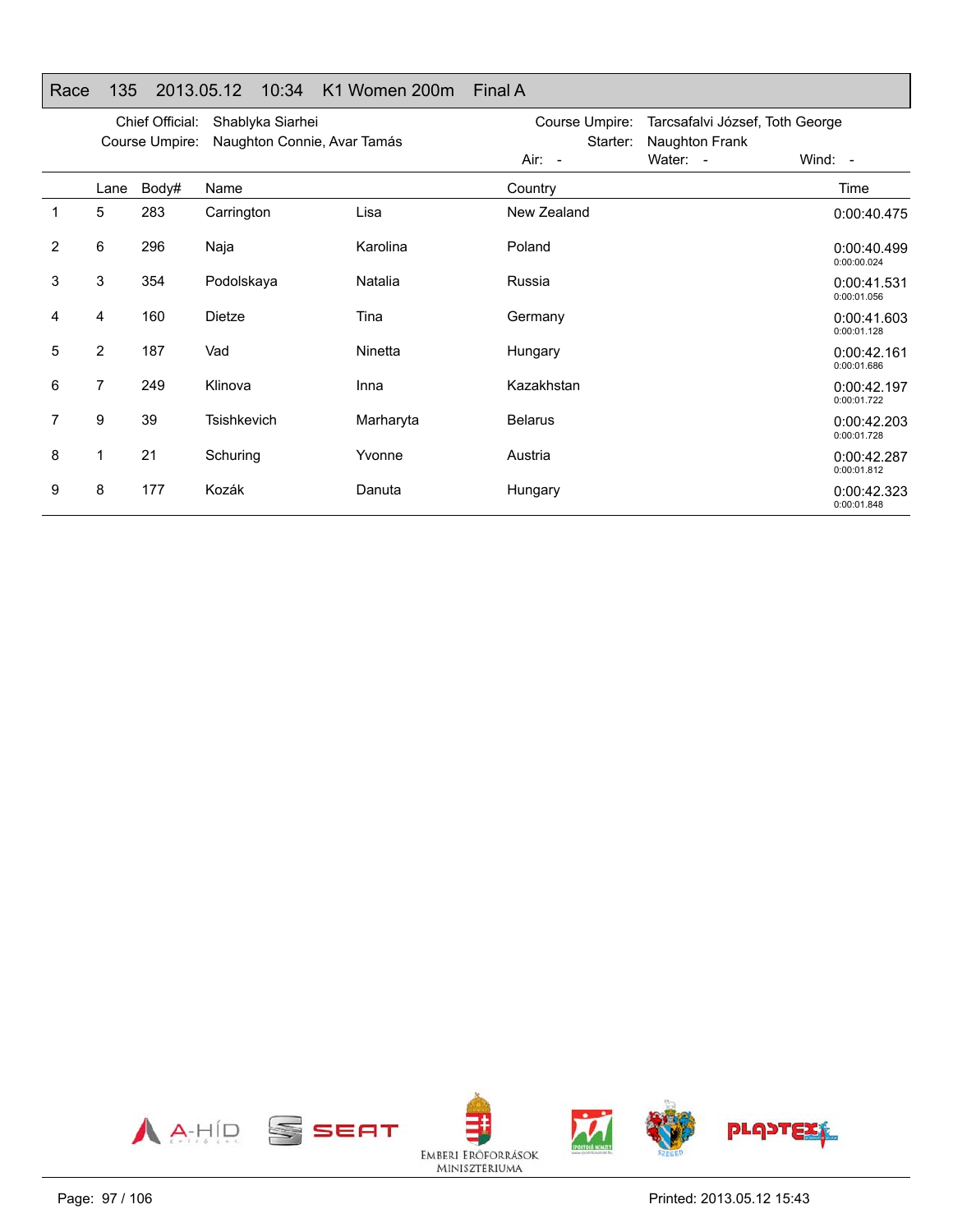## Race 135 2013.05.12 10:34 K1 Women 200m Final A

Chief Official: Shablyka Siarhei
Course Umpire: Naughton Connie, Avar Tamás
Course Umpire: Tarcsafalvi József, Toth George
Starter: Naughton Frank
Air: - Water: - Wind: -

| | Lane | Body# | Name | | Country | Time |
|---|---|---|---|---|---|---|
| 1 | 5 | 283 | Carrington | Lisa | New Zealand | 0:00:40.475 |
| 2 | 6 | 296 | Naja | Karolina | Poland | 0:00:40.499<br>0:00:00.024 |
| 3 | 3 | 354 | Podolskaya | Natalia | Russia | 0:00:41.531<br>0:00:01.056 |
| 4 | 4 | 160 | Dietze | Tina | Germany | 0:00:41.603<br>0:00:01.128 |
| 5 | 2 | 187 | Vad | Ninetta | Hungary | 0:00:42.161<br>0:00:01.686 |
| 6 | 7 | 249 | Klinova | Inna | Kazakhstan | 0:00:42.197<br>0:00:01.722 |
| 7 | 9 | 39 | Tsishkevich | Marharyta | Belarus | 0:00:42.203<br>0:00:01.728 |
| 8 | 1 | 21 | Schuring | Yvonne | Austria | 0:00:42.287<br>0:00:01.812 |
| 9 | 8 | 177 | Kozák | Danuta | Hungary | 0:00:42.323<br>0:00:01.848 |

Printed: 2013.05.12 15:43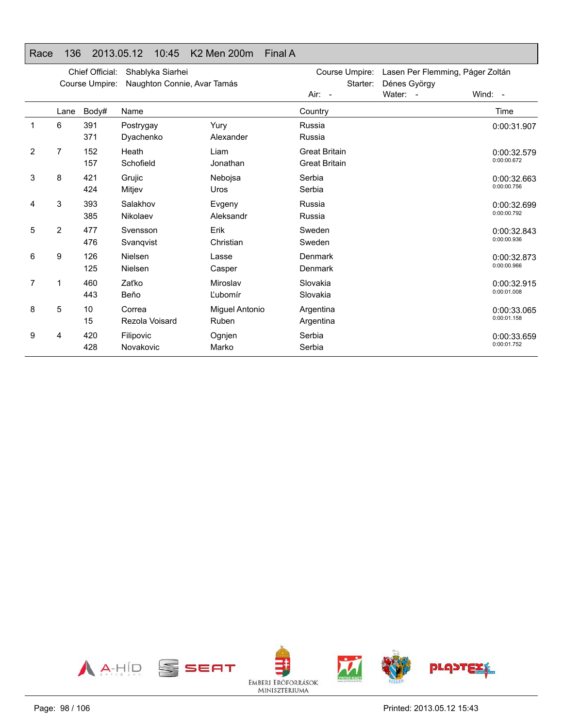## Race 136 2013.05.12 10:45 K2 Men 200m Final A

Chief Official: Shablyka Siarhei
Course Umpire: Naughton Connie, Avar Tamás
Course Umpire: Lasen Per Flemming, Páger Zoltán
Starter: Dénes György
Air: - Water: - Wind: -

| | Lane | Body# | Name | | Country | Time |
|---|---|---|---|---|---|---|
| 1 | 6 | 391 | Postrygay | Yury | Russia | 0:00:31.907 |
| | | 371 | Dyachenko | Alexander | Russia | |
| 2 | 7 | 152 | Heath | Liam | Great Britain | 0:00:32.579 |
| | | 157 | Schofield | Jonathan | Great Britain | 0:00:00.672 |
| 3 | 8 | 421 | Grujic | Nebojsa | Serbia | 0:00:32.663 |
| | | 424 | Mitjev | Uros | Serbia | 0:00:00.756 |
| 4 | 3 | 393 | Salakhov | Evgeny | Russia | 0:00:32.699 |
| | | 385 | Nikolaev | Aleksandr | Russia | 0:00:00.792 |
| 5 | 2 | 477 | Svensson | Erik | Sweden | 0:00:32.843 |
| | | 476 | Svanqvist | Christian | Sweden | 0:00:00.936 |
| 6 | 9 | 126 | Nielsen | Lasse | Denmark | 0:00:32.873 |
| | | 125 | Nielsen | Casper | Denmark | 0:00:00.966 |
| 7 | 1 | 460 | Zaťko | Miroslav | Slovakia | 0:00:32.915 |
| | | 443 | Beňo | Ľubomír | Slovakia | 0:00:01.008 |
| 8 | 5 | 10 | Correa | Miguel Antonio | Argentina | 0:00:33.065 |
| | | 15 | Rezola Voisard | Ruben | Argentina | 0:00:01.158 |
| 9 | 4 | 420 | Filipovic | Ognjen | Serbia | 0:00:33.659 |
| | | 428 | Novakovic | Marko | Serbia | 0:00:01.752 |

Printed: 2013.05.12 15:43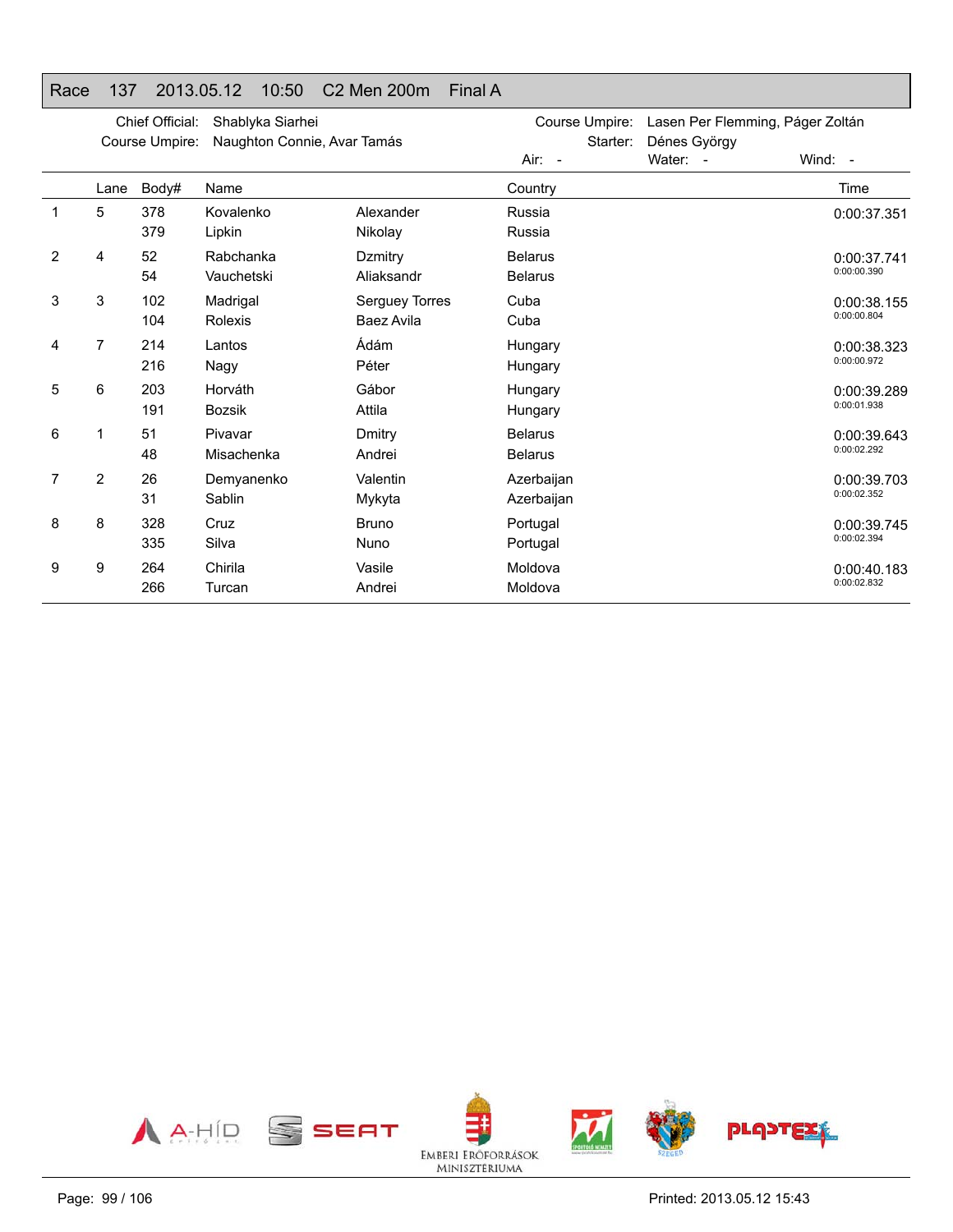## Race 137 2013.05.12 10:50 C2 Men 200m Final A

Chief Official: Shablyka Siarhei
Course Umpire: Naughton Connie, Avar Tamás
Course Umpire: Lasen Per Flemming, Páger Zoltán
Starter: Dénes György
Air: - Water: - Wind: -

| | Lane | Body# | Name | | Country | Time |
|---|---|---|---|---|---|---|
| 1 | 5 | 378 | Kovalenko | Alexander | Russia | 0:00:37.351 |
| | | 379 | Lipkin | Nikolay | Russia | |
| 2 | 4 | 52 | Rabchanka | Dzmitry | Belarus | 0:00:37.741 |
| | | 54 | Vauchetski | Aliaksandr | Belarus | 0:00:00.390 |
| 3 | 3 | 102 | Madrigal | Serguey Torres | Cuba | 0:00:38.155 |
| | | 104 | Rolexis | Baez Avila | Cuba | 0:00:00.804 |
| 4 | 7 | 214 | Lantos | Ádám | Hungary | 0:00:38.323 |
| | | 216 | Nagy | Péter | Hungary | 0:00:00.972 |
| 5 | 6 | 203 | Horváth | Gábor | Hungary | 0:00:39.289 |
| | | 191 | Bozsik | Attila | Hungary | 0:00:01.938 |
| 6 | 1 | 51 | Pivavar | Dmitry | Belarus | 0:00:39.643 |
| | | 48 | Misachenka | Andrei | Belarus | 0:00:02.292 |
| 7 | 2 | 26 | Demyanenko | Valentin | Azerbaijan | 0:00:39.703 |
| | | 31 | Sablin | Mykyta | Azerbaijan | 0:00:02.352 |
| 8 | 8 | 328 | Cruz | Bruno | Portugal | 0:00:39.745 |
| | | 335 | Silva | Nuno | Portugal | 0:00:02.394 |
| 9 | 9 | 264 | Chirila | Vasile | Moldova | 0:00:40.183 |
| | | 266 | Turcan | Andrei | Moldova | 0:00:02.832 |

Printed: 2013.05.12 15:43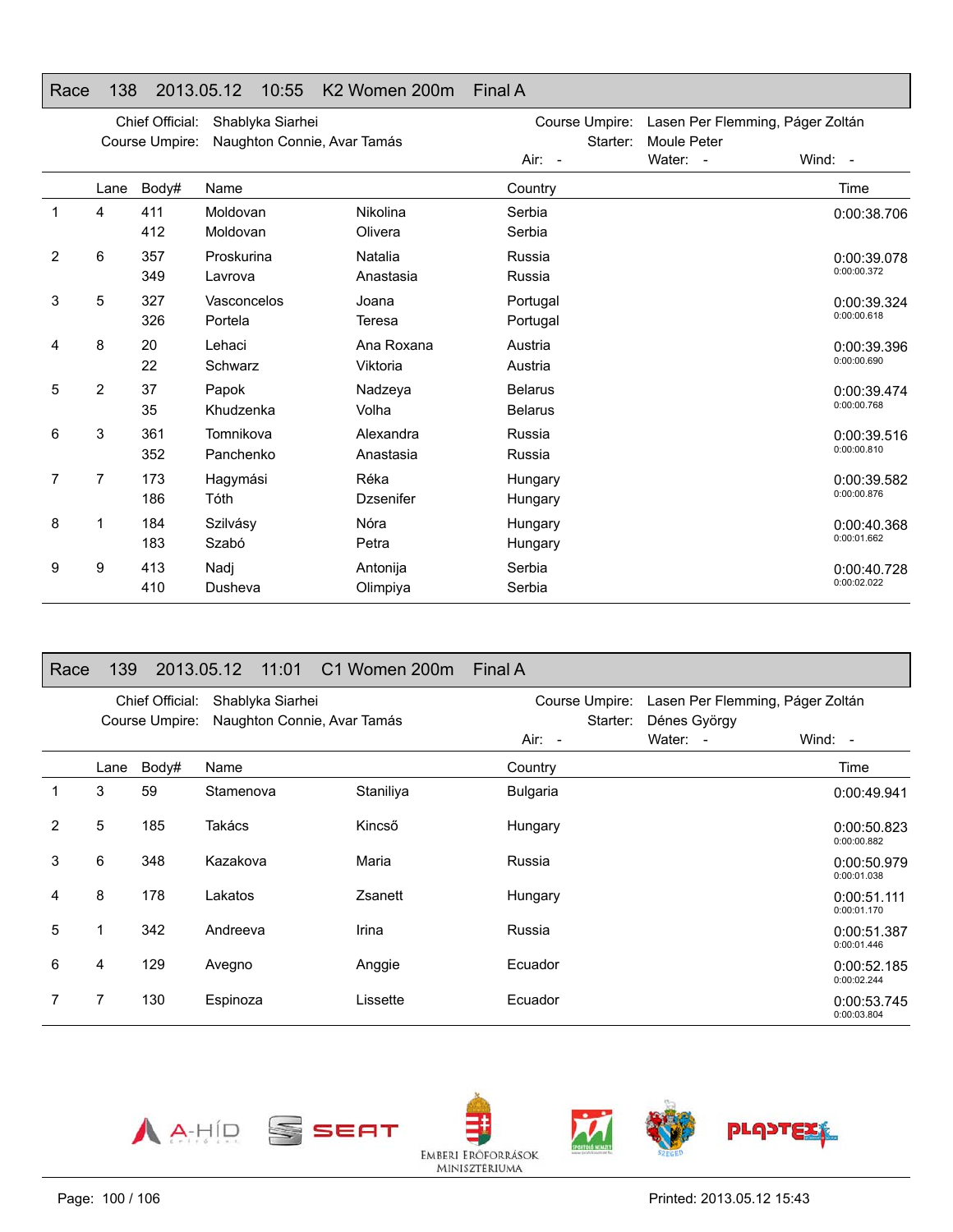## Race 138 2013.05.12 10:55 K2 Women 200m Final A

Chief Official: Shablyka Siarhei
Course Umpire: Naughton Connie, Avar Tamás
Course Umpire: Lasen Per Flemming, Páger Zoltán
Starter: Moule Peter
Air: - Water: - Wind: -

| | Lane | Body# | Name | | Country | Time |
|---|---|---|---|---|---|---|
| 1 | 4 | 411 | Moldovan | Nikolina | Serbia | 0:00:38.706 |
| | | 412 | Moldovan | Olivera | Serbia | |
| 2 | 6 | 357 | Proskurina | Natalia | Russia | 0:00:39.078 |
| | | 349 | Lavrova | Anastasia | Russia | 0:00:00.372 |
| 3 | 5 | 327 | Vasconcelos | Joana | Portugal | 0:00:39.324 |
| | | 326 | Portela | Teresa | Portugal | 0:00:00.618 |
| 4 | 8 | 20 | Lehaci | Ana Roxana | Austria | 0:00:39.396 |
| | | 22 | Schwarz | Viktoria | Austria | 0:00:00.690 |
| 5 | 2 | 37 | Papok | Nadzeya | Belarus | 0:00:39.474 |
| | | 35 | Khudzenka | Volha | Belarus | 0:00:00.768 |
| 6 | 3 | 361 | Tomnikova | Alexandra | Russia | 0:00:39.516 |
| | | 352 | Panchenko | Anastasia | Russia | 0:00:00.810 |
| 7 | 7 | 173 | Hagymási | Réka | Hungary | 0:00:39.582 |
| | | 186 | Tóth | Dzsenifer | Hungary | 0:00:00.876 |
| 8 | 1 | 184 | Szilvásy | Nóra | Hungary | 0:00:40.368 |
| | | 183 | Szabó | Petra | Hungary | 0:00:01.662 |
| 9 | 9 | 413 | Nadj | Antonija | Serbia | 0:00:40.728 |
| | | 410 | Dusheva | Olimpiya | Serbia | 0:00:02.022 |

## Race 139 2013.05.12 11:01 C1 Women 200m Final A

Chief Official: Shablyka Siarhei
Course Umpire: Naughton Connie, Avar Tamás
Course Umpire: Lasen Per Flemming, Páger Zoltán
Starter: Dénes György
Air: - Water: - Wind: -

| | Lane | Body# | Name | | Country | Time |
|---|---|---|---|---|---|---|
| 1 | 3 | 59 | Stamenova | Staniliya | Bulgaria | 0:00:49.941 |
| 2 | 5 | 185 | Takács | Kincső | Hungary | 0:00:50.823<br>0:00:00.882 |
| 3 | 6 | 348 | Kazakova | Maria | Russia | 0:00:50.979<br>0:00:01.038 |
| 4 | 8 | 178 | Lakatos | Zsanett | Hungary | 0:00:51.111<br>0:00:01.170 |
| 5 | 1 | 342 | Andreeva | Irina | Russia | 0:00:51.387<br>0:00:01.446 |
| 6 | 4 | 129 | Avegno | Anggie | Ecuador | 0:00:52.185<br>0:00:02.244 |
| 7 | 7 | 130 | Espinoza | Lissette | Ecuador | 0:00:53.745<br>0:00:03.804 |

A-HÍD SEAT EMBERI ERŐFORRÁSOK MINISZTÉRIUMA SZEGED PLASTEX

Printed: 2013.05.12 15:43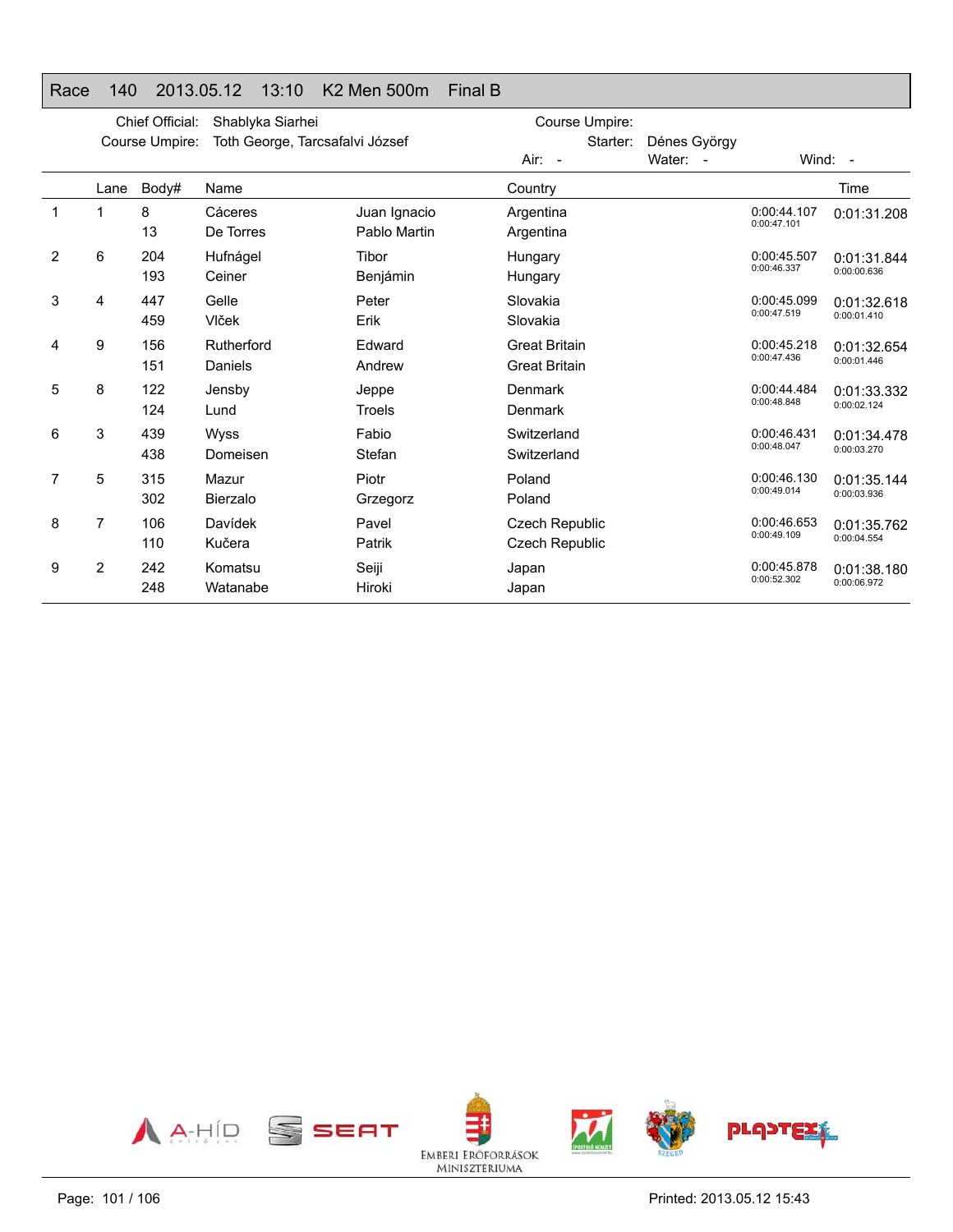## Race 140 2013.05.12 13:10 K2 Men 500m Final B

Chief Official: Shablyka Siarhei
Course Umpire: Toth George, Tarcsafalvi József

Course Umpire:
Starter: Dénes György
Air: - Water: - Wind: -

| | Lane | Body# | Name | | Country | | Time |
|---|---|---|---|---|---|---|---|
| 1 | 1 | 8 | Cáceres | Juan Ignacio | Argentina | 0:00:44.107 | 0:01:31.208 |
| | | 13 | De Torres | Pablo Martin | Argentina | 0:00:47.101 | |
| 2 | 6 | 204 | Hufnágel | Tibor | Hungary | 0:00:45.507 | 0:01:31.844 |
| | | 193 | Ceiner | Benjámin | Hungary | 0:00:46.337 | 0:00:00.636 |
| 3 | 4 | 447 | Gelle | Peter | Slovakia | 0:00:45.099 | 0:01:32.618 |
| | | 459 | Vlček | Erik | Slovakia | 0:00:47.519 | 0:00:01.410 |
| 4 | 9 | 156 | Rutherford | Edward | Great Britain | 0:00:45.218 | 0:01:32.654 |
| | | 151 | Daniels | Andrew | Great Britain | 0:00:47.436 | 0:00:01.446 |
| 5 | 8 | 122 | Jensby | Jeppe | Denmark | 0:00:44.484 | 0:01:33.332 |
| | | 124 | Lund | Troels | Denmark | 0:00:48.848 | 0:00:02.124 |
| 6 | 3 | 439 | Wyss | Fabio | Switzerland | 0:00:46.431 | 0:01:34.478 |
| | | 438 | Domeisen | Stefan | Switzerland | 0:00:48.047 | 0:00:03.270 |
| 7 | 5 | 315 | Mazur | Piotr | Poland | 0:00:46.130 | 0:01:35.144 |
| | | 302 | Bierzalo | Grzegorz | Poland | 0:00:49.014 | 0:00:03.936 |
| 8 | 7 | 106 | Davídek | Pavel | Czech Republic | 0:00:46.653 | 0:01:35.762 |
| | | 110 | Kučera | Patrik | Czech Republic | 0:00:49.109 | 0:00:04.554 |
| 9 | 2 | 242 | Komatsu | Seiji | Japan | 0:00:45.878 | 0:01:38.180 |
| | | 248 | Watanabe | Hiroki | Japan | 0:00:52.302 | 0:00:06.972 |

Printed: 2013.05.12 15:43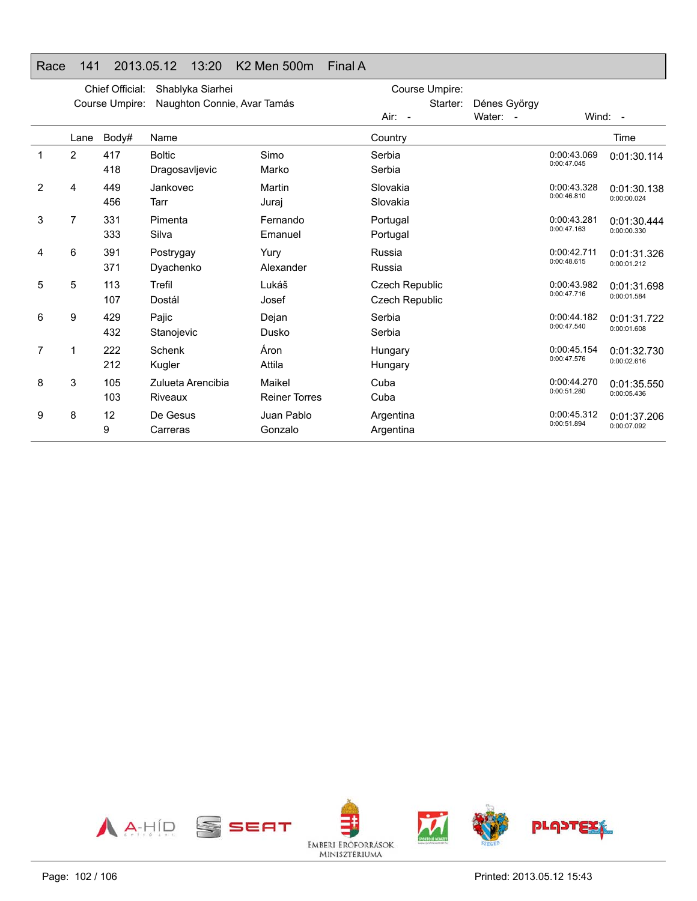## Race 141 2013.05.12 13:20 K2 Men 500m Final A

Chief Official: Shablyka Siarhei
Course Umpire: Naughton Connie, Avar Tamás

Course Umpire:
Starter: Dénes György
Air: - Water: - Wind: -

| | Lane | Body# | Name | | Country | | Time |
|---|---|---|---|---|---|---|---|
| 1 | 2 | 417 | Boltic | Simo | Serbia | 0:00:43.069 | 0:01:30.114 |
| | | 418 | Dragosavljevic | Marko | Serbia | 0:00:47.045 | |
| 2 | 4 | 449 | Jankovec | Martin | Slovakia | 0:00:43.328 | 0:01:30.138 |
| | | 456 | Tarr | Juraj | Slovakia | 0:00:46.810 | 0:00:00.024 |
| 3 | 7 | 331 | Pimenta | Fernando | Portugal | 0:00:43.281 | 0:01:30.444 |
| | | 333 | Silva | Emanuel | Portugal | 0:00:47.163 | 0:00:00.330 |
| 4 | 6 | 391 | Postrygay | Yury | Russia | 0:00:42.711 | 0:01:31.326 |
| | | 371 | Dyachenko | Alexander | Russia | 0:00:48.615 | 0:00:01.212 |
| 5 | 5 | 113 | Trefil | Lukáš | Czech Republic | 0:00:43.982 | 0:01:31.698 |
| | | 107 | Dostál | Josef | Czech Republic | 0:00:47.716 | 0:00:01.584 |
| 6 | 9 | 429 | Pajic | Dejan | Serbia | 0:00:44.182 | 0:01:31.722 |
| | | 432 | Stanojevic | Dusko | Serbia | 0:00:47.540 | 0:00:01.608 |
| 7 | 1 | 222 | Schenk | Áron | Hungary | 0:00:45.154 | 0:01:32.730 |
| | | 212 | Kugler | Attila | Hungary | 0:00:47.576 | 0:00:02.616 |
| 8 | 3 | 105 | Zulueta Arencibia | Maikel | Cuba | 0:00:44.270 | 0:01:35.550 |
| | | 103 | Riveaux | Reiner Torres | Cuba | 0:00:51.280 | 0:00:05.436 |
| 9 | 8 | 12 | De Gesus | Juan Pablo | Argentina | 0:00:45.312 | 0:01:37.206 |
| | | 9 | Carreras | Gonzalo | Argentina | 0:00:51.894 | 0:00:07.092 |

Printed: 2013.05.12 15:43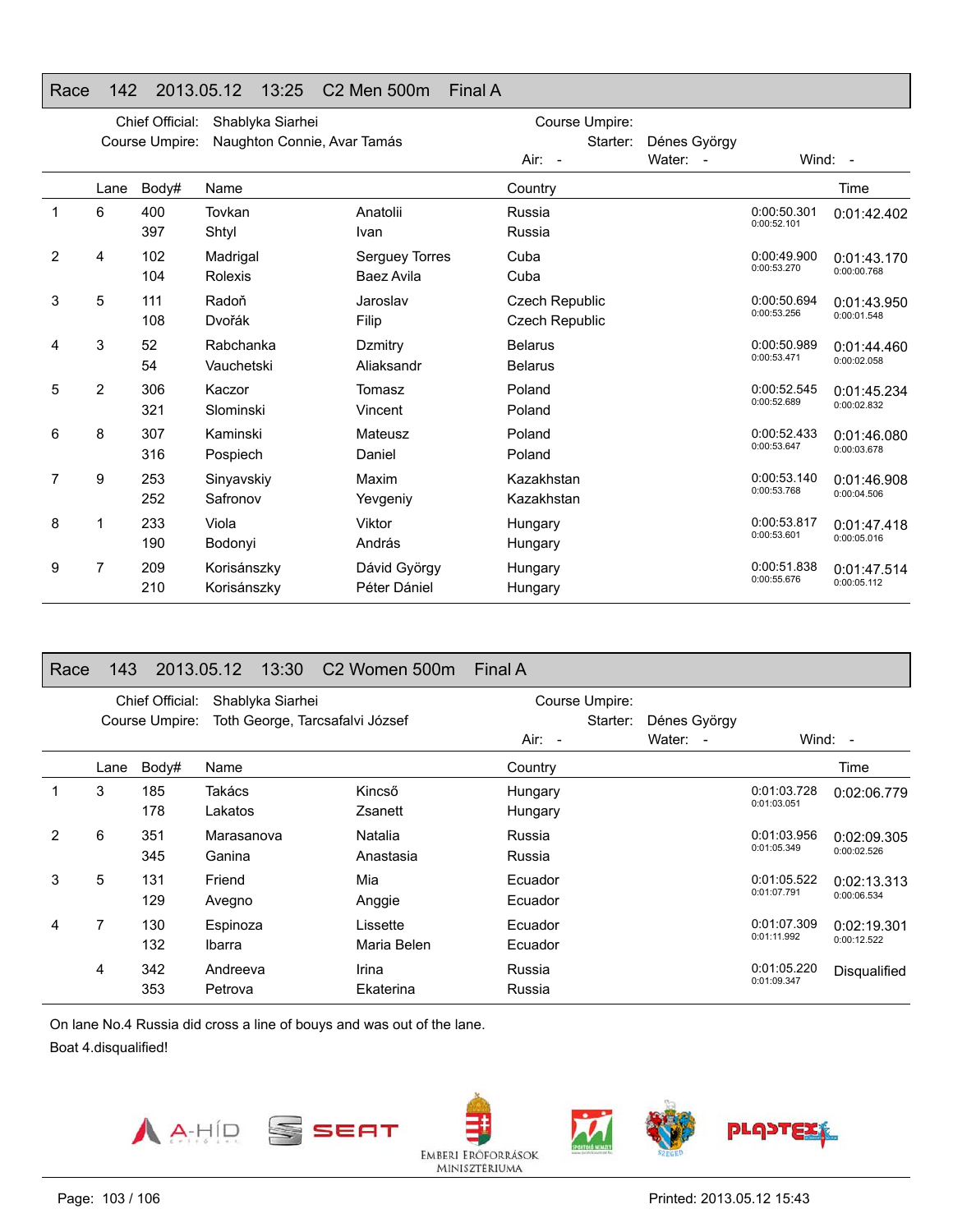## Race 142 2013.05.12 13:25 C2 Men 500m Final A

Chief Official: Shablyka Siarhei
Course Umpire: Naughton Connie, Avar Tamás

Course Umpire:
Starter: Dénes György
Air: -
Water: -
Wind: -

| | Lane | Body# | Name | | Country | | Time |
|---|---|---|---|---|---|---|---|
| 1 | 6 | 400 | Tovkan | Anatolii | Russia | 0:00:50.301 | 0:01:42.402 |
| | | 397 | Shtyl | Ivan | Russia | 0:00:52.101 | |
| 2 | 4 | 102 | Madrigal | Serguey Torres | Cuba | 0:00:49.900 | 0:01:43.170 |
| | | 104 | Rolexis | Baez Avila | Cuba | 0:00:53.270 | 0:00:00.768 |
| 3 | 5 | 111 | Radoň | Jaroslav | Czech Republic | 0:00:50.694 | 0:01:43.950 |
| | | 108 | Dvořák | Filip | Czech Republic | 0:00:53.256 | 0:00:01.548 |
| 4 | 3 | 52 | Rabchanka | Dzmitry | Belarus | 0:00:50.989 | 0:01:44.460 |
| | | 54 | Vauchetski | Aliaksandr | Belarus | 0:00:53.471 | 0:00:02.058 |
| 5 | 2 | 306 | Kaczor | Tomasz | Poland | 0:00:52.545 | 0:01:45.234 |
| | | 321 | Slominski | Vincent | Poland | 0:00:52.689 | 0:00:02.832 |
| 6 | 8 | 307 | Kaminski | Mateusz | Poland | 0:00:52.433 | 0:01:46.080 |
| | | 316 | Pospiech | Daniel | Poland | 0:00:53.647 | 0:00:03.678 |
| 7 | 9 | 253 | Sinyavskiy | Maxim | Kazakhstan | 0:00:53.140 | 0:01:46.908 |
| | | 252 | Safronov | Yevgeniy | Kazakhstan | 0:00:53.768 | 0:00:04.506 |
| 8 | 1 | 233 | Viola | Viktor | Hungary | 0:00:53.817 | 0:01:47.418 |
| | | 190 | Bodonyi | András | Hungary | 0:00:53.601 | 0:00:05.016 |
| 9 | 7 | 209 | Korisánszky | Dávid György | Hungary | 0:00:51.838 | 0:01:47.514 |
| | | 210 | Korisánszky | Péter Dániel | Hungary | 0:00:55.676 | 0:00:05.112 |

## Race 143 2013.05.12 13:30 C2 Women 500m Final A

Chief Official: Shablyka Siarhei
Course Umpire: Toth George, Tarcsafalvi József

Course Umpire:
Starter: Dénes György
Air: -
Water: -
Wind: -

| | Lane | Body# | Name | | Country | | Time |
|---|---|---|---|---|---|---|---|
| 1 | 3 | 185 | Takács | Kincső | Hungary | 0:01:03.728 | 0:02:06.779 |
| | | 178 | Lakatos | Zsanett | Hungary | 0:01:03.051 | |
| 2 | 6 | 351 | Marasanova | Natalia | Russia | 0:01:03.956 | 0:02:09.305 |
| | | 345 | Ganina | Anastasia | Russia | 0:01:05.349 | 0:00:02.526 |
| 3 | 5 | 131 | Friend | Mia | Ecuador | 0:01:05.522 | 0:02:13.313 |
| | | 129 | Avegno | Anggie | Ecuador | 0:01:07.791 | 0:00:06.534 |
| 4 | 7 | 130 | Espinoza | Lissette | Ecuador | 0:01:07.309 | 0:02:19.301 |
| | | 132 | Ibarra | Maria Belen | Ecuador | 0:01:11.992 | 0:00:12.522 |
| | 4 | 342 | Andreeva | Irina | Russia | 0:01:05.220 | Disqualified |
| | | 353 | Petrova | Ekaterina | Russia | 0:01:09.347 | |

On lane No.4 Russia did cross a line of bouys and was out of the lane.
Boat 4.disqualified!

Printed: 2013.05.12 15:43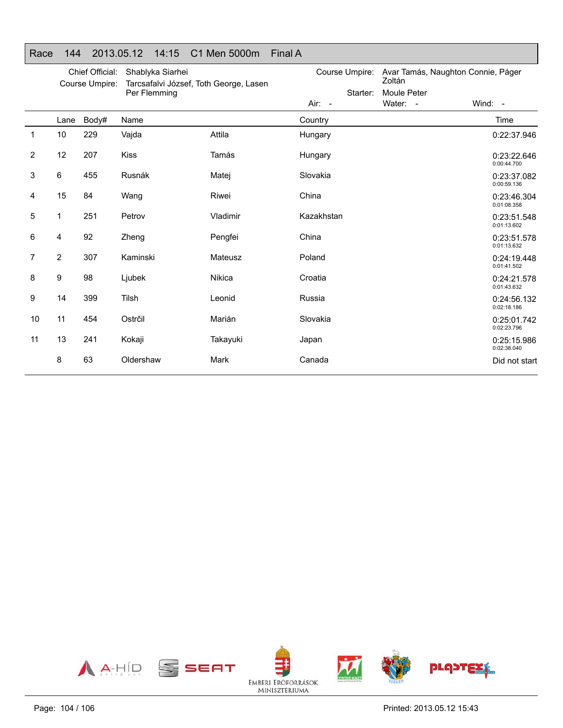## Race 144 2013.05.12 14:15 C1 Men 5000m Final A

Chief Official: Shablyka Siarhei
Course Umpire: Tarcsafalvi József, Toth George, Lasen Per Flemming

Course Umpire: Avar Tamás, Naughton Connie, Páger Zoltán
Starter: Moule Peter

Air: - Water: - Wind: -

| | Lane | Body# | Name | | Country | Time |
|---|---|---|---|---|---|---|
| 1 | 10 | 229 | Vajda | Attila | Hungary | 0:22:37.946 |
| 2 | 12 | 207 | Kiss | Tamás | Hungary | 0:23:22.646<br>0:00:44.700 |
| 3 | 6 | 455 | Rusnák | Matej | Slovakia | 0:23:37.082<br>0:00:59.136 |
| 4 | 15 | 84 | Wang | Riwei | China | 0:23:46.304<br>0:01:08.358 |
| 5 | 1 | 251 | Petrov | Vladimir | Kazakhstan | 0:23:51.548<br>0:01:13.602 |
| 6 | 4 | 92 | Zheng | Pengfei | China | 0:23:51.578<br>0:01:13.632 |
| 7 | 2 | 307 | Kaminski | Mateusz | Poland | 0:24:19.448<br>0:01:41.502 |
| 8 | 9 | 98 | Ljubek | Nikica | Croatia | 0:24:21.578<br>0:01:43.632 |
| 9 | 14 | 399 | Tilsh | Leonid | Russia | 0:24:56.132<br>0:02:18.186 |
| 10 | 11 | 454 | Ostrčil | Marián | Slovakia | 0:25:01.742<br>0:02:23.796 |
| 11 | 13 | 241 | Kokaji | Takayuki | Japan | 0:25:15.986<br>0:02:38.040 |
| | 8 | 63 | Oldershaw | Mark | Canada | Did not start |

Printed: 2013.05.12 15:43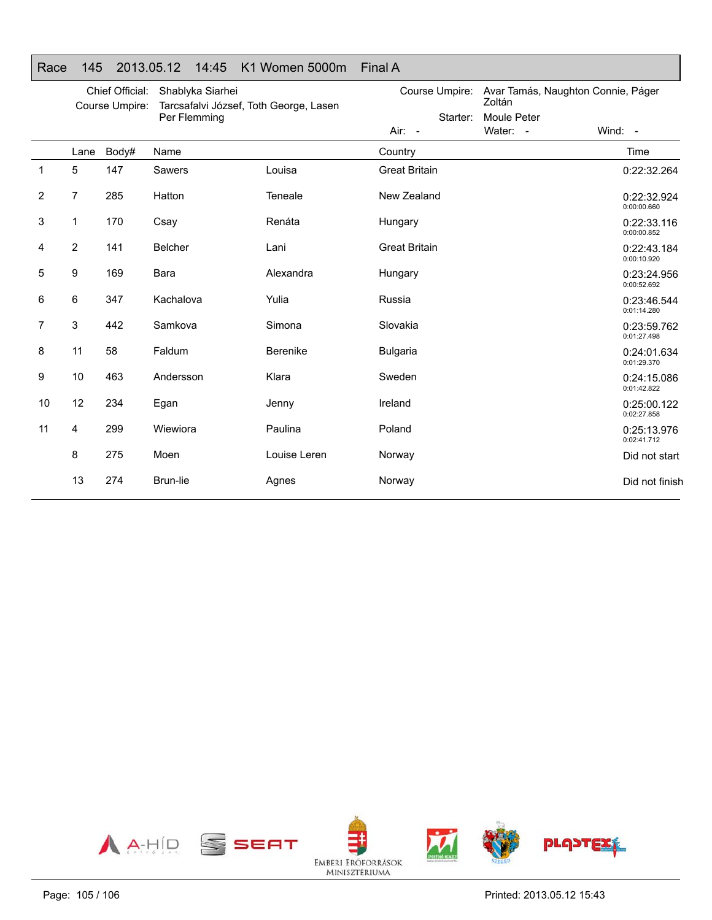## Race 145 2013.05.12 14:45 K1 Women 5000m Final A

Chief Official: Shablyka Siarhei
Course Umpire: Tarcsafalvi József, Toth George, Lasen Per Flemming
Course Umpire: Avar Tamás, Naughton Connie, Páger Zoltán
Starter: Moule Peter
Air: - Water: - Wind: -

| | Lane | Body# | Name | | Country | Time |
|---|---|---|---|---|---|---|
| 1 | 5 | 147 | Sawers | Louisa | Great Britain | 0:22:32.264 |
| 2 | 7 | 285 | Hatton | Teneale | New Zealand | 0:22:32.924<br>0:00:00.660 |
| 3 | 1 | 170 | Csay | Renáta | Hungary | 0:22:33.116<br>0:00:00.852 |
| 4 | 2 | 141 | Belcher | Lani | Great Britain | 0:22:43.184<br>0:00:10.920 |
| 5 | 9 | 169 | Bara | Alexandra | Hungary | 0:23:24.956<br>0:00:52.692 |
| 6 | 6 | 347 | Kachalova | Yulia | Russia | 0:23:46.544<br>0:01:14.280 |
| 7 | 3 | 442 | Samkova | Simona | Slovakia | 0:23:59.762<br>0:01:27.498 |
| 8 | 11 | 58 | Faldum | Berenike | Bulgaria | 0:24:01.634<br>0:01:29.370 |
| 9 | 10 | 463 | Andersson | Klara | Sweden | 0:24:15.086<br>0:01:42.822 |
| 10 | 12 | 234 | Egan | Jenny | Ireland | 0:25:00.122<br>0:02:27.858 |
| 11 | 4 | 299 | Wiewiora | Paulina | Poland | 0:25:13.976<br>0:02:41.712 |
| | 8 | 275 | Moen | Louise Leren | Norway | Did not start |
| | 13 | 274 | Brun-lie | Agnes | Norway | Did not finish |

Printed: 2013.05.12 15:43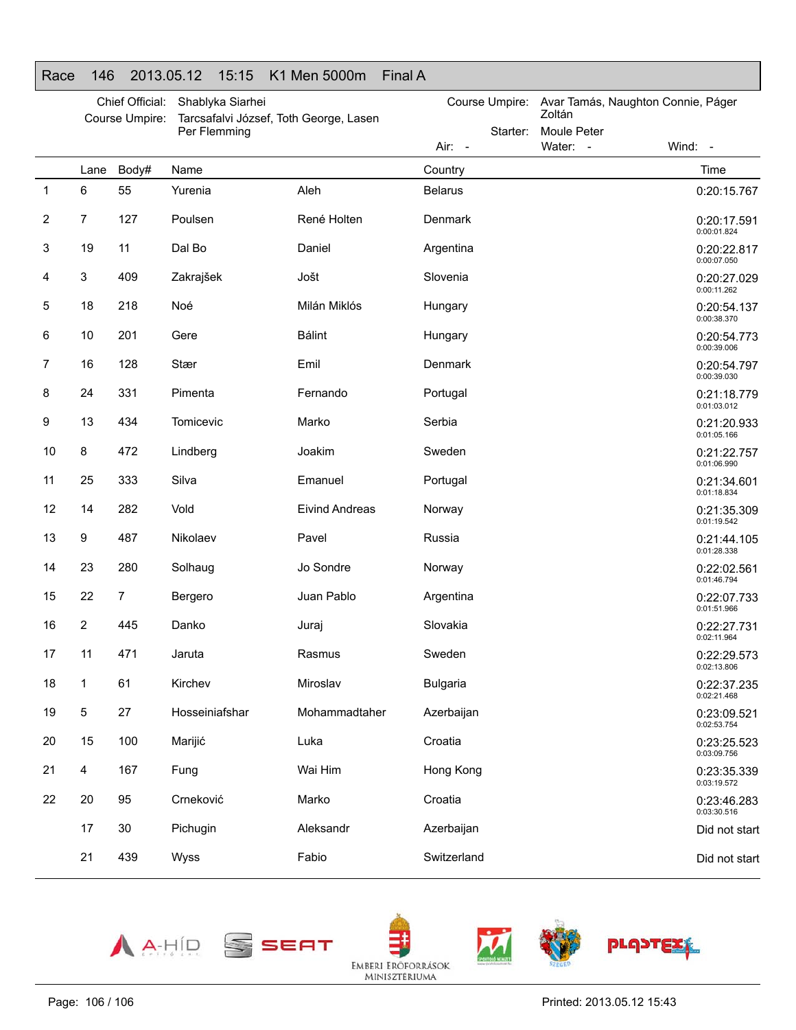## Race 146 2013.05.12 15:15 K1 Men 5000m Final A

Chief Official: Shablyka Siarhei
Course Umpire: Tarcsafalvi József, Toth George, Lasen Per Flemming
Course Umpire: Avar Tamás, Naughton Connie, Páger Zoltán
Starter: Moule Peter
Air: - Water: - Wind: -

| | Lane | Body# | Name | | Country | Time |
|---|---|---|---|---|---|---|
| 1 | 6 | 55 | Yurenia | Aleh | Belarus | 0:20:15.767 |
| 2 | 7 | 127 | Poulsen | René Holten | Denmark | 0:20:17.591<br>0:00:01.824 |
| 3 | 19 | 11 | Dal Bo | Daniel | Argentina | 0:20:22.817<br>0:00:07.050 |
| 4 | 3 | 409 | Zakrajšek | Jošt | Slovenia | 0:20:27.029<br>0:00:11.262 |
| 5 | 18 | 218 | Noé | Milán Miklós | Hungary | 0:20:54.137<br>0:00:38.370 |
| 6 | 10 | 201 | Gere | Bálint | Hungary | 0:20:54.773<br>0:00:39.006 |
| 7 | 16 | 128 | Stær | Emil | Denmark | 0:20:54.797<br>0:00:39.030 |
| 8 | 24 | 331 | Pimenta | Fernando | Portugal | 0:21:18.779<br>0:01:03.012 |
| 9 | 13 | 434 | Tomicevic | Marko | Serbia | 0:21:20.933<br>0:01:05.166 |
| 10 | 8 | 472 | Lindberg | Joakim | Sweden | 0:21:22.757<br>0:01:06.990 |
| 11 | 25 | 333 | Silva | Emanuel | Portugal | 0:21:34.601<br>0:01:18.834 |
| 12 | 14 | 282 | Vold | Eivind Andreas | Norway | 0:21:35.309<br>0:01:19.542 |
| 13 | 9 | 487 | Nikolaev | Pavel | Russia | 0:21:44.105<br>0:01:28.338 |
| 14 | 23 | 280 | Solhaug | Jo Sondre | Norway | 0:22:02.561<br>0:01:46.794 |
| 15 | 22 | 7 | Bergero | Juan Pablo | Argentina | 0:22:07.733<br>0:01:51.966 |
| 16 | 2 | 445 | Danko | Juraj | Slovakia | 0:22:27.731<br>0:02:11.964 |
| 17 | 11 | 471 | Jaruta | Rasmus | Sweden | 0:22:29.573<br>0:02:13.806 |
| 18 | 1 | 61 | Kirchev | Miroslav | Bulgaria | 0:22:37.235<br>0:02:21.468 |
| 19 | 5 | 27 | Hosseiniafshar | Mohammadtaher | Azerbaijan | 0:23:09.521<br>0:02:53.754 |
| 20 | 15 | 100 | Marijić | Luka | Croatia | 0:23:25.523<br>0:03:09.756 |
| 21 | 4 | 167 | Fung | Wai Him | Hong Kong | 0:23:35.339<br>0:03:19.572 |
| 22 | 20 | 95 | Crneković | Marko | Croatia | 0:23:46.283<br>0:03:30.516 |
| | 17 | 30 | Pichugin | Aleksandr | Azerbaijan | Did not start |
| | 21 | 439 | Wyss | Fabio | Switzerland | Did not start |

A-HÍD SEAT EMBERI ERŐFORRÁSOK MINISZTÉRIUMA SZEGED PLASTEX

Printed: 2013.05.12 15:43